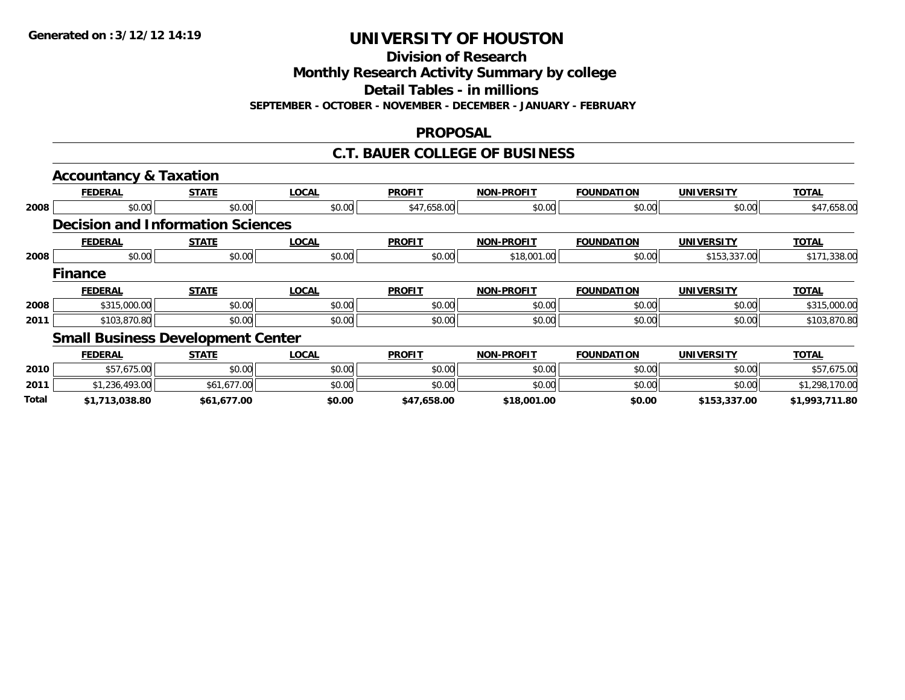Generated on :3/12/12 14:19

# UNIVERSITY OF HOUSTON

## Division of Research

## Monthly Research Activity Summary by college

## Detail Tables - in millions

**SEPTEMBER - OCTOBER - NOVEMBER - DECEMBER - JANUARY - FEBRUARY**

## PROPOSAL

## C.T. BAUER COLLEGE OF BUSINESS

### Accountancy & Taxation

| | FEDERAL | STATE | LOCAL | PROFIT | NON-PROFIT | FOUNDATION | UNIVERSITY | TOTAL |
|---|---|---|---|---|---|---|---|---|
| 2008 | $0.00 | $0.00 | $0.00 | $47,658.00 | $0.00 | $0.00 | $0.00 | $47,658.00 |

### Decision and Information Sciences

| | FEDERAL | STATE | LOCAL | PROFIT | NON-PROFIT | FOUNDATION | UNIVERSITY | TOTAL |
|---|---|---|---|---|---|---|---|---|
| 2008 | $0.00 | $0.00 | $0.00 | $0.00 | $18,001.00 | $0.00 | $153,337.00 | $171,338.00 |

### Finance

| | FEDERAL | STATE | LOCAL | PROFIT | NON-PROFIT | FOUNDATION | UNIVERSITY | TOTAL |
|---|---|---|---|---|---|---|---|---|
| 2008 | $315,000.00 | $0.00 | $0.00 | $0.00 | $0.00 | $0.00 | $0.00 | $315,000.00 |
| 2011 | $103,870.80 | $0.00 | $0.00 | $0.00 | $0.00 | $0.00 | $0.00 | $103,870.80 |

### Small Business Development Center

| | FEDERAL | STATE | LOCAL | PROFIT | NON-PROFIT | FOUNDATION | UNIVERSITY | TOTAL |
|---|---|---|---|---|---|---|---|---|
| 2010 | $57,675.00 | $0.00 | $0.00 | $0.00 | $0.00 | $0.00 | $0.00 | $57,675.00 |
| 2011 | $1,236,493.00 | $61,677.00 | $0.00 | $0.00 | $0.00 | $0.00 | $0.00 | $1,298,170.00 |
| **Total** | **$1,713,038.80** | **$61,677.00** | **$0.00** | **$47,658.00** | **$18,001.00** | **$0.00** | **$153,337.00** | **$1,993,711.80** |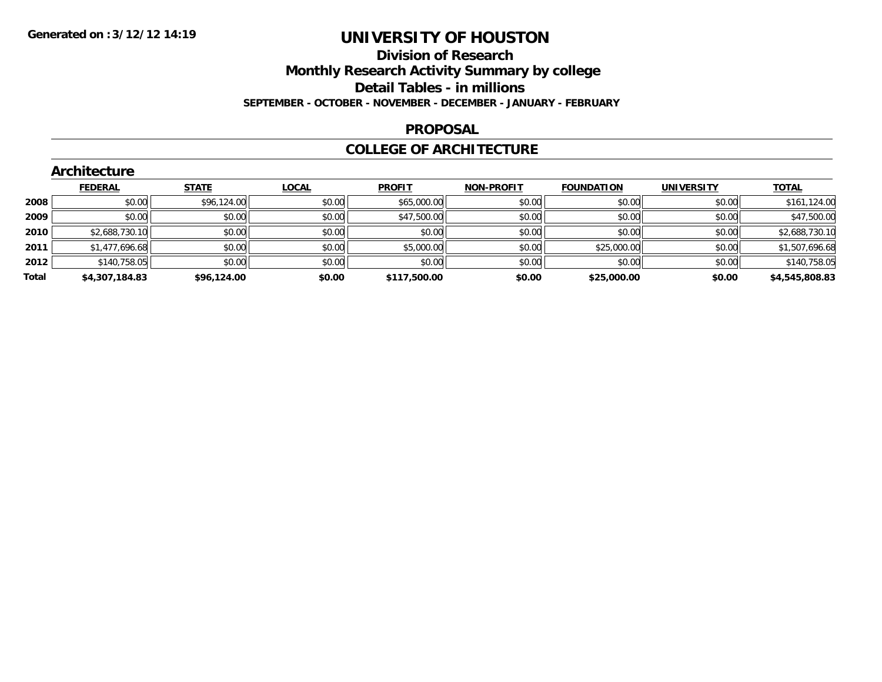# UNIVERSITY OF HOUSTON

## Division of Research

## Monthly Research Activity Summary by college

## Detail Tables - in millions

**SEPTEMBER - OCTOBER - NOVEMBER - DECEMBER - JANUARY - FEBRUARY**

**Generated on :3/12/12 14:19**

## PROPOSAL

## COLLEGE OF ARCHITECTURE

### Architecture

| | FEDERAL | STATE | LOCAL | PROFIT | NON-PROFIT | FOUNDATION | UNIVERSITY | TOTAL |
|---|---|---|---|---|---|---|---|---|
| 2008 | $0.00 | $96,124.00 | $0.00 | $65,000.00 | $0.00 | $0.00 | $0.00 | $161,124.00 |
| 2009 | $0.00 | $0.00 | $0.00 | $47,500.00 | $0.00 | $0.00 | $0.00 | $47,500.00 |
| 2010 | $2,688,730.10 | $0.00 | $0.00 | $0.00 | $0.00 | $0.00 | $0.00 | $2,688,730.10 |
| 2011 | $1,477,696.68 | $0.00 | $0.00 | $5,000.00 | $0.00 | $25,000.00 | $0.00 | $1,507,696.68 |
| 2012 | $140,758.05 | $0.00 | $0.00 | $0.00 | $0.00 | $0.00 | $0.00 | $140,758.05 |
| **Total** | **$4,307,184.83** | **$96,124.00** | **$0.00** | **$117,500.00** | **$0.00** | **$25,000.00** | **$0.00** | **$4,545,808.83** |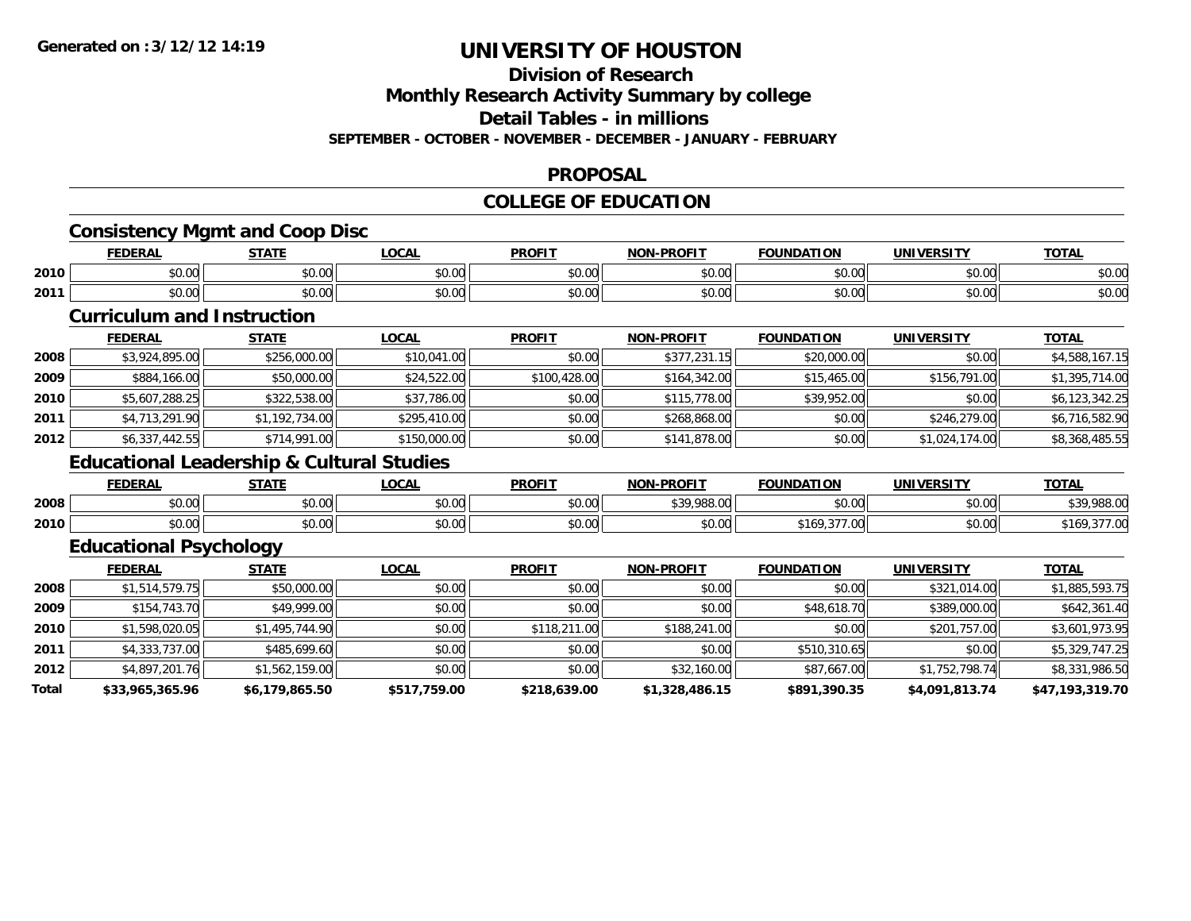**Generated on :3/12/12 14:19**

# UNIVERSITY OF HOUSTON

## Division of Research
## Monthly Research Activity Summary by college
## Detail Tables - in millions
### SEPTEMBER - OCTOBER - NOVEMBER - DECEMBER - JANUARY - FEBRUARY

## PROPOSAL

## COLLEGE OF EDUCATION

### Consistency Mgmt and Coop Disc

| | FEDERAL | STATE | LOCAL | PROFIT | NON-PROFIT | FOUNDATION | UNIVERSITY | TOTAL |
|---|---|---|---|---|---|---|---|---|
| 2010 | $0.00 | $0.00 | $0.00 | $0.00 | $0.00 | $0.00 | $0.00 | $0.00 |
| 2011 | $0.00 | $0.00 | $0.00 | $0.00 | $0.00 | $0.00 | $0.00 | $0.00 |

### Curriculum and Instruction

| | FEDERAL | STATE | LOCAL | PROFIT | NON-PROFIT | FOUNDATION | UNIVERSITY | TOTAL |
|---|---|---|---|---|---|---|---|---|
| 2008 | $3,924,895.00 | $256,000.00 | $10,041.00 | $0.00 | $377,231.15 | $20,000.00 | $0.00 | $4,588,167.15 |
| 2009 | $884,166.00 | $50,000.00 | $24,522.00 | $100,428.00 | $164,342.00 | $15,465.00 | $156,791.00 | $1,395,714.00 |
| 2010 | $5,607,288.25 | $322,538.00 | $37,786.00 | $0.00 | $115,778.00 | $39,952.00 | $0.00 | $6,123,342.25 |
| 2011 | $4,713,291.90 | $1,192,734.00 | $295,410.00 | $0.00 | $268,868.00 | $0.00 | $246,279.00 | $6,716,582.90 |
| 2012 | $6,337,442.55 | $714,991.00 | $150,000.00 | $0.00 | $141,878.00 | $0.00 | $1,024,174.00 | $8,368,485.55 |

### Educational Leadership & Cultural Studies

| | FEDERAL | STATE | LOCAL | PROFIT | NON-PROFIT | FOUNDATION | UNIVERSITY | TOTAL |
|---|---|---|---|---|---|---|---|---|
| 2008 | $0.00 | $0.00 | $0.00 | $0.00 | $39,988.00 | $0.00 | $0.00 | $39,988.00 |
| 2010 | $0.00 | $0.00 | $0.00 | $0.00 | $0.00 | $169,377.00 | $0.00 | $169,377.00 |

### Educational Psychology

| | FEDERAL | STATE | LOCAL | PROFIT | NON-PROFIT | FOUNDATION | UNIVERSITY | TOTAL |
|---|---|---|---|---|---|---|---|---|
| 2008 | $1,514,579.75 | $50,000.00 | $0.00 | $0.00 | $0.00 | $0.00 | $321,014.00 | $1,885,593.75 |
| 2009 | $154,743.70 | $49,999.00 | $0.00 | $0.00 | $0.00 | $48,618.70 | $389,000.00 | $642,361.40 |
| 2010 | $1,598,020.05 | $1,495,744.90 | $0.00 | $118,211.00 | $188,241.00 | $0.00 | $201,757.00 | $3,601,973.95 |
| 2011 | $4,333,737.00 | $485,699.60 | $0.00 | $0.00 | $0.00 | $510,310.65 | $0.00 | $5,329,747.25 |
| 2012 | $4,897,201.76 | $1,562,159.00 | $0.00 | $0.00 | $32,160.00 | $87,667.00 | $1,752,798.74 | $8,331,986.50 |
| **Total** | **$33,965,365.96** | **$6,179,865.50** | **$517,759.00** | **$218,639.00** | **$1,328,486.15** | **$891,390.35** | **$4,091,813.74** | **$47,193,319.70** |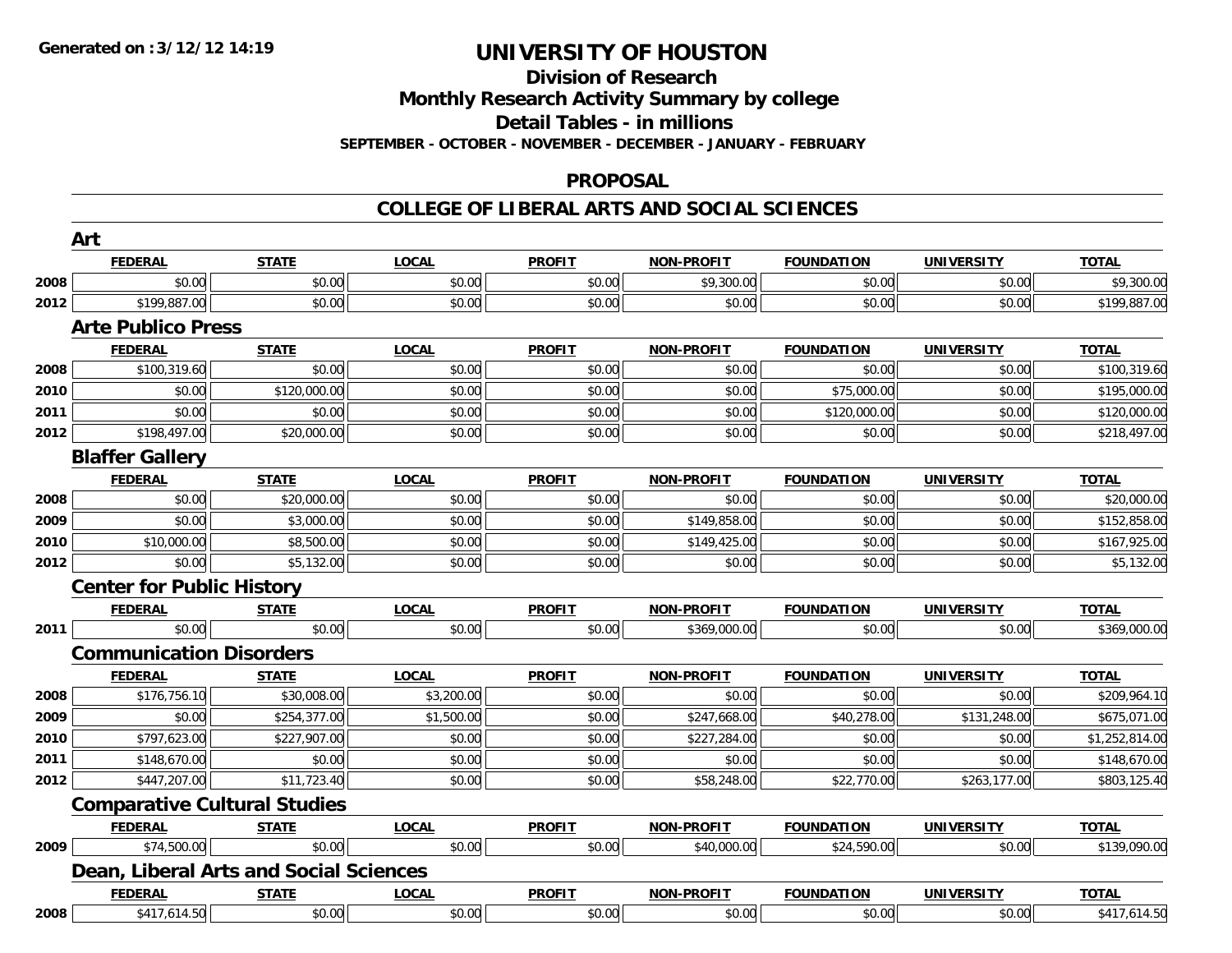# UNIVERSITY OF HOUSTON

## Division of Research
## Monthly Research Activity Summary by college
## Detail Tables - in millions
### SEPTEMBER - OCTOBER - NOVEMBER - DECEMBER - JANUARY - FEBRUARY

Generated on :3/12/12 14:19

## PROPOSAL

## COLLEGE OF LIBERAL ARTS AND SOCIAL SCIENCES

### Art

| | FEDERAL | STATE | LOCAL | PROFIT | NON-PROFIT | FOUNDATION | UNIVERSITY | TOTAL |
|---|---|---|---|---|---|---|---|---|
| 2008 | $0.00 | $0.00 | $0.00 | $0.00 | $9,300.00 | $0.00 | $0.00 | $9,300.00 |
| 2012 | $199,887.00 | $0.00 | $0.00 | $0.00 | $0.00 | $0.00 | $0.00 | $199,887.00 |

### Arte Publico Press

| | FEDERAL | STATE | LOCAL | PROFIT | NON-PROFIT | FOUNDATION | UNIVERSITY | TOTAL |
|---|---|---|---|---|---|---|---|---|
| 2008 | $100,319.60 | $0.00 | $0.00 | $0.00 | $0.00 | $0.00 | $0.00 | $100,319.60 |
| 2010 | $0.00 | $120,000.00 | $0.00 | $0.00 | $0.00 | $75,000.00 | $0.00 | $195,000.00 |
| 2011 | $0.00 | $0.00 | $0.00 | $0.00 | $0.00 | $120,000.00 | $0.00 | $120,000.00 |
| 2012 | $198,497.00 | $20,000.00 | $0.00 | $0.00 | $0.00 | $0.00 | $0.00 | $218,497.00 |

### Blaffer Gallery

| | FEDERAL | STATE | LOCAL | PROFIT | NON-PROFIT | FOUNDATION | UNIVERSITY | TOTAL |
|---|---|---|---|---|---|---|---|---|
| 2008 | $0.00 | $20,000.00 | $0.00 | $0.00 | $0.00 | $0.00 | $0.00 | $20,000.00 |
| 2009 | $0.00 | $3,000.00 | $0.00 | $0.00 | $149,858.00 | $0.00 | $0.00 | $152,858.00 |
| 2010 | $10,000.00 | $8,500.00 | $0.00 | $0.00 | $149,425.00 | $0.00 | $0.00 | $167,925.00 |
| 2012 | $0.00 | $5,132.00 | $0.00 | $0.00 | $0.00 | $0.00 | $0.00 | $5,132.00 |

### Center for Public History

| | FEDERAL | STATE | LOCAL | PROFIT | NON-PROFIT | FOUNDATION | UNIVERSITY | TOTAL |
|---|---|---|---|---|---|---|---|---|
| 2011 | $0.00 | $0.00 | $0.00 | $0.00 | $369,000.00 | $0.00 | $0.00 | $369,000.00 |

### Communication Disorders

| | FEDERAL | STATE | LOCAL | PROFIT | NON-PROFIT | FOUNDATION | UNIVERSITY | TOTAL |
|---|---|---|---|---|---|---|---|---|
| 2008 | $176,756.10 | $30,008.00 | $3,200.00 | $0.00 | $0.00 | $0.00 | $0.00 | $209,964.10 |
| 2009 | $0.00 | $254,377.00 | $1,500.00 | $0.00 | $247,668.00 | $40,278.00 | $131,248.00 | $675,071.00 |
| 2010 | $797,623.00 | $227,907.00 | $0.00 | $0.00 | $227,284.00 | $0.00 | $0.00 | $1,252,814.00 |
| 2011 | $148,670.00 | $0.00 | $0.00 | $0.00 | $0.00 | $0.00 | $0.00 | $148,670.00 |
| 2012 | $447,207.00 | $11,723.40 | $0.00 | $0.00 | $58,248.00 | $22,770.00 | $263,177.00 | $803,125.40 |

### Comparative Cultural Studies

| | FEDERAL | STATE | LOCAL | PROFIT | NON-PROFIT | FOUNDATION | UNIVERSITY | TOTAL |
|---|---|---|---|---|---|---|---|---|
| 2009 | $74,500.00 | $0.00 | $0.00 | $0.00 | $40,000.00 | $24,590.00 | $0.00 | $139,090.00 |

### Dean, Liberal Arts and Social Sciences

| | FEDERAL | STATE | LOCAL | PROFIT | NON-PROFIT | FOUNDATION | UNIVERSITY | TOTAL |
|---|---|---|---|---|---|---|---|---|
| 2008 | $417,614.50 | $0.00 | $0.00 | $0.00 | $0.00 | $0.00 | $0.00 | $417,614.50 |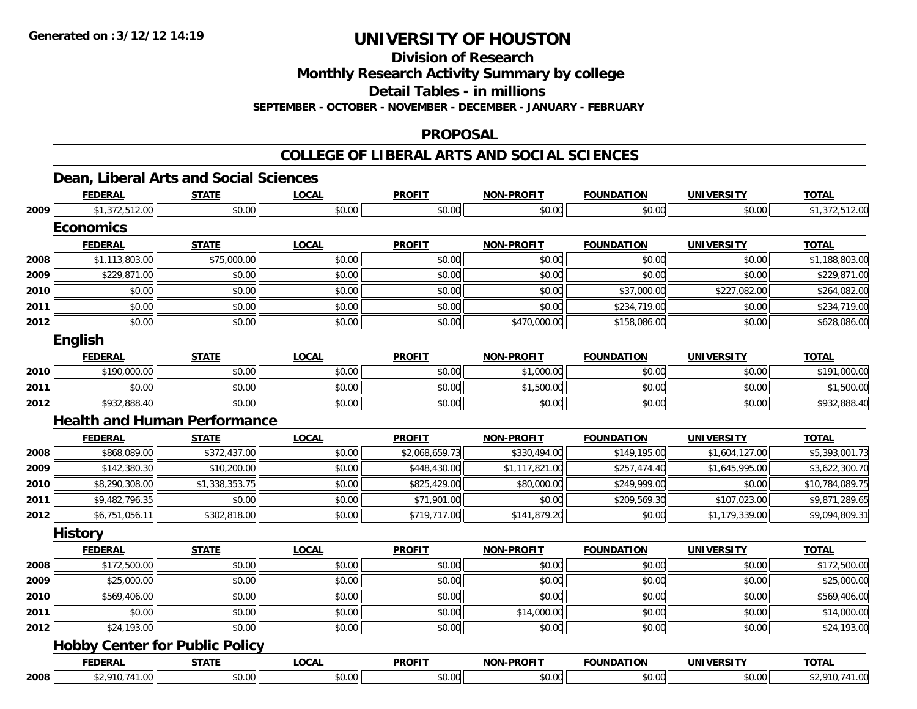**Generated on :3/12/12 14:19**

# UNIVERSITY OF HOUSTON

## Division of Research
## Monthly Research Activity Summary by college
## Detail Tables - in millions
### SEPTEMBER - OCTOBER - NOVEMBER - DECEMBER - JANUARY - FEBRUARY

## PROPOSAL

## COLLEGE OF LIBERAL ARTS AND SOCIAL SCIENCES

### Dean, Liberal Arts and Social Sciences

| | FEDERAL | STATE | LOCAL | PROFIT | NON-PROFIT | FOUNDATION | UNIVERSITY | TOTAL |
|---|---|---|---|---|---|---|---|---|
| 2009 | $1,372,512.00 | $0.00 | $0.00 | $0.00 | $0.00 | $0.00 | $0.00 | $1,372,512.00 |

### Economics

| | FEDERAL | STATE | LOCAL | PROFIT | NON-PROFIT | FOUNDATION | UNIVERSITY | TOTAL |
|---|---|---|---|---|---|---|---|---|
| 2008 | $1,113,803.00 | $75,000.00 | $0.00 | $0.00 | $0.00 | $0.00 | $0.00 | $1,188,803.00 |
| 2009 | $229,871.00 | $0.00 | $0.00 | $0.00 | $0.00 | $0.00 | $0.00 | $229,871.00 |
| 2010 | $0.00 | $0.00 | $0.00 | $0.00 | $0.00 | $37,000.00 | $227,082.00 | $264,082.00 |
| 2011 | $0.00 | $0.00 | $0.00 | $0.00 | $0.00 | $234,719.00 | $0.00 | $234,719.00 |
| 2012 | $0.00 | $0.00 | $0.00 | $0.00 | $470,000.00 | $158,086.00 | $0.00 | $628,086.00 |

### English

| | FEDERAL | STATE | LOCAL | PROFIT | NON-PROFIT | FOUNDATION | UNIVERSITY | TOTAL |
|---|---|---|---|---|---|---|---|---|
| 2010 | $190,000.00 | $0.00 | $0.00 | $0.00 | $1,000.00 | $0.00 | $0.00 | $191,000.00 |
| 2011 | $0.00 | $0.00 | $0.00 | $0.00 | $1,500.00 | $0.00 | $0.00 | $1,500.00 |
| 2012 | $932,888.40 | $0.00 | $0.00 | $0.00 | $0.00 | $0.00 | $0.00 | $932,888.40 |

### Health and Human Performance

| | FEDERAL | STATE | LOCAL | PROFIT | NON-PROFIT | FOUNDATION | UNIVERSITY | TOTAL |
|---|---|---|---|---|---|---|---|---|
| 2008 | $868,089.00 | $372,437.00 | $0.00 | $2,068,659.73 | $330,494.00 | $149,195.00 | $1,604,127.00 | $5,393,001.73 |
| 2009 | $142,380.30 | $10,200.00 | $0.00 | $448,430.00 | $1,117,821.00 | $257,474.40 | $1,645,995.00 | $3,622,300.70 |
| 2010 | $8,290,308.00 | $1,338,353.75 | $0.00 | $825,429.00 | $80,000.00 | $249,999.00 | $0.00 | $10,784,089.75 |
| 2011 | $9,482,796.35 | $0.00 | $0.00 | $71,901.00 | $0.00 | $209,569.30 | $107,023.00 | $9,871,289.65 |
| 2012 | $6,751,056.11 | $302,818.00 | $0.00 | $719,717.00 | $141,879.20 | $0.00 | $1,179,339.00 | $9,094,809.31 |

### History

| | FEDERAL | STATE | LOCAL | PROFIT | NON-PROFIT | FOUNDATION | UNIVERSITY | TOTAL |
|---|---|---|---|---|---|---|---|---|
| 2008 | $172,500.00 | $0.00 | $0.00 | $0.00 | $0.00 | $0.00 | $0.00 | $172,500.00 |
| 2009 | $25,000.00 | $0.00 | $0.00 | $0.00 | $0.00 | $0.00 | $0.00 | $25,000.00 |
| 2010 | $569,406.00 | $0.00 | $0.00 | $0.00 | $0.00 | $0.00 | $0.00 | $569,406.00 |
| 2011 | $0.00 | $0.00 | $0.00 | $0.00 | $14,000.00 | $0.00 | $0.00 | $14,000.00 |
| 2012 | $24,193.00 | $0.00 | $0.00 | $0.00 | $0.00 | $0.00 | $0.00 | $24,193.00 |

### Hobby Center for Public Policy

| | FEDERAL | STATE | LOCAL | PROFIT | NON-PROFIT | FOUNDATION | UNIVERSITY | TOTAL |
|---|---|---|---|---|---|---|---|---|
| 2008 | $2,910,741.00 | $0.00 | $0.00 | $0.00 | $0.00 | $0.00 | $0.00 | $2,910,741.00 |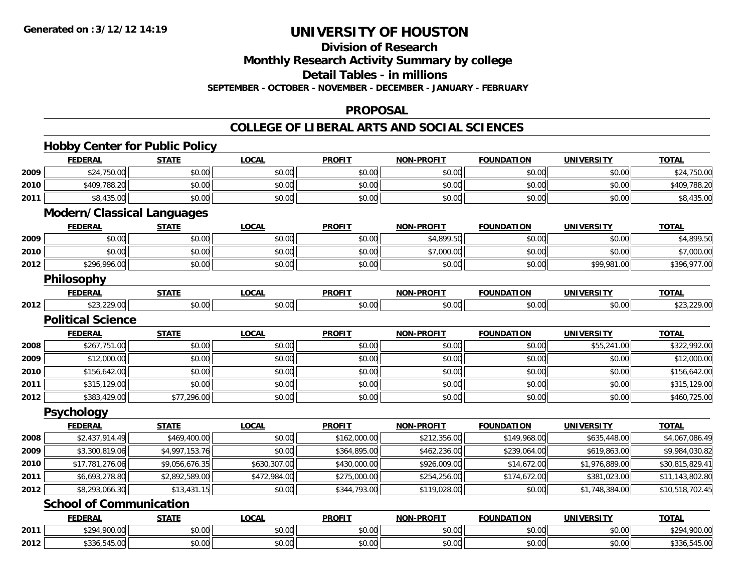Generated on :3/12/12 14:19

# UNIVERSITY OF HOUSTON

## Division of Research
## Monthly Research Activity Summary by college
## Detail Tables - in millions
### SEPTEMBER - OCTOBER - NOVEMBER - DECEMBER - JANUARY - FEBRUARY

## PROPOSAL

## COLLEGE OF LIBERAL ARTS AND SOCIAL SCIENCES

### Hobby Center for Public Policy

| | FEDERAL | STATE | LOCAL | PROFIT | NON-PROFIT | FOUNDATION | UNIVERSITY | TOTAL |
|---|---|---|---|---|---|---|---|---|
| 2009 | $24,750.00 | $0.00 | $0.00 | $0.00 | $0.00 | $0.00 | $0.00 | $24,750.00 |
| 2010 | $409,788.20 | $0.00 | $0.00 | $0.00 | $0.00 | $0.00 | $0.00 | $409,788.20 |
| 2011 | $8,435.00 | $0.00 | $0.00 | $0.00 | $0.00 | $0.00 | $0.00 | $8,435.00 |

### Modern/Classical Languages

| | FEDERAL | STATE | LOCAL | PROFIT | NON-PROFIT | FOUNDATION | UNIVERSITY | TOTAL |
|---|---|---|---|---|---|---|---|---|
| 2009 | $0.00 | $0.00 | $0.00 | $0.00 | $4,899.50 | $0.00 | $0.00 | $4,899.50 |
| 2010 | $0.00 | $0.00 | $0.00 | $0.00 | $7,000.00 | $0.00 | $0.00 | $7,000.00 |
| 2012 | $296,996.00 | $0.00 | $0.00 | $0.00 | $0.00 | $0.00 | $99,981.00 | $396,977.00 |

### Philosophy

| | FEDERAL | STATE | LOCAL | PROFIT | NON-PROFIT | FOUNDATION | UNIVERSITY | TOTAL |
|---|---|---|---|---|---|---|---|---|
| 2012 | $23,229.00 | $0.00 | $0.00 | $0.00 | $0.00 | $0.00 | $0.00 | $23,229.00 |

### Political Science

| | FEDERAL | STATE | LOCAL | PROFIT | NON-PROFIT | FOUNDATION | UNIVERSITY | TOTAL |
|---|---|---|---|---|---|---|---|---|
| 2008 | $267,751.00 | $0.00 | $0.00 | $0.00 | $0.00 | $0.00 | $55,241.00 | $322,992.00 |
| 2009 | $12,000.00 | $0.00 | $0.00 | $0.00 | $0.00 | $0.00 | $0.00 | $12,000.00 |
| 2010 | $156,642.00 | $0.00 | $0.00 | $0.00 | $0.00 | $0.00 | $0.00 | $156,642.00 |
| 2011 | $315,129.00 | $0.00 | $0.00 | $0.00 | $0.00 | $0.00 | $0.00 | $315,129.00 |
| 2012 | $383,429.00 | $77,296.00 | $0.00 | $0.00 | $0.00 | $0.00 | $0.00 | $460,725.00 |

### Psychology

| | FEDERAL | STATE | LOCAL | PROFIT | NON-PROFIT | FOUNDATION | UNIVERSITY | TOTAL |
|---|---|---|---|---|---|---|---|---|
| 2008 | $2,437,914.49 | $469,400.00 | $0.00 | $162,000.00 | $212,356.00 | $149,968.00 | $635,448.00 | $4,067,086.49 |
| 2009 | $3,300,819.06 | $4,997,153.76 | $0.00 | $364,895.00 | $462,236.00 | $239,064.00 | $619,863.00 | $9,984,030.82 |
| 2010 | $17,781,276.06 | $9,056,676.35 | $630,307.00 | $430,000.00 | $926,009.00 | $14,672.00 | $1,976,889.00 | $30,815,829.41 |
| 2011 | $6,693,278.80 | $2,892,589.00 | $472,984.00 | $275,000.00 | $254,256.00 | $174,672.00 | $381,023.00 | $11,143,802.80 |
| 2012 | $8,293,066.30 | $13,431.15 | $0.00 | $344,793.00 | $119,028.00 | $0.00 | $1,748,384.00 | $10,518,702.45 |

### School of Communication

| | FEDERAL | STATE | LOCAL | PROFIT | NON-PROFIT | FOUNDATION | UNIVERSITY | TOTAL |
|---|---|---|---|---|---|---|---|---|
| 2011 | $294,900.00 | $0.00 | $0.00 | $0.00 | $0.00 | $0.00 | $0.00 | $294,900.00 |
| 2012 | $336,545.00 | $0.00 | $0.00 | $0.00 | $0.00 | $0.00 | $0.00 | $336,545.00 |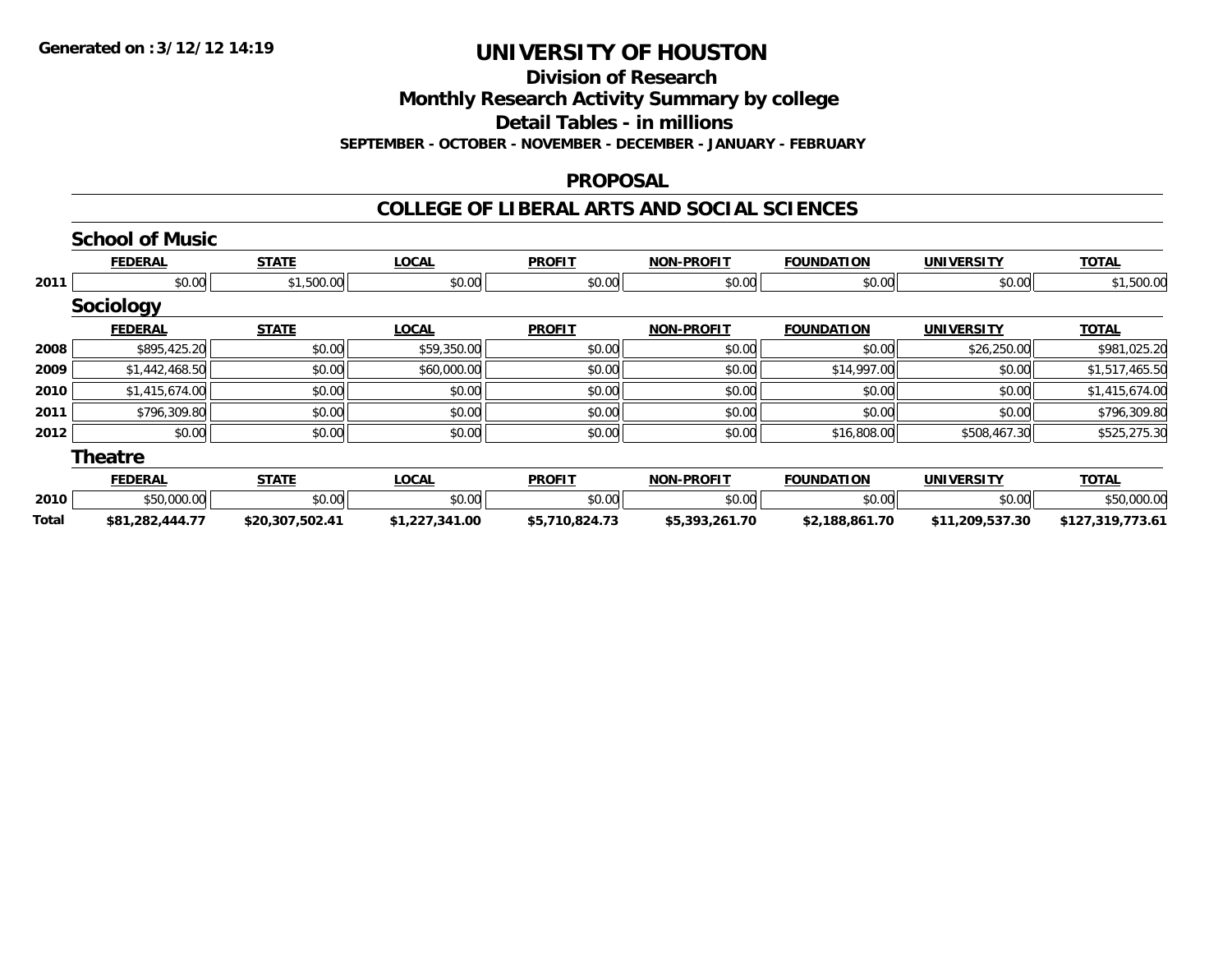**Generated on :3/12/12 14:19**

# UNIVERSITY OF HOUSTON

## Division of Research

## Monthly Research Activity Summary by college

## Detail Tables - in millions

**SEPTEMBER - OCTOBER - NOVEMBER - DECEMBER - JANUARY - FEBRUARY**

## PROPOSAL

## COLLEGE OF LIBERAL ARTS AND SOCIAL SCIENCES

### School of Music

| | FEDERAL | STATE | LOCAL | PROFIT | NON-PROFIT | FOUNDATION | UNIVERSITY | TOTAL |
|---|---|---|---|---|---|---|---|---|
| 2011 | $0.00 | $1,500.00 | $0.00 | $0.00 | $0.00 | $0.00 | $0.00 | $1,500.00 |

### Sociology

| | FEDERAL | STATE | LOCAL | PROFIT | NON-PROFIT | FOUNDATION | UNIVERSITY | TOTAL |
|---|---|---|---|---|---|---|---|---|
| 2008 | $895,425.20 | $0.00 | $59,350.00 | $0.00 | $0.00 | $0.00 | $26,250.00 | $981,025.20 |
| 2009 | $1,442,468.50 | $0.00 | $60,000.00 | $0.00 | $0.00 | $14,997.00 | $0.00 | $1,517,465.50 |
| 2010 | $1,415,674.00 | $0.00 | $0.00 | $0.00 | $0.00 | $0.00 | $0.00 | $1,415,674.00 |
| 2011 | $796,309.80 | $0.00 | $0.00 | $0.00 | $0.00 | $0.00 | $0.00 | $796,309.80 |
| 2012 | $0.00 | $0.00 | $0.00 | $0.00 | $0.00 | $16,808.00 | $508,467.30 | $525,275.30 |

### Theatre

| | FEDERAL | STATE | LOCAL | PROFIT | NON-PROFIT | FOUNDATION | UNIVERSITY | TOTAL |
|---|---|---|---|---|---|---|---|---|
| 2010 | $50,000.00 | $0.00 | $0.00 | $0.00 | $0.00 | $0.00 | $0.00 | $50,000.00 |
| **Total** | **$81,282,444.77** | **$20,307,502.41** | **$1,227,341.00** | **$5,710,824.73** | **$5,393,261.70** | **$2,188,861.70** | **$11,209,537.30** | **$127,319,773.61** |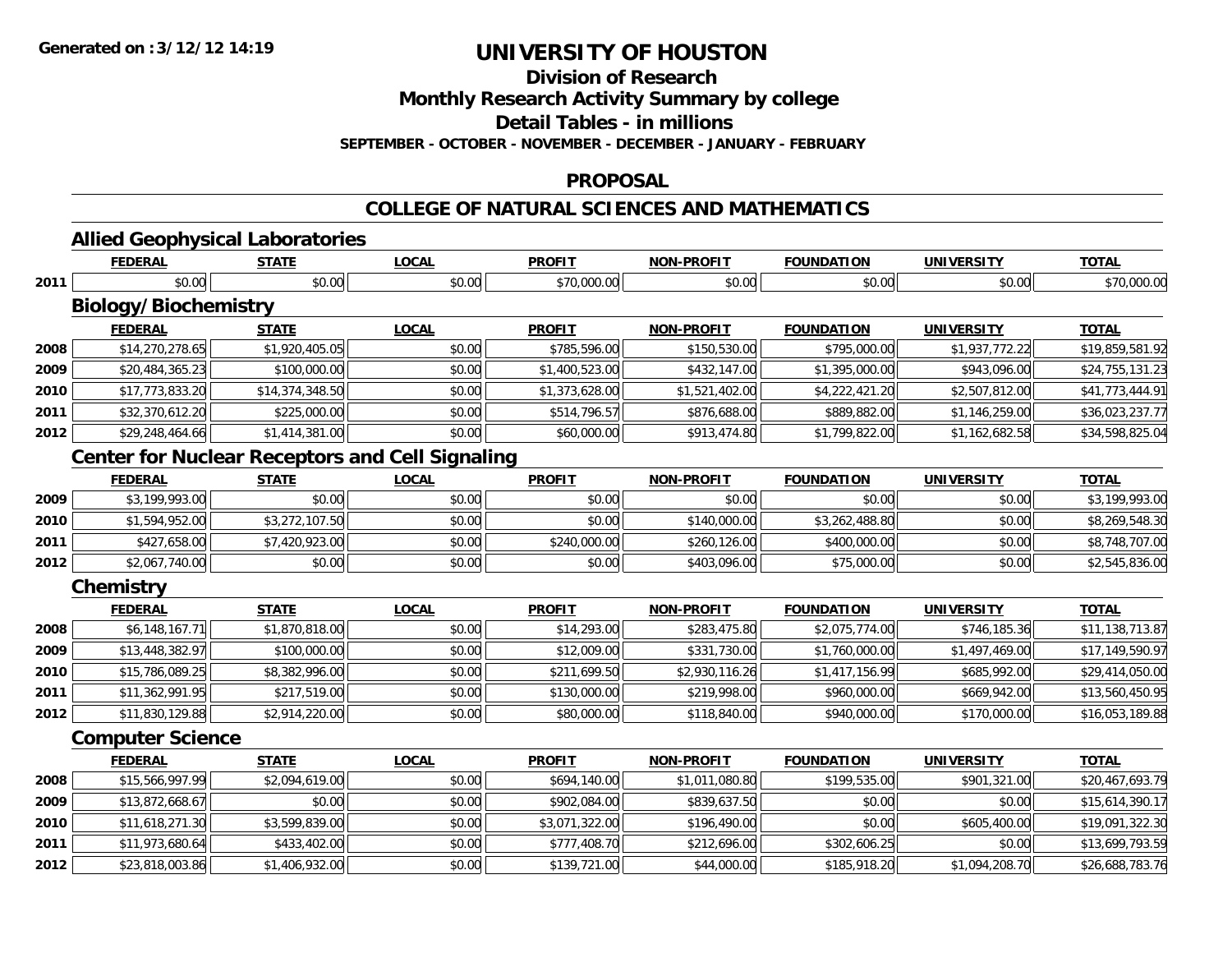Generated on :3/12/12 14:19

# UNIVERSITY OF HOUSTON

## Division of Research
## Monthly Research Activity Summary by college
## Detail Tables - in millions
### SEPTEMBER - OCTOBER - NOVEMBER - DECEMBER - JANUARY - FEBRUARY

## PROPOSAL

## COLLEGE OF NATURAL SCIENCES AND MATHEMATICS

### Allied Geophysical Laboratories

| | FEDERAL | STATE | LOCAL | PROFIT | NON-PROFIT | FOUNDATION | UNIVERSITY | TOTAL |
|---|---|---|---|---|---|---|---|---|
| 2011 | $0.00 | $0.00 | $0.00 | $70,000.00 | $0.00 | $0.00 | $0.00 | $70,000.00 |

### Biology/Biochemistry

| | FEDERAL | STATE | LOCAL | PROFIT | NON-PROFIT | FOUNDATION | UNIVERSITY | TOTAL |
|---|---|---|---|---|---|---|---|---|
| 2008 | $14,270,278.65 | $1,920,405.05 | $0.00 | $785,596.00 | $150,530.00 | $795,000.00 | $1,937,772.22 | $19,859,581.92 |
| 2009 | $20,484,365.23 | $100,000.00 | $0.00 | $1,400,523.00 | $432,147.00 | $1,395,000.00 | $943,096.00 | $24,755,131.23 |
| 2010 | $17,773,833.20 | $14,374,348.50 | $0.00 | $1,373,628.00 | $1,521,402.00 | $4,222,421.20 | $2,507,812.00 | $41,773,444.91 |
| 2011 | $32,370,612.20 | $225,000.00 | $0.00 | $514,796.57 | $876,688.00 | $889,882.00 | $1,146,259.00 | $36,023,237.77 |
| 2012 | $29,248,464.66 | $1,414,381.00 | $0.00 | $60,000.00 | $913,474.80 | $1,799,822.00 | $1,162,682.58 | $34,598,825.04 |

### Center for Nuclear Receptors and Cell Signaling

| | FEDERAL | STATE | LOCAL | PROFIT | NON-PROFIT | FOUNDATION | UNIVERSITY | TOTAL |
|---|---|---|---|---|---|---|---|---|
| 2009 | $3,199,993.00 | $0.00 | $0.00 | $0.00 | $0.00 | $0.00 | $0.00 | $3,199,993.00 |
| 2010 | $1,594,952.00 | $3,272,107.50 | $0.00 | $0.00 | $140,000.00 | $3,262,488.80 | $0.00 | $8,269,548.30 |
| 2011 | $427,658.00 | $7,420,923.00 | $0.00 | $240,000.00 | $260,126.00 | $400,000.00 | $0.00 | $8,748,707.00 |
| 2012 | $2,067,740.00 | $0.00 | $0.00 | $0.00 | $403,096.00 | $75,000.00 | $0.00 | $2,545,836.00 |

### Chemistry

| | FEDERAL | STATE | LOCAL | PROFIT | NON-PROFIT | FOUNDATION | UNIVERSITY | TOTAL |
|---|---|---|---|---|---|---|---|---|
| 2008 | $6,148,167.71 | $1,870,818.00 | $0.00 | $14,293.00 | $283,475.80 | $2,075,774.00 | $746,185.36 | $11,138,713.87 |
| 2009 | $13,448,382.97 | $100,000.00 | $0.00 | $12,009.00 | $331,730.00 | $1,760,000.00 | $1,497,469.00 | $17,149,590.97 |
| 2010 | $15,786,089.25 | $8,382,996.00 | $0.00 | $211,699.50 | $2,930,116.26 | $1,417,156.99 | $685,992.00 | $29,414,050.00 |
| 2011 | $11,362,991.95 | $217,519.00 | $0.00 | $130,000.00 | $219,998.00 | $960,000.00 | $669,942.00 | $13,560,450.95 |
| 2012 | $11,830,129.88 | $2,914,220.00 | $0.00 | $80,000.00 | $118,840.00 | $940,000.00 | $170,000.00 | $16,053,189.88 |

### Computer Science

| | FEDERAL | STATE | LOCAL | PROFIT | NON-PROFIT | FOUNDATION | UNIVERSITY | TOTAL |
|---|---|---|---|---|---|---|---|---|
| 2008 | $15,566,997.99 | $2,094,619.00 | $0.00 | $694,140.00 | $1,011,080.80 | $199,535.00 | $901,321.00 | $20,467,693.79 |
| 2009 | $13,872,668.67 | $0.00 | $0.00 | $902,084.00 | $839,637.50 | $0.00 | $0.00 | $15,614,390.17 |
| 2010 | $11,618,271.30 | $3,599,839.00 | $0.00 | $3,071,322.00 | $196,490.00 | $0.00 | $605,400.00 | $19,091,322.30 |
| 2011 | $11,973,680.64 | $433,402.00 | $0.00 | $777,408.70 | $212,696.00 | $302,606.25 | $0.00 | $13,699,793.59 |
| 2012 | $23,818,003.86 | $1,406,932.00 | $0.00 | $139,721.00 | $44,000.00 | $185,918.20 | $1,094,208.70 | $26,688,783.76 |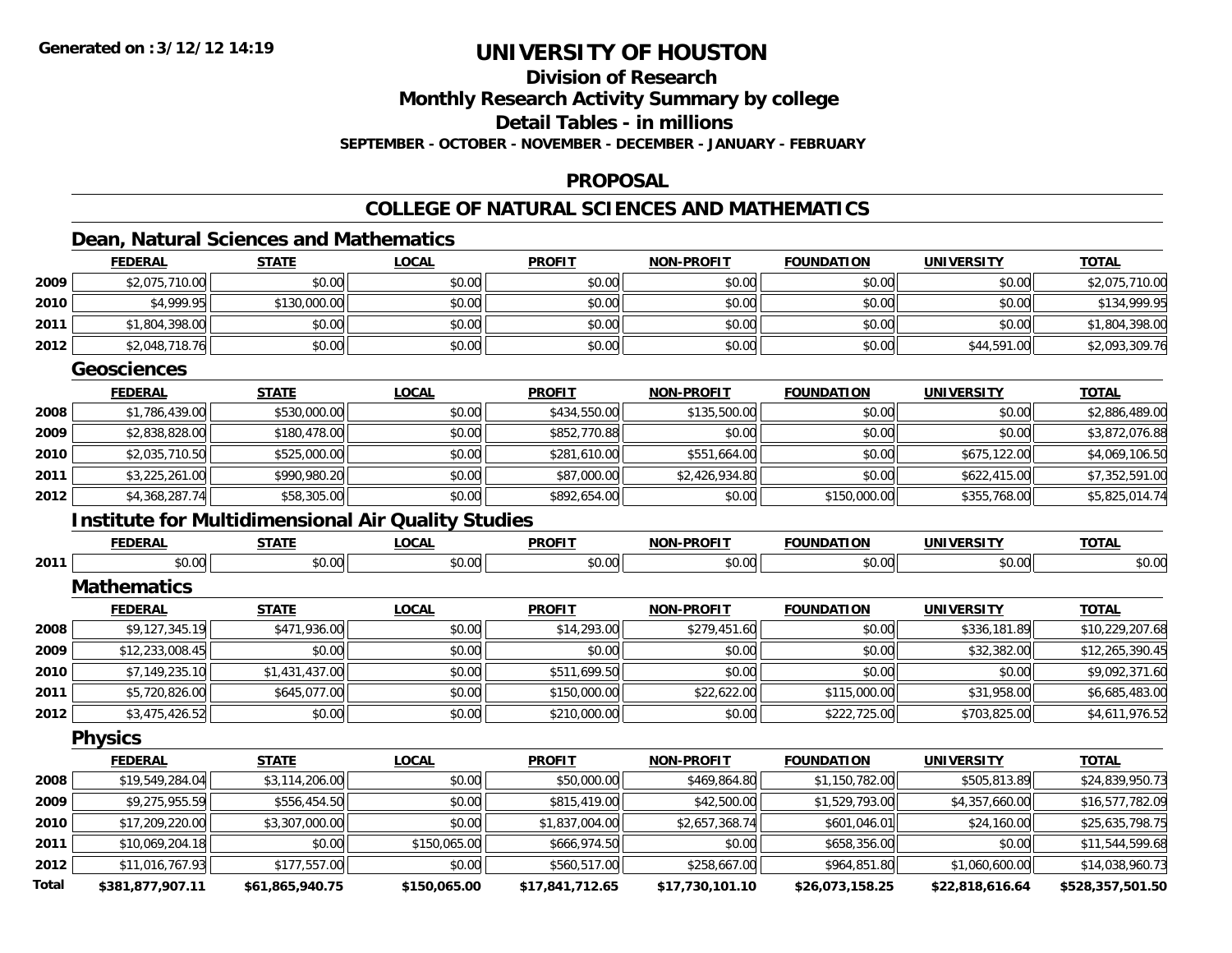**Generated on :3/12/12 14:19**

# UNIVERSITY OF HOUSTON

## Division of Research
## Monthly Research Activity Summary by college
## Detail Tables - in millions
### SEPTEMBER - OCTOBER - NOVEMBER - DECEMBER - JANUARY - FEBRUARY

## PROPOSAL

## COLLEGE OF NATURAL SCIENCES AND MATHEMATICS

### Dean, Natural Sciences and Mathematics

| | FEDERAL | STATE | LOCAL | PROFIT | NON-PROFIT | FOUNDATION | UNIVERSITY | TOTAL |
|---|---|---|---|---|---|---|---|---|
| 2009 | $2,075,710.00 | $0.00 | $0.00 | $0.00 | $0.00 | $0.00 | $0.00 | $2,075,710.00 |
| 2010 | $4,999.95 | $130,000.00 | $0.00 | $0.00 | $0.00 | $0.00 | $0.00 | $134,999.95 |
| 2011 | $1,804,398.00 | $0.00 | $0.00 | $0.00 | $0.00 | $0.00 | $0.00 | $1,804,398.00 |
| 2012 | $2,048,718.76 | $0.00 | $0.00 | $0.00 | $0.00 | $0.00 | $44,591.00 | $2,093,309.76 |

### Geosciences

| | FEDERAL | STATE | LOCAL | PROFIT | NON-PROFIT | FOUNDATION | UNIVERSITY | TOTAL |
|---|---|---|---|---|---|---|---|---|
| 2008 | $1,786,439.00 | $530,000.00 | $0.00 | $434,550.00 | $135,500.00 | $0.00 | $0.00 | $2,886,489.00 |
| 2009 | $2,838,828.00 | $180,478.00 | $0.00 | $852,770.88 | $0.00 | $0.00 | $0.00 | $3,872,076.88 |
| 2010 | $2,035,710.50 | $525,000.00 | $0.00 | $281,610.00 | $551,664.00 | $0.00 | $675,122.00 | $4,069,106.50 |
| 2011 | $3,225,261.00 | $990,980.20 | $0.00 | $87,000.00 | $2,426,934.80 | $0.00 | $622,415.00 | $7,352,591.00 |
| 2012 | $4,368,287.74 | $58,305.00 | $0.00 | $892,654.00 | $0.00 | $150,000.00 | $355,768.00 | $5,825,014.74 |

### Institute for Multidimensional Air Quality Studies

| | FEDERAL | STATE | LOCAL | PROFIT | NON-PROFIT | FOUNDATION | UNIVERSITY | TOTAL |
|---|---|---|---|---|---|---|---|---|
| 2011 | $0.00 | $0.00 | $0.00 | $0.00 | $0.00 | $0.00 | $0.00 | $0.00 |

### Mathematics

| | FEDERAL | STATE | LOCAL | PROFIT | NON-PROFIT | FOUNDATION | UNIVERSITY | TOTAL |
|---|---|---|---|---|---|---|---|---|
| 2008 | $9,127,345.19 | $471,936.00 | $0.00 | $14,293.00 | $279,451.60 | $0.00 | $336,181.89 | $10,229,207.68 |
| 2009 | $12,233,008.45 | $0.00 | $0.00 | $0.00 | $0.00 | $0.00 | $32,382.00 | $12,265,390.45 |
| 2010 | $7,149,235.10 | $1,431,437.00 | $0.00 | $511,699.50 | $0.00 | $0.00 | $0.00 | $9,092,371.60 |
| 2011 | $5,720,826.00 | $645,077.00 | $0.00 | $150,000.00 | $22,622.00 | $115,000.00 | $31,958.00 | $6,685,483.00 |
| 2012 | $3,475,426.52 | $0.00 | $0.00 | $210,000.00 | $0.00 | $222,725.00 | $703,825.00 | $4,611,976.52 |

### Physics

| | FEDERAL | STATE | LOCAL | PROFIT | NON-PROFIT | FOUNDATION | UNIVERSITY | TOTAL |
|---|---|---|---|---|---|---|---|---|
| 2008 | $19,549,284.04 | $3,114,206.00 | $0.00 | $50,000.00 | $469,864.80 | $1,150,782.00 | $505,813.89 | $24,839,950.73 |
| 2009 | $9,275,955.59 | $556,454.50 | $0.00 | $815,419.00 | $42,500.00 | $1,529,793.00 | $4,357,660.00 | $16,577,782.09 |
| 2010 | $17,209,220.00 | $3,307,000.00 | $0.00 | $1,837,004.00 | $2,657,368.74 | $601,046.01 | $24,160.00 | $25,635,798.75 |
| 2011 | $10,069,204.18 | $0.00 | $150,065.00 | $666,974.50 | $0.00 | $658,356.00 | $0.00 | $11,544,599.68 |
| 2012 | $11,016,767.93 | $177,557.00 | $0.00 | $560,517.00 | $258,667.00 | $964,851.80 | $1,060,600.00 | $14,038,960.73 |
| **Total** | **$381,877,907.11** | **$61,865,940.75** | **$150,065.00** | **$17,841,712.65** | **$17,730,101.10** | **$26,073,158.25** | **$22,818,616.64** | **$528,357,501.50** |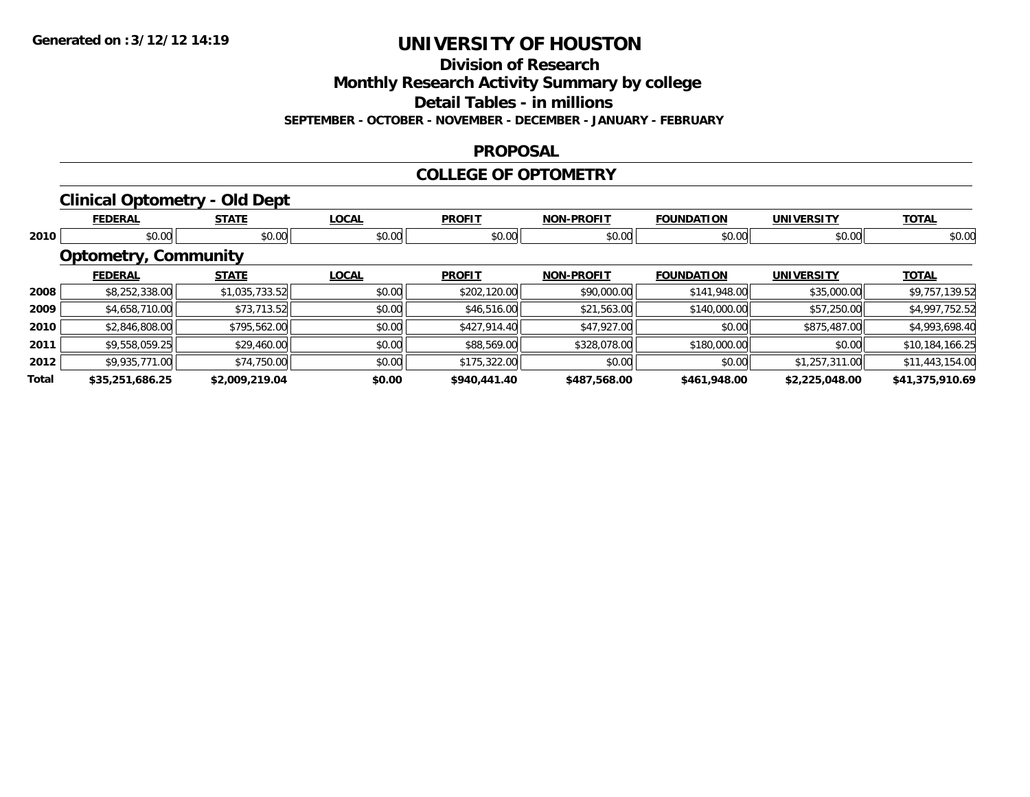**Generated on :3/12/12 14:19**

# UNIVERSITY OF HOUSTON

## Division of Research

## Monthly Research Activity Summary by college

## Detail Tables - in millions

**SEPTEMBER - OCTOBER - NOVEMBER - DECEMBER - JANUARY - FEBRUARY**

## PROPOSAL

## COLLEGE OF OPTOMETRY

### Clinical Optometry - Old Dept

| | FEDERAL | STATE | LOCAL | PROFIT | NON-PROFIT | FOUNDATION | UNIVERSITY | TOTAL |
|---|---|---|---|---|---|---|---|---|
| 2010 | $0.00 | $0.00 | $0.00 | $0.00 | $0.00 | $0.00 | $0.00 | $0.00 |

### Optometry, Community

| | FEDERAL | STATE | LOCAL | PROFIT | NON-PROFIT | FOUNDATION | UNIVERSITY | TOTAL |
|---|---|---|---|---|---|---|---|---|
| 2008 | $8,252,338.00 | $1,035,733.52 | $0.00 | $202,120.00 | $90,000.00 | $141,948.00 | $35,000.00 | $9,757,139.52 |
| 2009 | $4,658,710.00 | $73,713.52 | $0.00 | $46,516.00 | $21,563.00 | $140,000.00 | $57,250.00 | $4,997,752.52 |
| 2010 | $2,846,808.00 | $795,562.00 | $0.00 | $427,914.40 | $47,927.00 | $0.00 | $875,487.00 | $4,993,698.40 |
| 2011 | $9,558,059.25 | $29,460.00 | $0.00 | $88,569.00 | $328,078.00 | $180,000.00 | $0.00 | $10,184,166.25 |
| 2012 | $9,935,771.00 | $74,750.00 | $0.00 | $175,322.00 | $0.00 | $0.00 | $1,257,311.00 | $11,443,154.00 |
| **Total** | **$35,251,686.25** | **$2,009,219.04** | **$0.00** | **$940,441.40** | **$487,568.00** | **$461,948.00** | **$2,225,048.00** | **$41,375,910.69** |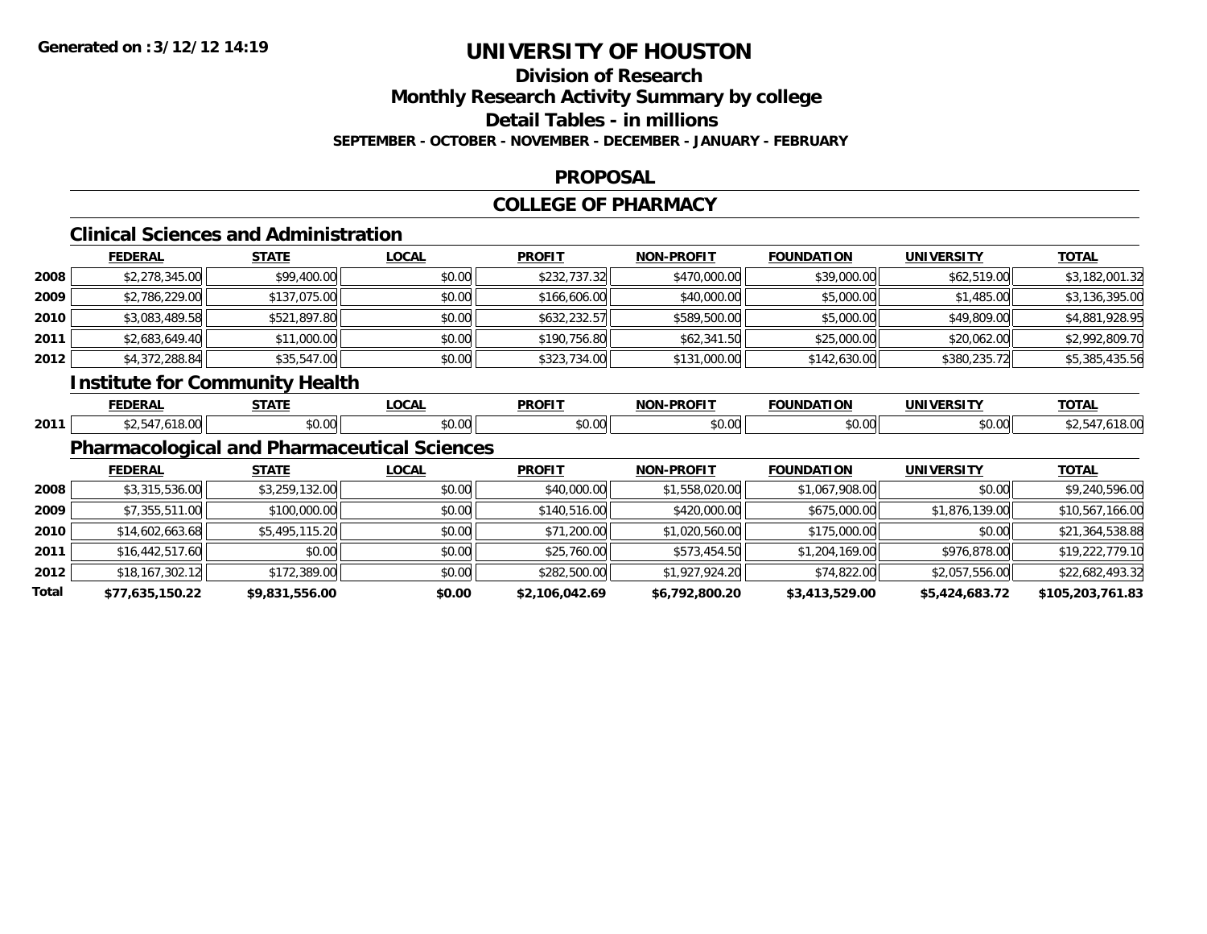# UNIVERSITY OF HOUSTON

## Division of Research

## Monthly Research Activity Summary by college

## Detail Tables - in millions

### SEPTEMBER - OCTOBER - NOVEMBER - DECEMBER - JANUARY - FEBRUARY

## PROPOSAL

## COLLEGE OF PHARMACY

### Clinical Sciences and Administration

| | FEDERAL | STATE | LOCAL | PROFIT | NON-PROFIT | FOUNDATION | UNIVERSITY | TOTAL |
|---|---|---|---|---|---|---|---|---|
| 2008 | $2,278,345.00 | $99,400.00 | $0.00 | $232,737.32 | $470,000.00 | $39,000.00 | $62,519.00 | $3,182,001.32 |
| 2009 | $2,786,229.00 | $137,075.00 | $0.00 | $166,606.00 | $40,000.00 | $5,000.00 | $1,485.00 | $3,136,395.00 |
| 2010 | $3,083,489.58 | $521,897.80 | $0.00 | $632,232.57 | $589,500.00 | $5,000.00 | $49,809.00 | $4,881,928.95 |
| 2011 | $2,683,649.40 | $11,000.00 | $0.00 | $190,756.80 | $62,341.50 | $25,000.00 | $20,062.00 | $2,992,809.70 |
| 2012 | $4,372,288.84 | $35,547.00 | $0.00 | $323,734.00 | $131,000.00 | $142,630.00 | $380,235.72 | $5,385,435.56 |

### Institute for Community Health

| | FEDERAL | STATE | LOCAL | PROFIT | NON-PROFIT | FOUNDATION | UNIVERSITY | TOTAL |
|---|---|---|---|---|---|---|---|---|
| 2011 | $2,547,618.00 | $0.00 | $0.00 | $0.00 | $0.00 | $0.00 | $0.00 | $2,547,618.00 |

### Pharmacological and Pharmaceutical Sciences

| | FEDERAL | STATE | LOCAL | PROFIT | NON-PROFIT | FOUNDATION | UNIVERSITY | TOTAL |
|---|---|---|---|---|---|---|---|---|
| 2008 | $3,315,536.00 | $3,259,132.00 | $0.00 | $40,000.00 | $1,558,020.00 | $1,067,908.00 | $0.00 | $9,240,596.00 |
| 2009 | $7,355,511.00 | $100,000.00 | $0.00 | $140,516.00 | $420,000.00 | $675,000.00 | $1,876,139.00 | $10,567,166.00 |
| 2010 | $14,602,663.68 | $5,495,115.20 | $0.00 | $71,200.00 | $1,020,560.00 | $175,000.00 | $0.00 | $21,364,538.88 |
| 2011 | $16,442,517.60 | $0.00 | $0.00 | $25,760.00 | $573,454.50 | $1,204,169.00 | $976,878.00 | $19,222,779.10 |
| 2012 | $18,167,302.12 | $172,389.00 | $0.00 | $282,500.00 | $1,927,924.20 | $74,822.00 | $2,057,556.00 | $22,682,493.32 |
| **Total** | **$77,635,150.22** | **$9,831,556.00** | **$0.00** | **$2,106,042.69** | **$6,792,800.20** | **$3,413,529.00** | **$5,424,683.72** | **$105,203,761.83** |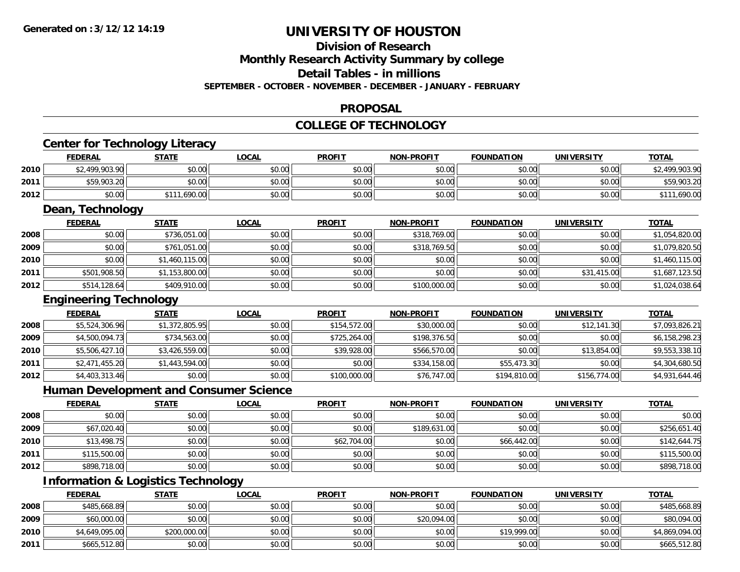**Generated on :3/12/12 14:19**

# UNIVERSITY OF HOUSTON

## Division of Research
## Monthly Research Activity Summary by college
## Detail Tables - in millions
### SEPTEMBER - OCTOBER - NOVEMBER - DECEMBER - JANUARY - FEBRUARY

## PROPOSAL

## COLLEGE OF TECHNOLOGY

### Center for Technology Literacy

| | FEDERAL | STATE | LOCAL | PROFIT | NON-PROFIT | FOUNDATION | UNIVERSITY | TOTAL |
|---|---|---|---|---|---|---|---|---|
| 2010 | $2,499,903.90 | $0.00 | $0.00 | $0.00 | $0.00 | $0.00 | $0.00 | $2,499,903.90 |
| 2011 | $59,903.20 | $0.00 | $0.00 | $0.00 | $0.00 | $0.00 | $0.00 | $59,903.20 |
| 2012 | $0.00 | $111,690.00 | $0.00 | $0.00 | $0.00 | $0.00 | $0.00 | $111,690.00 |

### Dean, Technology

| | FEDERAL | STATE | LOCAL | PROFIT | NON-PROFIT | FOUNDATION | UNIVERSITY | TOTAL |
|---|---|---|---|---|---|---|---|---|
| 2008 | $0.00 | $736,051.00 | $0.00 | $0.00 | $318,769.00 | $0.00 | $0.00 | $1,054,820.00 |
| 2009 | $0.00 | $761,051.00 | $0.00 | $0.00 | $318,769.50 | $0.00 | $0.00 | $1,079,820.50 |
| 2010 | $0.00 | $1,460,115.00 | $0.00 | $0.00 | $0.00 | $0.00 | $0.00 | $1,460,115.00 |
| 2011 | $501,908.50 | $1,153,800.00 | $0.00 | $0.00 | $0.00 | $0.00 | $31,415.00 | $1,687,123.50 |
| 2012 | $514,128.64 | $409,910.00 | $0.00 | $0.00 | $100,000.00 | $0.00 | $0.00 | $1,024,038.64 |

### Engineering Technology

| | FEDERAL | STATE | LOCAL | PROFIT | NON-PROFIT | FOUNDATION | UNIVERSITY | TOTAL |
|---|---|---|---|---|---|---|---|---|
| 2008 | $5,524,306.96 | $1,372,805.95 | $0.00 | $154,572.00 | $30,000.00 | $0.00 | $12,141.30 | $7,093,826.21 |
| 2009 | $4,500,094.73 | $734,563.00 | $0.00 | $725,264.00 | $198,376.50 | $0.00 | $0.00 | $6,158,298.23 |
| 2010 | $5,506,427.10 | $3,426,559.00 | $0.00 | $39,928.00 | $566,570.00 | $0.00 | $13,854.00 | $9,553,338.10 |
| 2011 | $2,471,455.20 | $1,443,594.00 | $0.00 | $0.00 | $334,158.00 | $55,473.30 | $0.00 | $4,304,680.50 |
| 2012 | $4,403,313.46 | $0.00 | $0.00 | $100,000.00 | $76,747.00 | $194,810.00 | $156,774.00 | $4,931,644.46 |

### Human Development and Consumer Science

| | FEDERAL | STATE | LOCAL | PROFIT | NON-PROFIT | FOUNDATION | UNIVERSITY | TOTAL |
|---|---|---|---|---|---|---|---|---|
| 2008 | $0.00 | $0.00 | $0.00 | $0.00 | $0.00 | $0.00 | $0.00 | $0.00 |
| 2009 | $67,020.40 | $0.00 | $0.00 | $0.00 | $189,631.00 | $0.00 | $0.00 | $256,651.40 |
| 2010 | $13,498.75 | $0.00 | $0.00 | $62,704.00 | $0.00 | $66,442.00 | $0.00 | $142,644.75 |
| 2011 | $115,500.00 | $0.00 | $0.00 | $0.00 | $0.00 | $0.00 | $0.00 | $115,500.00 |
| 2012 | $898,718.00 | $0.00 | $0.00 | $0.00 | $0.00 | $0.00 | $0.00 | $898,718.00 |

### Information & Logistics Technology

| | FEDERAL | STATE | LOCAL | PROFIT | NON-PROFIT | FOUNDATION | UNIVERSITY | TOTAL |
|---|---|---|---|---|---|---|---|---|
| 2008 | $485,668.89 | $0.00 | $0.00 | $0.00 | $0.00 | $0.00 | $0.00 | $485,668.89 |
| 2009 | $60,000.00 | $0.00 | $0.00 | $0.00 | $20,094.00 | $0.00 | $0.00 | $80,094.00 |
| 2010 | $4,649,095.00 | $200,000.00 | $0.00 | $0.00 | $0.00 | $19,999.00 | $0.00 | $4,869,094.00 |
| 2011 | $665,512.80 | $0.00 | $0.00 | $0.00 | $0.00 | $0.00 | $0.00 | $665,512.80 |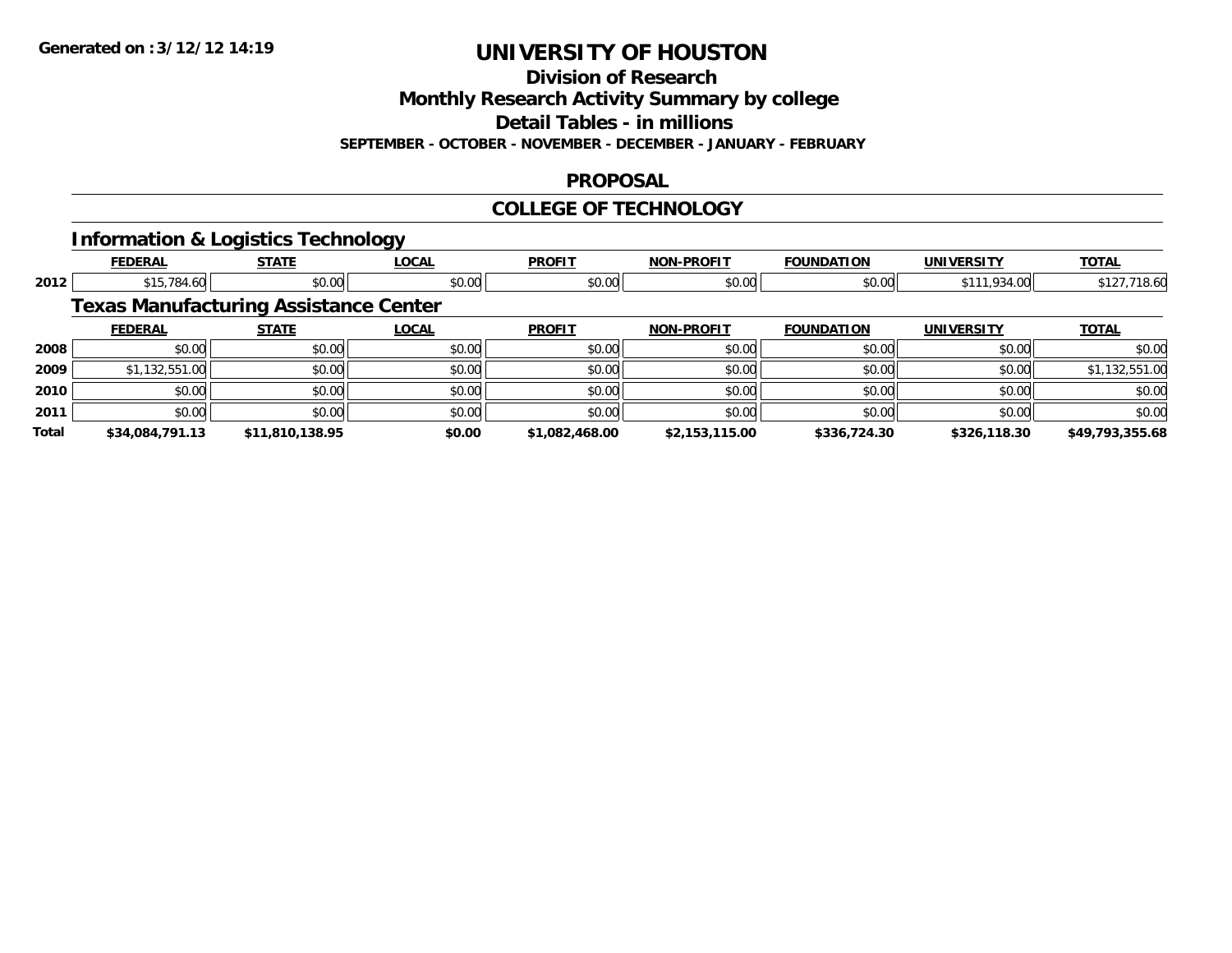**Generated on :3/12/12 14:19**

# UNIVERSITY OF HOUSTON

## Division of Research
## Monthly Research Activity Summary by college
## Detail Tables - in millions
### SEPTEMBER - OCTOBER - NOVEMBER - DECEMBER - JANUARY - FEBRUARY

## PROPOSAL

## COLLEGE OF TECHNOLOGY

### Information & Logistics Technology

| | FEDERAL | STATE | LOCAL | PROFIT | NON-PROFIT | FOUNDATION | UNIVERSITY | TOTAL |
|---|---|---|---|---|---|---|---|---|
| 2012 | $15,784.60 | $0.00 | $0.00 | $0.00 | $0.00 | $0.00 | $111,934.00 | $127,718.60 |

### Texas Manufacturing Assistance Center

| | FEDERAL | STATE | LOCAL | PROFIT | NON-PROFIT | FOUNDATION | UNIVERSITY | TOTAL |
|---|---|---|---|---|---|---|---|---|
| 2008 | $0.00 | $0.00 | $0.00 | $0.00 | $0.00 | $0.00 | $0.00 | $0.00 |
| 2009 | $1,132,551.00 | $0.00 | $0.00 | $0.00 | $0.00 | $0.00 | $0.00 | $1,132,551.00 |
| 2010 | $0.00 | $0.00 | $0.00 | $0.00 | $0.00 | $0.00 | $0.00 | $0.00 |
| 2011 | $0.00 | $0.00 | $0.00 | $0.00 | $0.00 | $0.00 | $0.00 | $0.00 |
| **Total** | **$34,084,791.13** | **$11,810,138.95** | **$0.00** | **$1,082,468.00** | **$2,153,115.00** | **$336,724.30** | **$326,118.30** | **$49,793,355.68** |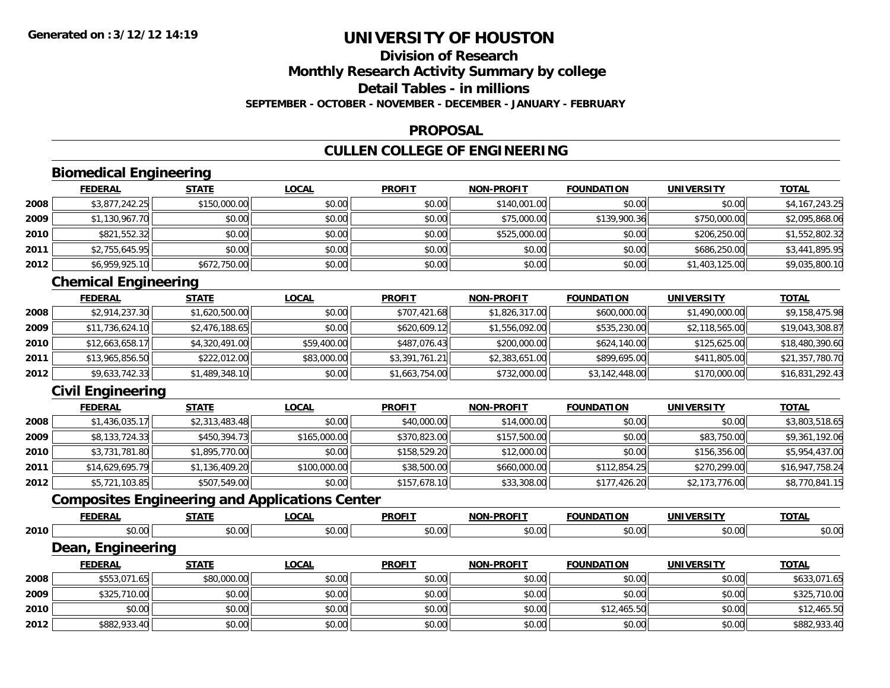**Generated on :3/12/12 14:19**

# UNIVERSITY OF HOUSTON

## Division of Research
## Monthly Research Activity Summary by college
## Detail Tables - in millions
### SEPTEMBER - OCTOBER - NOVEMBER - DECEMBER - JANUARY - FEBRUARY

## PROPOSAL

## CULLEN COLLEGE OF ENGINEERING

### Biomedical Engineering

| | FEDERAL | STATE | LOCAL | PROFIT | NON-PROFIT | FOUNDATION | UNIVERSITY | TOTAL |
|---|---|---|---|---|---|---|---|---|
| 2008 | $3,877,242.25 | $150,000.00 | $0.00 | $0.00 | $140,001.00 | $0.00 | $0.00 | $4,167,243.25 |
| 2009 | $1,130,967.70 | $0.00 | $0.00 | $0.00 | $75,000.00 | $139,900.36 | $750,000.00 | $2,095,868.06 |
| 2010 | $821,552.32 | $0.00 | $0.00 | $0.00 | $525,000.00 | $0.00 | $206,250.00 | $1,552,802.32 |
| 2011 | $2,755,645.95 | $0.00 | $0.00 | $0.00 | $0.00 | $0.00 | $686,250.00 | $3,441,895.95 |
| 2012 | $6,959,925.10 | $672,750.00 | $0.00 | $0.00 | $0.00 | $0.00 | $1,403,125.00 | $9,035,800.10 |

### Chemical Engineering

| | FEDERAL | STATE | LOCAL | PROFIT | NON-PROFIT | FOUNDATION | UNIVERSITY | TOTAL |
|---|---|---|---|---|---|---|---|---|
| 2008 | $2,914,237.30 | $1,620,500.00 | $0.00 | $707,421.68 | $1,826,317.00 | $600,000.00 | $1,490,000.00 | $9,158,475.98 |
| 2009 | $11,736,624.10 | $2,476,188.65 | $0.00 | $620,609.12 | $1,556,092.00 | $535,230.00 | $2,118,565.00 | $19,043,308.87 |
| 2010 | $12,663,658.17 | $4,320,491.00 | $59,400.00 | $487,076.43 | $200,000.00 | $624,140.00 | $125,625.00 | $18,480,390.60 |
| 2011 | $13,965,856.50 | $222,012.00 | $83,000.00 | $3,391,761.21 | $2,383,651.00 | $899,695.00 | $411,805.00 | $21,357,780.70 |
| 2012 | $9,633,742.33 | $1,489,348.10 | $0.00 | $1,663,754.00 | $732,000.00 | $3,142,448.00 | $170,000.00 | $16,831,292.43 |

### Civil Engineering

| | FEDERAL | STATE | LOCAL | PROFIT | NON-PROFIT | FOUNDATION | UNIVERSITY | TOTAL |
|---|---|---|---|---|---|---|---|---|
| 2008 | $1,436,035.17 | $2,313,483.48 | $0.00 | $40,000.00 | $14,000.00 | $0.00 | $0.00 | $3,803,518.65 |
| 2009 | $8,133,724.33 | $450,394.73 | $165,000.00 | $370,823.00 | $157,500.00 | $0.00 | $83,750.00 | $9,361,192.06 |
| 2010 | $3,731,781.80 | $1,895,770.00 | $0.00 | $158,529.20 | $12,000.00 | $0.00 | $156,356.00 | $5,954,437.00 |
| 2011 | $14,629,695.79 | $1,136,409.20 | $100,000.00 | $38,500.00 | $660,000.00 | $112,854.25 | $270,299.00 | $16,947,758.24 |
| 2012 | $5,721,103.85 | $507,549.00 | $0.00 | $157,678.10 | $33,308.00 | $177,426.20 | $2,173,776.00 | $8,770,841.15 |

### Composites Engineering and Applications Center

| | FEDERAL | STATE | LOCAL | PROFIT | NON-PROFIT | FOUNDATION | UNIVERSITY | TOTAL |
|---|---|---|---|---|---|---|---|---|
| 2010 | $0.00 | $0.00 | $0.00 | $0.00 | $0.00 | $0.00 | $0.00 | $0.00 |

### Dean, Engineering

| | FEDERAL | STATE | LOCAL | PROFIT | NON-PROFIT | FOUNDATION | UNIVERSITY | TOTAL |
|---|---|---|---|---|---|---|---|---|
| 2008 | $553,071.65 | $80,000.00 | $0.00 | $0.00 | $0.00 | $0.00 | $0.00 | $633,071.65 |
| 2009 | $325,710.00 | $0.00 | $0.00 | $0.00 | $0.00 | $0.00 | $0.00 | $325,710.00 |
| 2010 | $0.00 | $0.00 | $0.00 | $0.00 | $0.00 | $12,465.50 | $0.00 | $12,465.50 |
| 2012 | $882,933.40 | $0.00 | $0.00 | $0.00 | $0.00 | $0.00 | $0.00 | $882,933.40 |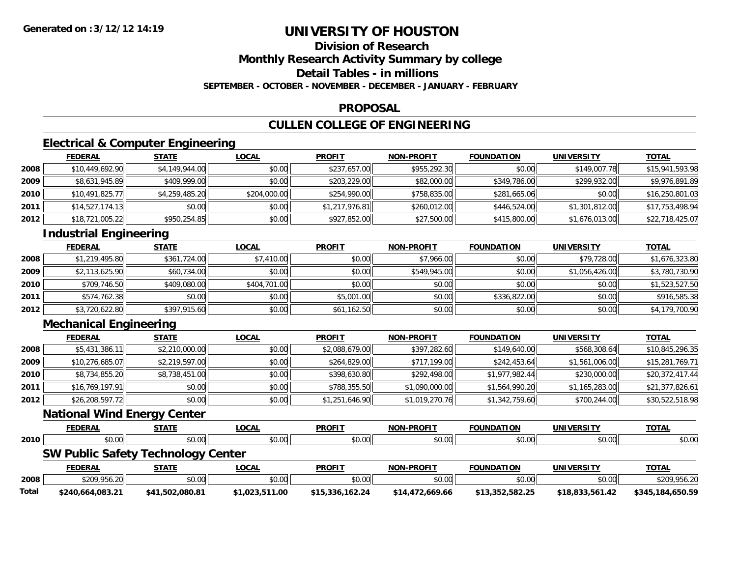Generated on :3/12/12 14:19

# UNIVERSITY OF HOUSTON

## Division of Research
## Monthly Research Activity Summary by college
## Detail Tables - in millions
### SEPTEMBER - OCTOBER - NOVEMBER - DECEMBER - JANUARY - FEBRUARY

## PROPOSAL

## CULLEN COLLEGE OF ENGINEERING

### Electrical & Computer Engineering

| | FEDERAL | STATE | LOCAL | PROFIT | NON-PROFIT | FOUNDATION | UNIVERSITY | TOTAL |
|---|---|---|---|---|---|---|---|---|
| 2008 | $10,449,692.90 | $4,149,944.00 | $0.00 | $237,657.00 | $955,292.30 | $0.00 | $149,007.78 | $15,941,593.98 |
| 2009 | $8,631,945.89 | $409,999.00 | $0.00 | $203,229.00 | $82,000.00 | $349,786.00 | $299,932.00 | $9,976,891.89 |
| 2010 | $10,491,825.77 | $4,259,485.20 | $204,000.00 | $254,990.00 | $758,835.00 | $281,665.06 | $0.00 | $16,250,801.03 |
| 2011 | $14,527,174.13 | $0.00 | $0.00 | $1,217,976.81 | $260,012.00 | $446,524.00 | $1,301,812.00 | $17,753,498.94 |
| 2012 | $18,721,005.22 | $950,254.85 | $0.00 | $927,852.00 | $27,500.00 | $415,800.00 | $1,676,013.00 | $22,718,425.07 |

### Industrial Engineering

| | FEDERAL | STATE | LOCAL | PROFIT | NON-PROFIT | FOUNDATION | UNIVERSITY | TOTAL |
|---|---|---|---|---|---|---|---|---|
| 2008 | $1,219,495.80 | $361,724.00 | $7,410.00 | $0.00 | $7,966.00 | $0.00 | $79,728.00 | $1,676,323.80 |
| 2009 | $2,113,625.90 | $60,734.00 | $0.00 | $0.00 | $549,945.00 | $0.00 | $1,056,426.00 | $3,780,730.90 |
| 2010 | $709,746.50 | $409,080.00 | $404,701.00 | $0.00 | $0.00 | $0.00 | $0.00 | $1,523,527.50 |
| 2011 | $574,762.38 | $0.00 | $0.00 | $5,001.00 | $0.00 | $336,822.00 | $0.00 | $916,585.38 |
| 2012 | $3,720,622.80 | $397,915.60 | $0.00 | $61,162.50 | $0.00 | $0.00 | $0.00 | $4,179,700.90 |

### Mechanical Engineering

| | FEDERAL | STATE | LOCAL | PROFIT | NON-PROFIT | FOUNDATION | UNIVERSITY | TOTAL |
|---|---|---|---|---|---|---|---|---|
| 2008 | $5,431,386.11 | $2,210,000.00 | $0.00 | $2,088,679.00 | $397,282.60 | $149,640.00 | $568,308.64 | $10,845,296.35 |
| 2009 | $10,276,685.07 | $2,219,597.00 | $0.00 | $264,829.00 | $717,199.00 | $242,453.64 | $1,561,006.00 | $15,281,769.71 |
| 2010 | $8,734,855.20 | $8,738,451.00 | $0.00 | $398,630.80 | $292,498.00 | $1,977,982.44 | $230,000.00 | $20,372,417.44 |
| 2011 | $16,769,197.91 | $0.00 | $0.00 | $788,355.50 | $1,090,000.00 | $1,564,990.20 | $1,165,283.00 | $21,377,826.61 |
| 2012 | $26,208,597.72 | $0.00 | $0.00 | $1,251,646.90 | $1,019,270.76 | $1,342,759.60 | $700,244.00 | $30,522,518.98 |

### National Wind Energy Center

| | FEDERAL | STATE | LOCAL | PROFIT | NON-PROFIT | FOUNDATION | UNIVERSITY | TOTAL |
|---|---|---|---|---|---|---|---|---|
| 2010 | $0.00 | $0.00 | $0.00 | $0.00 | $0.00 | $0.00 | $0.00 | $0.00 |

### SW Public Safety Technology Center

| | FEDERAL | STATE | LOCAL | PROFIT | NON-PROFIT | FOUNDATION | UNIVERSITY | TOTAL |
|---|---|---|---|---|---|---|---|---|
| 2008 | $209,956.20 | $0.00 | $0.00 | $0.00 | $0.00 | $0.00 | $0.00 | $209,956.20 |
| **Total** | **$240,664,083.21** | **$41,502,080.81** | **$1,023,511.00** | **$15,336,162.24** | **$14,472,669.66** | **$13,352,582.25** | **$18,833,561.42** | **$345,184,650.59** |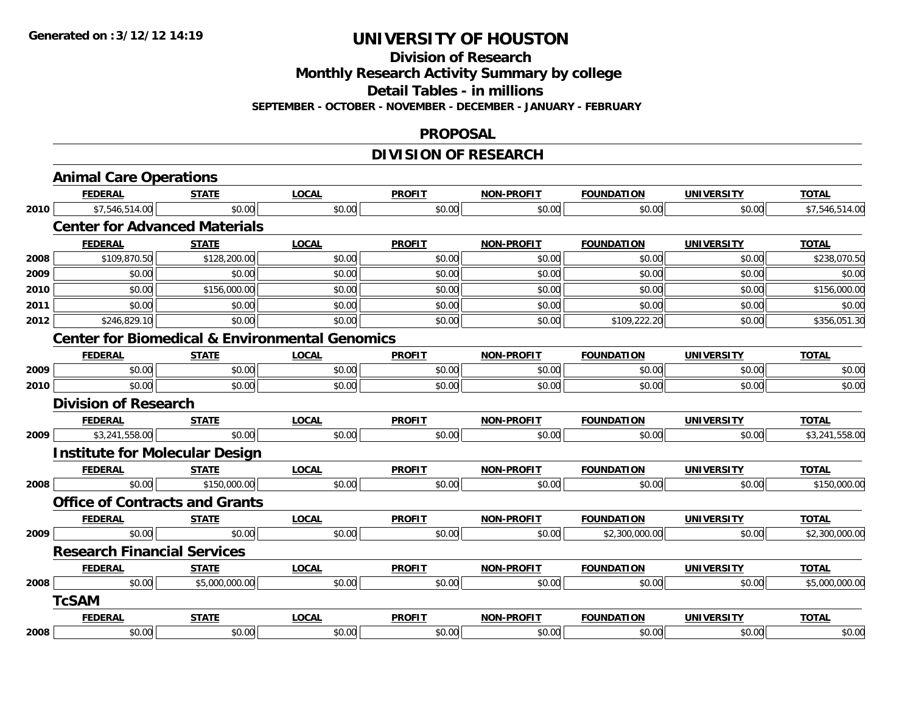**Generated on :3/12/12 14:19**

# UNIVERSITY OF HOUSTON

## Division of Research
## Monthly Research Activity Summary by college
## Detail Tables - in millions
### SEPTEMBER - OCTOBER - NOVEMBER - DECEMBER - JANUARY - FEBRUARY

## PROPOSAL

## DIVISION OF RESEARCH

### Animal Care Operations

| | FEDERAL | STATE | LOCAL | PROFIT | NON-PROFIT | FOUNDATION | UNIVERSITY | TOTAL |
|---|---|---|---|---|---|---|---|---|
| 2010 | $7,546,514.00 | $0.00 | $0.00 | $0.00 | $0.00 | $0.00 | $0.00 | $7,546,514.00 |

### Center for Advanced Materials

| | FEDERAL | STATE | LOCAL | PROFIT | NON-PROFIT | FOUNDATION | UNIVERSITY | TOTAL |
|---|---|---|---|---|---|---|---|---|
| 2008 | $109,870.50 | $128,200.00 | $0.00 | $0.00 | $0.00 | $0.00 | $0.00 | $238,070.50 |
| 2009 | $0.00 | $0.00 | $0.00 | $0.00 | $0.00 | $0.00 | $0.00 | $0.00 |
| 2010 | $0.00 | $156,000.00 | $0.00 | $0.00 | $0.00 | $0.00 | $0.00 | $156,000.00 |
| 2011 | $0.00 | $0.00 | $0.00 | $0.00 | $0.00 | $0.00 | $0.00 | $0.00 |
| 2012 | $246,829.10 | $0.00 | $0.00 | $0.00 | $0.00 | $109,222.20 | $0.00 | $356,051.30 |

### Center for Biomedical & Environmental Genomics

| | FEDERAL | STATE | LOCAL | PROFIT | NON-PROFIT | FOUNDATION | UNIVERSITY | TOTAL |
|---|---|---|---|---|---|---|---|---|
| 2009 | $0.00 | $0.00 | $0.00 | $0.00 | $0.00 | $0.00 | $0.00 | $0.00 |
| 2010 | $0.00 | $0.00 | $0.00 | $0.00 | $0.00 | $0.00 | $0.00 | $0.00 |

### Division of Research

| | FEDERAL | STATE | LOCAL | PROFIT | NON-PROFIT | FOUNDATION | UNIVERSITY | TOTAL |
|---|---|---|---|---|---|---|---|---|
| 2009 | $3,241,558.00 | $0.00 | $0.00 | $0.00 | $0.00 | $0.00 | $0.00 | $3,241,558.00 |

### Institute for Molecular Design

| | FEDERAL | STATE | LOCAL | PROFIT | NON-PROFIT | FOUNDATION | UNIVERSITY | TOTAL |
|---|---|---|---|---|---|---|---|---|
| 2008 | $0.00 | $150,000.00 | $0.00 | $0.00 | $0.00 | $0.00 | $0.00 | $150,000.00 |

### Office of Contracts and Grants

| | FEDERAL | STATE | LOCAL | PROFIT | NON-PROFIT | FOUNDATION | UNIVERSITY | TOTAL |
|---|---|---|---|---|---|---|---|---|
| 2009 | $0.00 | $0.00 | $0.00 | $0.00 | $0.00 | $2,300,000.00 | $0.00 | $2,300,000.00 |

### Research Financial Services

| | FEDERAL | STATE | LOCAL | PROFIT | NON-PROFIT | FOUNDATION | UNIVERSITY | TOTAL |
|---|---|---|---|---|---|---|---|---|
| 2008 | $0.00 | $5,000,000.00 | $0.00 | $0.00 | $0.00 | $0.00 | $0.00 | $5,000,000.00 |

### TcSAM

| | FEDERAL | STATE | LOCAL | PROFIT | NON-PROFIT | FOUNDATION | UNIVERSITY | TOTAL |
|---|---|---|---|---|---|---|---|---|
| 2008 | $0.00 | $0.00 | $0.00 | $0.00 | $0.00 | $0.00 | $0.00 | $0.00 |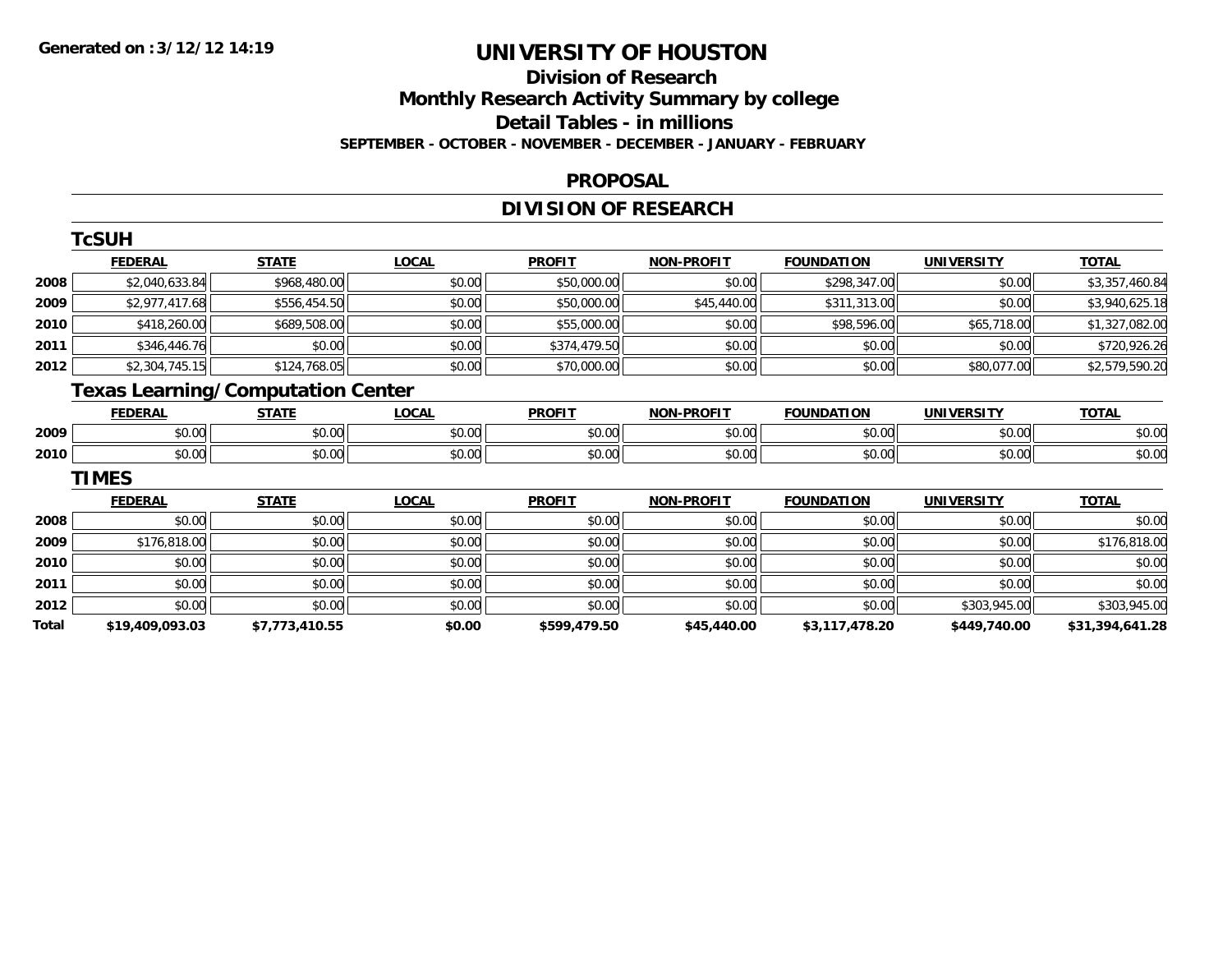# UNIVERSITY OF HOUSTON

## Division of Research

## Monthly Research Activity Summary by college

## Detail Tables - in millions

**SEPTEMBER - OCTOBER - NOVEMBER - DECEMBER - JANUARY - FEBRUARY**

## PROPOSAL

## DIVISION OF RESEARCH

### TcSUH

| | FEDERAL | STATE | LOCAL | PROFIT | NON-PROFIT | FOUNDATION | UNIVERSITY | TOTAL |
|---|---|---|---|---|---|---|---|---|
| 2008 | $2,040,633.84 | $968,480.00 | $0.00 | $50,000.00 | $0.00 | $298,347.00 | $0.00 | $3,357,460.84 |
| 2009 | $2,977,417.68 | $556,454.50 | $0.00 | $50,000.00 | $45,440.00 | $311,313.00 | $0.00 | $3,940,625.18 |
| 2010 | $418,260.00 | $689,508.00 | $0.00 | $55,000.00 | $0.00 | $98,596.00 | $65,718.00 | $1,327,082.00 |
| 2011 | $346,446.76 | $0.00 | $0.00 | $374,479.50 | $0.00 | $0.00 | $0.00 | $720,926.26 |
| 2012 | $2,304,745.15 | $124,768.05 | $0.00 | $70,000.00 | $0.00 | $0.00 | $80,077.00 | $2,579,590.20 |

### Texas Learning/Computation Center

| | FEDERAL | STATE | LOCAL | PROFIT | NON-PROFIT | FOUNDATION | UNIVERSITY | TOTAL |
|---|---|---|---|---|---|---|---|---|
| 2009 | $0.00 | $0.00 | $0.00 | $0.00 | $0.00 | $0.00 | $0.00 | $0.00 |
| 2010 | $0.00 | $0.00 | $0.00 | $0.00 | $0.00 | $0.00 | $0.00 | $0.00 |

### TIMES

| | FEDERAL | STATE | LOCAL | PROFIT | NON-PROFIT | FOUNDATION | UNIVERSITY | TOTAL |
|---|---|---|---|---|---|---|---|---|
| 2008 | $0.00 | $0.00 | $0.00 | $0.00 | $0.00 | $0.00 | $0.00 | $0.00 |
| 2009 | $176,818.00 | $0.00 | $0.00 | $0.00 | $0.00 | $0.00 | $0.00 | $176,818.00 |
| 2010 | $0.00 | $0.00 | $0.00 | $0.00 | $0.00 | $0.00 | $0.00 | $0.00 |
| 2011 | $0.00 | $0.00 | $0.00 | $0.00 | $0.00 | $0.00 | $0.00 | $0.00 |
| 2012 | $0.00 | $0.00 | $0.00 | $0.00 | $0.00 | $0.00 | $303,945.00 | $303,945.00 |
| **Total** | **$19,409,093.03** | **$7,773,410.55** | **$0.00** | **$599,479.50** | **$45,440.00** | **$3,117,478.20** | **$449,740.00** | **$31,394,641.28** |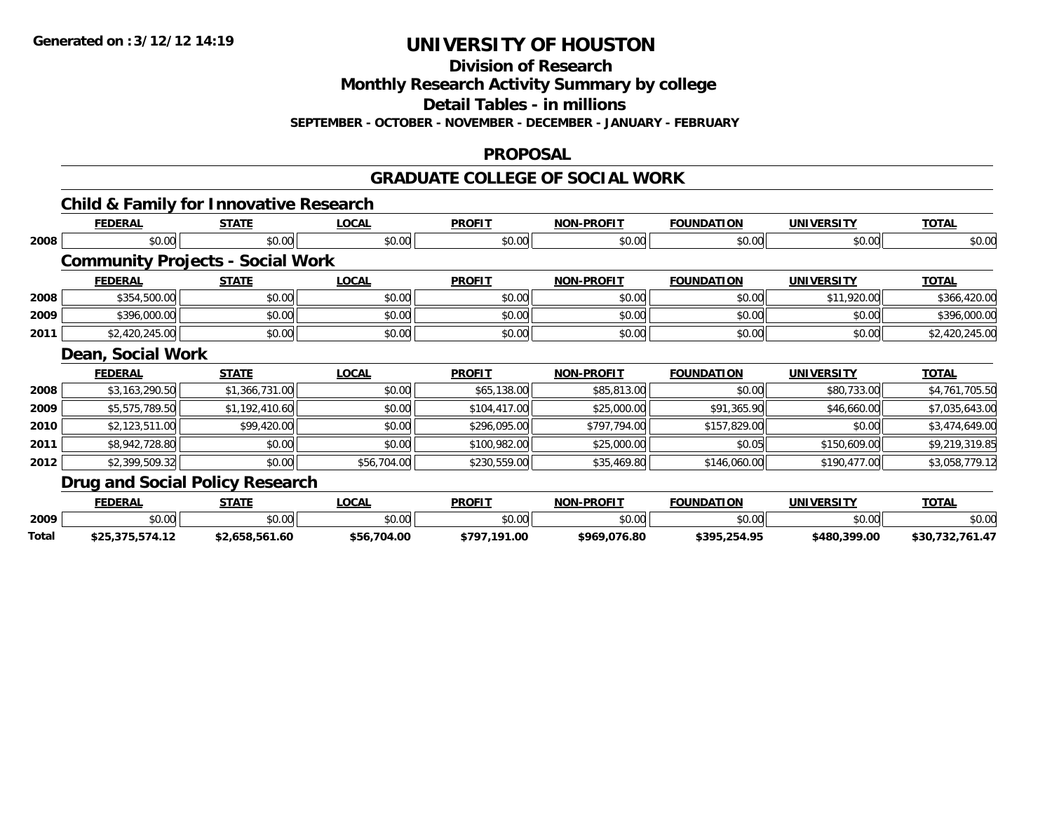**Generated on :3/12/12 14:19**

# UNIVERSITY OF HOUSTON

## Division of Research

## Monthly Research Activity Summary by college

## Detail Tables - in millions

**SEPTEMBER - OCTOBER - NOVEMBER - DECEMBER - JANUARY - FEBRUARY**

## PROPOSAL

## GRADUATE COLLEGE OF SOCIAL WORK

### Child & Family for Innovative Research

| | FEDERAL | STATE | LOCAL | PROFIT | NON-PROFIT | FOUNDATION | UNIVERSITY | TOTAL |
|---|---|---|---|---|---|---|---|---|
| 2008 | $0.00 | $0.00 | $0.00 | $0.00 | $0.00 | $0.00 | $0.00 | $0.00 |

### Community Projects - Social Work

| | FEDERAL | STATE | LOCAL | PROFIT | NON-PROFIT | FOUNDATION | UNIVERSITY | TOTAL |
|---|---|---|---|---|---|---|---|---|
| 2008 | $354,500.00 | $0.00 | $0.00 | $0.00 | $0.00 | $0.00 | $11,920.00 | $366,420.00 |
| 2009 | $396,000.00 | $0.00 | $0.00 | $0.00 | $0.00 | $0.00 | $0.00 | $396,000.00 |
| 2011 | $2,420,245.00 | $0.00 | $0.00 | $0.00 | $0.00 | $0.00 | $0.00 | $2,420,245.00 |

### Dean, Social Work

| | FEDERAL | STATE | LOCAL | PROFIT | NON-PROFIT | FOUNDATION | UNIVERSITY | TOTAL |
|---|---|---|---|---|---|---|---|---|
| 2008 | $3,163,290.50 | $1,366,731.00 | $0.00 | $65,138.00 | $85,813.00 | $0.00 | $80,733.00 | $4,761,705.50 |
| 2009 | $5,575,789.50 | $1,192,410.60 | $0.00 | $104,417.00 | $25,000.00 | $91,365.90 | $46,660.00 | $7,035,643.00 |
| 2010 | $2,123,511.00 | $99,420.00 | $0.00 | $296,095.00 | $797,794.00 | $157,829.00 | $0.00 | $3,474,649.00 |
| 2011 | $8,942,728.80 | $0.00 | $0.00 | $100,982.00 | $25,000.00 | $0.05 | $150,609.00 | $9,219,319.85 |
| 2012 | $2,399,509.32 | $0.00 | $56,704.00 | $230,559.00 | $35,469.80 | $146,060.00 | $190,477.00 | $3,058,779.12 |

### Drug and Social Policy Research

| | FEDERAL | STATE | LOCAL | PROFIT | NON-PROFIT | FOUNDATION | UNIVERSITY | TOTAL |
|---|---|---|---|---|---|---|---|---|
| 2009 | $0.00 | $0.00 | $0.00 | $0.00 | $0.00 | $0.00 | $0.00 | $0.00 |
| **Total** | **$25,375,574.12** | **$2,658,561.60** | **$56,704.00** | **$797,191.00** | **$969,076.80** | **$395,254.95** | **$480,399.00** | **$30,732,761.47** |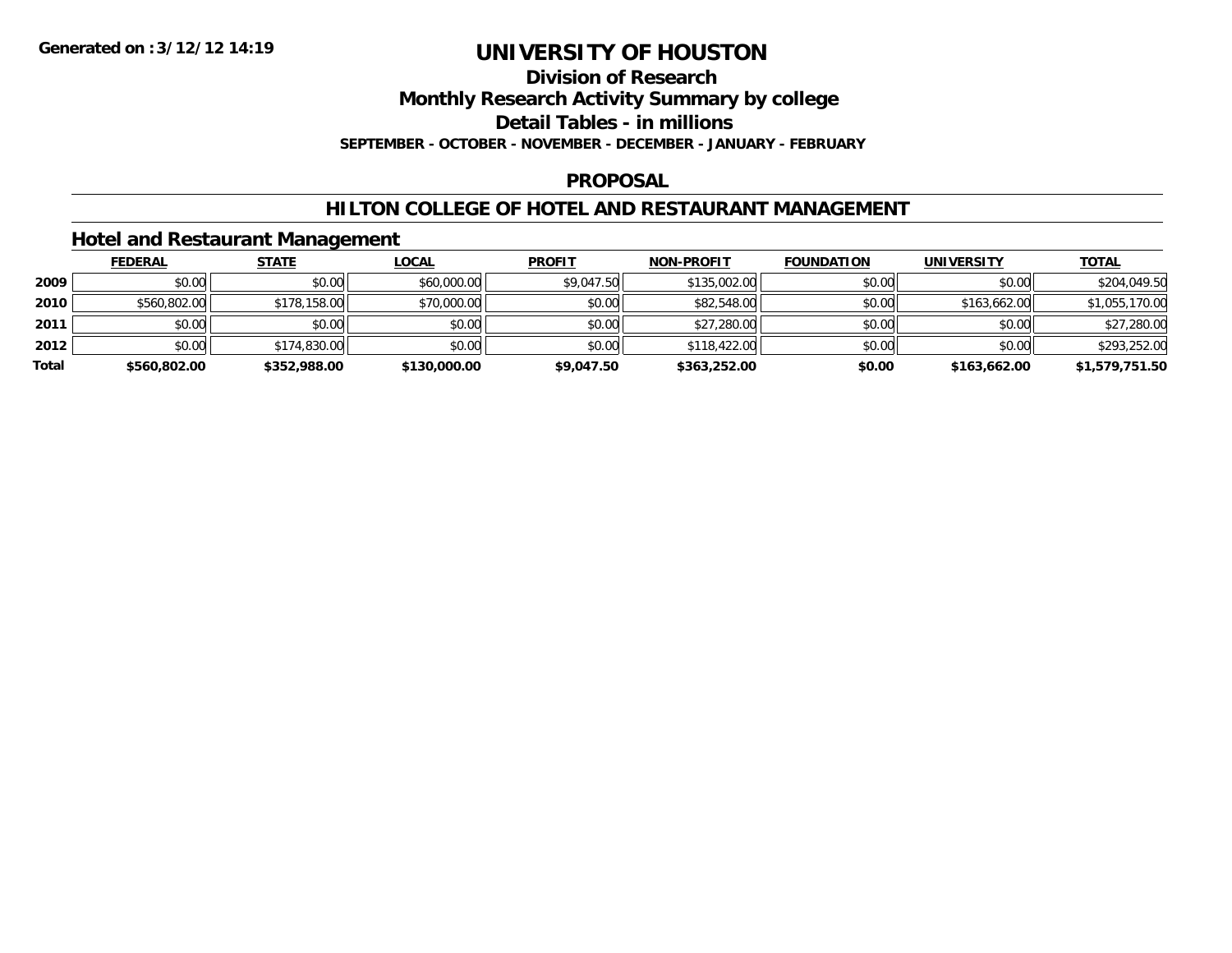**Generated on :3/12/12 14:19**

# UNIVERSITY OF HOUSTON

## Division of Research

## Monthly Research Activity Summary by college

## Detail Tables - in millions

**SEPTEMBER - OCTOBER - NOVEMBER - DECEMBER - JANUARY - FEBRUARY**

## PROPOSAL

## HILTON COLLEGE OF HOTEL AND RESTAURANT MANAGEMENT

### Hotel and Restaurant Management

| | FEDERAL | STATE | LOCAL | PROFIT | NON-PROFIT | FOUNDATION | UNIVERSITY | TOTAL |
|---|---|---|---|---|---|---|---|---|
| **2009** | $0.00 | $0.00 | $60,000.00 | $9,047.50 | $135,002.00 | $0.00 | $0.00 | $204,049.50 |
| **2010** | $560,802.00 | $178,158.00 | $70,000.00 | $0.00 | $82,548.00 | $0.00 | $163,662.00 | $1,055,170.00 |
| **2011** | $0.00 | $0.00 | $0.00 | $0.00 | $27,280.00 | $0.00 | $0.00 | $27,280.00 |
| **2012** | $0.00 | $174,830.00 | $0.00 | $0.00 | $118,422.00 | $0.00 | $0.00 | $293,252.00 |
| **Total** | **$560,802.00** | **$352,988.00** | **$130,000.00** | **$9,047.50** | **$363,252.00** | **$0.00** | **$163,662.00** | **$1,579,751.50** |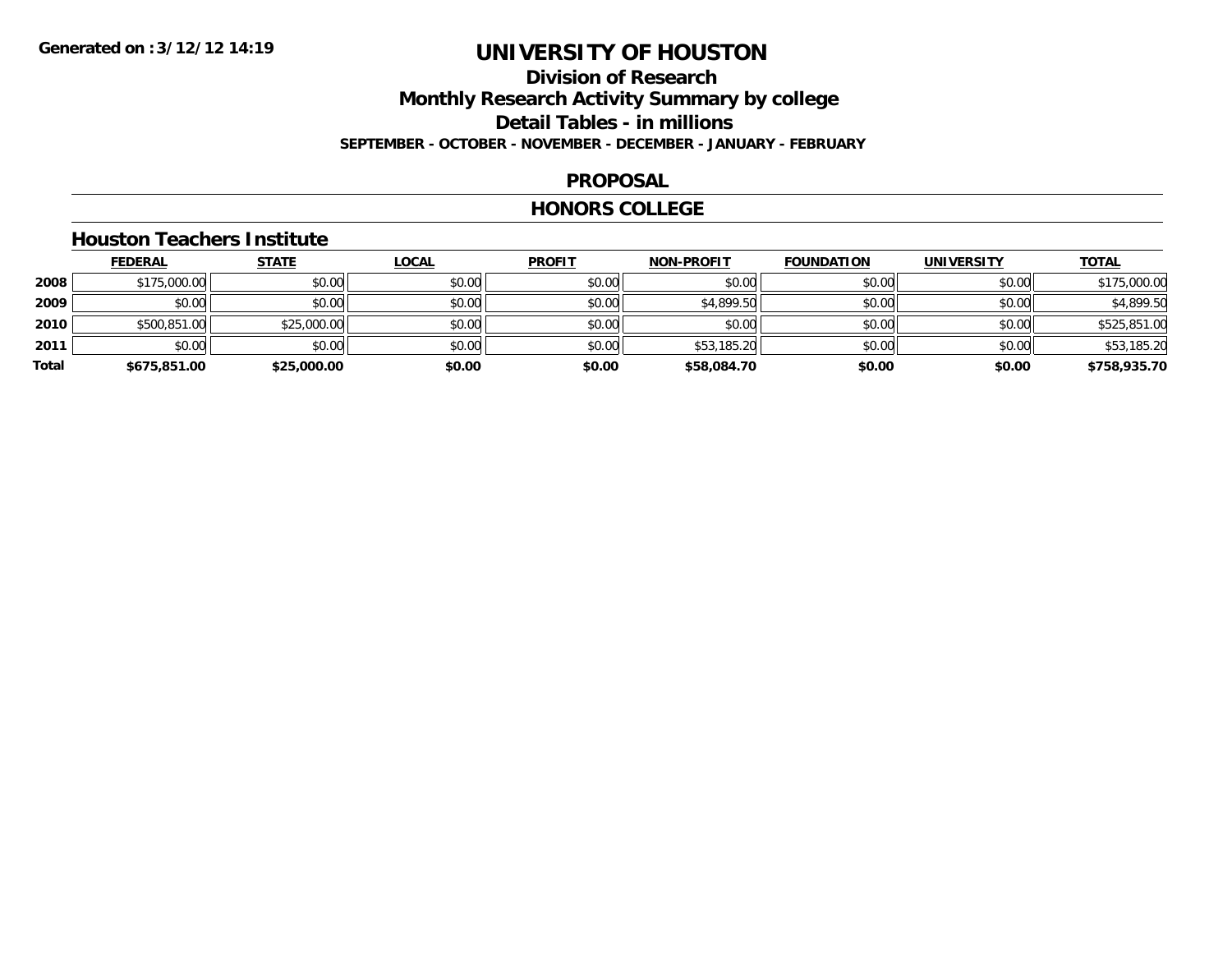# UNIVERSITY OF HOUSTON

## Division of Research

## Monthly Research Activity Summary by college

## Detail Tables - in millions

**SEPTEMBER - OCTOBER - NOVEMBER - DECEMBER - JANUARY - FEBRUARY**

## PROPOSAL

## HONORS COLLEGE

### Houston Teachers Institute

| | FEDERAL | STATE | LOCAL | PROFIT | NON-PROFIT | FOUNDATION | UNIVERSITY | TOTAL |
|---|---|---|---|---|---|---|---|---|
| 2008 | $175,000.00 | $0.00 | $0.00 | $0.00 | $0.00 | $0.00 | $0.00 | $175,000.00 |
| 2009 | $0.00 | $0.00 | $0.00 | $0.00 | $4,899.50 | $0.00 | $0.00 | $4,899.50 |
| 2010 | $500,851.00 | $25,000.00 | $0.00 | $0.00 | $0.00 | $0.00 | $0.00 | $525,851.00 |
| 2011 | $0.00 | $0.00 | $0.00 | $0.00 | $53,185.20 | $0.00 | $0.00 | $53,185.20 |
| **Total** | **$675,851.00** | **$25,000.00** | **$0.00** | **$0.00** | **$58,084.70** | **$0.00** | **$0.00** | **$758,935.70** |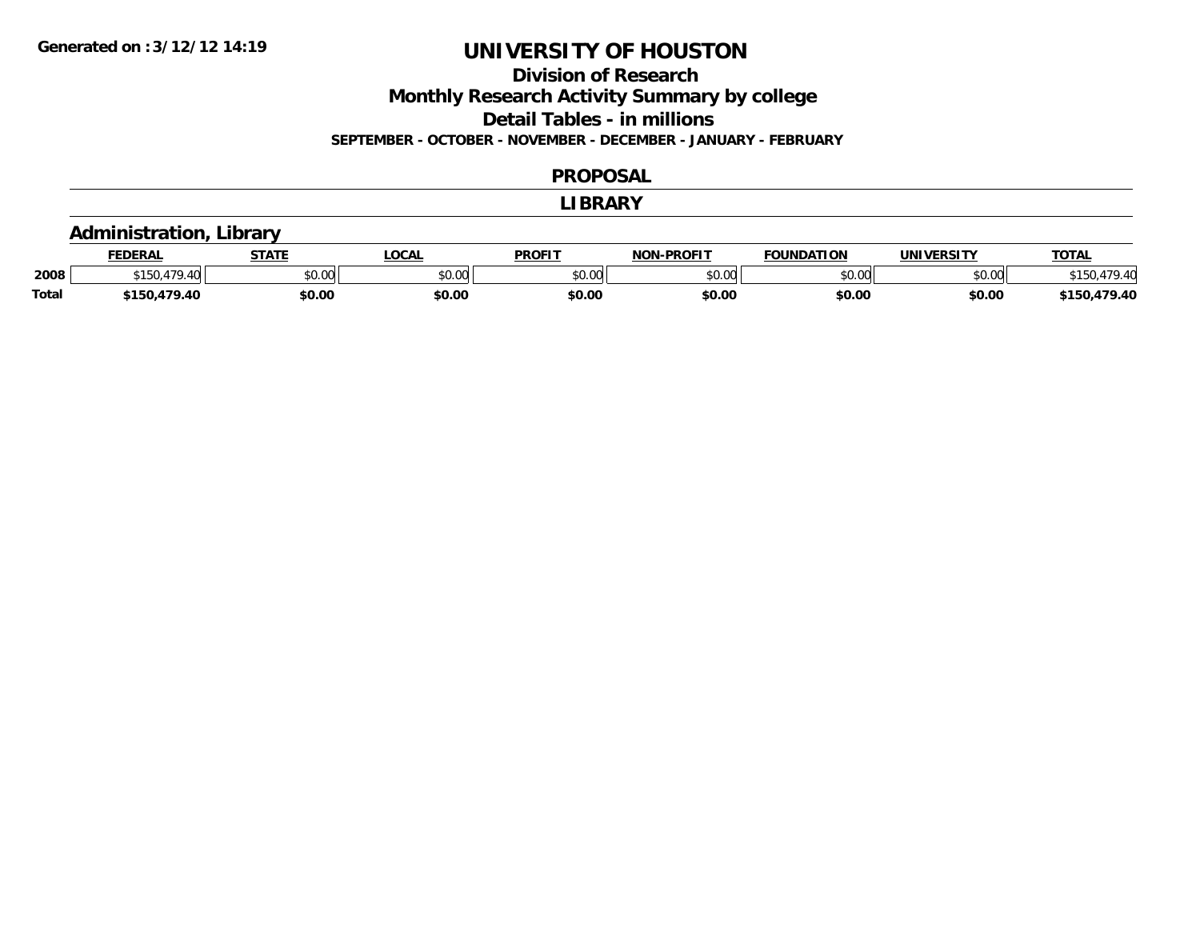**Generated on :3/12/12 14:19**

# UNIVERSITY OF HOUSTON

## Division of Research

## Monthly Research Activity Summary by college

## Detail Tables - in millions

**SEPTEMBER - OCTOBER - NOVEMBER - DECEMBER - JANUARY - FEBRUARY**

## PROPOSAL

## LIBRARY

### Administration, Library

| | FEDERAL | STATE | LOCAL | PROFIT | NON-PROFIT | FOUNDATION | UNIVERSITY | TOTAL |
|---|---|---|---|---|---|---|---|---|
| 2008 | $150,479.40 | $0.00 | $0.00 | $0.00 | $0.00 | $0.00 | $0.00 | $150,479.40 |
| **Total** | **$150,479.40** | **$0.00** | **$0.00** | **$0.00** | **$0.00** | **$0.00** | **$0.00** | **$150,479.40** |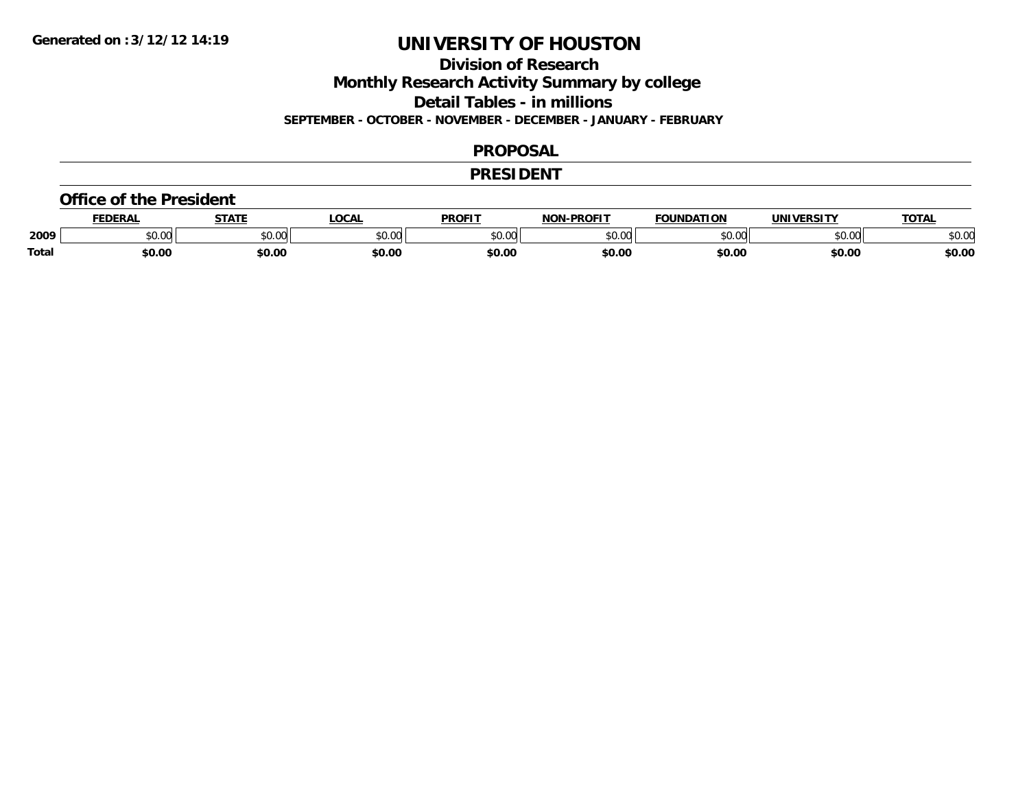Generated on :3/12/12 14:19

# UNIVERSITY OF HOUSTON

## Division of Research

## Monthly Research Activity Summary by college

## Detail Tables - in millions

**SEPTEMBER - OCTOBER - NOVEMBER - DECEMBER - JANUARY - FEBRUARY**

## PROPOSAL

## PRESIDENT

### Office of the President

| | FEDERAL | STATE | LOCAL | PROFIT | NON-PROFIT | FOUNDATION | UNIVERSITY | TOTAL |
|---|---|---|---|---|---|---|---|---|
| **2009** | $0.00 | $0.00 | $0.00 | $0.00 | $0.00 | $0.00 | $0.00 | $0.00 |
| **Total** | **$0.00** | **$0.00** | **$0.00** | **$0.00** | **$0.00** | **$0.00** | **$0.00** | **$0.00** |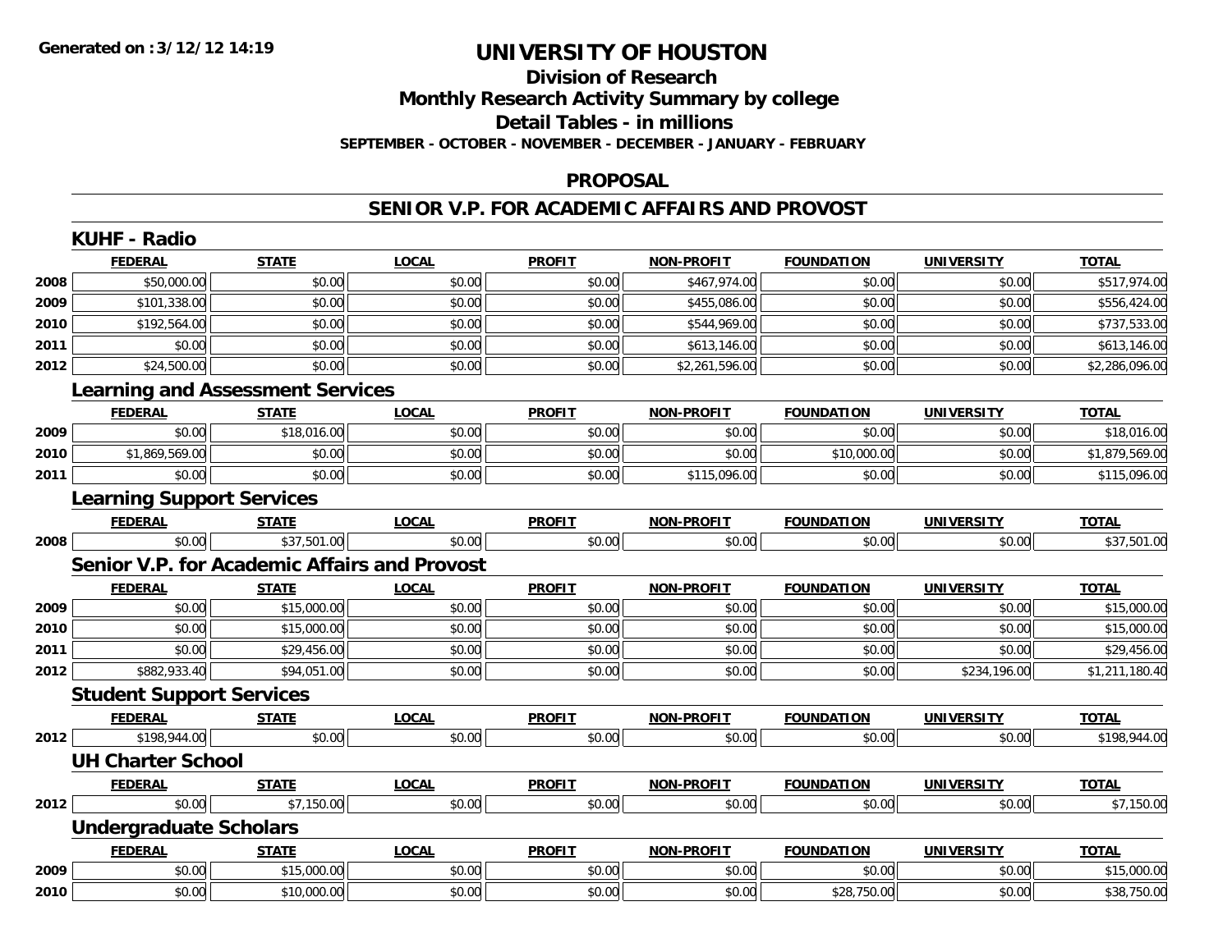# UNIVERSITY OF HOUSTON

## Division of Research

## Monthly Research Activity Summary by college

## Detail Tables - in millions

**SEPTEMBER - OCTOBER - NOVEMBER - DECEMBER - JANUARY - FEBRUARY**

## PROPOSAL

## SENIOR V.P. FOR ACADEMIC AFFAIRS AND PROVOST

### KUHF - Radio

| | FEDERAL | STATE | LOCAL | PROFIT | NON-PROFIT | FOUNDATION | UNIVERSITY | TOTAL |
|---|---|---|---|---|---|---|---|---|
| 2008 | $50,000.00 | $0.00 | $0.00 | $0.00 | $467,974.00 | $0.00 | $0.00 | $517,974.00 |
| 2009 | $101,338.00 | $0.00 | $0.00 | $0.00 | $455,086.00 | $0.00 | $0.00 | $556,424.00 |
| 2010 | $192,564.00 | $0.00 | $0.00 | $0.00 | $544,969.00 | $0.00 | $0.00 | $737,533.00 |
| 2011 | $0.00 | $0.00 | $0.00 | $0.00 | $613,146.00 | $0.00 | $0.00 | $613,146.00 |
| 2012 | $24,500.00 | $0.00 | $0.00 | $0.00 | $2,261,596.00 | $0.00 | $0.00 | $2,286,096.00 |

### Learning and Assessment Services

| | FEDERAL | STATE | LOCAL | PROFIT | NON-PROFIT | FOUNDATION | UNIVERSITY | TOTAL |
|---|---|---|---|---|---|---|---|---|
| 2009 | $0.00 | $18,016.00 | $0.00 | $0.00 | $0.00 | $0.00 | $0.00 | $18,016.00 |
| 2010 | $1,869,569.00 | $0.00 | $0.00 | $0.00 | $0.00 | $10,000.00 | $0.00 | $1,879,569.00 |
| 2011 | $0.00 | $0.00 | $0.00 | $0.00 | $115,096.00 | $0.00 | $0.00 | $115,096.00 |

### Learning Support Services

| | FEDERAL | STATE | LOCAL | PROFIT | NON-PROFIT | FOUNDATION | UNIVERSITY | TOTAL |
|---|---|---|---|---|---|---|---|---|
| 2008 | $0.00 | $37,501.00 | $0.00 | $0.00 | $0.00 | $0.00 | $0.00 | $37,501.00 |

### Senior V.P. for Academic Affairs and Provost

| | FEDERAL | STATE | LOCAL | PROFIT | NON-PROFIT | FOUNDATION | UNIVERSITY | TOTAL |
|---|---|---|---|---|---|---|---|---|
| 2009 | $0.00 | $15,000.00 | $0.00 | $0.00 | $0.00 | $0.00 | $0.00 | $15,000.00 |
| 2010 | $0.00 | $15,000.00 | $0.00 | $0.00 | $0.00 | $0.00 | $0.00 | $15,000.00 |
| 2011 | $0.00 | $29,456.00 | $0.00 | $0.00 | $0.00 | $0.00 | $0.00 | $29,456.00 |
| 2012 | $882,933.40 | $94,051.00 | $0.00 | $0.00 | $0.00 | $0.00 | $234,196.00 | $1,211,180.40 |

### Student Support Services

| | FEDERAL | STATE | LOCAL | PROFIT | NON-PROFIT | FOUNDATION | UNIVERSITY | TOTAL |
|---|---|---|---|---|---|---|---|---|
| 2012 | $198,944.00 | $0.00 | $0.00 | $0.00 | $0.00 | $0.00 | $0.00 | $198,944.00 |

### UH Charter School

| | FEDERAL | STATE | LOCAL | PROFIT | NON-PROFIT | FOUNDATION | UNIVERSITY | TOTAL |
|---|---|---|---|---|---|---|---|---|
| 2012 | $0.00 | $7,150.00 | $0.00 | $0.00 | $0.00 | $0.00 | $0.00 | $7,150.00 |

### Undergraduate Scholars

| | FEDERAL | STATE | LOCAL | PROFIT | NON-PROFIT | FOUNDATION | UNIVERSITY | TOTAL |
|---|---|---|---|---|---|---|---|---|
| 2009 | $0.00 | $15,000.00 | $0.00 | $0.00 | $0.00 | $0.00 | $0.00 | $15,000.00 |
| 2010 | $0.00 | $10,000.00 | $0.00 | $0.00 | $0.00 | $28,750.00 | $0.00 | $38,750.00 |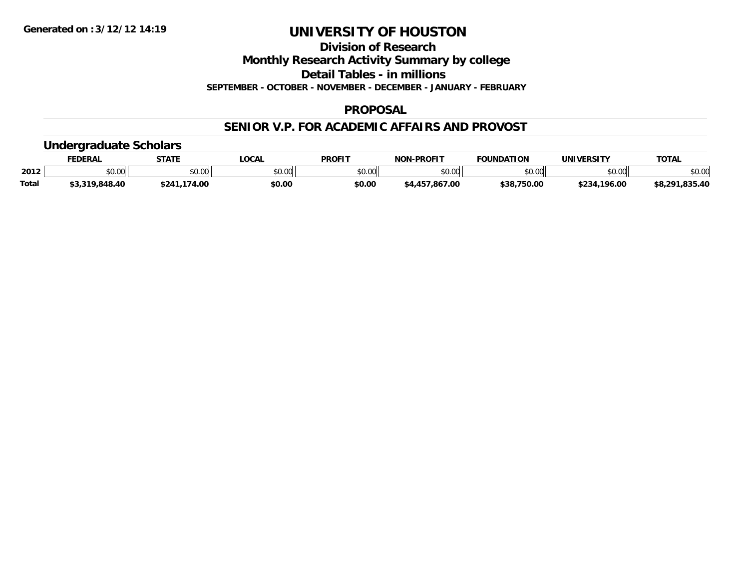# UNIVERSITY OF HOUSTON

## Division of Research

## Monthly Research Activity Summary by college

## Detail Tables - in millions

**SEPTEMBER - OCTOBER - NOVEMBER - DECEMBER - JANUARY - FEBRUARY**

### PROPOSAL

### SENIOR V.P. FOR ACADEMIC AFFAIRS AND PROVOST

#### Undergraduate Scholars

| | FEDERAL | STATE | LOCAL | PROFIT | NON-PROFIT | FOUNDATION | UNIVERSITY | TOTAL |
|---|---|---|---|---|---|---|---|---|
| 2012 | $0.00 | $0.00 | $0.00 | $0.00 | $0.00 | $0.00 | $0.00 | $0.00 |
| Total | $3,319,848.40 | $241,174.00 | $0.00 | $0.00 | $4,457,867.00 | $38,750.00 | $234,196.00 | $8,291,835.40 |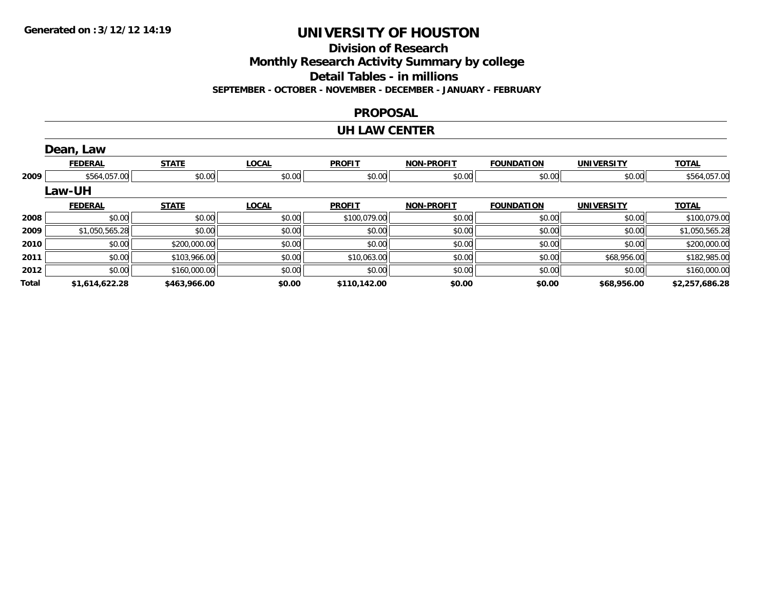**Generated on :3/12/12 14:19**

# UNIVERSITY OF HOUSTON

## Division of Research
## Monthly Research Activity Summary by college
## Detail Tables - in millions
### SEPTEMBER - OCTOBER - NOVEMBER - DECEMBER - JANUARY - FEBRUARY

## PROPOSAL

## UH LAW CENTER

### Dean, Law

| | FEDERAL | STATE | LOCAL | PROFIT | NON-PROFIT | FOUNDATION | UNIVERSITY | TOTAL |
|---|---|---|---|---|---|---|---|---|
| 2009 | $564,057.00 | $0.00 | $0.00 | $0.00 | $0.00 | $0.00 | $0.00 | $564,057.00 |

### Law-UH

| | FEDERAL | STATE | LOCAL | PROFIT | NON-PROFIT | FOUNDATION | UNIVERSITY | TOTAL |
|---|---|---|---|---|---|---|---|---|
| 2008 | $0.00 | $0.00 | $0.00 | $100,079.00 | $0.00 | $0.00 | $0.00 | $100,079.00 |
| 2009 | $1,050,565.28 | $0.00 | $0.00 | $0.00 | $0.00 | $0.00 | $0.00 | $1,050,565.28 |
| 2010 | $0.00 | $200,000.00 | $0.00 | $0.00 | $0.00 | $0.00 | $0.00 | $200,000.00 |
| 2011 | $0.00 | $103,966.00 | $0.00 | $10,063.00 | $0.00 | $0.00 | $68,956.00 | $182,985.00 |
| 2012 | $0.00 | $160,000.00 | $0.00 | $0.00 | $0.00 | $0.00 | $0.00 | $160,000.00 |
| **Total** | **$1,614,622.28** | **$463,966.00** | **$0.00** | **$110,142.00** | **$0.00** | **$0.00** | **$68,956.00** | **$2,257,686.28** |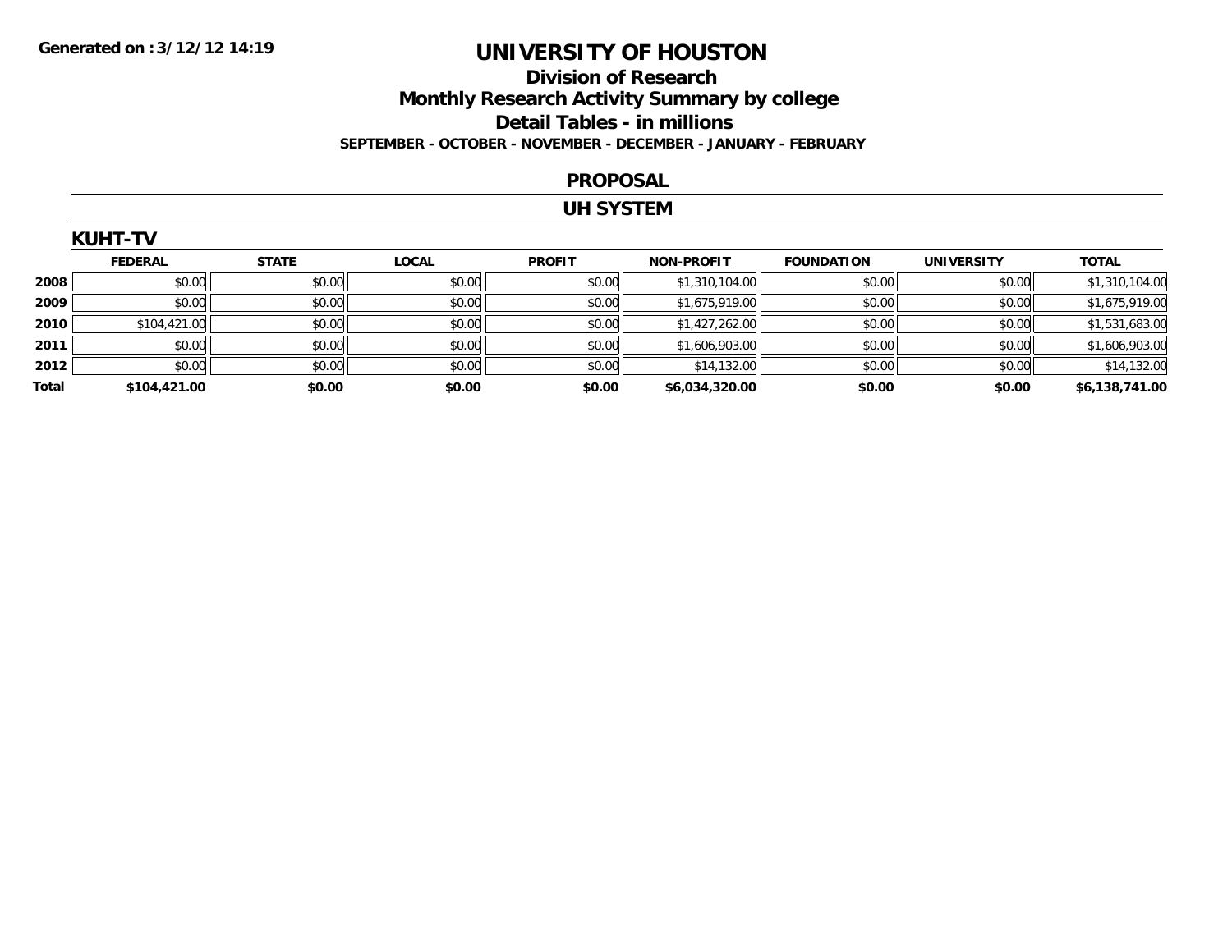Generated on :3/12/12 14:19

# UNIVERSITY OF HOUSTON

## Division of Research

## Monthly Research Activity Summary by college

## Detail Tables - in millions

**SEPTEMBER - OCTOBER - NOVEMBER - DECEMBER - JANUARY - FEBRUARY**

## PROPOSAL

## UH SYSTEM

### KUHT-TV

| | FEDERAL | STATE | LOCAL | PROFIT | NON-PROFIT | FOUNDATION | UNIVERSITY | TOTAL |
|---|---|---|---|---|---|---|---|---|
| 2008 | $0.00 | $0.00 | $0.00 | $0.00 | $1,310,104.00 | $0.00 | $0.00 | $1,310,104.00 |
| 2009 | $0.00 | $0.00 | $0.00 | $0.00 | $1,675,919.00 | $0.00 | $0.00 | $1,675,919.00 |
| 2010 | $104,421.00 | $0.00 | $0.00 | $0.00 | $1,427,262.00 | $0.00 | $0.00 | $1,531,683.00 |
| 2011 | $0.00 | $0.00 | $0.00 | $0.00 | $1,606,903.00 | $0.00 | $0.00 | $1,606,903.00 |
| 2012 | $0.00 | $0.00 | $0.00 | $0.00 | $14,132.00 | $0.00 | $0.00 | $14,132.00 |
| **Total** | **$104,421.00** | **$0.00** | **$0.00** | **$0.00** | **$6,034,320.00** | **$0.00** | **$0.00** | **$6,138,741.00** |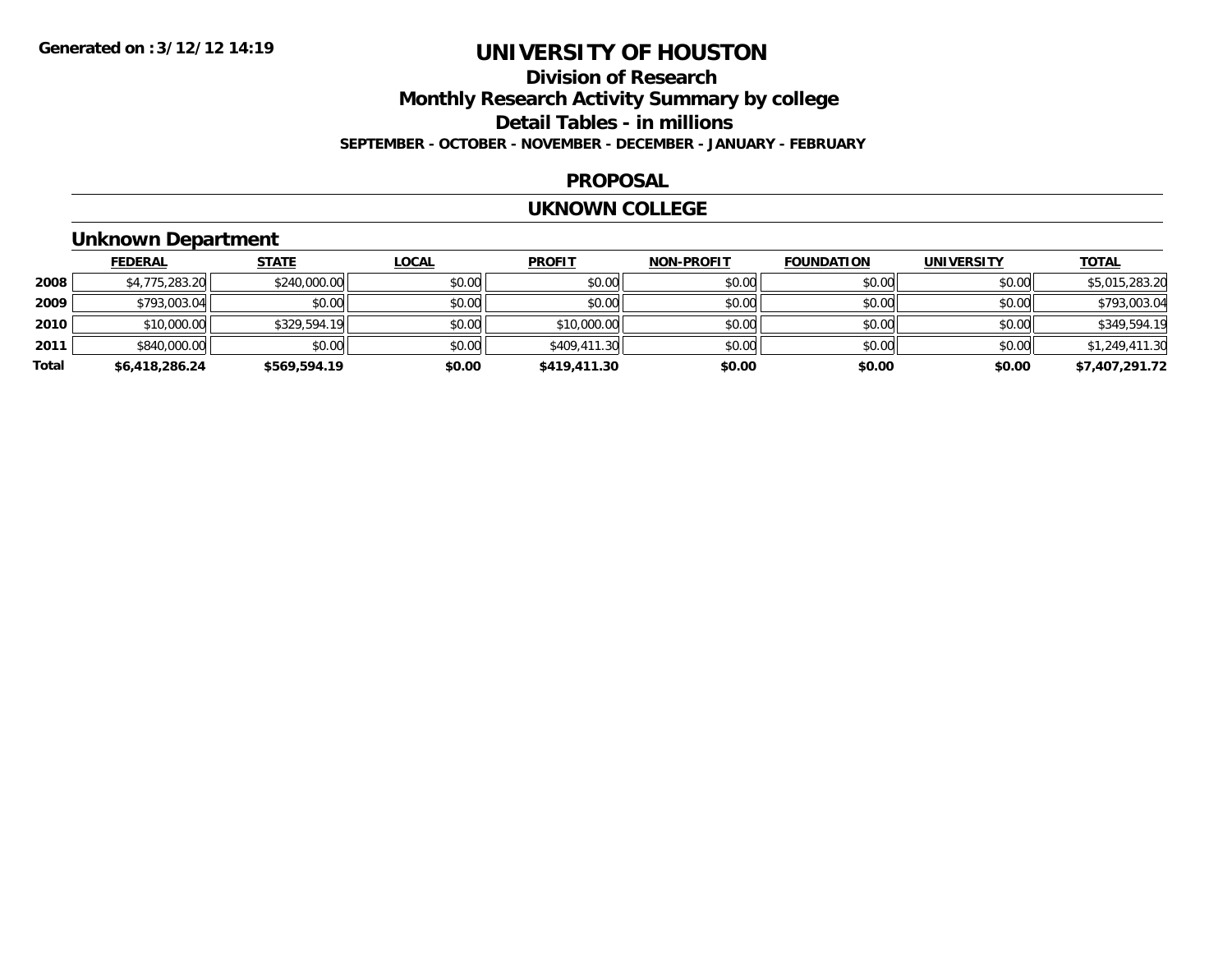# UNIVERSITY OF HOUSTON

## Division of Research

## Monthly Research Activity Summary by college

## Detail Tables - in millions

**SEPTEMBER - OCTOBER - NOVEMBER - DECEMBER - JANUARY - FEBRUARY**

**Generated on :3/12/12 14:19**

## PROPOSAL

## UKNOWN COLLEGE

### Unknown Department

| | FEDERAL | STATE | LOCAL | PROFIT | NON-PROFIT | FOUNDATION | UNIVERSITY | TOTAL |
|---|---|---|---|---|---|---|---|---|
| 2008 | $4,775,283.20 | $240,000.00 | $0.00 | $0.00 | $0.00 | $0.00 | $0.00 | $5,015,283.20 |
| 2009 | $793,003.04 | $0.00 | $0.00 | $0.00 | $0.00 | $0.00 | $0.00 | $793,003.04 |
| 2010 | $10,000.00 | $329,594.19 | $0.00 | $10,000.00 | $0.00 | $0.00 | $0.00 | $349,594.19 |
| 2011 | $840,000.00 | $0.00 | $0.00 | $409,411.30 | $0.00 | $0.00 | $0.00 | $1,249,411.30 |
| **Total** | **$6,418,286.24** | **$569,594.19** | **$0.00** | **$419,411.30** | **$0.00** | **$0.00** | **$0.00** | **$7,407,291.72** |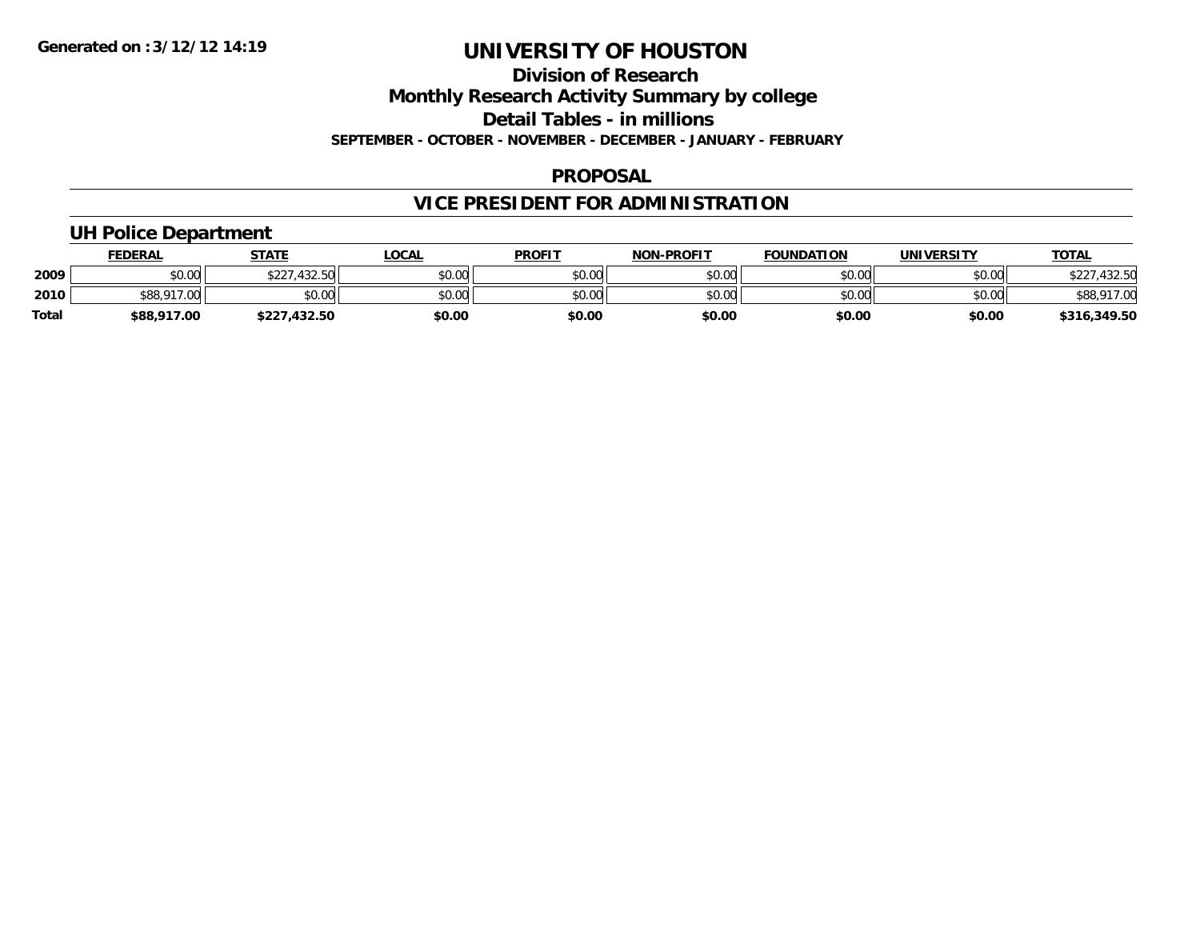**Generated on :3/12/12 14:19**

# UNIVERSITY OF HOUSTON

## Division of Research

## Monthly Research Activity Summary by college

## Detail Tables - in millions

**SEPTEMBER - OCTOBER - NOVEMBER - DECEMBER - JANUARY - FEBRUARY**

## PROPOSAL

## VICE PRESIDENT FOR ADMINISTRATION

### UH Police Department

| | FEDERAL | STATE | LOCAL | PROFIT | NON-PROFIT | FOUNDATION | UNIVERSITY | TOTAL |
|---|---|---|---|---|---|---|---|---|
| **2009** | $0.00 | $227,432.50 | $0.00 | $0.00 | $0.00 | $0.00 | $0.00 | $227,432.50 |
| **2010** | $88,917.00 | $0.00 | $0.00 | $0.00 | $0.00 | $0.00 | $0.00 | $88,917.00 |
| **Total** | **$88,917.00** | **$227,432.50** | **$0.00** | **$0.00** | **$0.00** | **$0.00** | **$0.00** | **$316,349.50** |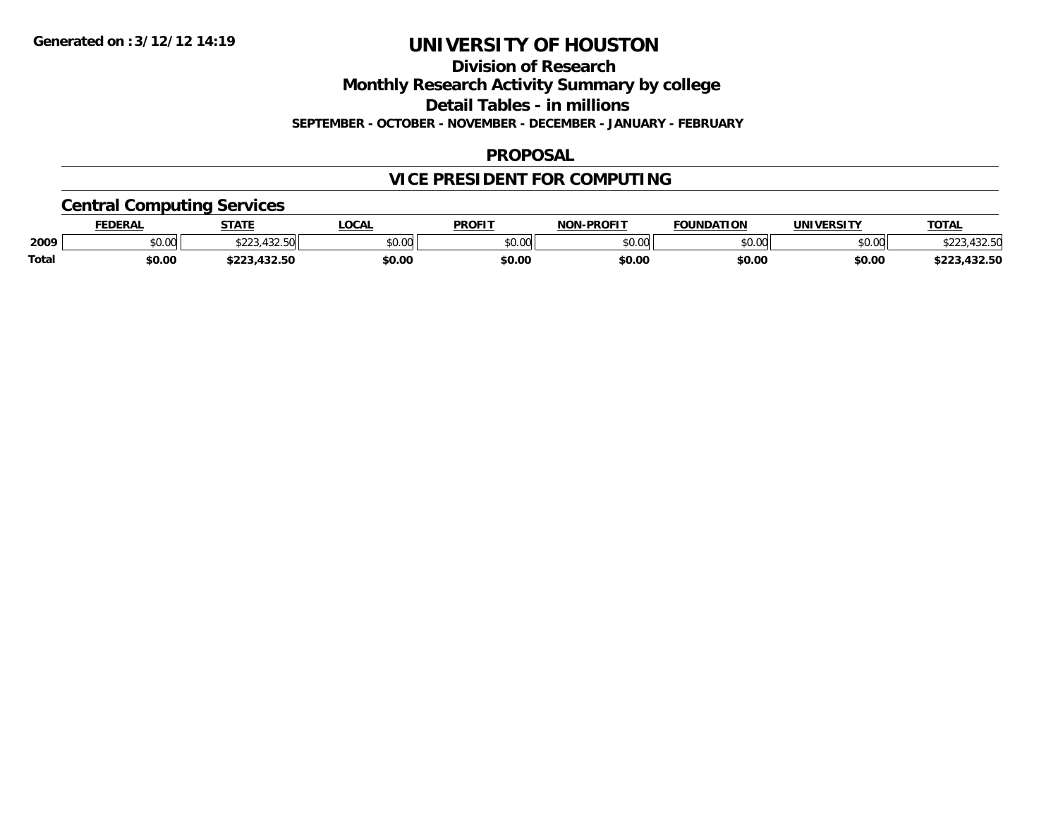**Generated on :3/12/12 14:19**

# UNIVERSITY OF HOUSTON

## Division of Research
## Monthly Research Activity Summary by college
## Detail Tables - in millions
### SEPTEMBER - OCTOBER - NOVEMBER - DECEMBER - JANUARY - FEBRUARY

### PROPOSAL

### VICE PRESIDENT FOR COMPUTING

### Central Computing Services

| | FEDERAL | STATE | LOCAL | PROFIT | NON-PROFIT | FOUNDATION | UNIVERSITY | TOTAL |
|---|---|---|---|---|---|---|---|---|
| 2009 | $0.00 | $223,432.50 | $0.00 | $0.00 | $0.00 | $0.00 | $0.00 | $223,432.50 |
| **Total** | **$0.00** | **$223,432.50** | **$0.00** | **$0.00** | **$0.00** | **$0.00** | **$0.00** | **$223,432.50** |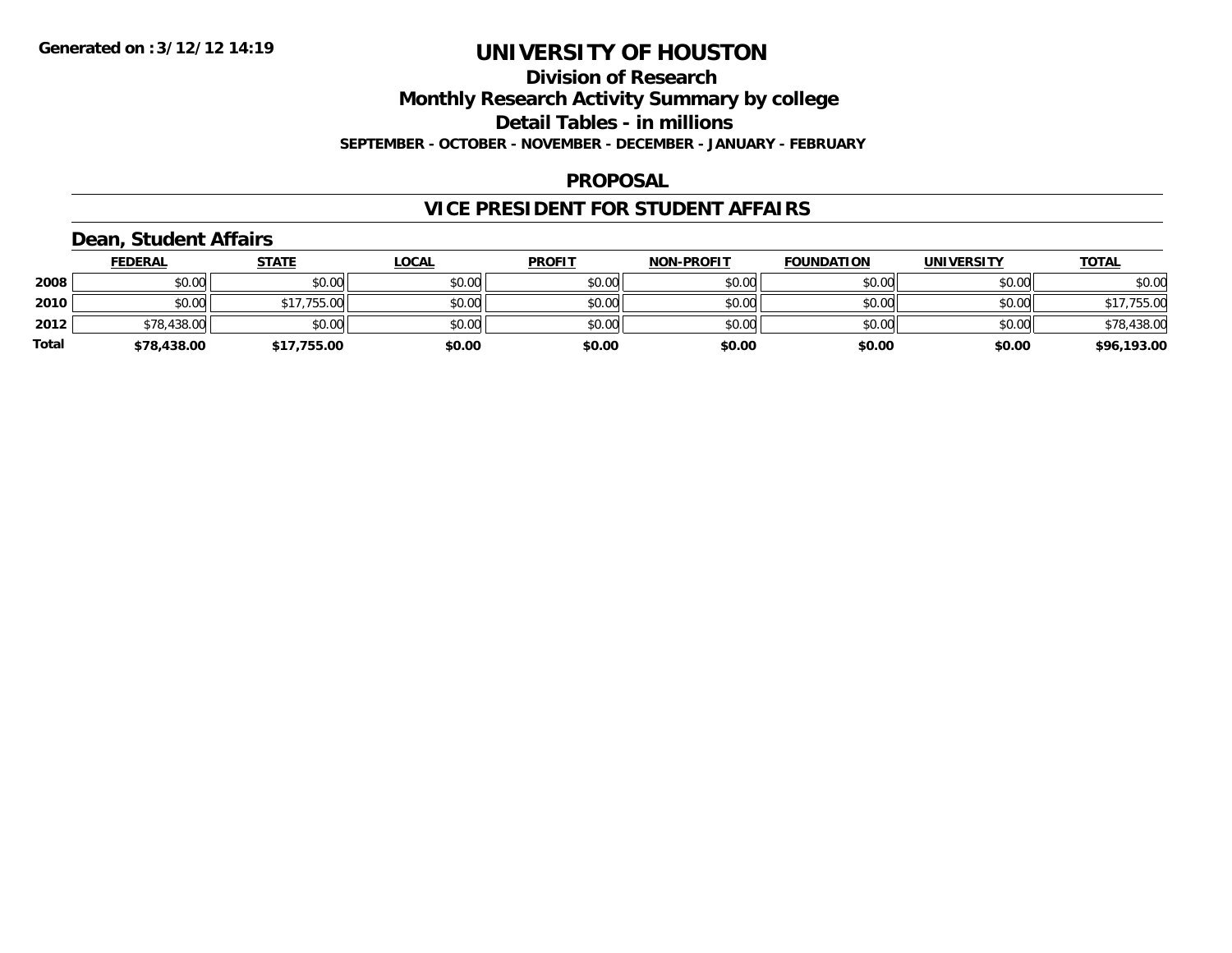Generated on :3/12/12 14:19

# UNIVERSITY OF HOUSTON

## Division of Research

## Monthly Research Activity Summary by college

## Detail Tables - in millions

**SEPTEMBER - OCTOBER - NOVEMBER - DECEMBER - JANUARY - FEBRUARY**

## PROPOSAL

## VICE PRESIDENT FOR STUDENT AFFAIRS

### Dean, Student Affairs

| | FEDERAL | STATE | LOCAL | PROFIT | NON-PROFIT | FOUNDATION | UNIVERSITY | TOTAL |
|---|---|---|---|---|---|---|---|---|
| 2008 | $0.00 | $0.00 | $0.00 | $0.00 | $0.00 | $0.00 | $0.00 | $0.00 |
| 2010 | $0.00 | $17,755.00 | $0.00 | $0.00 | $0.00 | $0.00 | $0.00 | $17,755.00 |
| 2012 | $78,438.00 | $0.00 | $0.00 | $0.00 | $0.00 | $0.00 | $0.00 | $78,438.00 |
| **Total** | **$78,438.00** | **$17,755.00** | **$0.00** | **$0.00** | **$0.00** | **$0.00** | **$0.00** | **$96,193.00** |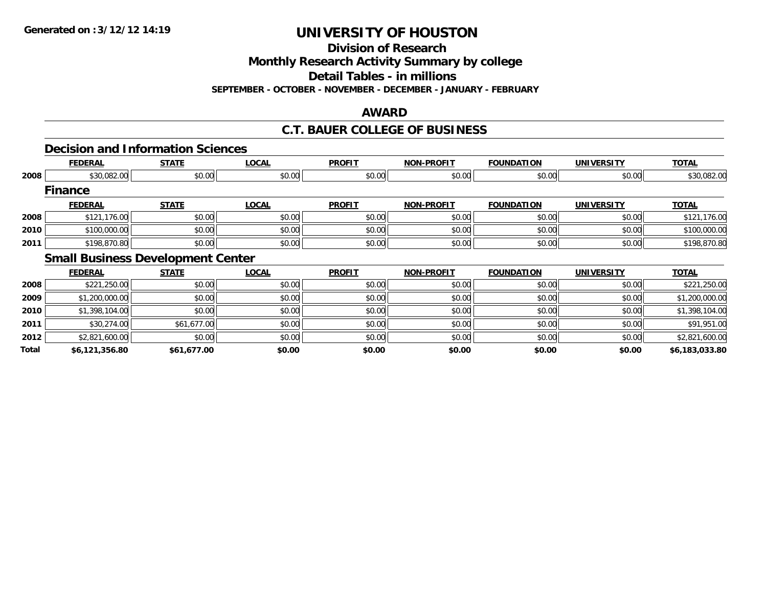# UNIVERSITY OF HOUSTON

## Division of Research

## Monthly Research Activity Summary by college

## Detail Tables - in millions

**SEPTEMBER - OCTOBER - NOVEMBER - DECEMBER - JANUARY - FEBRUARY**

**Generated on :3/12/12 14:19**

## AWARD

## C.T. BAUER COLLEGE OF BUSINESS

### Decision and Information Sciences

| | FEDERAL | STATE | LOCAL | PROFIT | NON-PROFIT | FOUNDATION | UNIVERSITY | TOTAL |
|---|---|---|---|---|---|---|---|---|
| 2008 | $30,082.00 | $0.00 | $0.00 | $0.00 | $0.00 | $0.00 | $0.00 | $30,082.00 |

### Finance

| | FEDERAL | STATE | LOCAL | PROFIT | NON-PROFIT | FOUNDATION | UNIVERSITY | TOTAL |
|---|---|---|---|---|---|---|---|---|
| 2008 | $121,176.00 | $0.00 | $0.00 | $0.00 | $0.00 | $0.00 | $0.00 | $121,176.00 |
| 2010 | $100,000.00 | $0.00 | $0.00 | $0.00 | $0.00 | $0.00 | $0.00 | $100,000.00 |
| 2011 | $198,870.80 | $0.00 | $0.00 | $0.00 | $0.00 | $0.00 | $0.00 | $198,870.80 |

### Small Business Development Center

| | FEDERAL | STATE | LOCAL | PROFIT | NON-PROFIT | FOUNDATION | UNIVERSITY | TOTAL |
|---|---|---|---|---|---|---|---|---|
| 2008 | $221,250.00 | $0.00 | $0.00 | $0.00 | $0.00 | $0.00 | $0.00 | $221,250.00 |
| 2009 | $1,200,000.00 | $0.00 | $0.00 | $0.00 | $0.00 | $0.00 | $0.00 | $1,200,000.00 |
| 2010 | $1,398,104.00 | $0.00 | $0.00 | $0.00 | $0.00 | $0.00 | $0.00 | $1,398,104.00 |
| 2011 | $30,274.00 | $61,677.00 | $0.00 | $0.00 | $0.00 | $0.00 | $0.00 | $91,951.00 |
| 2012 | $2,821,600.00 | $0.00 | $0.00 | $0.00 | $0.00 | $0.00 | $0.00 | $2,821,600.00 |
| **Total** | **$6,121,356.80** | **$61,677.00** | **$0.00** | **$0.00** | **$0.00** | **$0.00** | **$0.00** | **$6,183,033.80** |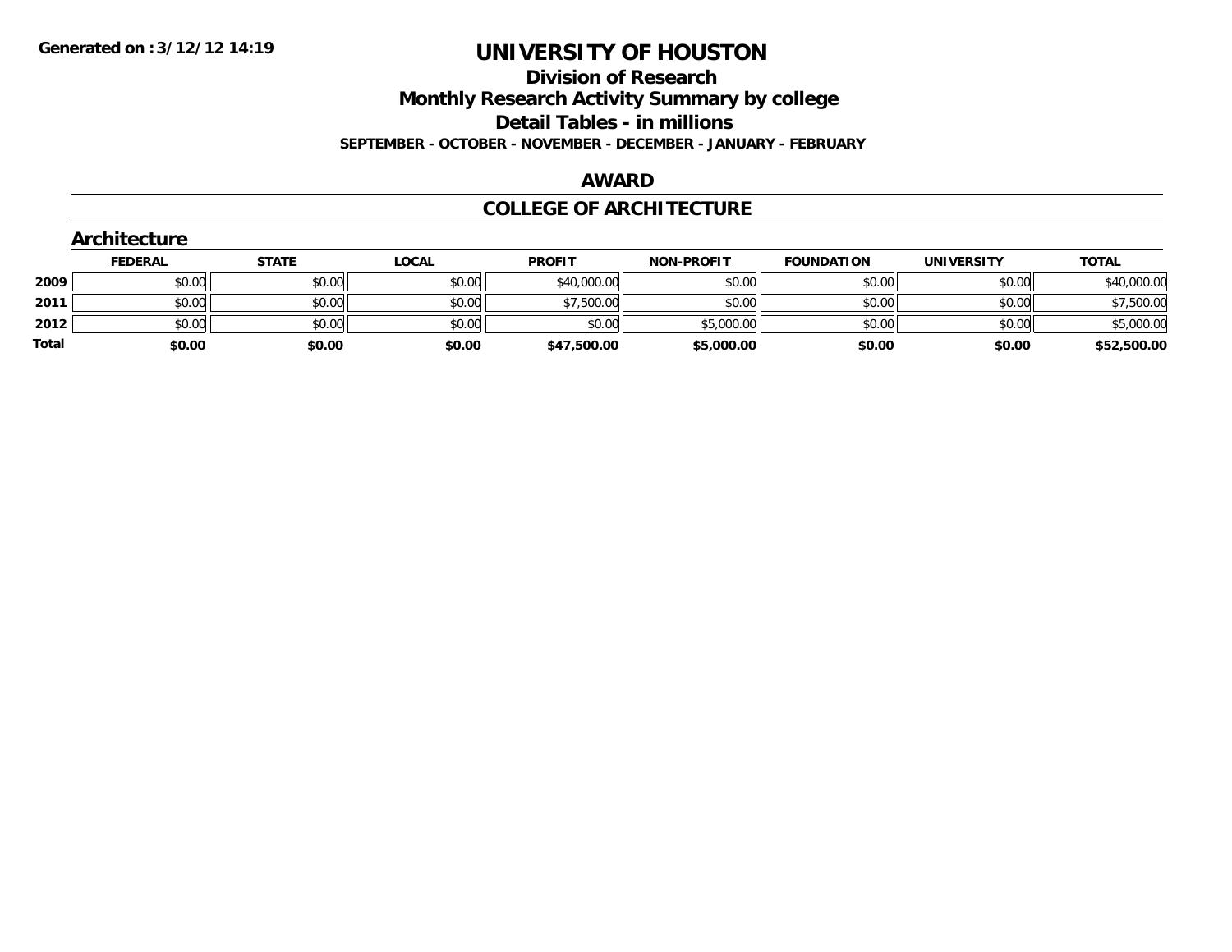Generated on :3/12/12 14:19

# UNIVERSITY OF HOUSTON

## Division of Research

## Monthly Research Activity Summary by college

## Detail Tables - in millions

**SEPTEMBER - OCTOBER - NOVEMBER - DECEMBER - JANUARY - FEBRUARY**

## AWARD

## COLLEGE OF ARCHITECTURE

### Architecture

| | FEDERAL | STATE | LOCAL | PROFIT | NON-PROFIT | FOUNDATION | UNIVERSITY | TOTAL |
|---|---|---|---|---|---|---|---|---|
| 2009 | $0.00 | $0.00 | $0.00 | $40,000.00 | $0.00 | $0.00 | $0.00 | $40,000.00 |
| 2011 | $0.00 | $0.00 | $0.00 | $7,500.00 | $0.00 | $0.00 | $0.00 | $7,500.00 |
| 2012 | $0.00 | $0.00 | $0.00 | $0.00 | $5,000.00 | $0.00 | $0.00 | $5,000.00 |
| **Total** | **$0.00** | **$0.00** | **$0.00** | **$47,500.00** | **$5,000.00** | **$0.00** | **$0.00** | **$52,500.00** |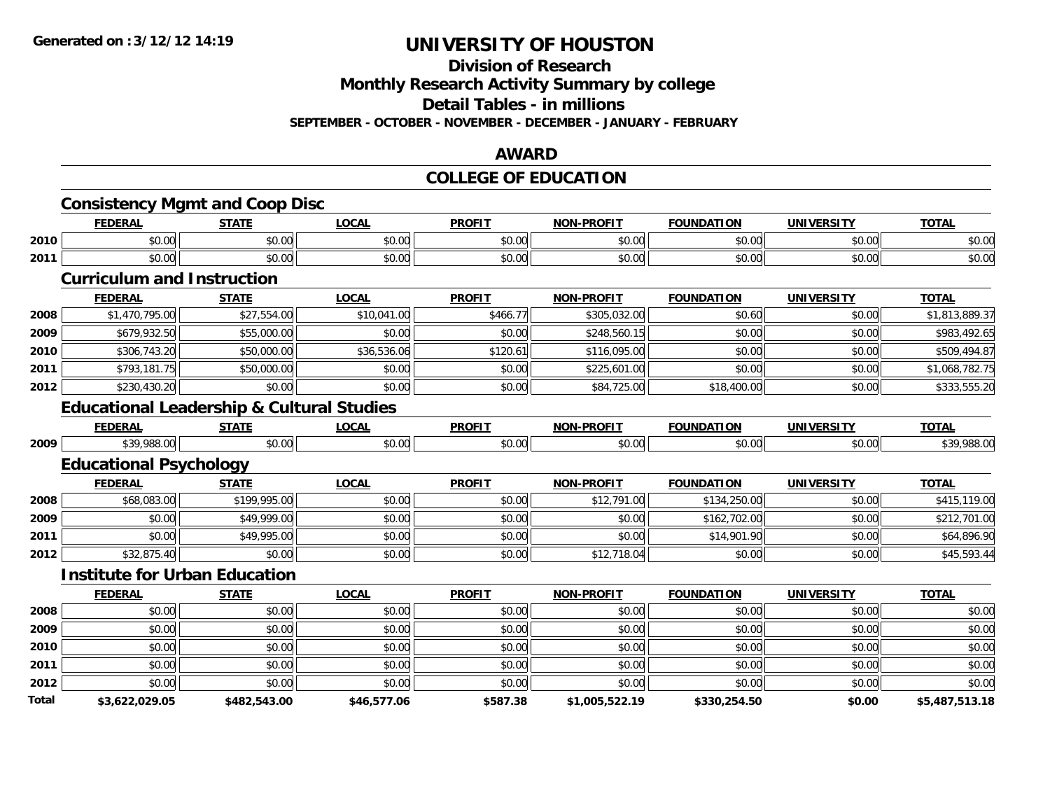# UNIVERSITY OF HOUSTON

## Division of Research

## Monthly Research Activity Summary by college

## Detail Tables - in millions

**SEPTEMBER - OCTOBER - NOVEMBER - DECEMBER - JANUARY - FEBRUARY**

## AWARD

## COLLEGE OF EDUCATION

### Consistency Mgmt and Coop Disc

| | FEDERAL | STATE | LOCAL | PROFIT | NON-PROFIT | FOUNDATION | UNIVERSITY | TOTAL |
|---|---|---|---|---|---|---|---|---|
| 2010 | $0.00 | $0.00 | $0.00 | $0.00 | $0.00 | $0.00 | $0.00 | $0.00 |
| 2011 | $0.00 | $0.00 | $0.00 | $0.00 | $0.00 | $0.00 | $0.00 | $0.00 |

### Curriculum and Instruction

| | FEDERAL | STATE | LOCAL | PROFIT | NON-PROFIT | FOUNDATION | UNIVERSITY | TOTAL |
|---|---|---|---|---|---|---|---|---|
| 2008 | $1,470,795.00 | $27,554.00 | $10,041.00 | $466.77 | $305,032.00 | $0.60 | $0.00 | $1,813,889.37 |
| 2009 | $679,932.50 | $55,000.00 | $0.00 | $0.00 | $248,560.15 | $0.00 | $0.00 | $983,492.65 |
| 2010 | $306,743.20 | $50,000.00 | $36,536.06 | $120.61 | $116,095.00 | $0.00 | $0.00 | $509,494.87 |
| 2011 | $793,181.75 | $50,000.00 | $0.00 | $0.00 | $225,601.00 | $0.00 | $0.00 | $1,068,782.75 |
| 2012 | $230,430.20 | $0.00 | $0.00 | $0.00 | $84,725.00 | $18,400.00 | $0.00 | $333,555.20 |

### Educational Leadership & Cultural Studies

| | FEDERAL | STATE | LOCAL | PROFIT | NON-PROFIT | FOUNDATION | UNIVERSITY | TOTAL |
|---|---|---|---|---|---|---|---|---|
| 2009 | $39,988.00 | $0.00 | $0.00 | $0.00 | $0.00 | $0.00 | $0.00 | $39,988.00 |

### Educational Psychology

| | FEDERAL | STATE | LOCAL | PROFIT | NON-PROFIT | FOUNDATION | UNIVERSITY | TOTAL |
|---|---|---|---|---|---|---|---|---|
| 2008 | $68,083.00 | $199,995.00 | $0.00 | $0.00 | $12,791.00 | $134,250.00 | $0.00 | $415,119.00 |
| 2009 | $0.00 | $49,999.00 | $0.00 | $0.00 | $0.00 | $162,702.00 | $0.00 | $212,701.00 |
| 2011 | $0.00 | $49,995.00 | $0.00 | $0.00 | $0.00 | $14,901.90 | $0.00 | $64,896.90 |
| 2012 | $32,875.40 | $0.00 | $0.00 | $0.00 | $12,718.04 | $0.00 | $0.00 | $45,593.44 |

### Institute for Urban Education

| | FEDERAL | STATE | LOCAL | PROFIT | NON-PROFIT | FOUNDATION | UNIVERSITY | TOTAL |
|---|---|---|---|---|---|---|---|---|
| 2008 | $0.00 | $0.00 | $0.00 | $0.00 | $0.00 | $0.00 | $0.00 | $0.00 |
| 2009 | $0.00 | $0.00 | $0.00 | $0.00 | $0.00 | $0.00 | $0.00 | $0.00 |
| 2010 | $0.00 | $0.00 | $0.00 | $0.00 | $0.00 | $0.00 | $0.00 | $0.00 |
| 2011 | $0.00 | $0.00 | $0.00 | $0.00 | $0.00 | $0.00 | $0.00 | $0.00 |
| 2012 | $0.00 | $0.00 | $0.00 | $0.00 | $0.00 | $0.00 | $0.00 | $0.00 |
| **Total** | **$3,622,029.05** | **$482,543.00** | **$46,577.06** | **$587.38** | **$1,005,522.19** | **$330,254.50** | **$0.00** | **$5,487,513.18** |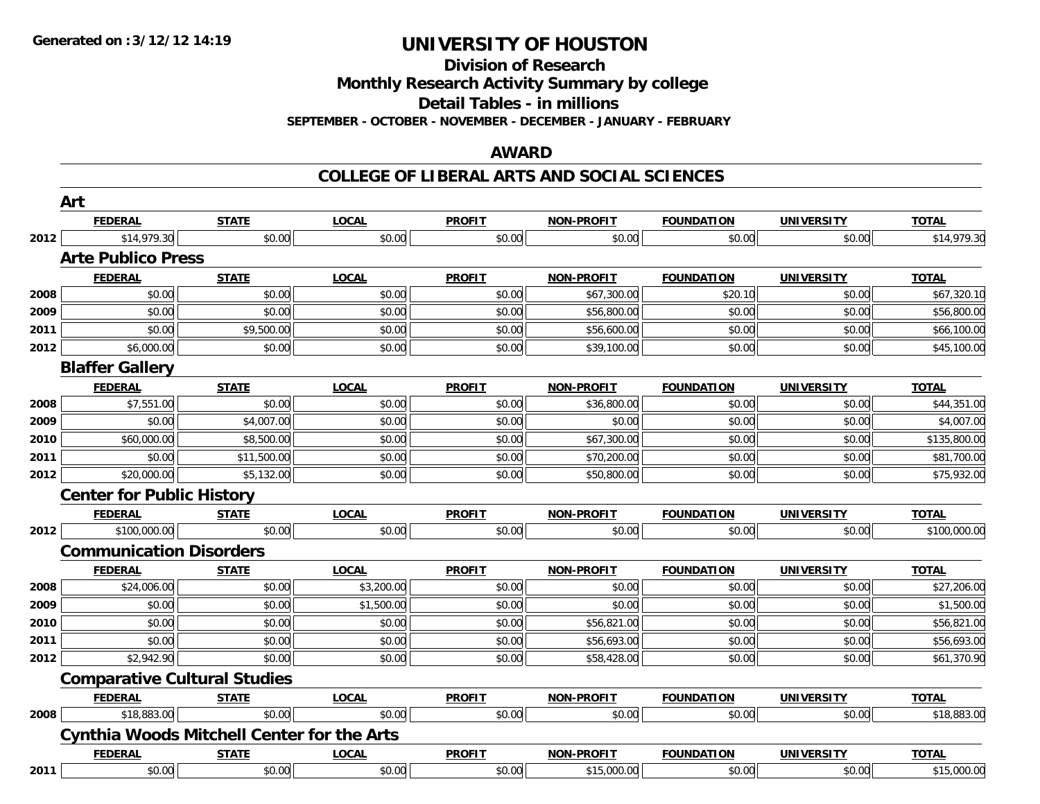**Generated on :3/12/12 14:19**

# UNIVERSITY OF HOUSTON

## Division of Research
## Monthly Research Activity Summary by college
## Detail Tables - in millions
### SEPTEMBER - OCTOBER - NOVEMBER - DECEMBER - JANUARY - FEBRUARY

## AWARD

## COLLEGE OF LIBERAL ARTS AND SOCIAL SCIENCES

### Art

| | FEDERAL | STATE | LOCAL | PROFIT | NON-PROFIT | FOUNDATION | UNIVERSITY | TOTAL |
|---|---|---|---|---|---|---|---|---|
| 2012 | $14,979.30 | $0.00 | $0.00 | $0.00 | $0.00 | $0.00 | $0.00 | $14,979.30 |

### Arte Publico Press

| | FEDERAL | STATE | LOCAL | PROFIT | NON-PROFIT | FOUNDATION | UNIVERSITY | TOTAL |
|---|---|---|---|---|---|---|---|---|
| 2008 | $0.00 | $0.00 | $0.00 | $0.00 | $67,300.00 | $20.10 | $0.00 | $67,320.10 |
| 2009 | $0.00 | $0.00 | $0.00 | $0.00 | $56,800.00 | $0.00 | $0.00 | $56,800.00 |
| 2011 | $0.00 | $9,500.00 | $0.00 | $0.00 | $56,600.00 | $0.00 | $0.00 | $66,100.00 |
| 2012 | $6,000.00 | $0.00 | $0.00 | $0.00 | $39,100.00 | $0.00 | $0.00 | $45,100.00 |

### Blaffer Gallery

| | FEDERAL | STATE | LOCAL | PROFIT | NON-PROFIT | FOUNDATION | UNIVERSITY | TOTAL |
|---|---|---|---|---|---|---|---|---|
| 2008 | $7,551.00 | $0.00 | $0.00 | $0.00 | $36,800.00 | $0.00 | $0.00 | $44,351.00 |
| 2009 | $0.00 | $4,007.00 | $0.00 | $0.00 | $0.00 | $0.00 | $0.00 | $4,007.00 |
| 2010 | $60,000.00 | $8,500.00 | $0.00 | $0.00 | $67,300.00 | $0.00 | $0.00 | $135,800.00 |
| 2011 | $0.00 | $11,500.00 | $0.00 | $0.00 | $70,200.00 | $0.00 | $0.00 | $81,700.00 |
| 2012 | $20,000.00 | $5,132.00 | $0.00 | $0.00 | $50,800.00 | $0.00 | $0.00 | $75,932.00 |

### Center for Public History

| | FEDERAL | STATE | LOCAL | PROFIT | NON-PROFIT | FOUNDATION | UNIVERSITY | TOTAL |
|---|---|---|---|---|---|---|---|---|
| 2012 | $100,000.00 | $0.00 | $0.00 | $0.00 | $0.00 | $0.00 | $0.00 | $100,000.00 |

### Communication Disorders

| | FEDERAL | STATE | LOCAL | PROFIT | NON-PROFIT | FOUNDATION | UNIVERSITY | TOTAL |
|---|---|---|---|---|---|---|---|---|
| 2008 | $24,006.00 | $0.00 | $3,200.00 | $0.00 | $0.00 | $0.00 | $0.00 | $27,206.00 |
| 2009 | $0.00 | $0.00 | $1,500.00 | $0.00 | $0.00 | $0.00 | $0.00 | $1,500.00 |
| 2010 | $0.00 | $0.00 | $0.00 | $0.00 | $56,821.00 | $0.00 | $0.00 | $56,821.00 |
| 2011 | $0.00 | $0.00 | $0.00 | $0.00 | $56,693.00 | $0.00 | $0.00 | $56,693.00 |
| 2012 | $2,942.90 | $0.00 | $0.00 | $0.00 | $58,428.00 | $0.00 | $0.00 | $61,370.90 |

### Comparative Cultural Studies

| | FEDERAL | STATE | LOCAL | PROFIT | NON-PROFIT | FOUNDATION | UNIVERSITY | TOTAL |
|---|---|---|---|---|---|---|---|---|
| 2008 | $18,883.00 | $0.00 | $0.00 | $0.00 | $0.00 | $0.00 | $0.00 | $18,883.00 |

### Cynthia Woods Mitchell Center for the Arts

| | FEDERAL | STATE | LOCAL | PROFIT | NON-PROFIT | FOUNDATION | UNIVERSITY | TOTAL |
|---|---|---|---|---|---|---|---|---|
| 2011 | $0.00 | $0.00 | $0.00 | $0.00 | $15,000.00 | $0.00 | $0.00 | $15,000.00 |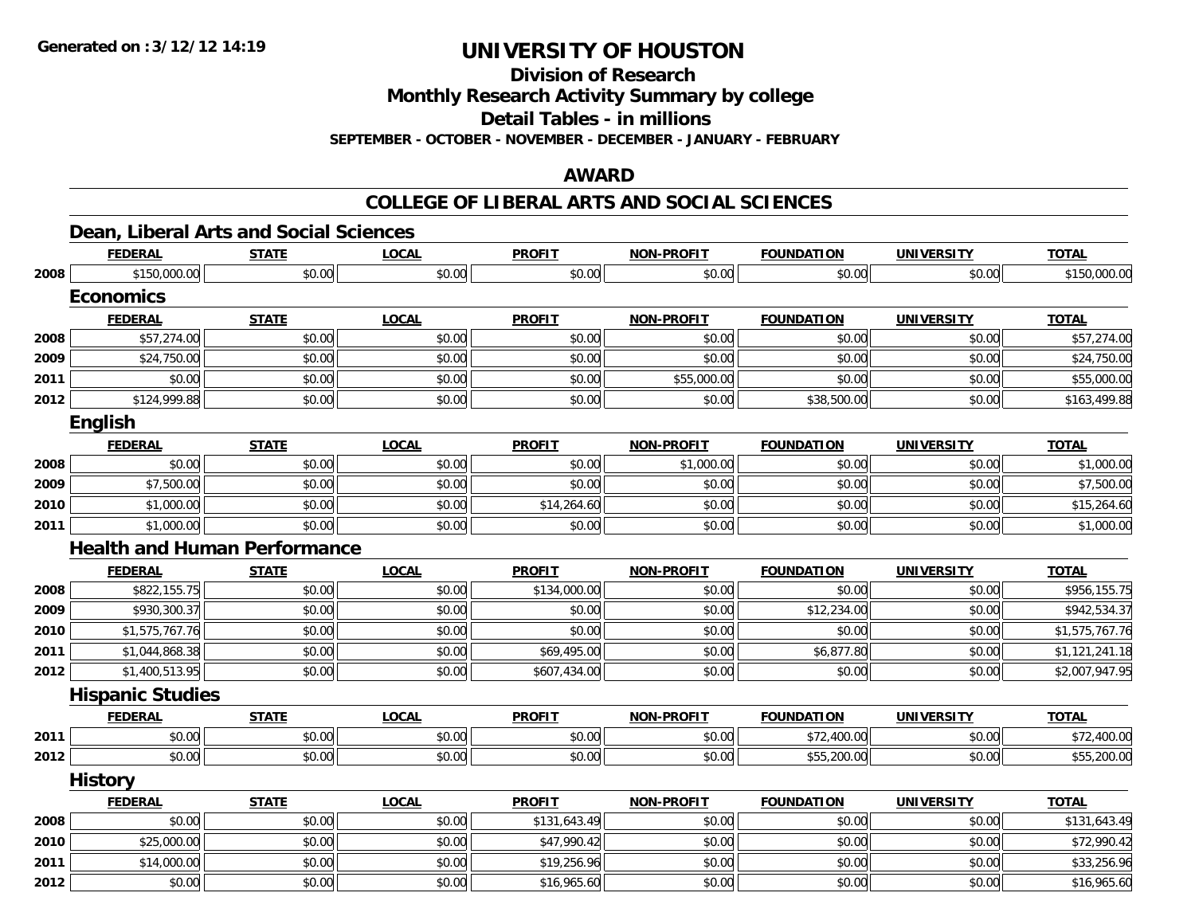# UNIVERSITY OF HOUSTON

## Division of Research
## Monthly Research Activity Summary by college
## Detail Tables - in millions
### SEPTEMBER - OCTOBER - NOVEMBER - DECEMBER - JANUARY - FEBRUARY

## AWARD

## COLLEGE OF LIBERAL ARTS AND SOCIAL SCIENCES

### Dean, Liberal Arts and Social Sciences

| | FEDERAL | STATE | LOCAL | PROFIT | NON-PROFIT | FOUNDATION | UNIVERSITY | TOTAL |
|---|---|---|---|---|---|---|---|---|
| 2008 | $150,000.00 | $0.00 | $0.00 | $0.00 | $0.00 | $0.00 | $0.00 | $150,000.00 |

### Economics

| | FEDERAL | STATE | LOCAL | PROFIT | NON-PROFIT | FOUNDATION | UNIVERSITY | TOTAL |
|---|---|---|---|---|---|---|---|---|
| 2008 | $57,274.00 | $0.00 | $0.00 | $0.00 | $0.00 | $0.00 | $0.00 | $57,274.00 |
| 2009 | $24,750.00 | $0.00 | $0.00 | $0.00 | $0.00 | $0.00 | $0.00 | $24,750.00 |
| 2011 | $0.00 | $0.00 | $0.00 | $0.00 | $55,000.00 | $0.00 | $0.00 | $55,000.00 |
| 2012 | $124,999.88 | $0.00 | $0.00 | $0.00 | $0.00 | $38,500.00 | $0.00 | $163,499.88 |

### English

| | FEDERAL | STATE | LOCAL | PROFIT | NON-PROFIT | FOUNDATION | UNIVERSITY | TOTAL |
|---|---|---|---|---|---|---|---|---|
| 2008 | $0.00 | $0.00 | $0.00 | $0.00 | $1,000.00 | $0.00 | $0.00 | $1,000.00 |
| 2009 | $7,500.00 | $0.00 | $0.00 | $0.00 | $0.00 | $0.00 | $0.00 | $7,500.00 |
| 2010 | $1,000.00 | $0.00 | $0.00 | $14,264.60 | $0.00 | $0.00 | $0.00 | $15,264.60 |
| 2011 | $1,000.00 | $0.00 | $0.00 | $0.00 | $0.00 | $0.00 | $0.00 | $1,000.00 |

### Health and Human Performance

| | FEDERAL | STATE | LOCAL | PROFIT | NON-PROFIT | FOUNDATION | UNIVERSITY | TOTAL |
|---|---|---|---|---|---|---|---|---|
| 2008 | $822,155.75 | $0.00 | $0.00 | $134,000.00 | $0.00 | $0.00 | $0.00 | $956,155.75 |
| 2009 | $930,300.37 | $0.00 | $0.00 | $0.00 | $0.00 | $12,234.00 | $0.00 | $942,534.37 |
| 2010 | $1,575,767.76 | $0.00 | $0.00 | $0.00 | $0.00 | $0.00 | $0.00 | $1,575,767.76 |
| 2011 | $1,044,868.38 | $0.00 | $0.00 | $69,495.00 | $0.00 | $6,877.80 | $0.00 | $1,121,241.18 |
| 2012 | $1,400,513.95 | $0.00 | $0.00 | $607,434.00 | $0.00 | $0.00 | $0.00 | $2,007,947.95 |

### Hispanic Studies

| | FEDERAL | STATE | LOCAL | PROFIT | NON-PROFIT | FOUNDATION | UNIVERSITY | TOTAL |
|---|---|---|---|---|---|---|---|---|
| 2011 | $0.00 | $0.00 | $0.00 | $0.00 | $0.00 | $72,400.00 | $0.00 | $72,400.00 |
| 2012 | $0.00 | $0.00 | $0.00 | $0.00 | $0.00 | $55,200.00 | $0.00 | $55,200.00 |

### History

| | FEDERAL | STATE | LOCAL | PROFIT | NON-PROFIT | FOUNDATION | UNIVERSITY | TOTAL |
|---|---|---|---|---|---|---|---|---|
| 2008 | $0.00 | $0.00 | $0.00 | $131,643.49 | $0.00 | $0.00 | $0.00 | $131,643.49 |
| 2010 | $25,000.00 | $0.00 | $0.00 | $47,990.42 | $0.00 | $0.00 | $0.00 | $72,990.42 |
| 2011 | $14,000.00 | $0.00 | $0.00 | $19,256.96 | $0.00 | $0.00 | $0.00 | $33,256.96 |
| 2012 | $0.00 | $0.00 | $0.00 | $16,965.60 | $0.00 | $0.00 | $0.00 | $16,965.60 |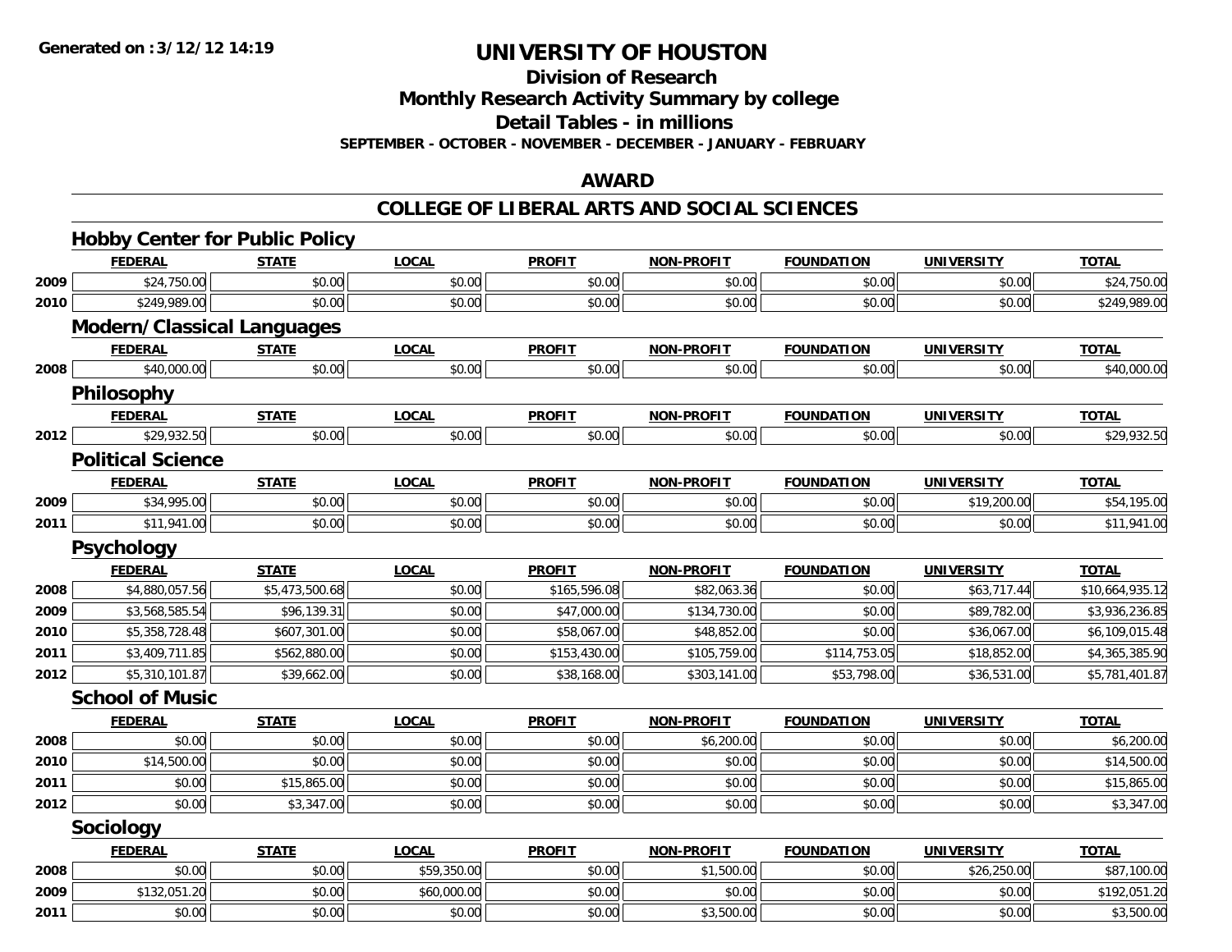**Generated on :3/12/12 14:19**

# UNIVERSITY OF HOUSTON

## Division of Research
## Monthly Research Activity Summary by college
## Detail Tables - in millions
### SEPTEMBER - OCTOBER - NOVEMBER - DECEMBER - JANUARY - FEBRUARY

## AWARD

## COLLEGE OF LIBERAL ARTS AND SOCIAL SCIENCES

### Hobby Center for Public Policy

| | FEDERAL | STATE | LOCAL | PROFIT | NON-PROFIT | FOUNDATION | UNIVERSITY | TOTAL |
|---|---|---|---|---|---|---|---|---|
| 2009 | $24,750.00 | $0.00 | $0.00 | $0.00 | $0.00 | $0.00 | $0.00 | $24,750.00 |
| 2010 | $249,989.00 | $0.00 | $0.00 | $0.00 | $0.00 | $0.00 | $0.00 | $249,989.00 |

### Modern/Classical Languages

| | FEDERAL | STATE | LOCAL | PROFIT | NON-PROFIT | FOUNDATION | UNIVERSITY | TOTAL |
|---|---|---|---|---|---|---|---|---|
| 2008 | $40,000.00 | $0.00 | $0.00 | $0.00 | $0.00 | $0.00 | $0.00 | $40,000.00 |

### Philosophy

| | FEDERAL | STATE | LOCAL | PROFIT | NON-PROFIT | FOUNDATION | UNIVERSITY | TOTAL |
|---|---|---|---|---|---|---|---|---|
| 2012 | $29,932.50 | $0.00 | $0.00 | $0.00 | $0.00 | $0.00 | $0.00 | $29,932.50 |

### Political Science

| | FEDERAL | STATE | LOCAL | PROFIT | NON-PROFIT | FOUNDATION | UNIVERSITY | TOTAL |
|---|---|---|---|---|---|---|---|---|
| 2009 | $34,995.00 | $0.00 | $0.00 | $0.00 | $0.00 | $0.00 | $19,200.00 | $54,195.00 |
| 2011 | $11,941.00 | $0.00 | $0.00 | $0.00 | $0.00 | $0.00 | $0.00 | $11,941.00 |

### Psychology

| | FEDERAL | STATE | LOCAL | PROFIT | NON-PROFIT | FOUNDATION | UNIVERSITY | TOTAL |
|---|---|---|---|---|---|---|---|---|
| 2008 | $4,880,057.56 | $5,473,500.68 | $0.00 | $165,596.08 | $82,063.36 | $0.00 | $63,717.44 | $10,664,935.12 |
| 2009 | $3,568,585.54 | $96,139.31 | $0.00 | $47,000.00 | $134,730.00 | $0.00 | $89,782.00 | $3,936,236.85 |
| 2010 | $5,358,728.48 | $607,301.00 | $0.00 | $58,067.00 | $48,852.00 | $0.00 | $36,067.00 | $6,109,015.48 |
| 2011 | $3,409,711.85 | $562,880.00 | $0.00 | $153,430.00 | $105,759.00 | $114,753.05 | $18,852.00 | $4,365,385.90 |
| 2012 | $5,310,101.87 | $39,662.00 | $0.00 | $38,168.00 | $303,141.00 | $53,798.00 | $36,531.00 | $5,781,401.87 |

### School of Music

| | FEDERAL | STATE | LOCAL | PROFIT | NON-PROFIT | FOUNDATION | UNIVERSITY | TOTAL |
|---|---|---|---|---|---|---|---|---|
| 2008 | $0.00 | $0.00 | $0.00 | $0.00 | $6,200.00 | $0.00 | $0.00 | $6,200.00 |
| 2010 | $14,500.00 | $0.00 | $0.00 | $0.00 | $0.00 | $0.00 | $0.00 | $14,500.00 |
| 2011 | $0.00 | $15,865.00 | $0.00 | $0.00 | $0.00 | $0.00 | $0.00 | $15,865.00 |
| 2012 | $0.00 | $3,347.00 | $0.00 | $0.00 | $0.00 | $0.00 | $0.00 | $3,347.00 |

### Sociology

| | FEDERAL | STATE | LOCAL | PROFIT | NON-PROFIT | FOUNDATION | UNIVERSITY | TOTAL |
|---|---|---|---|---|---|---|---|---|
| 2008 | $0.00 | $0.00 | $59,350.00 | $0.00 | $1,500.00 | $0.00 | $26,250.00 | $87,100.00 |
| 2009 | $132,051.20 | $0.00 | $60,000.00 | $0.00 | $0.00 | $0.00 | $0.00 | $192,051.20 |
| 2011 | $0.00 | $0.00 | $0.00 | $0.00 | $3,500.00 | $0.00 | $0.00 | $3,500.00 |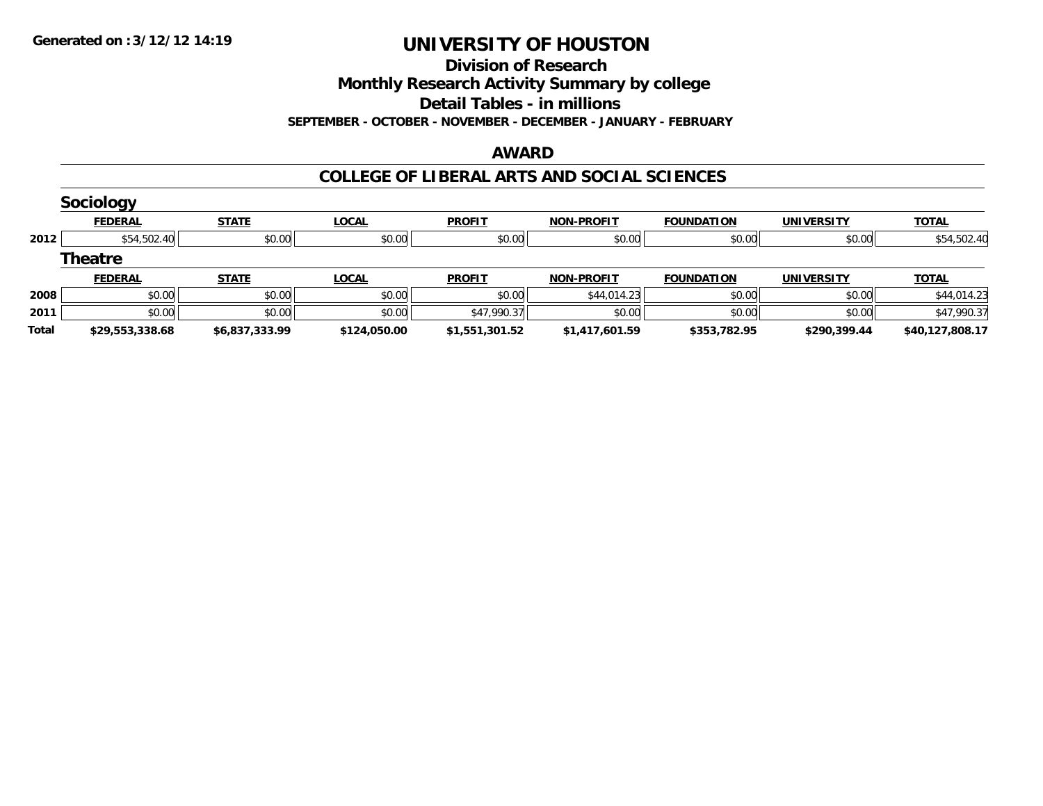# UNIVERSITY OF HOUSTON

## Division of Research

## Monthly Research Activity Summary by college

## Detail Tables - in millions

**SEPTEMBER - OCTOBER - NOVEMBER - DECEMBER - JANUARY - FEBRUARY**

## AWARD

## COLLEGE OF LIBERAL ARTS AND SOCIAL SCIENCES

### Sociology

| | FEDERAL | STATE | LOCAL | PROFIT | NON-PROFIT | FOUNDATION | UNIVERSITY | TOTAL |
|---|---|---|---|---|---|---|---|---|
| 2012 | $54,502.40 | $0.00 | $0.00 | $0.00 | $0.00 | $0.00 | $0.00 | $54,502.40 |

### Theatre

| | FEDERAL | STATE | LOCAL | PROFIT | NON-PROFIT | FOUNDATION | UNIVERSITY | TOTAL |
|---|---|---|---|---|---|---|---|---|
| 2008 | $0.00 | $0.00 | $0.00 | $0.00 | $44,014.23 | $0.00 | $0.00 | $44,014.23 |
| 2011 | $0.00 | $0.00 | $0.00 | $47,990.37 | $0.00 | $0.00 | $0.00 | $47,990.37 |
| **Total** | **$29,553,338.68** | **$6,837,333.99** | **$124,050.00** | **$1,551,301.52** | **$1,417,601.59** | **$353,782.95** | **$290,399.44** | **$40,127,808.17** |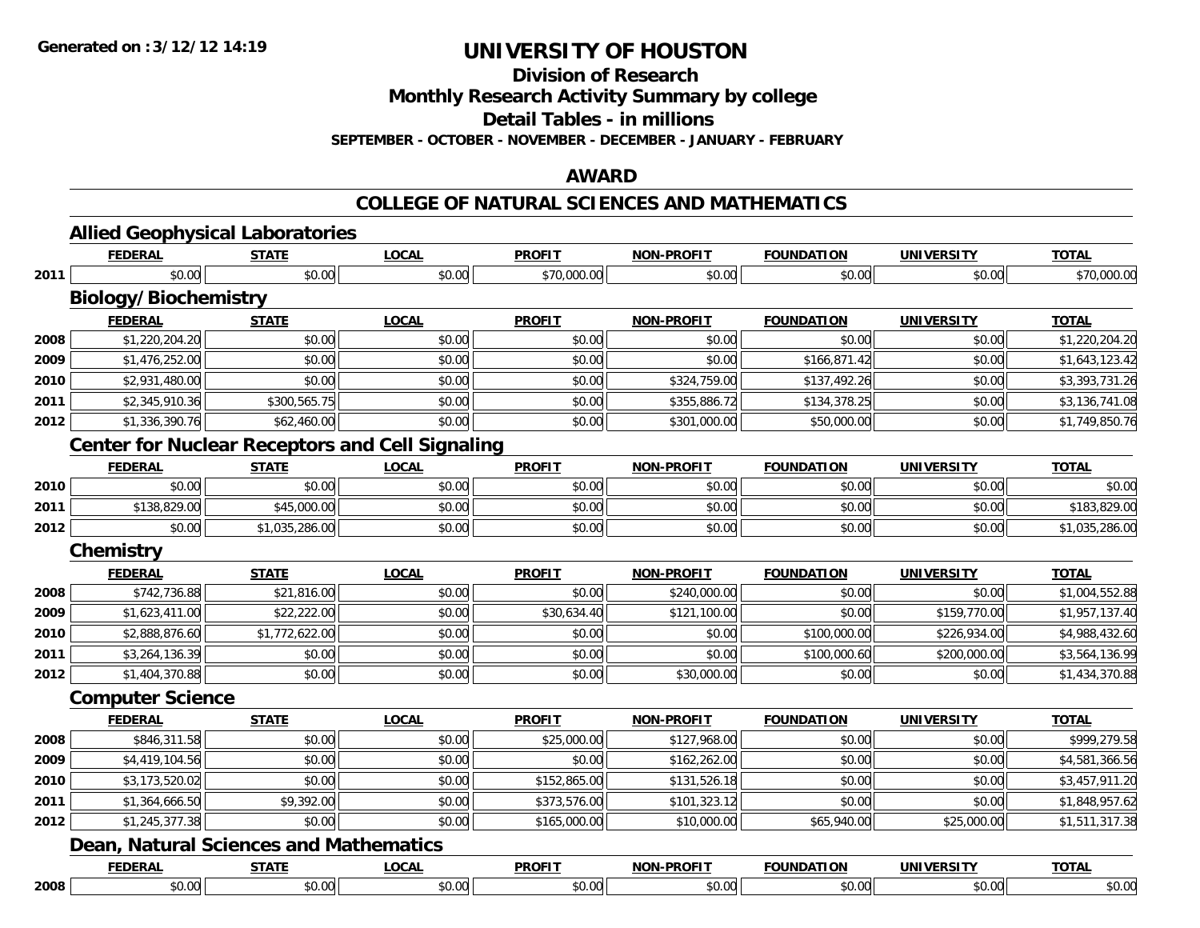# UNIVERSITY OF HOUSTON

## Division of Research

## Monthly Research Activity Summary by college

## Detail Tables - in millions

**SEPTEMBER - OCTOBER - NOVEMBER - DECEMBER - JANUARY - FEBRUARY**

## AWARD

## COLLEGE OF NATURAL SCIENCES AND MATHEMATICS

### Allied Geophysical Laboratories

| | FEDERAL | STATE | LOCAL | PROFIT | NON-PROFIT | FOUNDATION | UNIVERSITY | TOTAL |
|---|---|---|---|---|---|---|---|---|
| 2011 | $0.00 | $0.00 | $0.00 | $70,000.00 | $0.00 | $0.00 | $0.00 | $70,000.00 |

### Biology/Biochemistry

| | FEDERAL | STATE | LOCAL | PROFIT | NON-PROFIT | FOUNDATION | UNIVERSITY | TOTAL |
|---|---|---|---|---|---|---|---|---|
| 2008 | $1,220,204.20 | $0.00 | $0.00 | $0.00 | $0.00 | $0.00 | $0.00 | $1,220,204.20 |
| 2009 | $1,476,252.00 | $0.00 | $0.00 | $0.00 | $0.00 | $166,871.42 | $0.00 | $1,643,123.42 |
| 2010 | $2,931,480.00 | $0.00 | $0.00 | $0.00 | $324,759.00 | $137,492.26 | $0.00 | $3,393,731.26 |
| 2011 | $2,345,910.36 | $300,565.75 | $0.00 | $0.00 | $355,886.72 | $134,378.25 | $0.00 | $3,136,741.08 |
| 2012 | $1,336,390.76 | $62,460.00 | $0.00 | $0.00 | $301,000.00 | $50,000.00 | $0.00 | $1,749,850.76 |

### Center for Nuclear Receptors and Cell Signaling

| | FEDERAL | STATE | LOCAL | PROFIT | NON-PROFIT | FOUNDATION | UNIVERSITY | TOTAL |
|---|---|---|---|---|---|---|---|---|
| 2010 | $0.00 | $0.00 | $0.00 | $0.00 | $0.00 | $0.00 | $0.00 | $0.00 |
| 2011 | $138,829.00 | $45,000.00 | $0.00 | $0.00 | $0.00 | $0.00 | $0.00 | $183,829.00 |
| 2012 | $0.00 | $1,035,286.00 | $0.00 | $0.00 | $0.00 | $0.00 | $0.00 | $1,035,286.00 |

### Chemistry

| | FEDERAL | STATE | LOCAL | PROFIT | NON-PROFIT | FOUNDATION | UNIVERSITY | TOTAL |
|---|---|---|---|---|---|---|---|---|
| 2008 | $742,736.88 | $21,816.00 | $0.00 | $0.00 | $240,000.00 | $0.00 | $0.00 | $1,004,552.88 |
| 2009 | $1,623,411.00 | $22,222.00 | $0.00 | $30,634.40 | $121,100.00 | $0.00 | $159,770.00 | $1,957,137.40 |
| 2010 | $2,888,876.60 | $1,772,622.00 | $0.00 | $0.00 | $0.00 | $100,000.00 | $226,934.00 | $4,988,432.60 |
| 2011 | $3,264,136.39 | $0.00 | $0.00 | $0.00 | $0.00 | $100,000.60 | $200,000.00 | $3,564,136.99 |
| 2012 | $1,404,370.88 | $0.00 | $0.00 | $0.00 | $30,000.00 | $0.00 | $0.00 | $1,434,370.88 |

### Computer Science

| | FEDERAL | STATE | LOCAL | PROFIT | NON-PROFIT | FOUNDATION | UNIVERSITY | TOTAL |
|---|---|---|---|---|---|---|---|---|
| 2008 | $846,311.58 | $0.00 | $0.00 | $25,000.00 | $127,968.00 | $0.00 | $0.00 | $999,279.58 |
| 2009 | $4,419,104.56 | $0.00 | $0.00 | $0.00 | $162,262.00 | $0.00 | $0.00 | $4,581,366.56 |
| 2010 | $3,173,520.02 | $0.00 | $0.00 | $152,865.00 | $131,526.18 | $0.00 | $0.00 | $3,457,911.20 |
| 2011 | $1,364,666.50 | $9,392.00 | $0.00 | $373,576.00 | $101,323.12 | $0.00 | $0.00 | $1,848,957.62 |
| 2012 | $1,245,377.38 | $0.00 | $0.00 | $165,000.00 | $10,000.00 | $65,940.00 | $25,000.00 | $1,511,317.38 |

### Dean, Natural Sciences and Mathematics

| | FEDERAL | STATE | LOCAL | PROFIT | NON-PROFIT | FOUNDATION | UNIVERSITY | TOTAL |
|---|---|---|---|---|---|---|---|---|
| 2008 | $0.00 | $0.00 | $0.00 | $0.00 | $0.00 | $0.00 | $0.00 | $0.00 |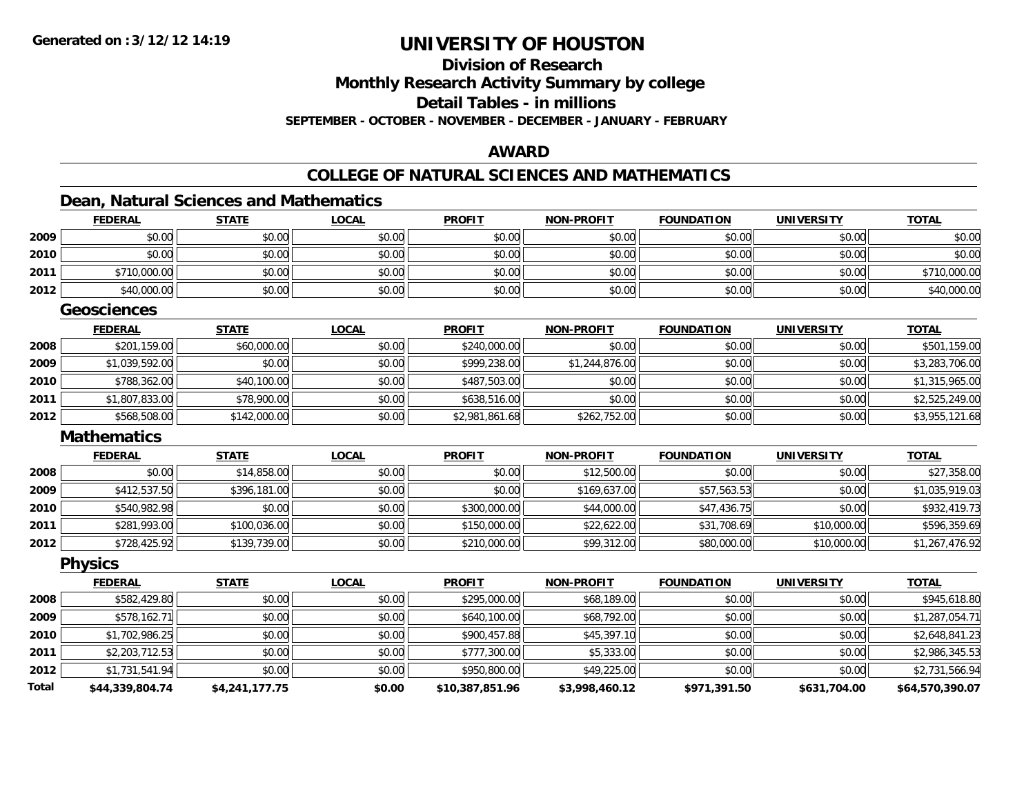**Generated on :3/12/12 14:19**

# UNIVERSITY OF HOUSTON

## Division of Research
## Monthly Research Activity Summary by college
## Detail Tables - in millions
### SEPTEMBER - OCTOBER - NOVEMBER - DECEMBER - JANUARY - FEBRUARY

## AWARD

## COLLEGE OF NATURAL SCIENCES AND MATHEMATICS

### Dean, Natural Sciences and Mathematics

| | FEDERAL | STATE | LOCAL | PROFIT | NON-PROFIT | FOUNDATION | UNIVERSITY | TOTAL |
|---|---|---|---|---|---|---|---|---|
| 2009 | $0.00 | $0.00 | $0.00 | $0.00 | $0.00 | $0.00 | $0.00 | $0.00 |
| 2010 | $0.00 | $0.00 | $0.00 | $0.00 | $0.00 | $0.00 | $0.00 | $0.00 |
| 2011 | $710,000.00 | $0.00 | $0.00 | $0.00 | $0.00 | $0.00 | $0.00 | $710,000.00 |
| 2012 | $40,000.00 | $0.00 | $0.00 | $0.00 | $0.00 | $0.00 | $0.00 | $40,000.00 |

### Geosciences

| | FEDERAL | STATE | LOCAL | PROFIT | NON-PROFIT | FOUNDATION | UNIVERSITY | TOTAL |
|---|---|---|---|---|---|---|---|---|
| 2008 | $201,159.00 | $60,000.00 | $0.00 | $240,000.00 | $0.00 | $0.00 | $0.00 | $501,159.00 |
| 2009 | $1,039,592.00 | $0.00 | $0.00 | $999,238.00 | $1,244,876.00 | $0.00 | $0.00 | $3,283,706.00 |
| 2010 | $788,362.00 | $40,100.00 | $0.00 | $487,503.00 | $0.00 | $0.00 | $0.00 | $1,315,965.00 |
| 2011 | $1,807,833.00 | $78,900.00 | $0.00 | $638,516.00 | $0.00 | $0.00 | $0.00 | $2,525,249.00 |
| 2012 | $568,508.00 | $142,000.00 | $0.00 | $2,981,861.68 | $262,752.00 | $0.00 | $0.00 | $3,955,121.68 |

### Mathematics

| | FEDERAL | STATE | LOCAL | PROFIT | NON-PROFIT | FOUNDATION | UNIVERSITY | TOTAL |
|---|---|---|---|---|---|---|---|---|
| 2008 | $0.00 | $14,858.00 | $0.00 | $0.00 | $12,500.00 | $0.00 | $0.00 | $27,358.00 |
| 2009 | $412,537.50 | $396,181.00 | $0.00 | $0.00 | $169,637.00 | $57,563.53 | $0.00 | $1,035,919.03 |
| 2010 | $540,982.98 | $0.00 | $0.00 | $300,000.00 | $44,000.00 | $47,436.75 | $0.00 | $932,419.73 |
| 2011 | $281,993.00 | $100,036.00 | $0.00 | $150,000.00 | $22,622.00 | $31,708.69 | $10,000.00 | $596,359.69 |
| 2012 | $728,425.92 | $139,739.00 | $0.00 | $210,000.00 | $99,312.00 | $80,000.00 | $10,000.00 | $1,267,476.92 |

### Physics

| | FEDERAL | STATE | LOCAL | PROFIT | NON-PROFIT | FOUNDATION | UNIVERSITY | TOTAL |
|---|---|---|---|---|---|---|---|---|
| 2008 | $582,429.80 | $0.00 | $0.00 | $295,000.00 | $68,189.00 | $0.00 | $0.00 | $945,618.80 |
| 2009 | $578,162.71 | $0.00 | $0.00 | $640,100.00 | $68,792.00 | $0.00 | $0.00 | $1,287,054.71 |
| 2010 | $1,702,986.25 | $0.00 | $0.00 | $900,457.88 | $45,397.10 | $0.00 | $0.00 | $2,648,841.23 |
| 2011 | $2,203,712.53 | $0.00 | $0.00 | $777,300.00 | $5,333.00 | $0.00 | $0.00 | $2,986,345.53 |
| 2012 | $1,731,541.94 | $0.00 | $0.00 | $950,800.00 | $49,225.00 | $0.00 | $0.00 | $2,731,566.94 |
| **Total** | **$44,339,804.74** | **$4,241,177.75** | **$0.00** | **$10,387,851.96** | **$3,998,460.12** | **$971,391.50** | **$631,704.00** | **$64,570,390.07** |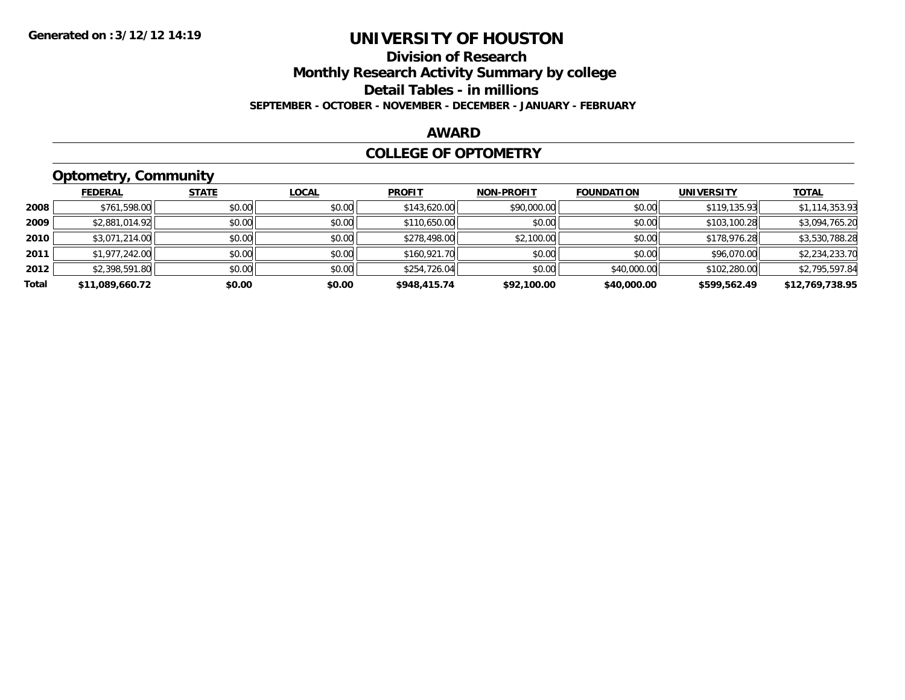# UNIVERSITY OF HOUSTON

## Division of Research

## Monthly Research Activity Summary by college

## Detail Tables - in millions

**SEPTEMBER - OCTOBER - NOVEMBER - DECEMBER - JANUARY - FEBRUARY**

**Generated on : 3/12/12 14:19**

## AWARD

## COLLEGE OF OPTOMETRY

### Optometry, Community

| | FEDERAL | STATE | LOCAL | PROFIT | NON-PROFIT | FOUNDATION | UNIVERSITY | TOTAL |
|---|---|---|---|---|---|---|---|---|
| 2008 | $761,598.00 | $0.00 | $0.00 | $143,620.00 | $90,000.00 | $0.00 | $119,135.93 | $1,114,353.93 |
| 2009 | $2,881,014.92 | $0.00 | $0.00 | $110,650.00 | $0.00 | $0.00 | $103,100.28 | $3,094,765.20 |
| 2010 | $3,071,214.00 | $0.00 | $0.00 | $278,498.00 | $2,100.00 | $0.00 | $178,976.28 | $3,530,788.28 |
| 2011 | $1,977,242.00 | $0.00 | $0.00 | $160,921.70 | $0.00 | $0.00 | $96,070.00 | $2,234,233.70 |
| 2012 | $2,398,591.80 | $0.00 | $0.00 | $254,726.04 | $0.00 | $40,000.00 | $102,280.00 | $2,795,597.84 |
| **Total** | **$11,089,660.72** | **$0.00** | **$0.00** | **$948,415.74** | **$92,100.00** | **$40,000.00** | **$599,562.49** | **$12,769,738.95** |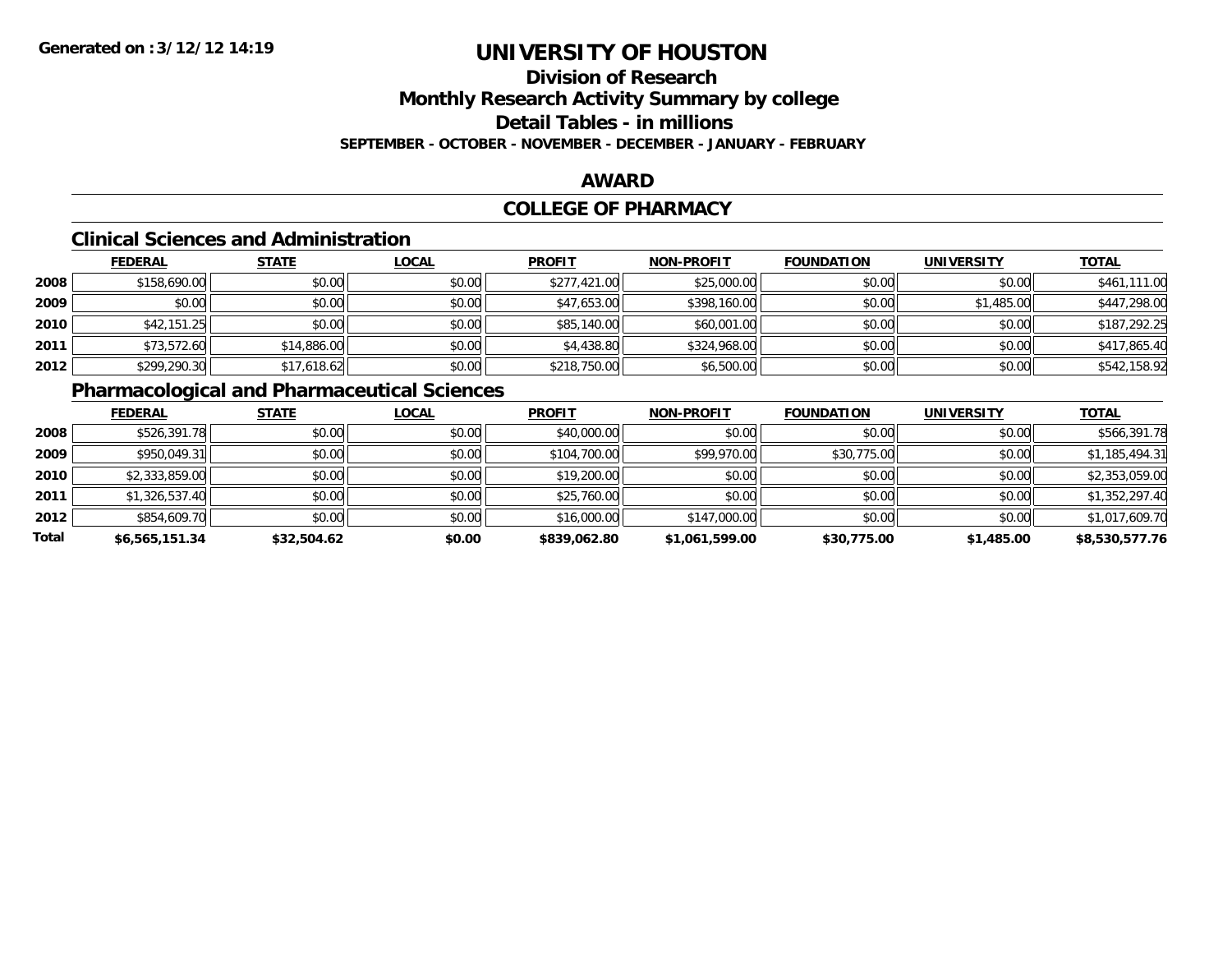# UNIVERSITY OF HOUSTON

## Division of Research
## Monthly Research Activity Summary by college
## Detail Tables - in millions

**SEPTEMBER - OCTOBER - NOVEMBER - DECEMBER - JANUARY - FEBRUARY**

**Generated on :3/12/12 14:19**

## AWARD

## COLLEGE OF PHARMACY

### Clinical Sciences and Administration

| | FEDERAL | STATE | LOCAL | PROFIT | NON-PROFIT | FOUNDATION | UNIVERSITY | TOTAL |
|---|---|---|---|---|---|---|---|---|
| 2008 | $158,690.00 | $0.00 | $0.00 | $277,421.00 | $25,000.00 | $0.00 | $0.00 | $461,111.00 |
| 2009 | $0.00 | $0.00 | $0.00 | $47,653.00 | $398,160.00 | $0.00 | $1,485.00 | $447,298.00 |
| 2010 | $42,151.25 | $0.00 | $0.00 | $85,140.00 | $60,001.00 | $0.00 | $0.00 | $187,292.25 |
| 2011 | $73,572.60 | $14,886.00 | $0.00 | $4,438.80 | $324,968.00 | $0.00 | $0.00 | $417,865.40 |
| 2012 | $299,290.30 | $17,618.62 | $0.00 | $218,750.00 | $6,500.00 | $0.00 | $0.00 | $542,158.92 |

### Pharmacological and Pharmaceutical Sciences

| | FEDERAL | STATE | LOCAL | PROFIT | NON-PROFIT | FOUNDATION | UNIVERSITY | TOTAL |
|---|---|---|---|---|---|---|---|---|
| 2008 | $526,391.78 | $0.00 | $0.00 | $40,000.00 | $0.00 | $0.00 | $0.00 | $566,391.78 |
| 2009 | $950,049.31 | $0.00 | $0.00 | $104,700.00 | $99,970.00 | $30,775.00 | $0.00 | $1,185,494.31 |
| 2010 | $2,333,859.00 | $0.00 | $0.00 | $19,200.00 | $0.00 | $0.00 | $0.00 | $2,353,059.00 |
| 2011 | $1,326,537.40 | $0.00 | $0.00 | $25,760.00 | $0.00 | $0.00 | $0.00 | $1,352,297.40 |
| 2012 | $854,609.70 | $0.00 | $0.00 | $16,000.00 | $147,000.00 | $0.00 | $0.00 | $1,017,609.70 |
| **Total** | **$6,565,151.34** | **$32,504.62** | **$0.00** | **$839,062.80** | **$1,061,599.00** | **$30,775.00** | **$1,485.00** | **$8,530,577.76** |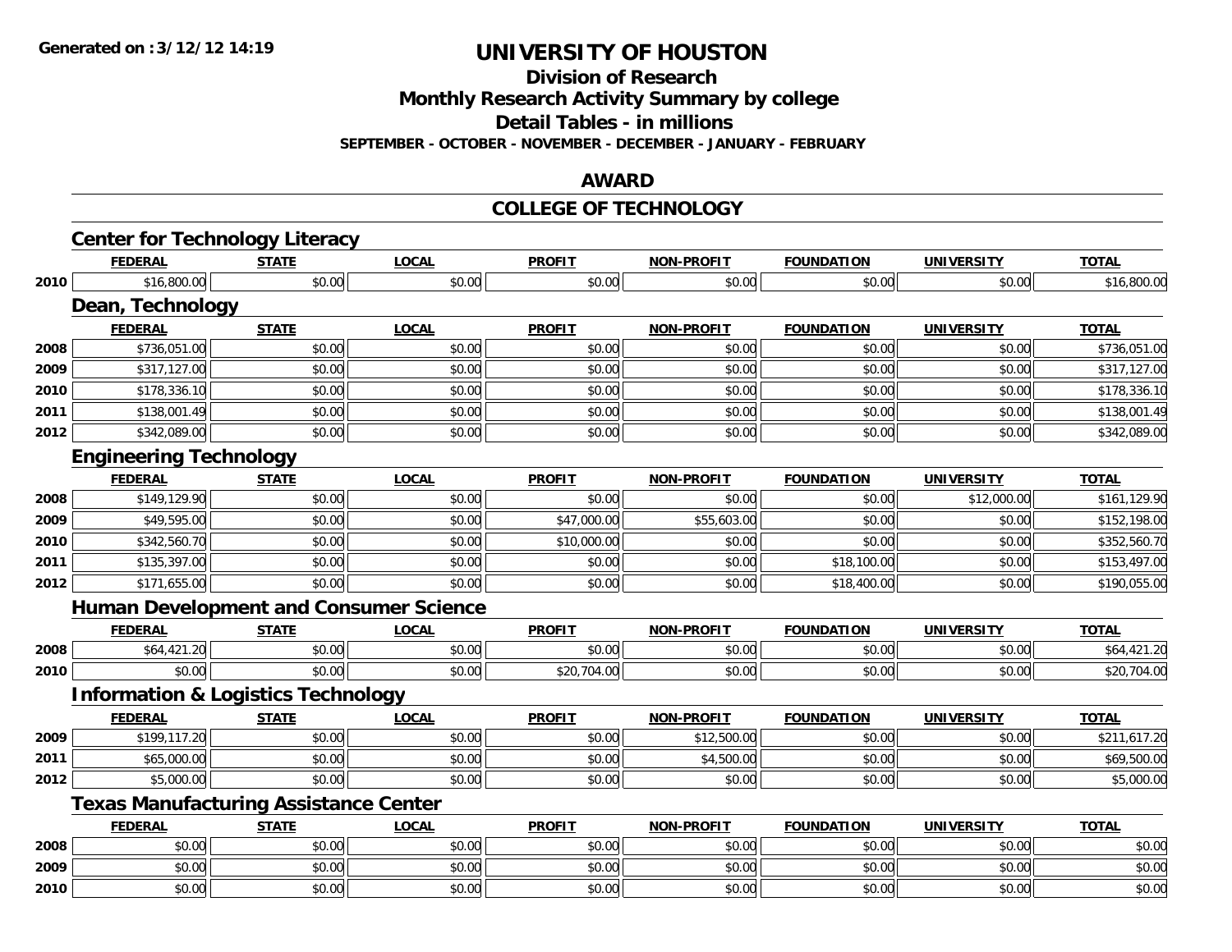**Generated on :3/12/12 14:19**

# UNIVERSITY OF HOUSTON

## Division of Research
## Monthly Research Activity Summary by college
## Detail Tables - in millions
### SEPTEMBER - OCTOBER - NOVEMBER - DECEMBER - JANUARY - FEBRUARY

## AWARD

## COLLEGE OF TECHNOLOGY

### Center for Technology Literacy

| | FEDERAL | STATE | LOCAL | PROFIT | NON-PROFIT | FOUNDATION | UNIVERSITY | TOTAL |
|---|---|---|---|---|---|---|---|---|
| 2010 | $16,800.00 | $0.00 | $0.00 | $0.00 | $0.00 | $0.00 | $0.00 | $16,800.00 |

### Dean, Technology

| | FEDERAL | STATE | LOCAL | PROFIT | NON-PROFIT | FOUNDATION | UNIVERSITY | TOTAL |
|---|---|---|---|---|---|---|---|---|
| 2008 | $736,051.00 | $0.00 | $0.00 | $0.00 | $0.00 | $0.00 | $0.00 | $736,051.00 |
| 2009 | $317,127.00 | $0.00 | $0.00 | $0.00 | $0.00 | $0.00 | $0.00 | $317,127.00 |
| 2010 | $178,336.10 | $0.00 | $0.00 | $0.00 | $0.00 | $0.00 | $0.00 | $178,336.10 |
| 2011 | $138,001.49 | $0.00 | $0.00 | $0.00 | $0.00 | $0.00 | $0.00 | $138,001.49 |
| 2012 | $342,089.00 | $0.00 | $0.00 | $0.00 | $0.00 | $0.00 | $0.00 | $342,089.00 |

### Engineering Technology

| | FEDERAL | STATE | LOCAL | PROFIT | NON-PROFIT | FOUNDATION | UNIVERSITY | TOTAL |
|---|---|---|---|---|---|---|---|---|
| 2008 | $149,129.90 | $0.00 | $0.00 | $0.00 | $0.00 | $0.00 | $12,000.00 | $161,129.90 |
| 2009 | $49,595.00 | $0.00 | $0.00 | $47,000.00 | $55,603.00 | $0.00 | $0.00 | $152,198.00 |
| 2010 | $342,560.70 | $0.00 | $0.00 | $10,000.00 | $0.00 | $0.00 | $0.00 | $352,560.70 |
| 2011 | $135,397.00 | $0.00 | $0.00 | $0.00 | $0.00 | $18,100.00 | $0.00 | $153,497.00 |
| 2012 | $171,655.00 | $0.00 | $0.00 | $0.00 | $0.00 | $18,400.00 | $0.00 | $190,055.00 |

### Human Development and Consumer Science

| | FEDERAL | STATE | LOCAL | PROFIT | NON-PROFIT | FOUNDATION | UNIVERSITY | TOTAL |
|---|---|---|---|---|---|---|---|---|
| 2008 | $64,421.20 | $0.00 | $0.00 | $0.00 | $0.00 | $0.00 | $0.00 | $64,421.20 |
| 2010 | $0.00 | $0.00 | $0.00 | $20,704.00 | $0.00 | $0.00 | $0.00 | $20,704.00 |

### Information & Logistics Technology

| | FEDERAL | STATE | LOCAL | PROFIT | NON-PROFIT | FOUNDATION | UNIVERSITY | TOTAL |
|---|---|---|---|---|---|---|---|---|
| 2009 | $199,117.20 | $0.00 | $0.00 | $0.00 | $12,500.00 | $0.00 | $0.00 | $211,617.20 |
| 2011 | $65,000.00 | $0.00 | $0.00 | $0.00 | $4,500.00 | $0.00 | $0.00 | $69,500.00 |
| 2012 | $5,000.00 | $0.00 | $0.00 | $0.00 | $0.00 | $0.00 | $0.00 | $5,000.00 |

### Texas Manufacturing Assistance Center

| | FEDERAL | STATE | LOCAL | PROFIT | NON-PROFIT | FOUNDATION | UNIVERSITY | TOTAL |
|---|---|---|---|---|---|---|---|---|
| 2008 | $0.00 | $0.00 | $0.00 | $0.00 | $0.00 | $0.00 | $0.00 | $0.00 |
| 2009 | $0.00 | $0.00 | $0.00 | $0.00 | $0.00 | $0.00 | $0.00 | $0.00 |
| 2010 | $0.00 | $0.00 | $0.00 | $0.00 | $0.00 | $0.00 | $0.00 | $0.00 |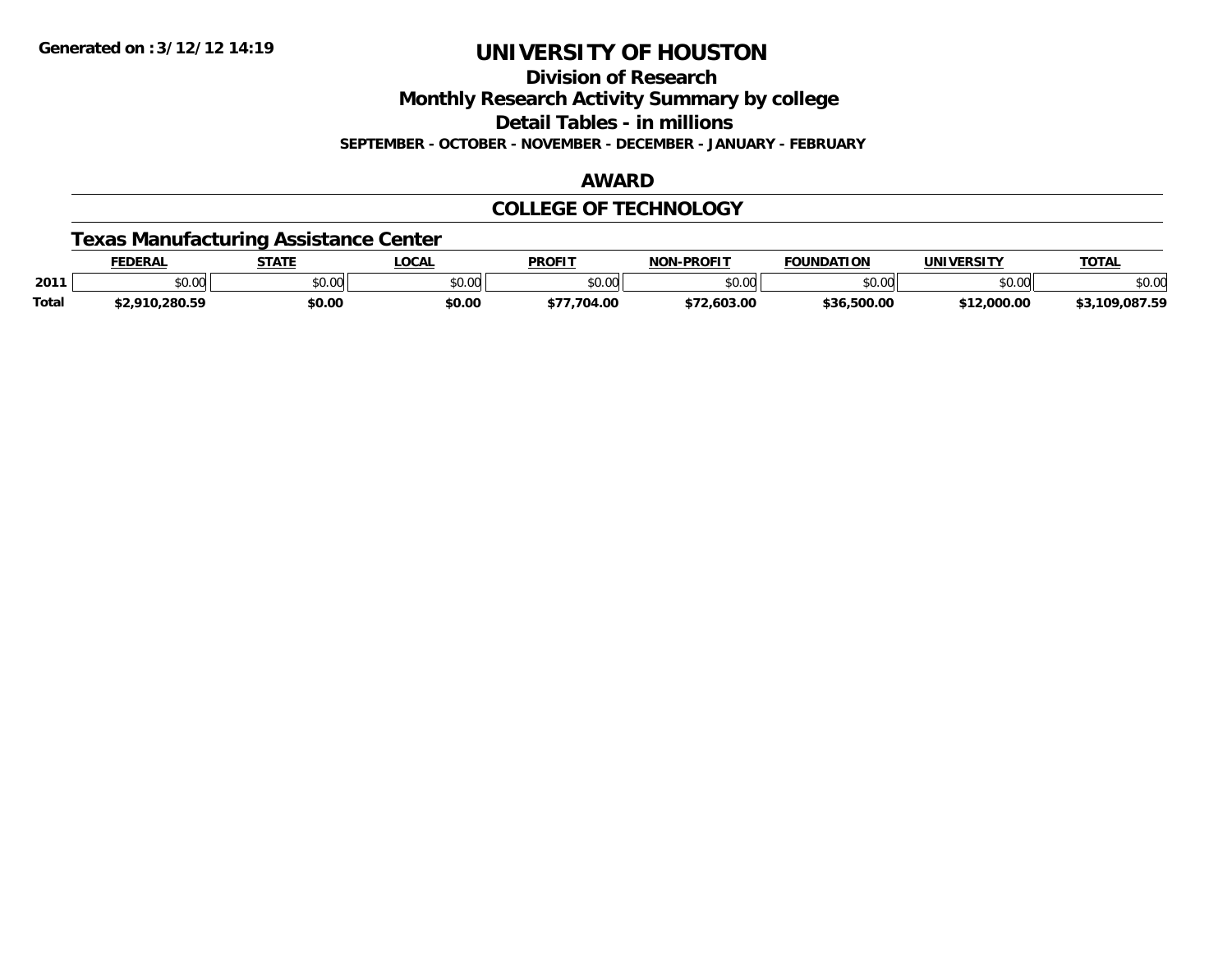# UNIVERSITY OF HOUSTON

## Division of Research

## Monthly Research Activity Summary by college

## Detail Tables - in millions

**SEPTEMBER - OCTOBER - NOVEMBER - DECEMBER - JANUARY - FEBRUARY**

## AWARD

## COLLEGE OF TECHNOLOGY

### Texas Manufacturing Assistance Center

| | FEDERAL | STATE | LOCAL | PROFIT | NON-PROFIT | FOUNDATION | UNIVERSITY | TOTAL |
|---|---|---|---|---|---|---|---|---|
| 2011 | $0.00 | $0.00 | $0.00 | $0.00 | $0.00 | $0.00 | $0.00 | $0.00 |
| **Total** | **$2,910,280.59** | **$0.00** | **$0.00** | **$77,704.00** | **$72,603.00** | **$36,500.00** | **$12,000.00** | **$3,109,087.59** |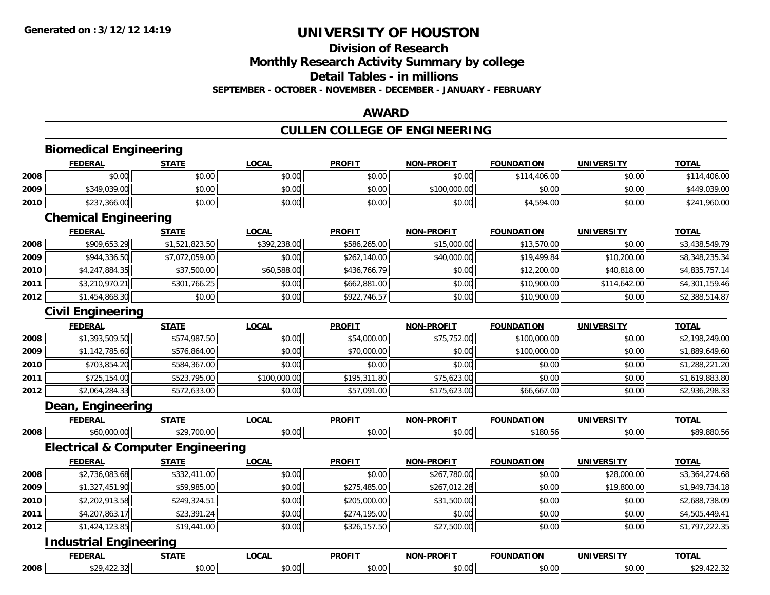# UNIVERSITY OF HOUSTON

## Division of Research
## Monthly Research Activity Summary by college
## Detail Tables - in millions
### SEPTEMBER - OCTOBER - NOVEMBER - DECEMBER - JANUARY - FEBRUARY

Generated on :3/12/12 14:19

## AWARD

## CULLEN COLLEGE OF ENGINEERING

### Biomedical Engineering

| | FEDERAL | STATE | LOCAL | PROFIT | NON-PROFIT | FOUNDATION | UNIVERSITY | TOTAL |
|---|---|---|---|---|---|---|---|---|
| 2008 | $0.00 | $0.00 | $0.00 | $0.00 | $0.00 | $114,406.00 | $0.00 | $114,406.00 |
| 2009 | $349,039.00 | $0.00 | $0.00 | $0.00 | $100,000.00 | $0.00 | $0.00 | $449,039.00 |
| 2010 | $237,366.00 | $0.00 | $0.00 | $0.00 | $0.00 | $4,594.00 | $0.00 | $241,960.00 |

### Chemical Engineering

| | FEDERAL | STATE | LOCAL | PROFIT | NON-PROFIT | FOUNDATION | UNIVERSITY | TOTAL |
|---|---|---|---|---|---|---|---|---|
| 2008 | $909,653.29 | $1,521,823.50 | $392,238.00 | $586,265.00 | $15,000.00 | $13,570.00 | $0.00 | $3,438,549.79 |
| 2009 | $944,336.50 | $7,072,059.00 | $0.00 | $262,140.00 | $40,000.00 | $19,499.84 | $10,200.00 | $8,348,235.34 |
| 2010 | $4,247,884.35 | $37,500.00 | $60,588.00 | $436,766.79 | $0.00 | $12,200.00 | $40,818.00 | $4,835,757.14 |
| 2011 | $3,210,970.21 | $301,766.25 | $0.00 | $662,881.00 | $0.00 | $10,900.00 | $114,642.00 | $4,301,159.46 |
| 2012 | $1,454,868.30 | $0.00 | $0.00 | $922,746.57 | $0.00 | $10,900.00 | $0.00 | $2,388,514.87 |

### Civil Engineering

| | FEDERAL | STATE | LOCAL | PROFIT | NON-PROFIT | FOUNDATION | UNIVERSITY | TOTAL |
|---|---|---|---|---|---|---|---|---|
| 2008 | $1,393,509.50 | $574,987.50 | $0.00 | $54,000.00 | $75,752.00 | $100,000.00 | $0.00 | $2,198,249.00 |
| 2009 | $1,142,785.60 | $576,864.00 | $0.00 | $70,000.00 | $0.00 | $100,000.00 | $0.00 | $1,889,649.60 |
| 2010 | $703,854.20 | $584,367.00 | $0.00 | $0.00 | $0.00 | $0.00 | $0.00 | $1,288,221.20 |
| 2011 | $725,154.00 | $523,795.00 | $100,000.00 | $195,311.80 | $75,623.00 | $0.00 | $0.00 | $1,619,883.80 |
| 2012 | $2,064,284.33 | $572,633.00 | $0.00 | $57,091.00 | $175,623.00 | $66,667.00 | $0.00 | $2,936,298.33 |

### Dean, Engineering

| | FEDERAL | STATE | LOCAL | PROFIT | NON-PROFIT | FOUNDATION | UNIVERSITY | TOTAL |
|---|---|---|---|---|---|---|---|---|
| 2008 | $60,000.00 | $29,700.00 | $0.00 | $0.00 | $0.00 | $180.56 | $0.00 | $89,880.56 |

### Electrical & Computer Engineering

| | FEDERAL | STATE | LOCAL | PROFIT | NON-PROFIT | FOUNDATION | UNIVERSITY | TOTAL |
|---|---|---|---|---|---|---|---|---|
| 2008 | $2,736,083.68 | $332,411.00 | $0.00 | $0.00 | $267,780.00 | $0.00 | $28,000.00 | $3,364,274.68 |
| 2009 | $1,327,451.90 | $59,985.00 | $0.00 | $275,485.00 | $267,012.28 | $0.00 | $19,800.00 | $1,949,734.18 |
| 2010 | $2,202,913.58 | $249,324.51 | $0.00 | $205,000.00 | $31,500.00 | $0.00 | $0.00 | $2,688,738.09 |
| 2011 | $4,207,863.17 | $23,391.24 | $0.00 | $274,195.00 | $0.00 | $0.00 | $0.00 | $4,505,449.41 |
| 2012 | $1,424,123.85 | $19,441.00 | $0.00 | $326,157.50 | $27,500.00 | $0.00 | $0.00 | $1,797,222.35 |

### Industrial Engineering

| | FEDERAL | STATE | LOCAL | PROFIT | NON-PROFIT | FOUNDATION | UNIVERSITY | TOTAL |
|---|---|---|---|---|---|---|---|---|
| 2008 | $29,422.32 | $0.00 | $0.00 | $0.00 | $0.00 | $0.00 | $0.00 | $29,422.32 |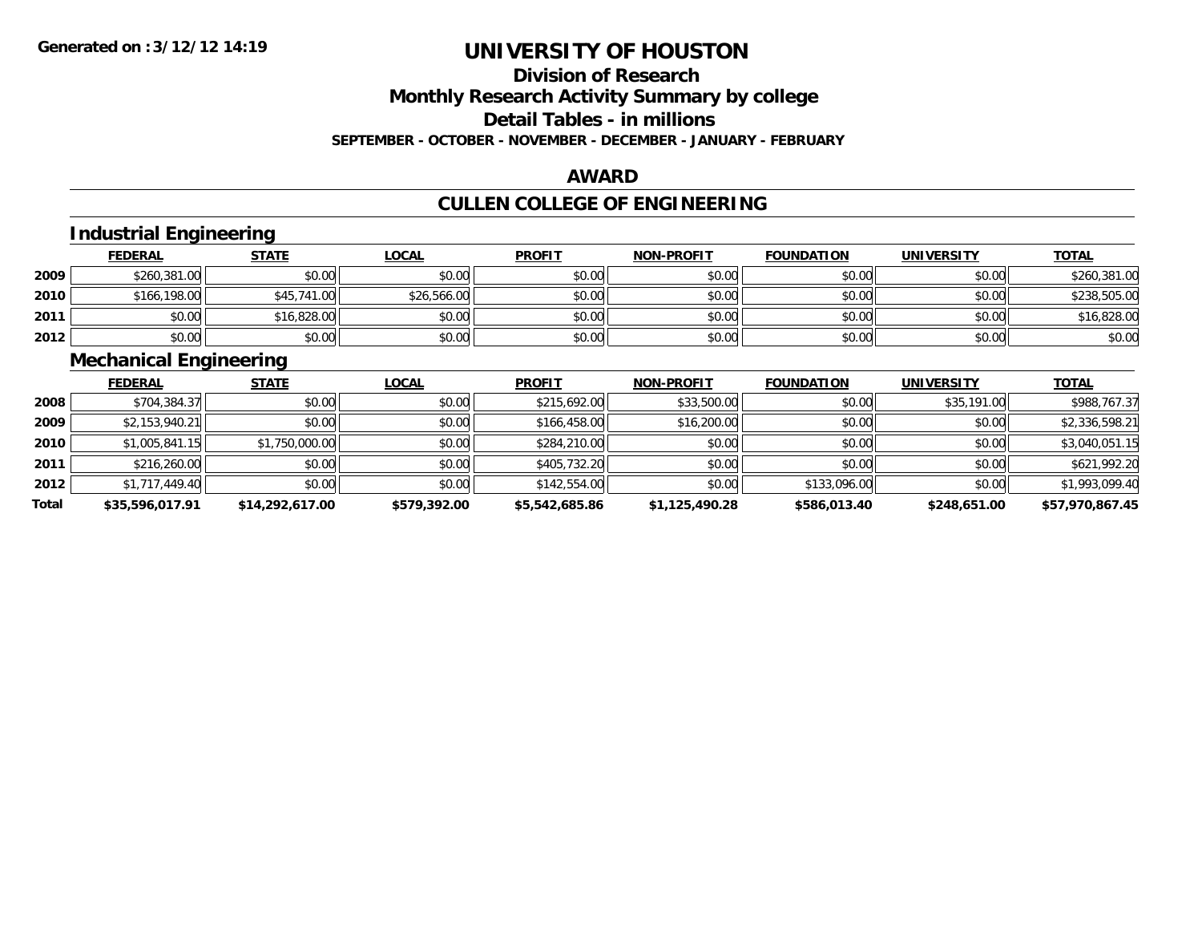# UNIVERSITY OF HOUSTON

## Division of Research
## Monthly Research Activity Summary by college
## Detail Tables - in millions

**SEPTEMBER - OCTOBER - NOVEMBER - DECEMBER - JANUARY - FEBRUARY**

**Generated on :3/12/12 14:19**

## AWARD

## CULLEN COLLEGE OF ENGINEERING

### Industrial Engineering

| | FEDERAL | STATE | LOCAL | PROFIT | NON-PROFIT | FOUNDATION | UNIVERSITY | TOTAL |
|---|---|---|---|---|---|---|---|---|
| 2009 | $260,381.00 | $0.00 | $0.00 | $0.00 | $0.00 | $0.00 | $0.00 | $260,381.00 |
| 2010 | $166,198.00 | $45,741.00 | $26,566.00 | $0.00 | $0.00 | $0.00 | $0.00 | $238,505.00 |
| 2011 | $0.00 | $16,828.00 | $0.00 | $0.00 | $0.00 | $0.00 | $0.00 | $16,828.00 |
| 2012 | $0.00 | $0.00 | $0.00 | $0.00 | $0.00 | $0.00 | $0.00 | $0.00 |

### Mechanical Engineering

| | FEDERAL | STATE | LOCAL | PROFIT | NON-PROFIT | FOUNDATION | UNIVERSITY | TOTAL |
|---|---|---|---|---|---|---|---|---|
| 2008 | $704,384.37 | $0.00 | $0.00 | $215,692.00 | $33,500.00 | $0.00 | $35,191.00 | $988,767.37 |
| 2009 | $2,153,940.21 | $0.00 | $0.00 | $166,458.00 | $16,200.00 | $0.00 | $0.00 | $2,336,598.21 |
| 2010 | $1,005,841.15 | $1,750,000.00 | $0.00 | $284,210.00 | $0.00 | $0.00 | $0.00 | $3,040,051.15 |
| 2011 | $216,260.00 | $0.00 | $0.00 | $405,732.20 | $0.00 | $0.00 | $0.00 | $621,992.20 |
| 2012 | $1,717,449.40 | $0.00 | $0.00 | $142,554.00 | $0.00 | $133,096.00 | $0.00 | $1,993,099.40 |
| **Total** | **$35,596,017.91** | **$14,292,617.00** | **$579,392.00** | **$5,542,685.86** | **$1,125,490.28** | **$586,013.40** | **$248,651.00** | **$57,970,867.45** |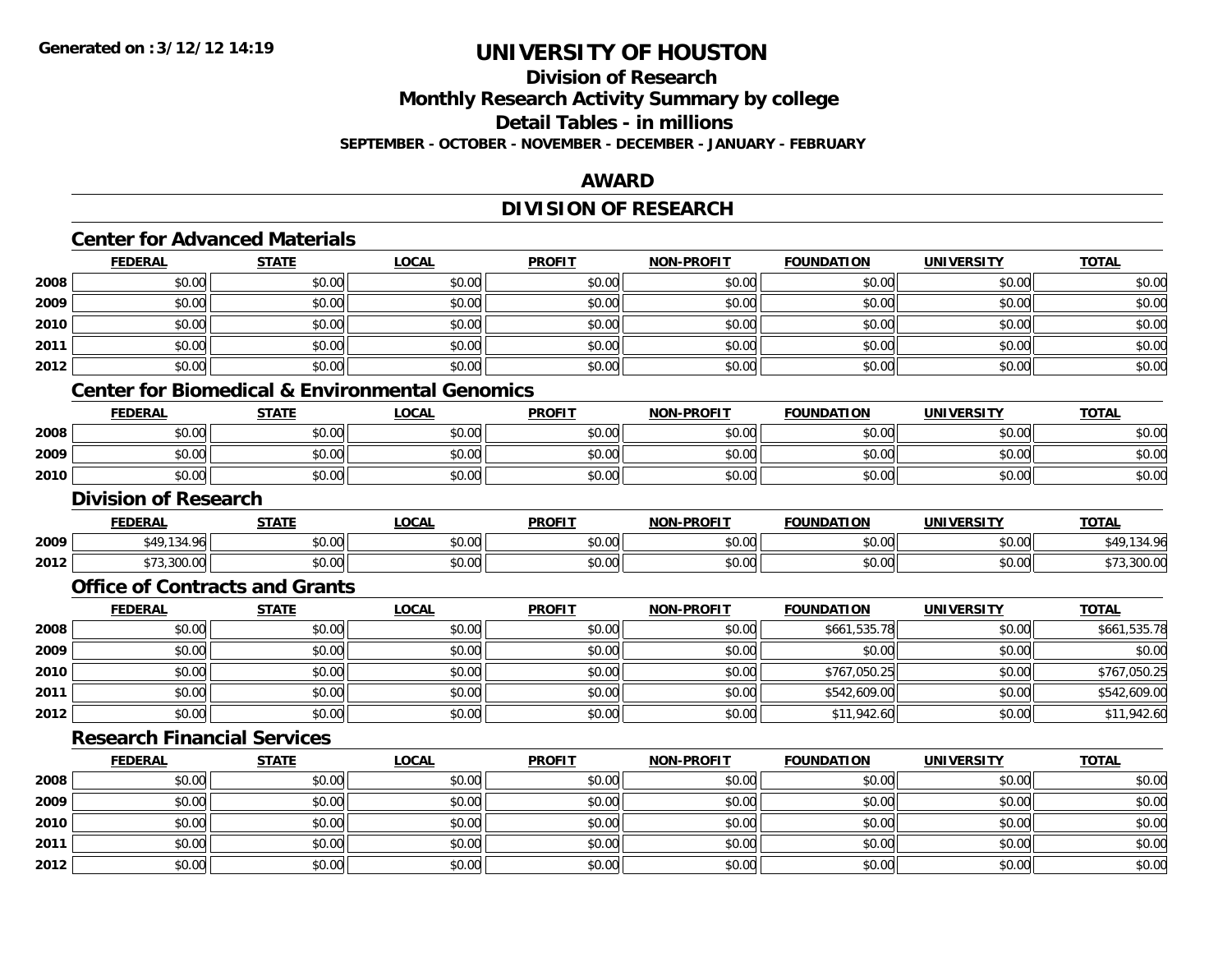# UNIVERSITY OF HOUSTON

## Division of Research

## Monthly Research Activity Summary by college

## Detail Tables - in millions

**SEPTEMBER - OCTOBER - NOVEMBER - DECEMBER - JANUARY - FEBRUARY**

## AWARD

## DIVISION OF RESEARCH

### Center for Advanced Materials

| | FEDERAL | STATE | LOCAL | PROFIT | NON-PROFIT | FOUNDATION | UNIVERSITY | TOTAL |
|---|---|---|---|---|---|---|---|---|
| 2008 | $0.00 | $0.00 | $0.00 | $0.00 | $0.00 | $0.00 | $0.00 | $0.00 |
| 2009 | $0.00 | $0.00 | $0.00 | $0.00 | $0.00 | $0.00 | $0.00 | $0.00 |
| 2010 | $0.00 | $0.00 | $0.00 | $0.00 | $0.00 | $0.00 | $0.00 | $0.00 |
| 2011 | $0.00 | $0.00 | $0.00 | $0.00 | $0.00 | $0.00 | $0.00 | $0.00 |
| 2012 | $0.00 | $0.00 | $0.00 | $0.00 | $0.00 | $0.00 | $0.00 | $0.00 |

### Center for Biomedical & Environmental Genomics

| | FEDERAL | STATE | LOCAL | PROFIT | NON-PROFIT | FOUNDATION | UNIVERSITY | TOTAL |
|---|---|---|---|---|---|---|---|---|
| 2008 | $0.00 | $0.00 | $0.00 | $0.00 | $0.00 | $0.00 | $0.00 | $0.00 |
| 2009 | $0.00 | $0.00 | $0.00 | $0.00 | $0.00 | $0.00 | $0.00 | $0.00 |
| 2010 | $0.00 | $0.00 | $0.00 | $0.00 | $0.00 | $0.00 | $0.00 | $0.00 |

### Division of Research

| | FEDERAL | STATE | LOCAL | PROFIT | NON-PROFIT | FOUNDATION | UNIVERSITY | TOTAL |
|---|---|---|---|---|---|---|---|---|
| 2009 | $49,134.96 | $0.00 | $0.00 | $0.00 | $0.00 | $0.00 | $0.00 | $49,134.96 |
| 2012 | $73,300.00 | $0.00 | $0.00 | $0.00 | $0.00 | $0.00 | $0.00 | $73,300.00 |

### Office of Contracts and Grants

| | FEDERAL | STATE | LOCAL | PROFIT | NON-PROFIT | FOUNDATION | UNIVERSITY | TOTAL |
|---|---|---|---|---|---|---|---|---|
| 2008 | $0.00 | $0.00 | $0.00 | $0.00 | $0.00 | $661,535.78 | $0.00 | $661,535.78 |
| 2009 | $0.00 | $0.00 | $0.00 | $0.00 | $0.00 | $0.00 | $0.00 | $0.00 |
| 2010 | $0.00 | $0.00 | $0.00 | $0.00 | $0.00 | $767,050.25 | $0.00 | $767,050.25 |
| 2011 | $0.00 | $0.00 | $0.00 | $0.00 | $0.00 | $542,609.00 | $0.00 | $542,609.00 |
| 2012 | $0.00 | $0.00 | $0.00 | $0.00 | $0.00 | $11,942.60 | $0.00 | $11,942.60 |

### Research Financial Services

| | FEDERAL | STATE | LOCAL | PROFIT | NON-PROFIT | FOUNDATION | UNIVERSITY | TOTAL |
|---|---|---|---|---|---|---|---|---|
| 2008 | $0.00 | $0.00 | $0.00 | $0.00 | $0.00 | $0.00 | $0.00 | $0.00 |
| 2009 | $0.00 | $0.00 | $0.00 | $0.00 | $0.00 | $0.00 | $0.00 | $0.00 |
| 2010 | $0.00 | $0.00 | $0.00 | $0.00 | $0.00 | $0.00 | $0.00 | $0.00 |
| 2011 | $0.00 | $0.00 | $0.00 | $0.00 | $0.00 | $0.00 | $0.00 | $0.00 |
| 2012 | $0.00 | $0.00 | $0.00 | $0.00 | $0.00 | $0.00 | $0.00 | $0.00 |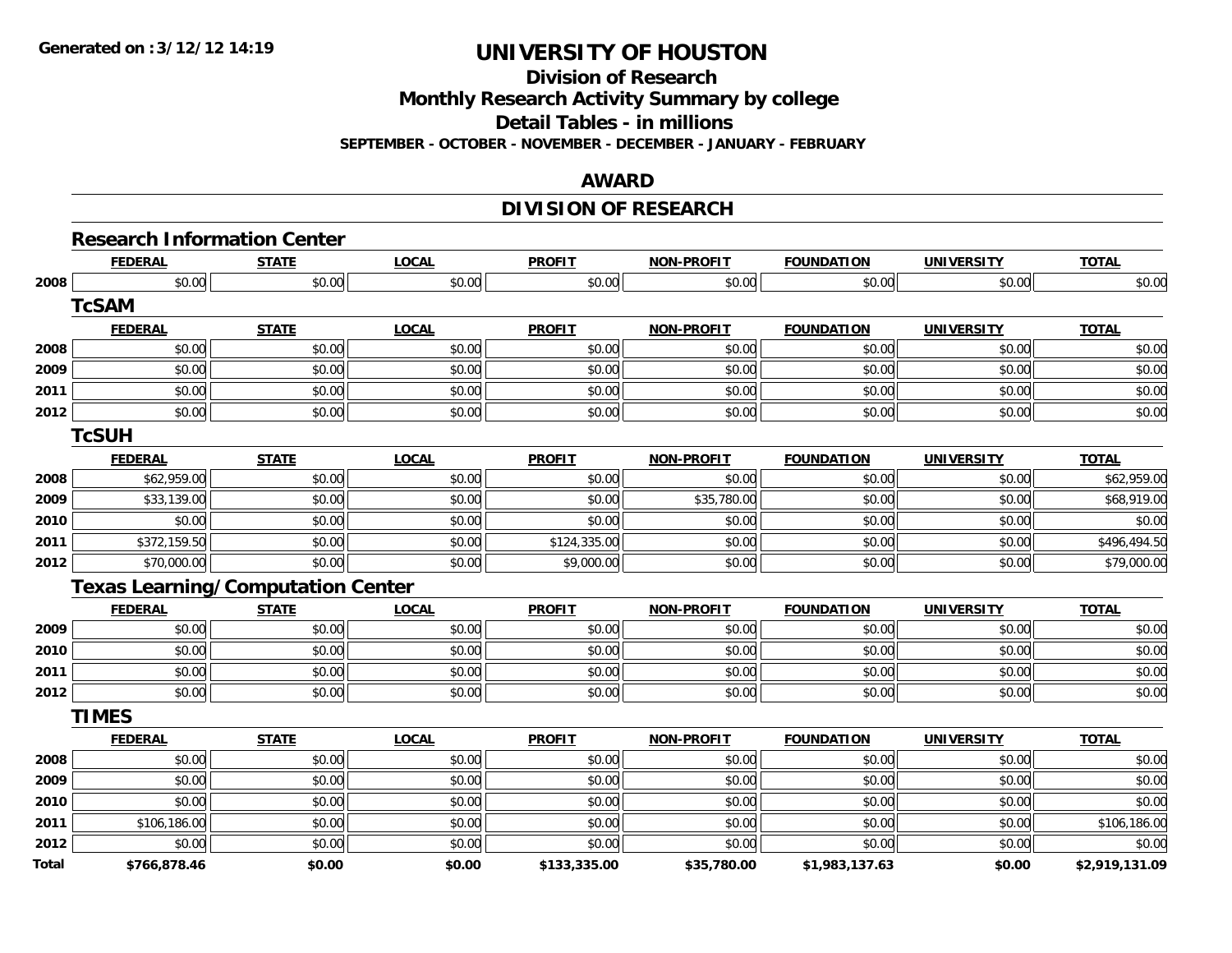# UNIVERSITY OF HOUSTON

## Division of Research

## Monthly Research Activity Summary by college

## Detail Tables - in millions

**SEPTEMBER - OCTOBER - NOVEMBER - DECEMBER - JANUARY - FEBRUARY**

## AWARD

## DIVISION OF RESEARCH

### Research Information Center

| | FEDERAL | STATE | LOCAL | PROFIT | NON-PROFIT | FOUNDATION | UNIVERSITY | TOTAL |
|---|---|---|---|---|---|---|---|---|
| 2008 | $0.00 | $0.00 | $0.00 | $0.00 | $0.00 | $0.00 | $0.00 | $0.00 |

### TcSAM

| | FEDERAL | STATE | LOCAL | PROFIT | NON-PROFIT | FOUNDATION | UNIVERSITY | TOTAL |
|---|---|---|---|---|---|---|---|---|
| 2008 | $0.00 | $0.00 | $0.00 | $0.00 | $0.00 | $0.00 | $0.00 | $0.00 |
| 2009 | $0.00 | $0.00 | $0.00 | $0.00 | $0.00 | $0.00 | $0.00 | $0.00 |
| 2011 | $0.00 | $0.00 | $0.00 | $0.00 | $0.00 | $0.00 | $0.00 | $0.00 |
| 2012 | $0.00 | $0.00 | $0.00 | $0.00 | $0.00 | $0.00 | $0.00 | $0.00 |

### TcSUH

| | FEDERAL | STATE | LOCAL | PROFIT | NON-PROFIT | FOUNDATION | UNIVERSITY | TOTAL |
|---|---|---|---|---|---|---|---|---|
| 2008 | $62,959.00 | $0.00 | $0.00 | $0.00 | $0.00 | $0.00 | $0.00 | $62,959.00 |
| 2009 | $33,139.00 | $0.00 | $0.00 | $0.00 | $35,780.00 | $0.00 | $0.00 | $68,919.00 |
| 2010 | $0.00 | $0.00 | $0.00 | $0.00 | $0.00 | $0.00 | $0.00 | $0.00 |
| 2011 | $372,159.50 | $0.00 | $0.00 | $124,335.00 | $0.00 | $0.00 | $0.00 | $496,494.50 |
| 2012 | $70,000.00 | $0.00 | $0.00 | $9,000.00 | $0.00 | $0.00 | $0.00 | $79,000.00 |

### Texas Learning/Computation Center

| | FEDERAL | STATE | LOCAL | PROFIT | NON-PROFIT | FOUNDATION | UNIVERSITY | TOTAL |
|---|---|---|---|---|---|---|---|---|
| 2009 | $0.00 | $0.00 | $0.00 | $0.00 | $0.00 | $0.00 | $0.00 | $0.00 |
| 2010 | $0.00 | $0.00 | $0.00 | $0.00 | $0.00 | $0.00 | $0.00 | $0.00 |
| 2011 | $0.00 | $0.00 | $0.00 | $0.00 | $0.00 | $0.00 | $0.00 | $0.00 |
| 2012 | $0.00 | $0.00 | $0.00 | $0.00 | $0.00 | $0.00 | $0.00 | $0.00 |

### TIMES

| | FEDERAL | STATE | LOCAL | PROFIT | NON-PROFIT | FOUNDATION | UNIVERSITY | TOTAL |
|---|---|---|---|---|---|---|---|---|
| 2008 | $0.00 | $0.00 | $0.00 | $0.00 | $0.00 | $0.00 | $0.00 | $0.00 |
| 2009 | $0.00 | $0.00 | $0.00 | $0.00 | $0.00 | $0.00 | $0.00 | $0.00 |
| 2010 | $0.00 | $0.00 | $0.00 | $0.00 | $0.00 | $0.00 | $0.00 | $0.00 |
| 2011 | $106,186.00 | $0.00 | $0.00 | $0.00 | $0.00 | $0.00 | $0.00 | $106,186.00 |
| 2012 | $0.00 | $0.00 | $0.00 | $0.00 | $0.00 | $0.00 | $0.00 | $0.00 |
| **Total** | **$766,878.46** | **$0.00** | **$0.00** | **$133,335.00** | **$35,780.00** | **$1,983,137.63** | **$0.00** | **$2,919,131.09** |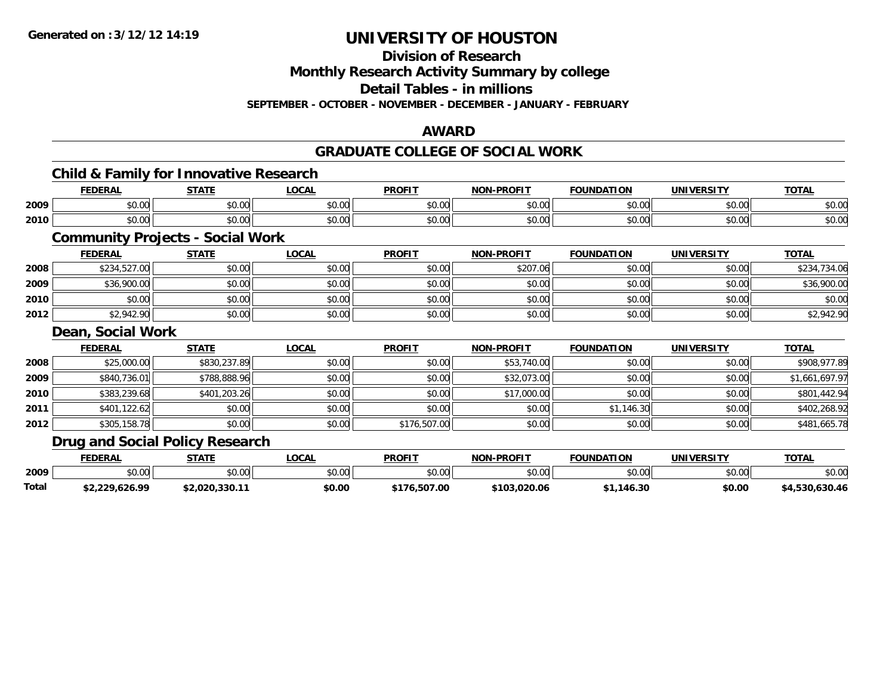**Generated on :3/12/12 14:19**

# UNIVERSITY OF HOUSTON

## Division of Research
## Monthly Research Activity Summary by college
## Detail Tables - in millions
### SEPTEMBER - OCTOBER - NOVEMBER - DECEMBER - JANUARY - FEBRUARY

## AWARD

## GRADUATE COLLEGE OF SOCIAL WORK

### Child & Family for Innovative Research

| | FEDERAL | STATE | LOCAL | PROFIT | NON-PROFIT | FOUNDATION | UNIVERSITY | TOTAL |
|---|---|---|---|---|---|---|---|---|
| 2009 | $0.00 | $0.00 | $0.00 | $0.00 | $0.00 | $0.00 | $0.00 | $0.00 |
| 2010 | $0.00 | $0.00 | $0.00 | $0.00 | $0.00 | $0.00 | $0.00 | $0.00 |

### Community Projects - Social Work

| | FEDERAL | STATE | LOCAL | PROFIT | NON-PROFIT | FOUNDATION | UNIVERSITY | TOTAL |
|---|---|---|---|---|---|---|---|---|
| 2008 | $234,527.00 | $0.00 | $0.00 | $0.00 | $207.06 | $0.00 | $0.00 | $234,734.06 |
| 2009 | $36,900.00 | $0.00 | $0.00 | $0.00 | $0.00 | $0.00 | $0.00 | $36,900.00 |
| 2010 | $0.00 | $0.00 | $0.00 | $0.00 | $0.00 | $0.00 | $0.00 | $0.00 |
| 2012 | $2,942.90 | $0.00 | $0.00 | $0.00 | $0.00 | $0.00 | $0.00 | $2,942.90 |

### Dean, Social Work

| | FEDERAL | STATE | LOCAL | PROFIT | NON-PROFIT | FOUNDATION | UNIVERSITY | TOTAL |
|---|---|---|---|---|---|---|---|---|
| 2008 | $25,000.00 | $830,237.89 | $0.00 | $0.00 | $53,740.00 | $0.00 | $0.00 | $908,977.89 |
| 2009 | $840,736.01 | $788,888.96 | $0.00 | $0.00 | $32,073.00 | $0.00 | $0.00 | $1,661,697.97 |
| 2010 | $383,239.68 | $401,203.26 | $0.00 | $0.00 | $17,000.00 | $0.00 | $0.00 | $801,442.94 |
| 2011 | $401,122.62 | $0.00 | $0.00 | $0.00 | $0.00 | $1,146.30 | $0.00 | $402,268.92 |
| 2012 | $305,158.78 | $0.00 | $0.00 | $176,507.00 | $0.00 | $0.00 | $0.00 | $481,665.78 |

### Drug and Social Policy Research

| | FEDERAL | STATE | LOCAL | PROFIT | NON-PROFIT | FOUNDATION | UNIVERSITY | TOTAL |
|---|---|---|---|---|---|---|---|---|
| 2009 | $0.00 | $0.00 | $0.00 | $0.00 | $0.00 | $0.00 | $0.00 | $0.00 |
| **Total** | **$2,229,626.99** | **$2,020,330.11** | **$0.00** | **$176,507.00** | **$103,020.06** | **$1,146.30** | **$0.00** | **$4,530,630.46** |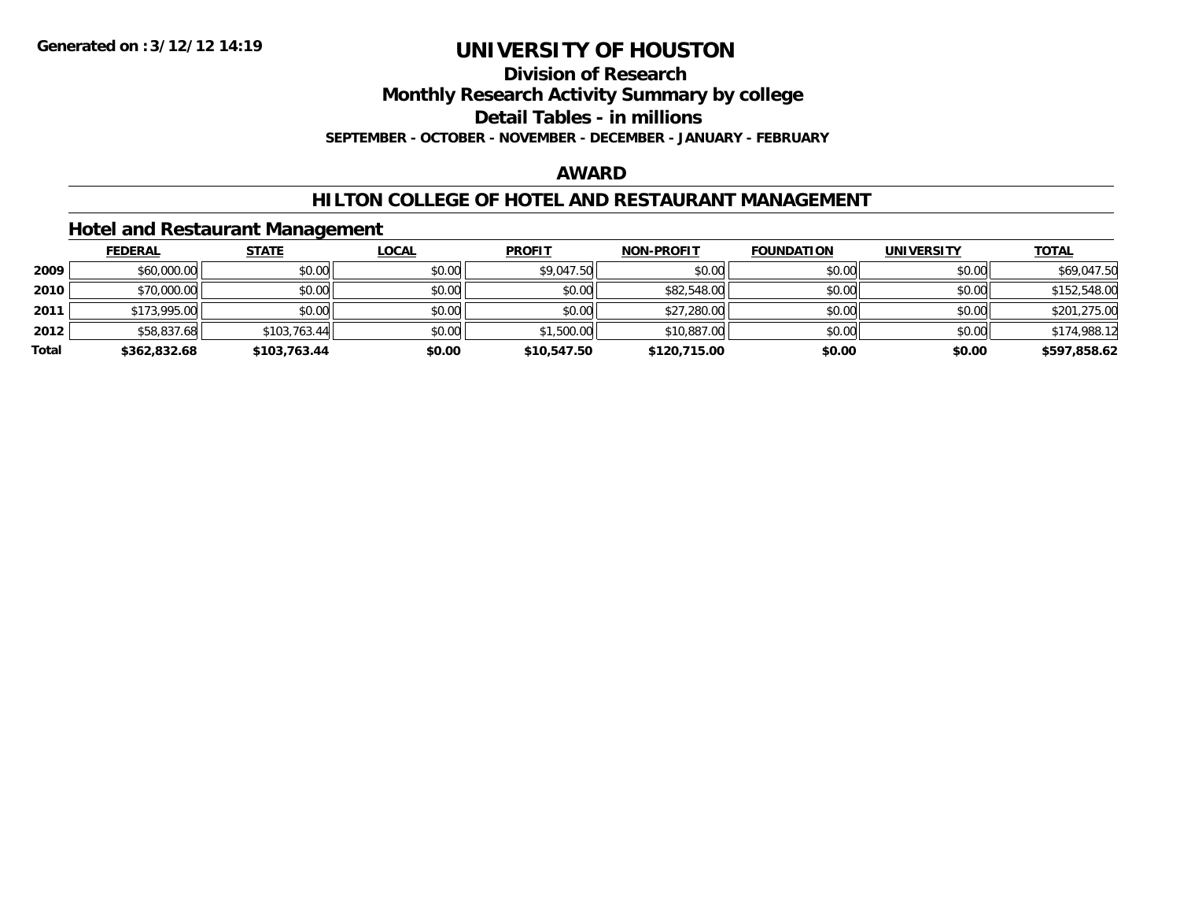**Generated on :3/12/12 14:19**

# UNIVERSITY OF HOUSTON

## Division of Research

## Monthly Research Activity Summary by college

## Detail Tables - in millions

**SEPTEMBER - OCTOBER - NOVEMBER - DECEMBER - JANUARY - FEBRUARY**

## AWARD

## HILTON COLLEGE OF HOTEL AND RESTAURANT MANAGEMENT

### Hotel and Restaurant Management

| | FEDERAL | STATE | LOCAL | PROFIT | NON-PROFIT | FOUNDATION | UNIVERSITY | TOTAL |
|---|---|---|---|---|---|---|---|---|
| 2009 | $60,000.00 | $0.00 | $0.00 | $9,047.50 | $0.00 | $0.00 | $0.00 | $69,047.50 |
| 2010 | $70,000.00 | $0.00 | $0.00 | $0.00 | $82,548.00 | $0.00 | $0.00 | $152,548.00 |
| 2011 | $173,995.00 | $0.00 | $0.00 | $0.00 | $27,280.00 | $0.00 | $0.00 | $201,275.00 |
| 2012 | $58,837.68 | $103,763.44 | $0.00 | $1,500.00 | $10,887.00 | $0.00 | $0.00 | $174,988.12 |
| **Total** | **$362,832.68** | **$103,763.44** | **$0.00** | **$10,547.50** | **$120,715.00** | **$0.00** | **$0.00** | **$597,858.62** |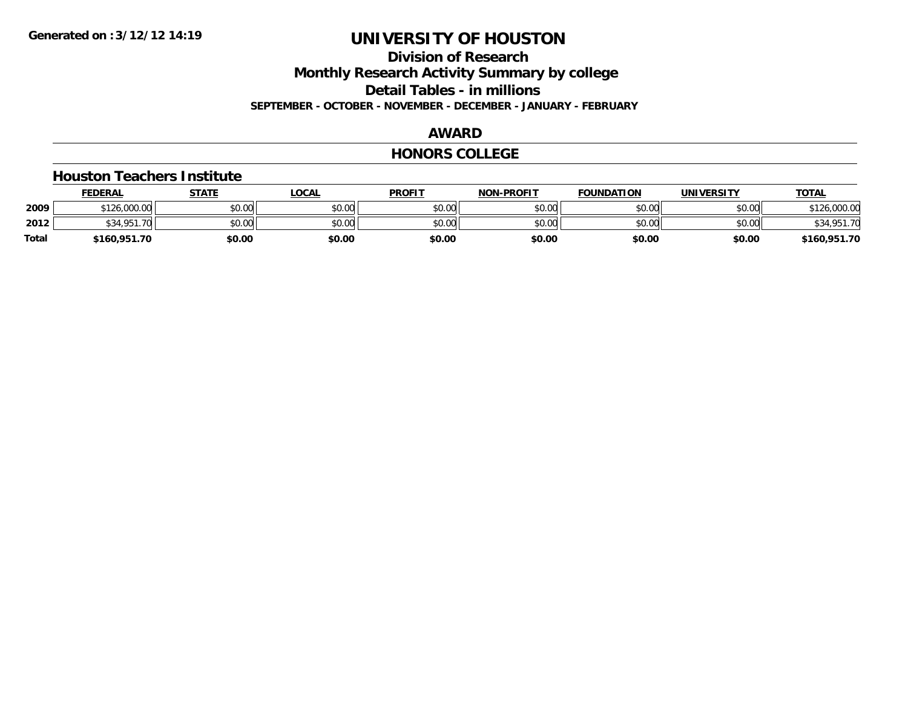Generated on :3/12/12 14:19

# UNIVERSITY OF HOUSTON

## Division of Research

## Monthly Research Activity Summary by college

## Detail Tables - in millions

**SEPTEMBER - OCTOBER - NOVEMBER - DECEMBER - JANUARY - FEBRUARY**

## AWARD

## HONORS COLLEGE

### Houston Teachers Institute

| | FEDERAL | STATE | LOCAL | PROFIT | NON-PROFIT | FOUNDATION | UNIVERSITY | TOTAL |
|---|---|---|---|---|---|---|---|---|
| 2009 | $126,000.00 | $0.00 | $0.00 | $0.00 | $0.00 | $0.00 | $0.00 | $126,000.00 |
| 2012 | $34,951.70 | $0.00 | $0.00 | $0.00 | $0.00 | $0.00 | $0.00 | $34,951.70 |
| **Total** | **$160,951.70** | **$0.00** | **$0.00** | **$0.00** | **$0.00** | **$0.00** | **$0.00** | **$160,951.70** |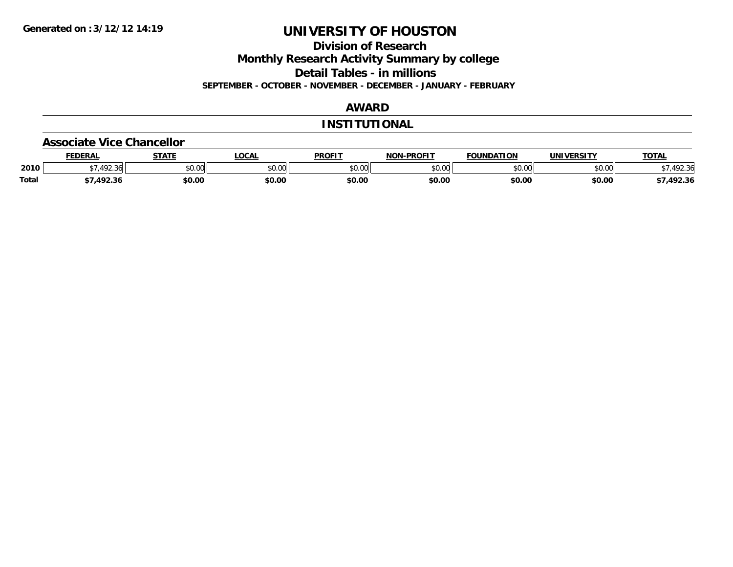**Generated on :3/12/12 14:19**

# UNIVERSITY OF HOUSTON

## Division of Research
## Monthly Research Activity Summary by college
## Detail Tables - in millions
### SEPTEMBER - OCTOBER - NOVEMBER - DECEMBER - JANUARY - FEBRUARY

## AWARD

## INSTITUTIONAL

### Associate Vice Chancellor

| | FEDERAL | STATE | LOCAL | PROFIT | NON-PROFIT | FOUNDATION | UNIVERSITY | TOTAL |
|---|---|---|---|---|---|---|---|---|
| 2010 | $7,492.36 | $0.00 | $0.00 | $0.00 | $0.00 | $0.00 | $0.00 | $7,492.36 |
| Total | $7,492.36 | $0.00 | $0.00 | $0.00 | $0.00 | $0.00 | $0.00 | $7,492.36 |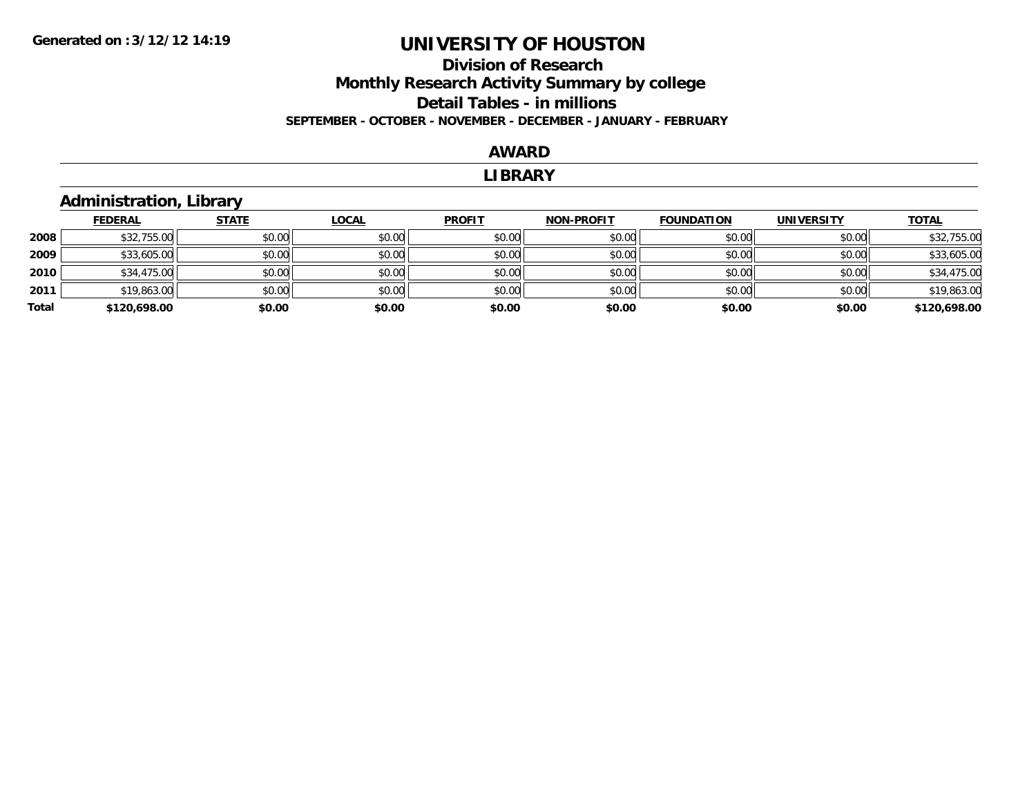**Generated on :3/12/12 14:19**

# UNIVERSITY OF HOUSTON

## Division of Research
## Monthly Research Activity Summary by college
## Detail Tables - in millions

**SEPTEMBER - OCTOBER - NOVEMBER - DECEMBER - JANUARY - FEBRUARY**

## AWARD

## LIBRARY

### Administration, Library

| | FEDERAL | STATE | LOCAL | PROFIT | NON-PROFIT | FOUNDATION | UNIVERSITY | TOTAL |
|---|---|---|---|---|---|---|---|---|
| **2008** | $32,755.00 | $0.00 | $0.00 | $0.00 | $0.00 | $0.00 | $0.00 | $32,755.00 |
| **2009** | $33,605.00 | $0.00 | $0.00 | $0.00 | $0.00 | $0.00 | $0.00 | $33,605.00 |
| **2010** | $34,475.00 | $0.00 | $0.00 | $0.00 | $0.00 | $0.00 | $0.00 | $34,475.00 |
| **2011** | $19,863.00 | $0.00 | $0.00 | $0.00 | $0.00 | $0.00 | $0.00 | $19,863.00 |
| **Total** | **$120,698.00** | **$0.00** | **$0.00** | **$0.00** | **$0.00** | **$0.00** | **$0.00** | **$120,698.00** |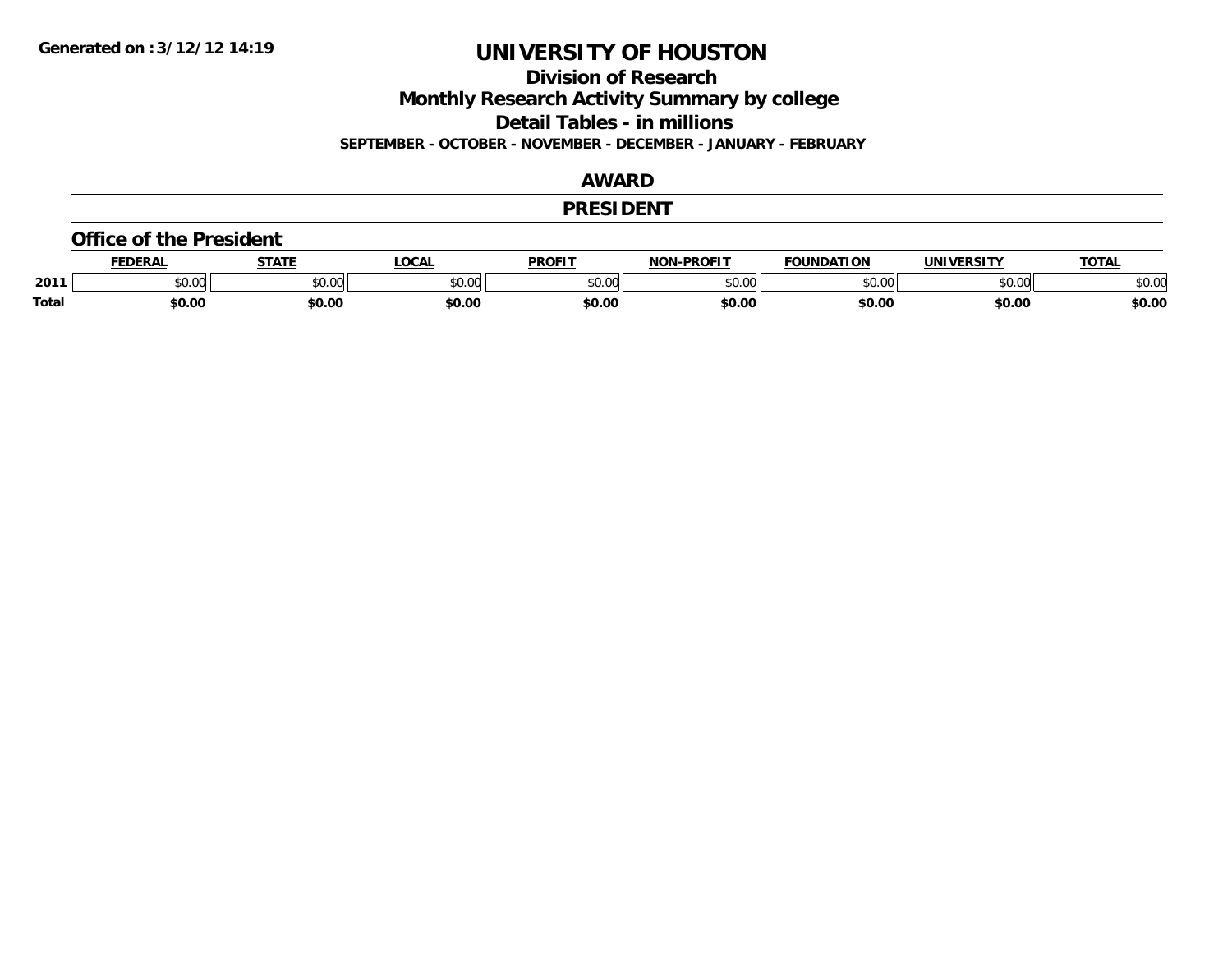Generated on :3/12/12 14:19

# UNIVERSITY OF HOUSTON

## Division of Research

## Monthly Research Activity Summary by college

## Detail Tables - in millions

**SEPTEMBER - OCTOBER - NOVEMBER - DECEMBER - JANUARY - FEBRUARY**

## AWARD

## PRESIDENT

### Office of the President

| | FEDERAL | STATE | LOCAL | PROFIT | NON-PROFIT | FOUNDATION | UNIVERSITY | TOTAL |
|---|---|---|---|---|---|---|---|---|
| 2011 | $0.00 | $0.00 | $0.00 | $0.00 | $0.00 | $0.00 | $0.00 | $0.00 |
| **Total** | **$0.00** | **$0.00** | **$0.00** | **$0.00** | **$0.00** | **$0.00** | **$0.00** | **$0.00** |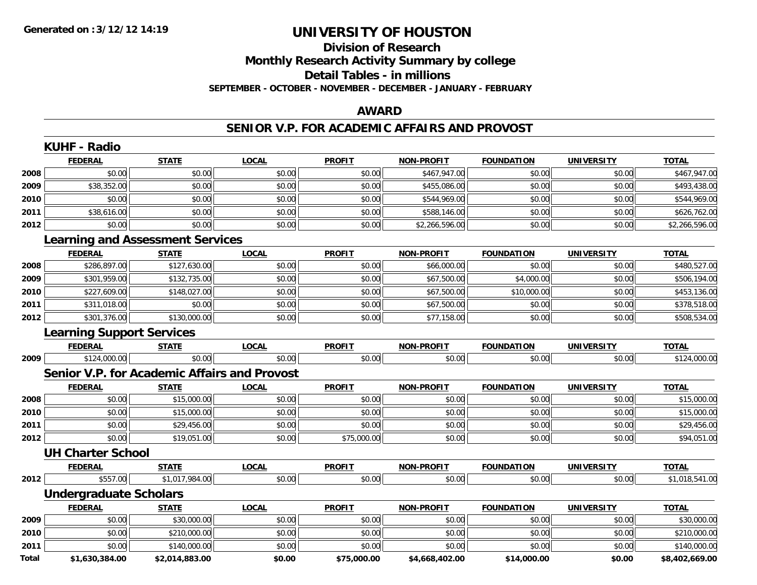# UNIVERSITY OF HOUSTON

## Division of Research

## Monthly Research Activity Summary by college

## Detail Tables - in millions

**SEPTEMBER - OCTOBER - NOVEMBER - DECEMBER - JANUARY - FEBRUARY**

**Generated on : 3/12/12 14:19**

## AWARD

## SENIOR V.P. FOR ACADEMIC AFFAIRS AND PROVOST

### KUHF - Radio

| | FEDERAL | STATE | LOCAL | PROFIT | NON-PROFIT | FOUNDATION | UNIVERSITY | TOTAL |
|---|---|---|---|---|---|---|---|---|
| 2008 | $0.00 | $0.00 | $0.00 | $0.00 | $467,947.00 | $0.00 | $0.00 | $467,947.00 |
| 2009 | $38,352.00 | $0.00 | $0.00 | $0.00 | $455,086.00 | $0.00 | $0.00 | $493,438.00 |
| 2010 | $0.00 | $0.00 | $0.00 | $0.00 | $544,969.00 | $0.00 | $0.00 | $544,969.00 |
| 2011 | $38,616.00 | $0.00 | $0.00 | $0.00 | $588,146.00 | $0.00 | $0.00 | $626,762.00 |
| 2012 | $0.00 | $0.00 | $0.00 | $0.00 | $2,266,596.00 | $0.00 | $0.00 | $2,266,596.00 |

### Learning and Assessment Services

| | FEDERAL | STATE | LOCAL | PROFIT | NON-PROFIT | FOUNDATION | UNIVERSITY | TOTAL |
|---|---|---|---|---|---|---|---|---|
| 2008 | $286,897.00 | $127,630.00 | $0.00 | $0.00 | $66,000.00 | $0.00 | $0.00 | $480,527.00 |
| 2009 | $301,959.00 | $132,735.00 | $0.00 | $0.00 | $67,500.00 | $4,000.00 | $0.00 | $506,194.00 |
| 2010 | $227,609.00 | $148,027.00 | $0.00 | $0.00 | $67,500.00 | $10,000.00 | $0.00 | $453,136.00 |
| 2011 | $311,018.00 | $0.00 | $0.00 | $0.00 | $67,500.00 | $0.00 | $0.00 | $378,518.00 |
| 2012 | $301,376.00 | $130,000.00 | $0.00 | $0.00 | $77,158.00 | $0.00 | $0.00 | $508,534.00 |

### Learning Support Services

| | FEDERAL | STATE | LOCAL | PROFIT | NON-PROFIT | FOUNDATION | UNIVERSITY | TOTAL |
|---|---|---|---|---|---|---|---|---|
| 2009 | $124,000.00 | $0.00 | $0.00 | $0.00 | $0.00 | $0.00 | $0.00 | $124,000.00 |

### Senior V.P. for Academic Affairs and Provost

| | FEDERAL | STATE | LOCAL | PROFIT | NON-PROFIT | FOUNDATION | UNIVERSITY | TOTAL |
|---|---|---|---|---|---|---|---|---|
| 2008 | $0.00 | $15,000.00 | $0.00 | $0.00 | $0.00 | $0.00 | $0.00 | $15,000.00 |
| 2010 | $0.00 | $15,000.00 | $0.00 | $0.00 | $0.00 | $0.00 | $0.00 | $15,000.00 |
| 2011 | $0.00 | $29,456.00 | $0.00 | $0.00 | $0.00 | $0.00 | $0.00 | $29,456.00 |
| 2012 | $0.00 | $19,051.00 | $0.00 | $75,000.00 | $0.00 | $0.00 | $0.00 | $94,051.00 |

### UH Charter School

| | FEDERAL | STATE | LOCAL | PROFIT | NON-PROFIT | FOUNDATION | UNIVERSITY | TOTAL |
|---|---|---|---|---|---|---|---|---|
| 2012 | $557.00 | $1,017,984.00 | $0.00 | $0.00 | $0.00 | $0.00 | $0.00 | $1,018,541.00 |

### Undergraduate Scholars

| | FEDERAL | STATE | LOCAL | PROFIT | NON-PROFIT | FOUNDATION | UNIVERSITY | TOTAL |
|---|---|---|---|---|---|---|---|---|
| 2009 | $0.00 | $30,000.00 | $0.00 | $0.00 | $0.00 | $0.00 | $0.00 | $30,000.00 |
| 2010 | $0.00 | $210,000.00 | $0.00 | $0.00 | $0.00 | $0.00 | $0.00 | $210,000.00 |
| 2011 | $0.00 | $140,000.00 | $0.00 | $0.00 | $0.00 | $0.00 | $0.00 | $140,000.00 |
| **Total** | **$1,630,384.00** | **$2,014,883.00** | **$0.00** | **$75,000.00** | **$4,668,402.00** | **$14,000.00** | **$0.00** | **$8,402,669.00** |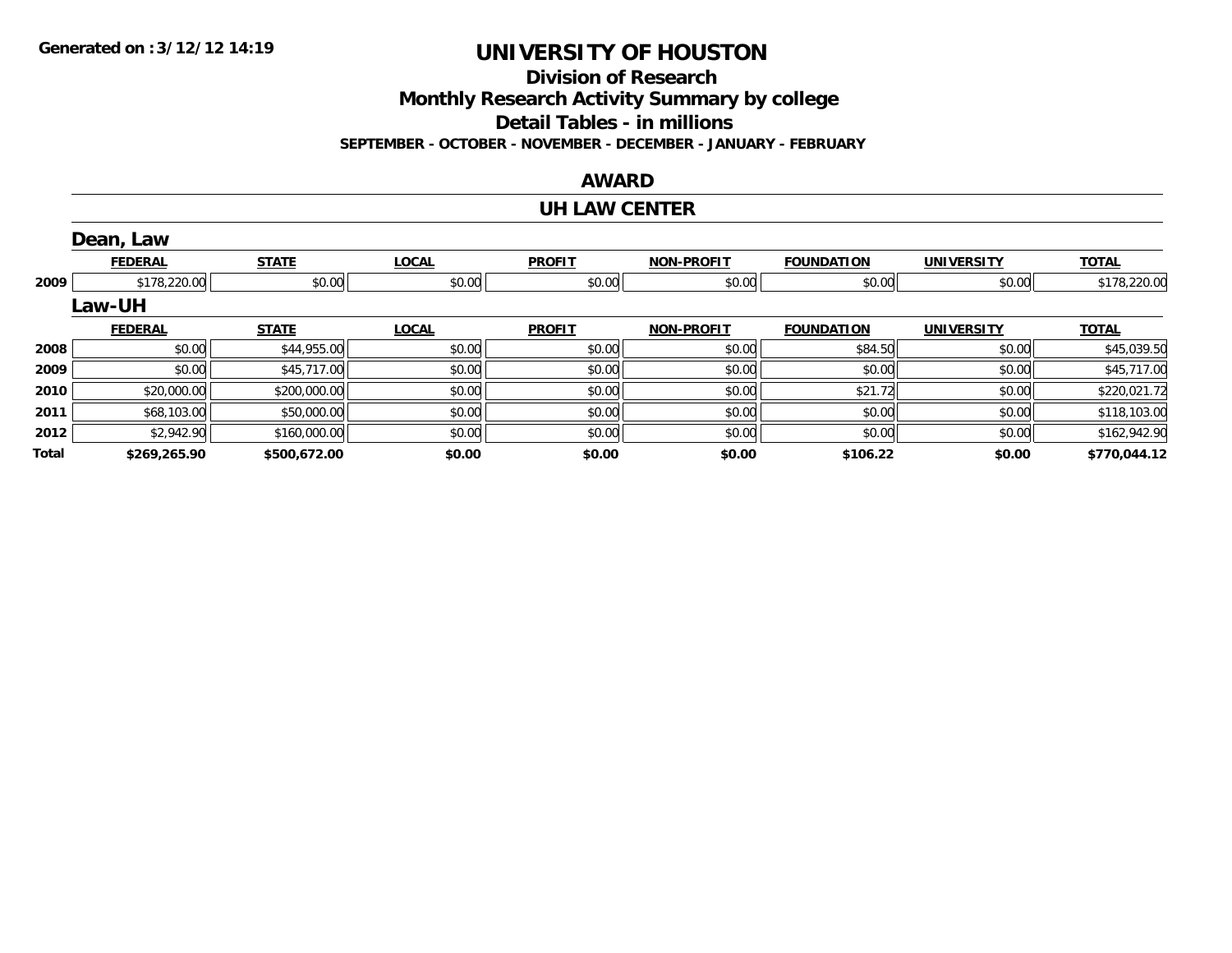# UNIVERSITY OF HOUSTON

## Division of Research

## Monthly Research Activity Summary by college

## Detail Tables - in millions

**SEPTEMBER - OCTOBER - NOVEMBER - DECEMBER - JANUARY - FEBRUARY**

## AWARD

## UH LAW CENTER

### Dean, Law

| | FEDERAL | STATE | LOCAL | PROFIT | NON-PROFIT | FOUNDATION | UNIVERSITY | TOTAL |
|---|---|---|---|---|---|---|---|---|
| 2009 | $178,220.00 | $0.00 | $0.00 | $0.00 | $0.00 | $0.00 | $0.00 | $178,220.00 |

### Law-UH

| | FEDERAL | STATE | LOCAL | PROFIT | NON-PROFIT | FOUNDATION | UNIVERSITY | TOTAL |
|---|---|---|---|---|---|---|---|---|
| 2008 | $0.00 | $44,955.00 | $0.00 | $0.00 | $0.00 | $84.50 | $0.00 | $45,039.50 |
| 2009 | $0.00 | $45,717.00 | $0.00 | $0.00 | $0.00 | $0.00 | $0.00 | $45,717.00 |
| 2010 | $20,000.00 | $200,000.00 | $0.00 | $0.00 | $0.00 | $21.72 | $0.00 | $220,021.72 |
| 2011 | $68,103.00 | $50,000.00 | $0.00 | $0.00 | $0.00 | $0.00 | $0.00 | $118,103.00 |
| 2012 | $2,942.90 | $160,000.00 | $0.00 | $0.00 | $0.00 | $0.00 | $0.00 | $162,942.90 |
| **Total** | **$269,265.90** | **$500,672.00** | **$0.00** | **$0.00** | **$0.00** | **$106.22** | **$0.00** | **$770,044.12** |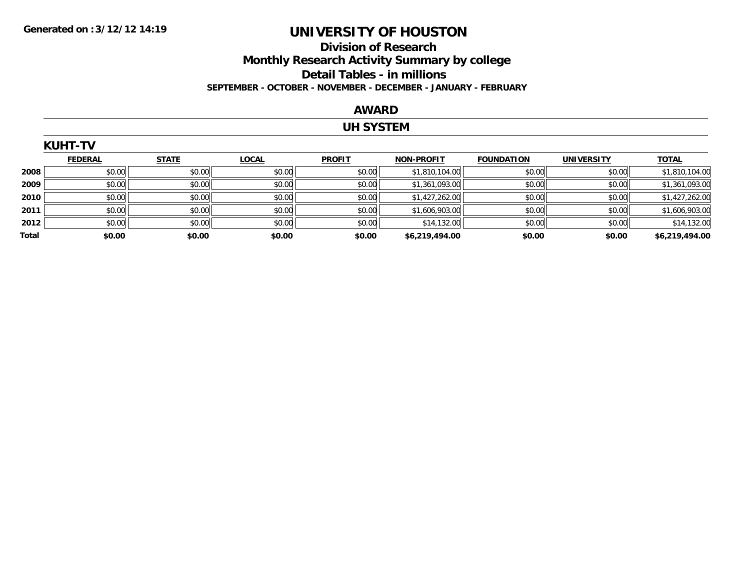Generated on :3/12/12 14:19

# UNIVERSITY OF HOUSTON

## Division of Research

## Monthly Research Activity Summary by college

## Detail Tables - in millions

**SEPTEMBER - OCTOBER - NOVEMBER - DECEMBER - JANUARY - FEBRUARY**

## AWARD

## UH SYSTEM

### KUHT-TV

| | FEDERAL | STATE | LOCAL | PROFIT | NON-PROFIT | FOUNDATION | UNIVERSITY | TOTAL |
|---|---|---|---|---|---|---|---|---|
| 2008 | $0.00 | $0.00 | $0.00 | $0.00 | $1,810,104.00 | $0.00 | $0.00 | $1,810,104.00 |
| 2009 | $0.00 | $0.00 | $0.00 | $0.00 | $1,361,093.00 | $0.00 | $0.00 | $1,361,093.00 |
| 2010 | $0.00 | $0.00 | $0.00 | $0.00 | $1,427,262.00 | $0.00 | $0.00 | $1,427,262.00 |
| 2011 | $0.00 | $0.00 | $0.00 | $0.00 | $1,606,903.00 | $0.00 | $0.00 | $1,606,903.00 |
| 2012 | $0.00 | $0.00 | $0.00 | $0.00 | $14,132.00 | $0.00 | $0.00 | $14,132.00 |
| **Total** | **$0.00** | **$0.00** | **$0.00** | **$0.00** | **$6,219,494.00** | **$0.00** | **$0.00** | **$6,219,494.00** |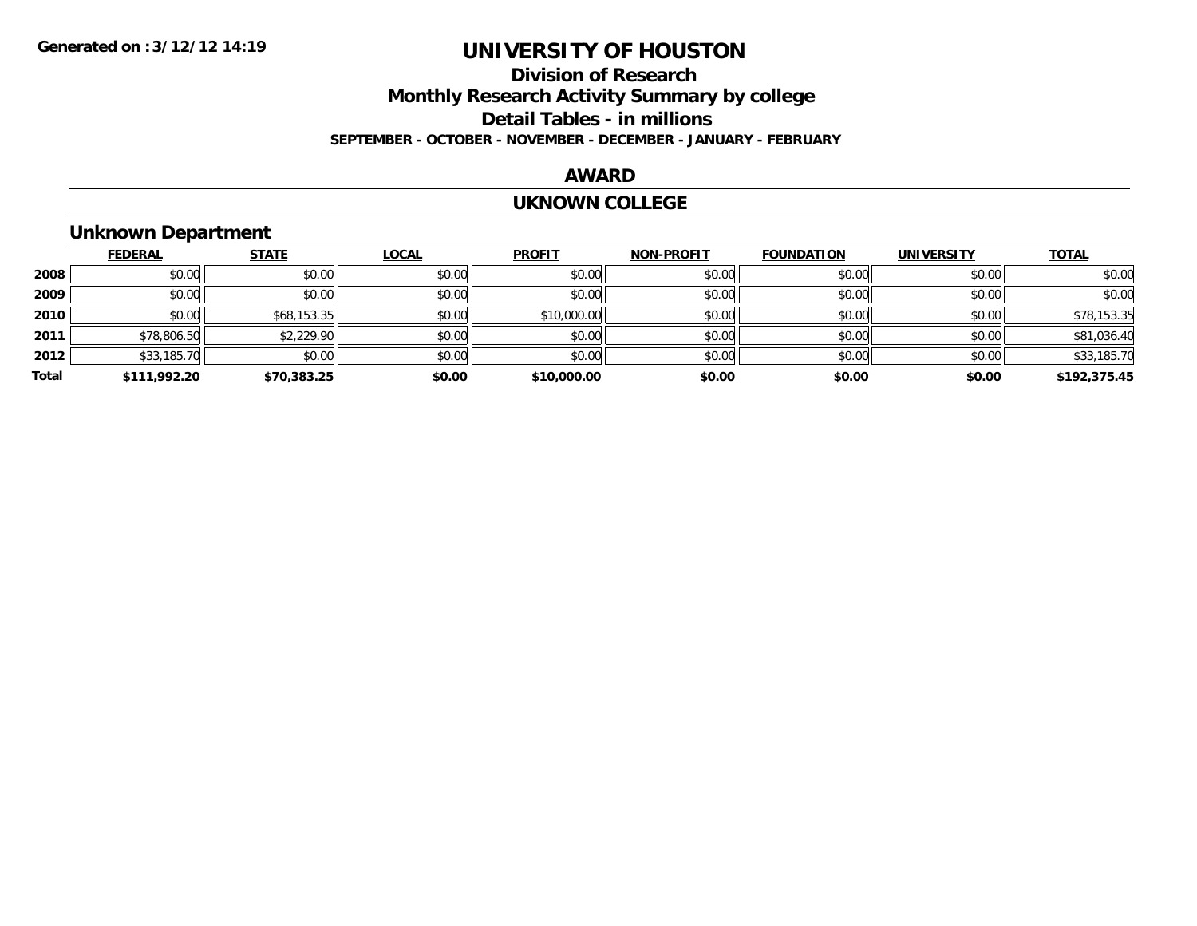# UNIVERSITY OF HOUSTON

## Division of Research

## Monthly Research Activity Summary by college

## Detail Tables - in millions

**SEPTEMBER - OCTOBER - NOVEMBER - DECEMBER - JANUARY - FEBRUARY**

## AWARD

## UKNOWN COLLEGE

### Unknown Department

| | FEDERAL | STATE | LOCAL | PROFIT | NON-PROFIT | FOUNDATION | UNIVERSITY | TOTAL |
|---|---|---|---|---|---|---|---|---|
| **2008** | $0.00 | $0.00 | $0.00 | $0.00 | $0.00 | $0.00 | $0.00 | $0.00 |
| **2009** | $0.00 | $0.00 | $0.00 | $0.00 | $0.00 | $0.00 | $0.00 | $0.00 |
| **2010** | $0.00 | $68,153.35 | $0.00 | $10,000.00 | $0.00 | $0.00 | $0.00 | $78,153.35 |
| **2011** | $78,806.50 | $2,229.90 | $0.00 | $0.00 | $0.00 | $0.00 | $0.00 | $81,036.40 |
| **2012** | $33,185.70 | $0.00 | $0.00 | $0.00 | $0.00 | $0.00 | $0.00 | $33,185.70 |
| **Total** | **$111,992.20** | **$70,383.25** | **$0.00** | **$10,000.00** | **$0.00** | **$0.00** | **$0.00** | **$192,375.45** |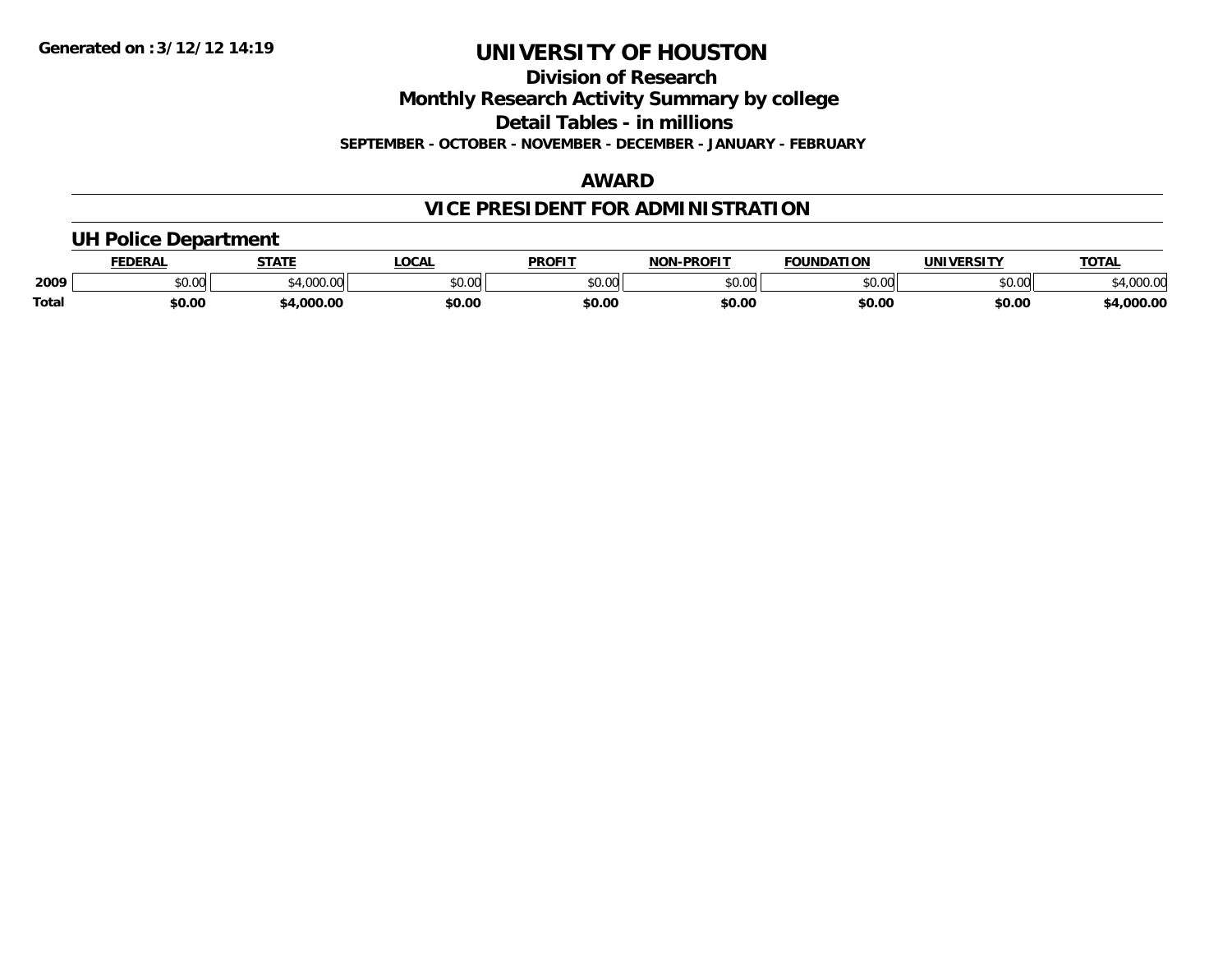Generated on :3/12/12 14:19

# UNIVERSITY OF HOUSTON

## Division of Research

## Monthly Research Activity Summary by college

## Detail Tables - in millions

**SEPTEMBER - OCTOBER - NOVEMBER - DECEMBER - JANUARY - FEBRUARY**

## AWARD

## VICE PRESIDENT FOR ADMINISTRATION

### UH Police Department

| | FEDERAL | STATE | LOCAL | PROFIT | NON-PROFIT | FOUNDATION | UNIVERSITY | TOTAL |
|---|---|---|---|---|---|---|---|---|
| 2009 | $0.00 | $4,000.00 | $0.00 | $0.00 | $0.00 | $0.00 | $0.00 | $4,000.00 |
| **Total** | **$0.00** | **$4,000.00** | **$0.00** | **$0.00** | **$0.00** | **$0.00** | **$0.00** | **$4,000.00** |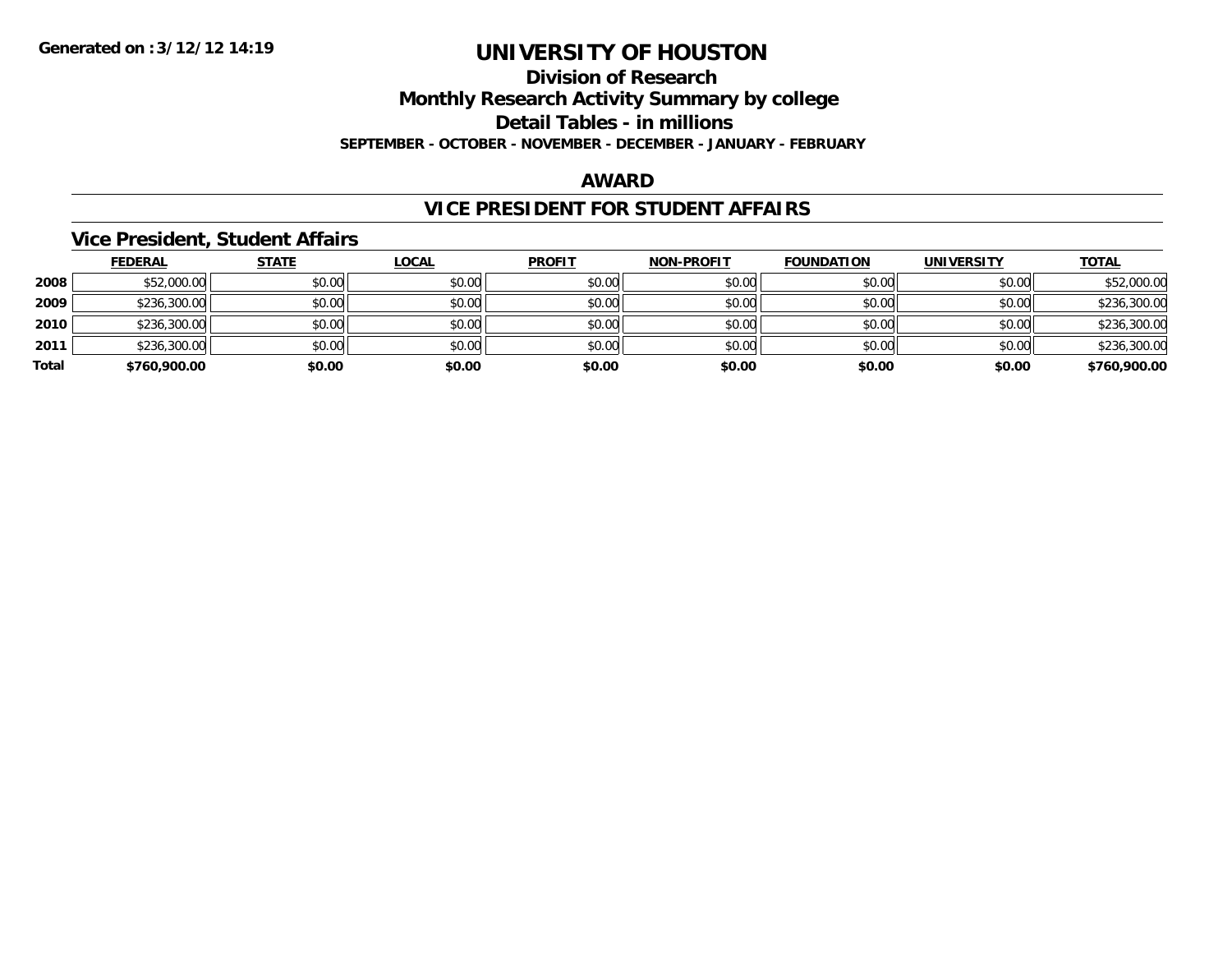**Generated on :3/12/12 14:19**

# UNIVERSITY OF HOUSTON

## Division of Research

## Monthly Research Activity Summary by college

## Detail Tables - in millions

**SEPTEMBER - OCTOBER - NOVEMBER - DECEMBER - JANUARY - FEBRUARY**

## AWARD

## VICE PRESIDENT FOR STUDENT AFFAIRS

### Vice President, Student Affairs

| | FEDERAL | STATE | LOCAL | PROFIT | NON-PROFIT | FOUNDATION | UNIVERSITY | TOTAL |
|---|---|---|---|---|---|---|---|---|
| 2008 | $52,000.00 | $0.00 | $0.00 | $0.00 | $0.00 | $0.00 | $0.00 | $52,000.00 |
| 2009 | $236,300.00 | $0.00 | $0.00 | $0.00 | $0.00 | $0.00 | $0.00 | $236,300.00 |
| 2010 | $236,300.00 | $0.00 | $0.00 | $0.00 | $0.00 | $0.00 | $0.00 | $236,300.00 |
| 2011 | $236,300.00 | $0.00 | $0.00 | $0.00 | $0.00 | $0.00 | $0.00 | $236,300.00 |
| **Total** | **$760,900.00** | **$0.00** | **$0.00** | **$0.00** | **$0.00** | **$0.00** | **$0.00** | **$760,900.00** |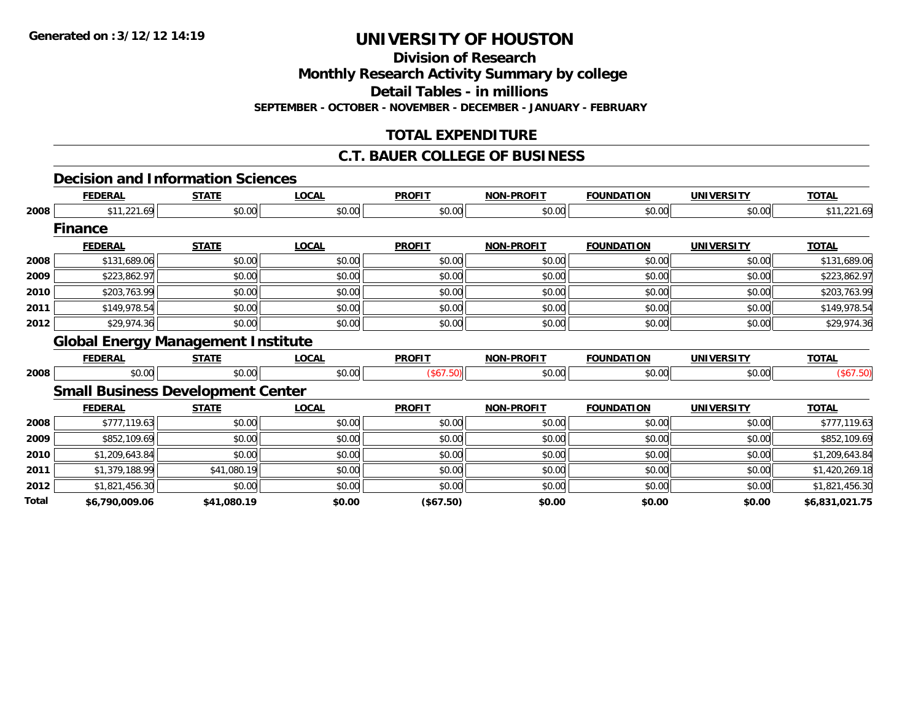# UNIVERSITY OF HOUSTON

## Division of Research

## Monthly Research Activity Summary by college

## Detail Tables - in millions

**SEPTEMBER - OCTOBER - NOVEMBER - DECEMBER - JANUARY - FEBRUARY**

## TOTAL EXPENDITURE

## C.T. BAUER COLLEGE OF BUSINESS

### Decision and Information Sciences

| | FEDERAL | STATE | LOCAL | PROFIT | NON-PROFIT | FOUNDATION | UNIVERSITY | TOTAL |
|---|---|---|---|---|---|---|---|---|
| 2008 | $11,221.69 | $0.00 | $0.00 | $0.00 | $0.00 | $0.00 | $0.00 | $11,221.69 |

### Finance

| | FEDERAL | STATE | LOCAL | PROFIT | NON-PROFIT | FOUNDATION | UNIVERSITY | TOTAL |
|---|---|---|---|---|---|---|---|---|
| 2008 | $131,689.06 | $0.00 | $0.00 | $0.00 | $0.00 | $0.00 | $0.00 | $131,689.06 |
| 2009 | $223,862.97 | $0.00 | $0.00 | $0.00 | $0.00 | $0.00 | $0.00 | $223,862.97 |
| 2010 | $203,763.99 | $0.00 | $0.00 | $0.00 | $0.00 | $0.00 | $0.00 | $203,763.99 |
| 2011 | $149,978.54 | $0.00 | $0.00 | $0.00 | $0.00 | $0.00 | $0.00 | $149,978.54 |
| 2012 | $29,974.36 | $0.00 | $0.00 | $0.00 | $0.00 | $0.00 | $0.00 | $29,974.36 |

### Global Energy Management Institute

| | FEDERAL | STATE | LOCAL | PROFIT | NON-PROFIT | FOUNDATION | UNIVERSITY | TOTAL |
|---|---|---|---|---|---|---|---|---|
| 2008 | $0.00 | $0.00 | $0.00 | ($67.50) | $0.00 | $0.00 | $0.00 | ($67.50) |

### Small Business Development Center

| | FEDERAL | STATE | LOCAL | PROFIT | NON-PROFIT | FOUNDATION | UNIVERSITY | TOTAL |
|---|---|---|---|---|---|---|---|---|
| 2008 | $777,119.63 | $0.00 | $0.00 | $0.00 | $0.00 | $0.00 | $0.00 | $777,119.63 |
| 2009 | $852,109.69 | $0.00 | $0.00 | $0.00 | $0.00 | $0.00 | $0.00 | $852,109.69 |
| 2010 | $1,209,643.84 | $0.00 | $0.00 | $0.00 | $0.00 | $0.00 | $0.00 | $1,209,643.84 |
| 2011 | $1,379,188.99 | $41,080.19 | $0.00 | $0.00 | $0.00 | $0.00 | $0.00 | $1,420,269.18 |
| 2012 | $1,821,456.30 | $0.00 | $0.00 | $0.00 | $0.00 | $0.00 | $0.00 | $1,821,456.30 |
| **Total** | **$6,790,009.06** | **$41,080.19** | **$0.00** | **($67.50)** | **$0.00** | **$0.00** | **$0.00** | **$6,831,021.75** |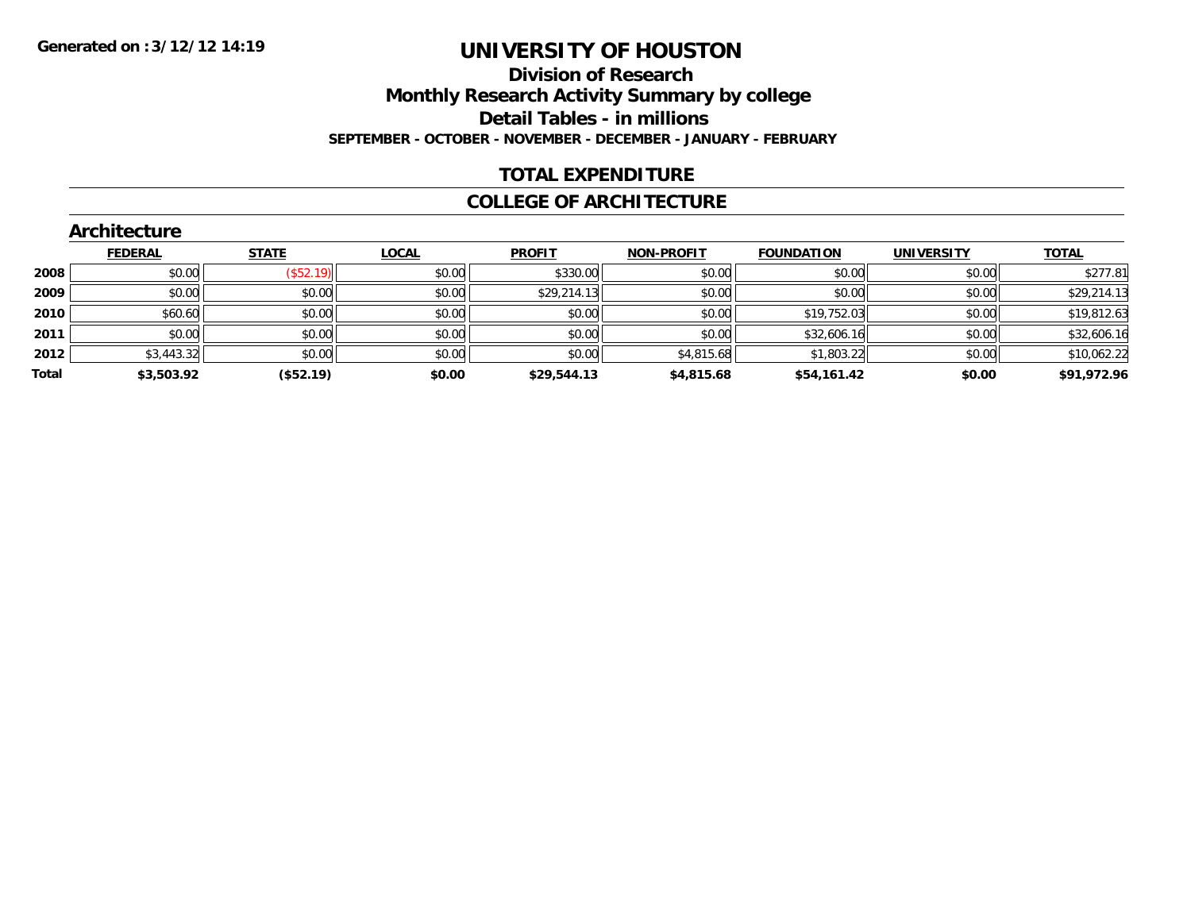Generated on :3/12/12 14:19

# UNIVERSITY OF HOUSTON

## Division of Research

## Monthly Research Activity Summary by college

## Detail Tables - in millions

### SEPTEMBER - OCTOBER - NOVEMBER - DECEMBER - JANUARY - FEBRUARY

## TOTAL EXPENDITURE

## COLLEGE OF ARCHITECTURE

### Architecture

| | FEDERAL | STATE | LOCAL | PROFIT | NON-PROFIT | FOUNDATION | UNIVERSITY | TOTAL |
|---|---|---|---|---|---|---|---|---|
| 2008 | $0.00 | ($52.19) | $0.00 | $330.00 | $0.00 | $0.00 | $0.00 | $277.81 |
| 2009 | $0.00 | $0.00 | $0.00 | $29,214.13 | $0.00 | $0.00 | $0.00 | $29,214.13 |
| 2010 | $60.60 | $0.00 | $0.00 | $0.00 | $0.00 | $19,752.03 | $0.00 | $19,812.63 |
| 2011 | $0.00 | $0.00 | $0.00 | $0.00 | $0.00 | $32,606.16 | $0.00 | $32,606.16 |
| 2012 | $3,443.32 | $0.00 | $0.00 | $0.00 | $4,815.68 | $1,803.22 | $0.00 | $10,062.22 |
| **Total** | **$3,503.92** | **($52.19)** | **$0.00** | **$29,544.13** | **$4,815.68** | **$54,161.42** | **$0.00** | **$91,972.96** |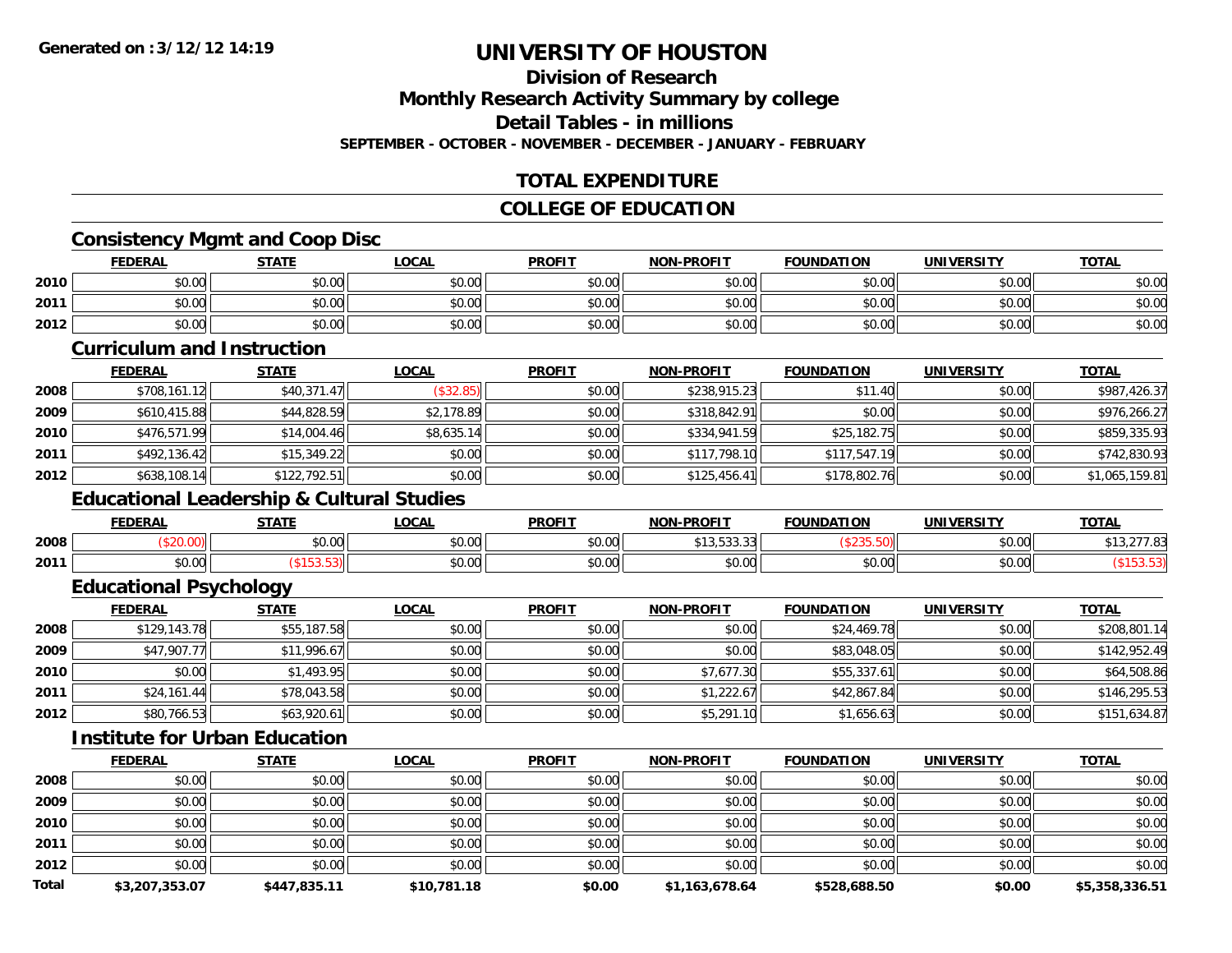**Generated on :3/12/12 14:19**

# UNIVERSITY OF HOUSTON

## Division of Research

## Monthly Research Activity Summary by college

## Detail Tables - in millions

**SEPTEMBER - OCTOBER - NOVEMBER - DECEMBER - JANUARY - FEBRUARY**

## TOTAL EXPENDITURE

## COLLEGE OF EDUCATION

### Consistency Mgmt and Coop Disc

| | FEDERAL | STATE | LOCAL | PROFIT | NON-PROFIT | FOUNDATION | UNIVERSITY | TOTAL |
|---|---|---|---|---|---|---|---|---|
| 2010 | $0.00 | $0.00 | $0.00 | $0.00 | $0.00 | $0.00 | $0.00 | $0.00 |
| 2011 | $0.00 | $0.00 | $0.00 | $0.00 | $0.00 | $0.00 | $0.00 | $0.00 |
| 2012 | $0.00 | $0.00 | $0.00 | $0.00 | $0.00 | $0.00 | $0.00 | $0.00 |

### Curriculum and Instruction

| | FEDERAL | STATE | LOCAL | PROFIT | NON-PROFIT | FOUNDATION | UNIVERSITY | TOTAL |
|---|---|---|---|---|---|---|---|---|
| 2008 | $708,161.12 | $40,371.47 | ($32.85) | $0.00 | $238,915.23 | $11.40 | $0.00 | $987,426.37 |
| 2009 | $610,415.88 | $44,828.59 | $2,178.89 | $0.00 | $318,842.91 | $0.00 | $0.00 | $976,266.27 |
| 2010 | $476,571.99 | $14,004.46 | $8,635.14 | $0.00 | $334,941.59 | $25,182.75 | $0.00 | $859,335.93 |
| 2011 | $492,136.42 | $15,349.22 | $0.00 | $0.00 | $117,798.10 | $117,547.19 | $0.00 | $742,830.93 |
| 2012 | $638,108.14 | $122,792.51 | $0.00 | $0.00 | $125,456.41 | $178,802.76 | $0.00 | $1,065,159.81 |

### Educational Leadership & Cultural Studies

| | FEDERAL | STATE | LOCAL | PROFIT | NON-PROFIT | FOUNDATION | UNIVERSITY | TOTAL |
|---|---|---|---|---|---|---|---|---|
| 2008 | ($20.00) | $0.00 | $0.00 | $0.00 | $13,533.33 | ($235.50) | $0.00 | $13,277.83 |
| 2011 | $0.00 | ($153.53) | $0.00 | $0.00 | $0.00 | $0.00 | $0.00 | ($153.53) |

### Educational Psychology

| | FEDERAL | STATE | LOCAL | PROFIT | NON-PROFIT | FOUNDATION | UNIVERSITY | TOTAL |
|---|---|---|---|---|---|---|---|---|
| 2008 | $129,143.78 | $55,187.58 | $0.00 | $0.00 | $0.00 | $24,469.78 | $0.00 | $208,801.14 |
| 2009 | $47,907.77 | $11,996.67 | $0.00 | $0.00 | $0.00 | $83,048.05 | $0.00 | $142,952.49 |
| 2010 | $0.00 | $1,493.95 | $0.00 | $0.00 | $7,677.30 | $55,337.61 | $0.00 | $64,508.86 |
| 2011 | $24,161.44 | $78,043.58 | $0.00 | $0.00 | $1,222.67 | $42,867.84 | $0.00 | $146,295.53 |
| 2012 | $80,766.53 | $63,920.61 | $0.00 | $0.00 | $5,291.10 | $1,656.63 | $0.00 | $151,634.87 |

### Institute for Urban Education

| | FEDERAL | STATE | LOCAL | PROFIT | NON-PROFIT | FOUNDATION | UNIVERSITY | TOTAL |
|---|---|---|---|---|---|---|---|---|
| 2008 | $0.00 | $0.00 | $0.00 | $0.00 | $0.00 | $0.00 | $0.00 | $0.00 |
| 2009 | $0.00 | $0.00 | $0.00 | $0.00 | $0.00 | $0.00 | $0.00 | $0.00 |
| 2010 | $0.00 | $0.00 | $0.00 | $0.00 | $0.00 | $0.00 | $0.00 | $0.00 |
| 2011 | $0.00 | $0.00 | $0.00 | $0.00 | $0.00 | $0.00 | $0.00 | $0.00 |
| 2012 | $0.00 | $0.00 | $0.00 | $0.00 | $0.00 | $0.00 | $0.00 | $0.00 |
| **Total** | **$3,207,353.07** | **$447,835.11** | **$10,781.18** | **$0.00** | **$1,163,678.64** | **$528,688.50** | **$0.00** | **$5,358,336.51** |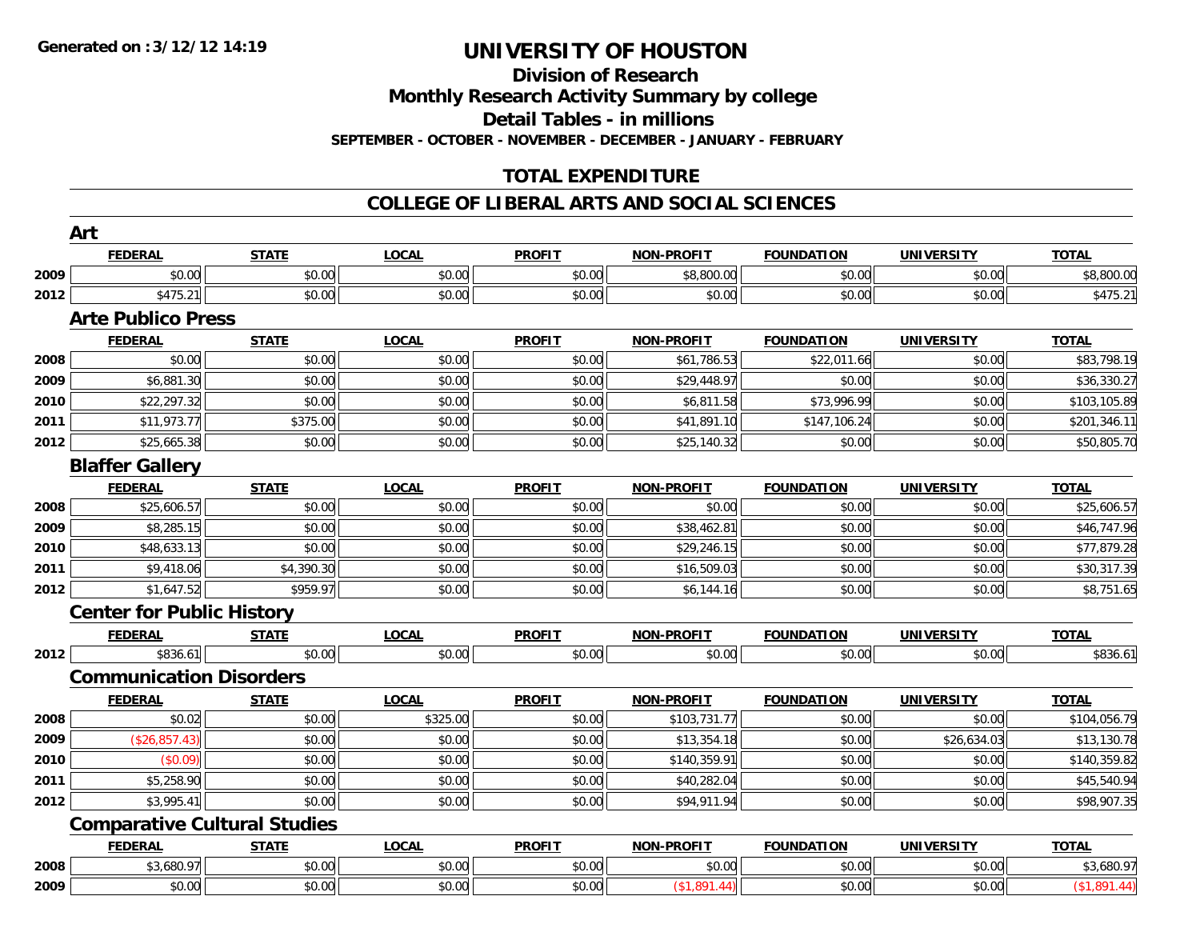**Generated on :3/12/12 14:19**

# UNIVERSITY OF HOUSTON

## Division of Research

## Monthly Research Activity Summary by college

## Detail Tables - in millions

**SEPTEMBER - OCTOBER - NOVEMBER - DECEMBER - JANUARY - FEBRUARY**

## TOTAL EXPENDITURE

## COLLEGE OF LIBERAL ARTS AND SOCIAL SCIENCES

### Art

| | FEDERAL | STATE | LOCAL | PROFIT | NON-PROFIT | FOUNDATION | UNIVERSITY | TOTAL |
|---|---|---|---|---|---|---|---|---|
| 2009 | $0.00 | $0.00 | $0.00 | $0.00 | $8,800.00 | $0.00 | $0.00 | $8,800.00 |
| 2012 | $475.21 | $0.00 | $0.00 | $0.00 | $0.00 | $0.00 | $0.00 | $475.21 |

### Arte Publico Press

| | FEDERAL | STATE | LOCAL | PROFIT | NON-PROFIT | FOUNDATION | UNIVERSITY | TOTAL |
|---|---|---|---|---|---|---|---|---|
| 2008 | $0.00 | $0.00 | $0.00 | $0.00 | $61,786.53 | $22,011.66 | $0.00 | $83,798.19 |
| 2009 | $6,881.30 | $0.00 | $0.00 | $0.00 | $29,448.97 | $0.00 | $0.00 | $36,330.27 |
| 2010 | $22,297.32 | $0.00 | $0.00 | $0.00 | $6,811.58 | $73,996.99 | $0.00 | $103,105.89 |
| 2011 | $11,973.77 | $375.00 | $0.00 | $0.00 | $41,891.10 | $147,106.24 | $0.00 | $201,346.11 |
| 2012 | $25,665.38 | $0.00 | $0.00 | $0.00 | $25,140.32 | $0.00 | $0.00 | $50,805.70 |

### Blaffer Gallery

| | FEDERAL | STATE | LOCAL | PROFIT | NON-PROFIT | FOUNDATION | UNIVERSITY | TOTAL |
|---|---|---|---|---|---|---|---|---|
| 2008 | $25,606.57 | $0.00 | $0.00 | $0.00 | $0.00 | $0.00 | $0.00 | $25,606.57 |
| 2009 | $8,285.15 | $0.00 | $0.00 | $0.00 | $38,462.81 | $0.00 | $0.00 | $46,747.96 |
| 2010 | $48,633.13 | $0.00 | $0.00 | $0.00 | $29,246.15 | $0.00 | $0.00 | $77,879.28 |
| 2011 | $9,418.06 | $4,390.30 | $0.00 | $0.00 | $16,509.03 | $0.00 | $0.00 | $30,317.39 |
| 2012 | $1,647.52 | $959.97 | $0.00 | $0.00 | $6,144.16 | $0.00 | $0.00 | $8,751.65 |

### Center for Public History

| | FEDERAL | STATE | LOCAL | PROFIT | NON-PROFIT | FOUNDATION | UNIVERSITY | TOTAL |
|---|---|---|---|---|---|---|---|---|
| 2012 | $836.61 | $0.00 | $0.00 | $0.00 | $0.00 | $0.00 | $0.00 | $836.61 |

### Communication Disorders

| | FEDERAL | STATE | LOCAL | PROFIT | NON-PROFIT | FOUNDATION | UNIVERSITY | TOTAL |
|---|---|---|---|---|---|---|---|---|
| 2008 | $0.02 | $0.00 | $325.00 | $0.00 | $103,731.77 | $0.00 | $0.00 | $104,056.79 |
| 2009 | ($26,857.43) | $0.00 | $0.00 | $0.00 | $13,354.18 | $0.00 | $26,634.03 | $13,130.78 |
| 2010 | ($0.09) | $0.00 | $0.00 | $0.00 | $140,359.91 | $0.00 | $0.00 | $140,359.82 |
| 2011 | $5,258.90 | $0.00 | $0.00 | $0.00 | $40,282.04 | $0.00 | $0.00 | $45,540.94 |
| 2012 | $3,995.41 | $0.00 | $0.00 | $0.00 | $94,911.94 | $0.00 | $0.00 | $98,907.35 |

### Comparative Cultural Studies

| | FEDERAL | STATE | LOCAL | PROFIT | NON-PROFIT | FOUNDATION | UNIVERSITY | TOTAL |
|---|---|---|---|---|---|---|---|---|
| 2008 | $3,680.97 | $0.00 | $0.00 | $0.00 | $0.00 | $0.00 | $0.00 | $3,680.97 |
| 2009 | $0.00 | $0.00 | $0.00 | $0.00 | ($1,891.44) | $0.00 | $0.00 | ($1,891.44) |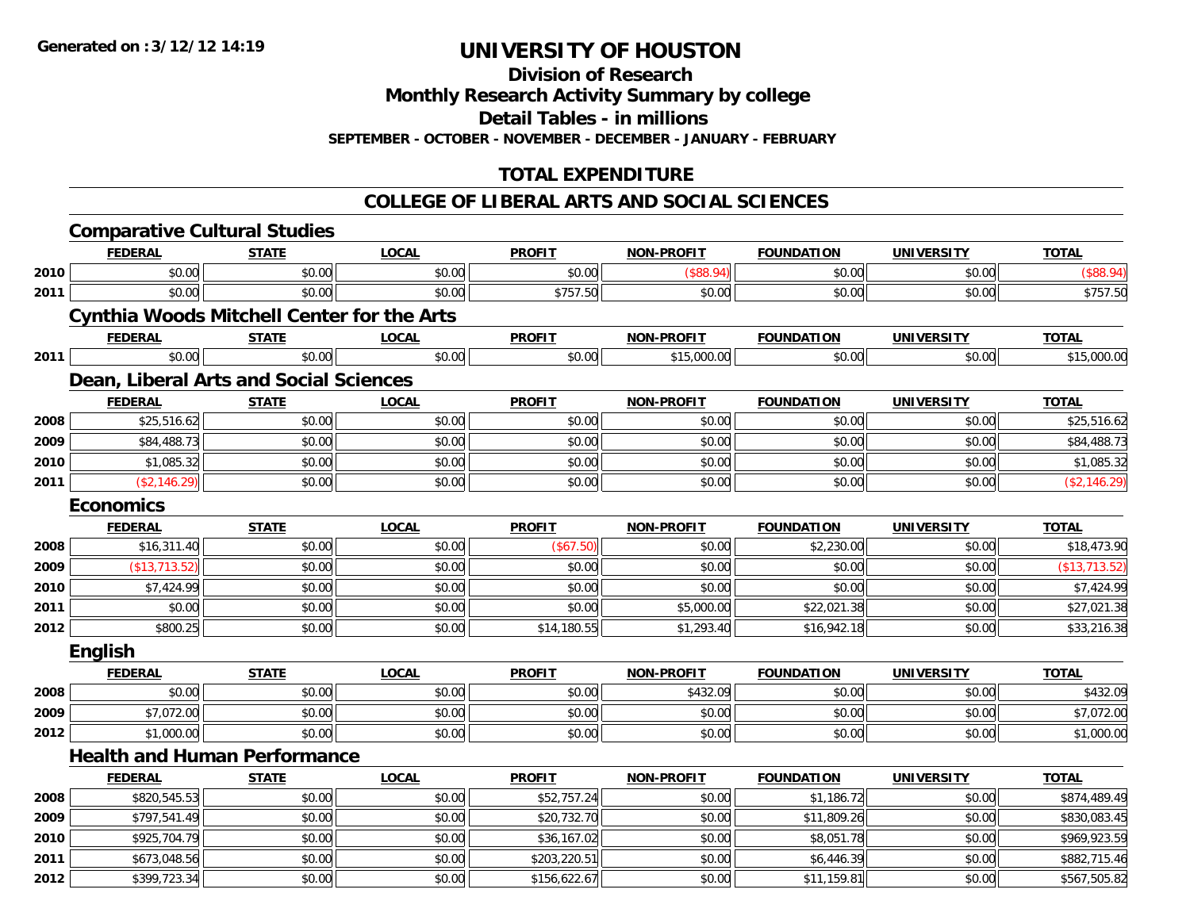**Generated on :3/12/12 14:19**

# UNIVERSITY OF HOUSTON

## Division of Research

## Monthly Research Activity Summary by college

## Detail Tables - in millions

**SEPTEMBER - OCTOBER - NOVEMBER - DECEMBER - JANUARY - FEBRUARY**

## TOTAL EXPENDITURE

## COLLEGE OF LIBERAL ARTS AND SOCIAL SCIENCES

### Comparative Cultural Studies

| | FEDERAL | STATE | LOCAL | PROFIT | NON-PROFIT | FOUNDATION | UNIVERSITY | TOTAL |
|---|---|---|---|---|---|---|---|---|
| 2010 | $0.00 | $0.00 | $0.00 | $0.00 | ($88.94) | $0.00 | $0.00 | ($88.94) |
| 2011 | $0.00 | $0.00 | $0.00 | $757.50 | $0.00 | $0.00 | $0.00 | $757.50 |

### Cynthia Woods Mitchell Center for the Arts

| | FEDERAL | STATE | LOCAL | PROFIT | NON-PROFIT | FOUNDATION | UNIVERSITY | TOTAL |
|---|---|---|---|---|---|---|---|---|
| 2011 | $0.00 | $0.00 | $0.00 | $0.00 | $15,000.00 | $0.00 | $0.00 | $15,000.00 |

### Dean, Liberal Arts and Social Sciences

| | FEDERAL | STATE | LOCAL | PROFIT | NON-PROFIT | FOUNDATION | UNIVERSITY | TOTAL |
|---|---|---|---|---|---|---|---|---|
| 2008 | $25,516.62 | $0.00 | $0.00 | $0.00 | $0.00 | $0.00 | $0.00 | $25,516.62 |
| 2009 | $84,488.73 | $0.00 | $0.00 | $0.00 | $0.00 | $0.00 | $0.00 | $84,488.73 |
| 2010 | $1,085.32 | $0.00 | $0.00 | $0.00 | $0.00 | $0.00 | $0.00 | $1,085.32 |
| 2011 | ($2,146.29) | $0.00 | $0.00 | $0.00 | $0.00 | $0.00 | $0.00 | ($2,146.29) |

### Economics

| | FEDERAL | STATE | LOCAL | PROFIT | NON-PROFIT | FOUNDATION | UNIVERSITY | TOTAL |
|---|---|---|---|---|---|---|---|---|
| 2008 | $16,311.40 | $0.00 | $0.00 | ($67.50) | $0.00 | $2,230.00 | $0.00 | $18,473.90 |
| 2009 | ($13,713.52) | $0.00 | $0.00 | $0.00 | $0.00 | $0.00 | $0.00 | ($13,713.52) |
| 2010 | $7,424.99 | $0.00 | $0.00 | $0.00 | $0.00 | $0.00 | $0.00 | $7,424.99 |
| 2011 | $0.00 | $0.00 | $0.00 | $0.00 | $5,000.00 | $22,021.38 | $0.00 | $27,021.38 |
| 2012 | $800.25 | $0.00 | $0.00 | $14,180.55 | $1,293.40 | $16,942.18 | $0.00 | $33,216.38 |

### English

| | FEDERAL | STATE | LOCAL | PROFIT | NON-PROFIT | FOUNDATION | UNIVERSITY | TOTAL |
|---|---|---|---|---|---|---|---|---|
| 2008 | $0.00 | $0.00 | $0.00 | $0.00 | $432.09 | $0.00 | $0.00 | $432.09 |
| 2009 | $7,072.00 | $0.00 | $0.00 | $0.00 | $0.00 | $0.00 | $0.00 | $7,072.00 |
| 2012 | $1,000.00 | $0.00 | $0.00 | $0.00 | $0.00 | $0.00 | $0.00 | $1,000.00 |

### Health and Human Performance

| | FEDERAL | STATE | LOCAL | PROFIT | NON-PROFIT | FOUNDATION | UNIVERSITY | TOTAL |
|---|---|---|---|---|---|---|---|---|
| 2008 | $820,545.53 | $0.00 | $0.00 | $52,757.24 | $0.00 | $1,186.72 | $0.00 | $874,489.49 |
| 2009 | $797,541.49 | $0.00 | $0.00 | $20,732.70 | $0.00 | $11,809.26 | $0.00 | $830,083.45 |
| 2010 | $925,704.79 | $0.00 | $0.00 | $36,167.02 | $0.00 | $8,051.78 | $0.00 | $969,923.59 |
| 2011 | $673,048.56 | $0.00 | $0.00 | $203,220.51 | $0.00 | $6,446.39 | $0.00 | $882,715.46 |
| 2012 | $399,723.34 | $0.00 | $0.00 | $156,622.67 | $0.00 | $11,159.81 | $0.00 | $567,505.82 |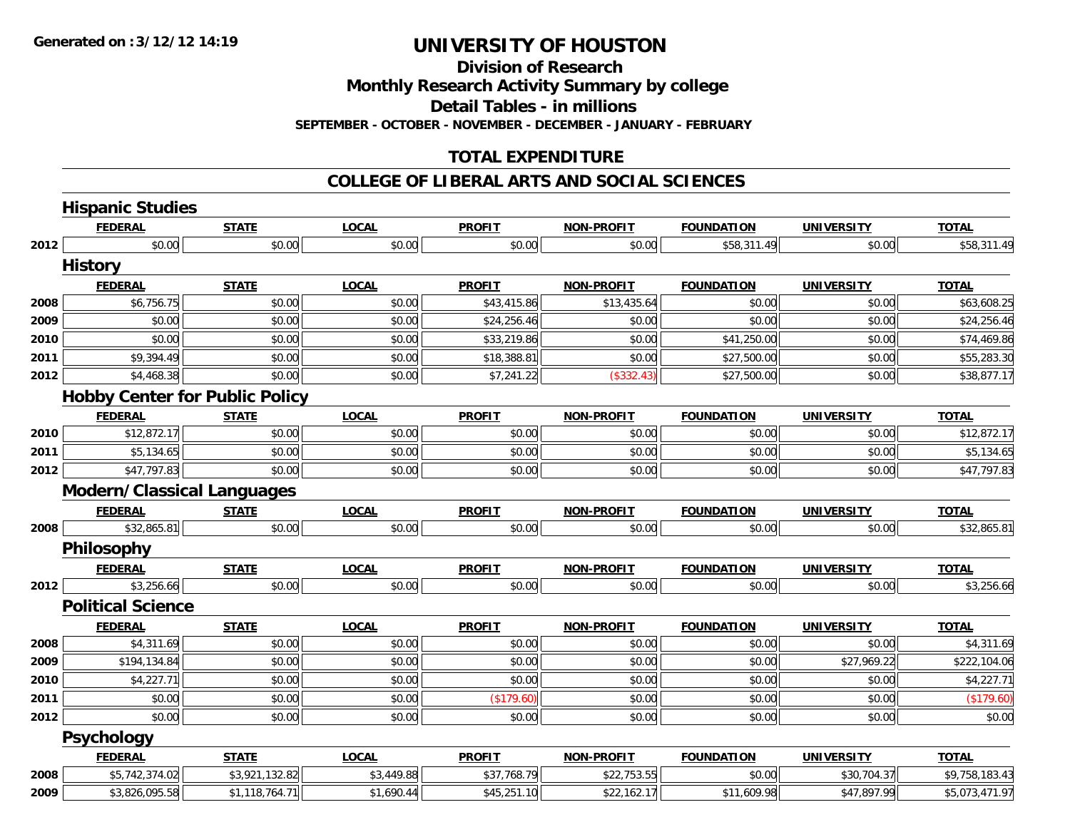**Generated on :3/12/12 14:19**

# UNIVERSITY OF HOUSTON

## Division of Research

## Monthly Research Activity Summary by college

## Detail Tables - in millions

**SEPTEMBER - OCTOBER - NOVEMBER - DECEMBER - JANUARY - FEBRUARY**

## TOTAL EXPENDITURE

## COLLEGE OF LIBERAL ARTS AND SOCIAL SCIENCES

### Hispanic Studies

| | FEDERAL | STATE | LOCAL | PROFIT | NON-PROFIT | FOUNDATION | UNIVERSITY | TOTAL |
|---|---|---|---|---|---|---|---|---|
| 2012 | $0.00 | $0.00 | $0.00 | $0.00 | $0.00 | $58,311.49 | $0.00 | $58,311.49 |

### History

| | FEDERAL | STATE | LOCAL | PROFIT | NON-PROFIT | FOUNDATION | UNIVERSITY | TOTAL |
|---|---|---|---|---|---|---|---|---|
| 2008 | $6,756.75 | $0.00 | $0.00 | $43,415.86 | $13,435.64 | $0.00 | $0.00 | $63,608.25 |
| 2009 | $0.00 | $0.00 | $0.00 | $24,256.46 | $0.00 | $0.00 | $0.00 | $24,256.46 |
| 2010 | $0.00 | $0.00 | $0.00 | $33,219.86 | $0.00 | $41,250.00 | $0.00 | $74,469.86 |
| 2011 | $9,394.49 | $0.00 | $0.00 | $18,388.81 | $0.00 | $27,500.00 | $0.00 | $55,283.30 |
| 2012 | $4,468.38 | $0.00 | $0.00 | $7,241.22 | ($332.43) | $27,500.00 | $0.00 | $38,877.17 |

### Hobby Center for Public Policy

| | FEDERAL | STATE | LOCAL | PROFIT | NON-PROFIT | FOUNDATION | UNIVERSITY | TOTAL |
|---|---|---|---|---|---|---|---|---|
| 2010 | $12,872.17 | $0.00 | $0.00 | $0.00 | $0.00 | $0.00 | $0.00 | $12,872.17 |
| 2011 | $5,134.65 | $0.00 | $0.00 | $0.00 | $0.00 | $0.00 | $0.00 | $5,134.65 |
| 2012 | $47,797.83 | $0.00 | $0.00 | $0.00 | $0.00 | $0.00 | $0.00 | $47,797.83 |

### Modern/Classical Languages

| | FEDERAL | STATE | LOCAL | PROFIT | NON-PROFIT | FOUNDATION | UNIVERSITY | TOTAL |
|---|---|---|---|---|---|---|---|---|
| 2008 | $32,865.81 | $0.00 | $0.00 | $0.00 | $0.00 | $0.00 | $0.00 | $32,865.81 |

### Philosophy

| | FEDERAL | STATE | LOCAL | PROFIT | NON-PROFIT | FOUNDATION | UNIVERSITY | TOTAL |
|---|---|---|---|---|---|---|---|---|
| 2012 | $3,256.66 | $0.00 | $0.00 | $0.00 | $0.00 | $0.00 | $0.00 | $3,256.66 |

### Political Science

| | FEDERAL | STATE | LOCAL | PROFIT | NON-PROFIT | FOUNDATION | UNIVERSITY | TOTAL |
|---|---|---|---|---|---|---|---|---|
| 2008 | $4,311.69 | $0.00 | $0.00 | $0.00 | $0.00 | $0.00 | $0.00 | $4,311.69 |
| 2009 | $194,134.84 | $0.00 | $0.00 | $0.00 | $0.00 | $0.00 | $27,969.22 | $222,104.06 |
| 2010 | $4,227.71 | $0.00 | $0.00 | $0.00 | $0.00 | $0.00 | $0.00 | $4,227.71 |
| 2011 | $0.00 | $0.00 | $0.00 | ($179.60) | $0.00 | $0.00 | $0.00 | ($179.60) |
| 2012 | $0.00 | $0.00 | $0.00 | $0.00 | $0.00 | $0.00 | $0.00 | $0.00 |

### Psychology

| | FEDERAL | STATE | LOCAL | PROFIT | NON-PROFIT | FOUNDATION | UNIVERSITY | TOTAL |
|---|---|---|---|---|---|---|---|---|
| 2008 | $5,742,374.02 | $3,921,132.82 | $3,449.88 | $37,768.79 | $22,753.55 | $0.00 | $30,704.37 | $9,758,183.43 |
| 2009 | $3,826,095.58 | $1,118,764.71 | $1,690.44 | $45,251.10 | $22,162.17 | $11,609.98 | $47,897.99 | $5,073,471.97 |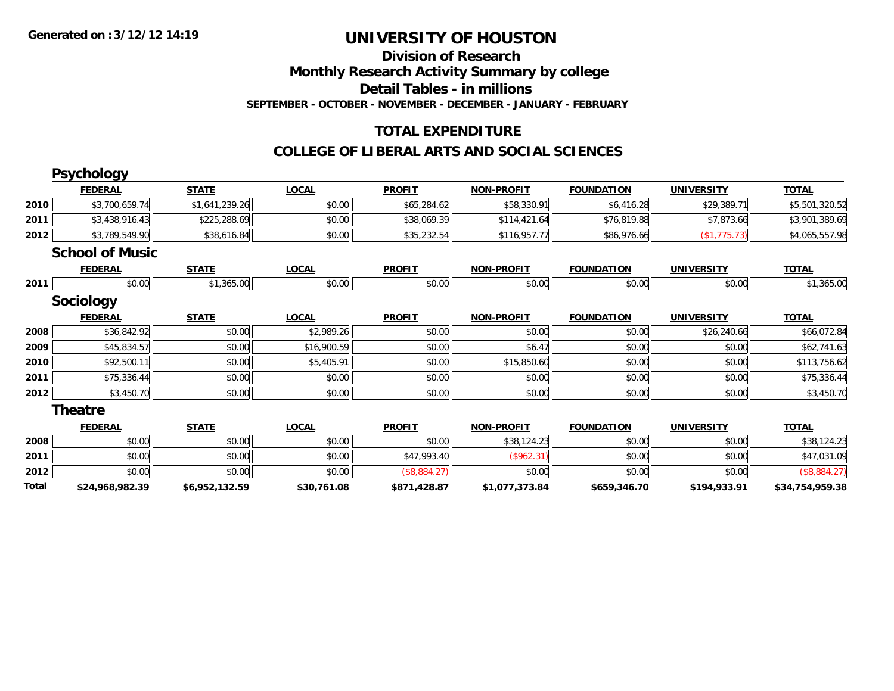# UNIVERSITY OF HOUSTON

**Generated on :3/12/12 14:19**

## Division of Research
## Monthly Research Activity Summary by college
## Detail Tables - in millions

**SEPTEMBER - OCTOBER - NOVEMBER - DECEMBER - JANUARY - FEBRUARY**

## TOTAL EXPENDITURE

## COLLEGE OF LIBERAL ARTS AND SOCIAL SCIENCES

### Psychology

| | FEDERAL | STATE | LOCAL | PROFIT | NON-PROFIT | FOUNDATION | UNIVERSITY | TOTAL |
|---|---|---|---|---|---|---|---|---|
| 2010 | $3,700,659.74 | $1,641,239.26 | $0.00 | $65,284.62 | $58,330.91 | $6,416.28 | $29,389.71 | $5,501,320.52 |
| 2011 | $3,438,916.43 | $225,288.69 | $0.00 | $38,069.39 | $114,421.64 | $76,819.88 | $7,873.66 | $3,901,389.69 |
| 2012 | $3,789,549.90 | $38,616.84 | $0.00 | $35,232.54 | $116,957.77 | $86,976.66 | ($1,775.73) | $4,065,557.98 |

### School of Music

| | FEDERAL | STATE | LOCAL | PROFIT | NON-PROFIT | FOUNDATION | UNIVERSITY | TOTAL |
|---|---|---|---|---|---|---|---|---|
| 2011 | $0.00 | $1,365.00 | $0.00 | $0.00 | $0.00 | $0.00 | $0.00 | $1,365.00 |

### Sociology

| | FEDERAL | STATE | LOCAL | PROFIT | NON-PROFIT | FOUNDATION | UNIVERSITY | TOTAL |
|---|---|---|---|---|---|---|---|---|
| 2008 | $36,842.92 | $0.00 | $2,989.26 | $0.00 | $0.00 | $0.00 | $26,240.66 | $66,072.84 |
| 2009 | $45,834.57 | $0.00 | $16,900.59 | $0.00 | $6.47 | $0.00 | $0.00 | $62,741.63 |
| 2010 | $92,500.11 | $0.00 | $5,405.91 | $0.00 | $15,850.60 | $0.00 | $0.00 | $113,756.62 |
| 2011 | $75,336.44 | $0.00 | $0.00 | $0.00 | $0.00 | $0.00 | $0.00 | $75,336.44 |
| 2012 | $3,450.70 | $0.00 | $0.00 | $0.00 | $0.00 | $0.00 | $0.00 | $3,450.70 |

### Theatre

| | FEDERAL | STATE | LOCAL | PROFIT | NON-PROFIT | FOUNDATION | UNIVERSITY | TOTAL |
|---|---|---|---|---|---|---|---|---|
| 2008 | $0.00 | $0.00 | $0.00 | $0.00 | $38,124.23 | $0.00 | $0.00 | $38,124.23 |
| 2011 | $0.00 | $0.00 | $0.00 | $47,993.40 | ($962.31) | $0.00 | $0.00 | $47,031.09 |
| 2012 | $0.00 | $0.00 | $0.00 | ($8,884.27) | $0.00 | $0.00 | $0.00 | ($8,884.27) |
| **Total** | **$24,968,982.39** | **$6,952,132.59** | **$30,761.08** | **$871,428.87** | **$1,077,373.84** | **$659,346.70** | **$194,933.91** | **$34,754,959.38** |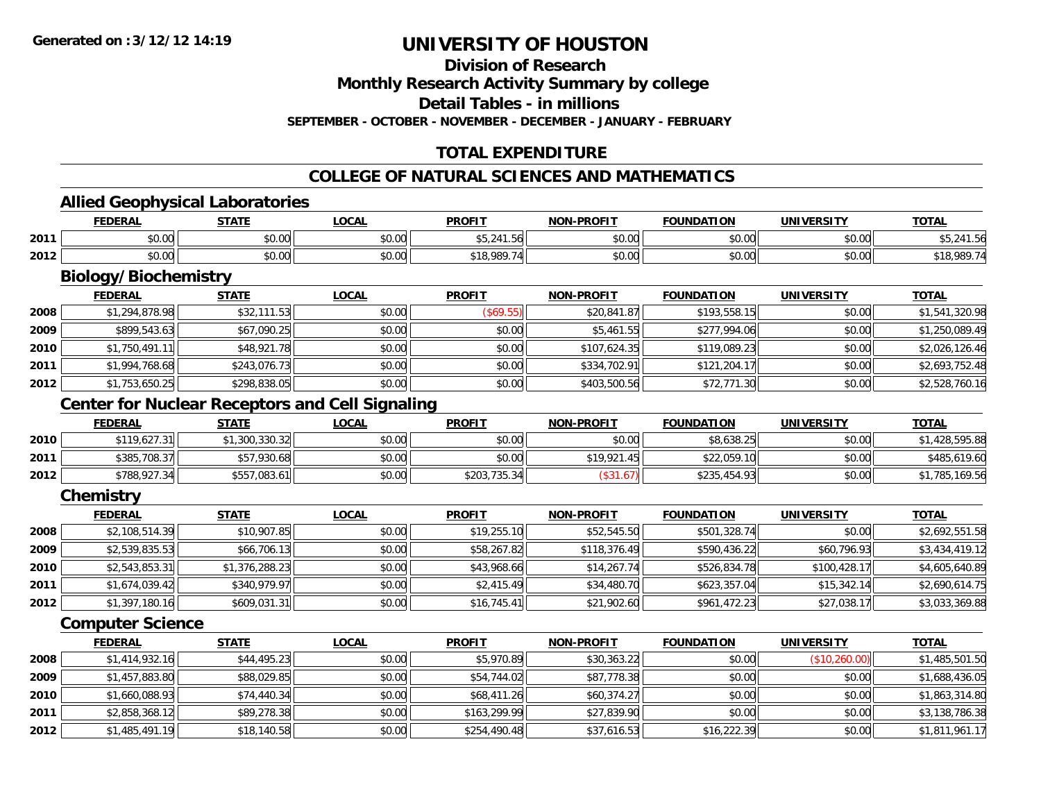# UNIVERSITY OF HOUSTON

## Division of Research

## Monthly Research Activity Summary by college

## Detail Tables - in millions

**SEPTEMBER - OCTOBER - NOVEMBER - DECEMBER - JANUARY - FEBRUARY**

## TOTAL EXPENDITURE

## COLLEGE OF NATURAL SCIENCES AND MATHEMATICS

### Allied Geophysical Laboratories

| | FEDERAL | STATE | LOCAL | PROFIT | NON-PROFIT | FOUNDATION | UNIVERSITY | TOTAL |
|---|---|---|---|---|---|---|---|---|
| 2011 | $0.00 | $0.00 | $0.00 | $5,241.56 | $0.00 | $0.00 | $0.00 | $5,241.56 |
| 2012 | $0.00 | $0.00 | $0.00 | $18,989.74 | $0.00 | $0.00 | $0.00 | $18,989.74 |

### Biology/Biochemistry

| | FEDERAL | STATE | LOCAL | PROFIT | NON-PROFIT | FOUNDATION | UNIVERSITY | TOTAL |
|---|---|---|---|---|---|---|---|---|
| 2008 | $1,294,878.98 | $32,111.53 | $0.00 | ($69.55) | $20,841.87 | $193,558.15 | $0.00 | $1,541,320.98 |
| 2009 | $899,543.63 | $67,090.25 | $0.00 | $0.00 | $5,461.55 | $277,994.06 | $0.00 | $1,250,089.49 |
| 2010 | $1,750,491.11 | $48,921.78 | $0.00 | $0.00 | $107,624.35 | $119,089.23 | $0.00 | $2,026,126.46 |
| 2011 | $1,994,768.68 | $243,076.73 | $0.00 | $0.00 | $334,702.91 | $121,204.17 | $0.00 | $2,693,752.48 |
| 2012 | $1,753,650.25 | $298,838.05 | $0.00 | $0.00 | $403,500.56 | $72,771.30 | $0.00 | $2,528,760.16 |

### Center for Nuclear Receptors and Cell Signaling

| | FEDERAL | STATE | LOCAL | PROFIT | NON-PROFIT | FOUNDATION | UNIVERSITY | TOTAL |
|---|---|---|---|---|---|---|---|---|
| 2010 | $119,627.31 | $1,300,330.32 | $0.00 | $0.00 | $0.00 | $8,638.25 | $0.00 | $1,428,595.88 |
| 2011 | $385,708.37 | $57,930.68 | $0.00 | $0.00 | $19,921.45 | $22,059.10 | $0.00 | $485,619.60 |
| 2012 | $788,927.34 | $557,083.61 | $0.00 | $203,735.34 | ($31.67) | $235,454.93 | $0.00 | $1,785,169.56 |

### Chemistry

| | FEDERAL | STATE | LOCAL | PROFIT | NON-PROFIT | FOUNDATION | UNIVERSITY | TOTAL |
|---|---|---|---|---|---|---|---|---|
| 2008 | $2,108,514.39 | $10,907.85 | $0.00 | $19,255.10 | $52,545.50 | $501,328.74 | $0.00 | $2,692,551.58 |
| 2009 | $2,539,835.53 | $66,706.13 | $0.00 | $58,267.82 | $118,376.49 | $590,436.22 | $60,796.93 | $3,434,419.12 |
| 2010 | $2,543,853.31 | $1,376,288.23 | $0.00 | $43,968.66 | $14,267.74 | $526,834.78 | $100,428.17 | $4,605,640.89 |
| 2011 | $1,674,039.42 | $340,979.97 | $0.00 | $2,415.49 | $34,480.70 | $623,357.04 | $15,342.14 | $2,690,614.75 |
| 2012 | $1,397,180.16 | $609,031.31 | $0.00 | $16,745.41 | $21,902.60 | $961,472.23 | $27,038.17 | $3,033,369.88 |

### Computer Science

| | FEDERAL | STATE | LOCAL | PROFIT | NON-PROFIT | FOUNDATION | UNIVERSITY | TOTAL |
|---|---|---|---|---|---|---|---|---|
| 2008 | $1,414,932.16 | $44,495.23 | $0.00 | $5,970.89 | $30,363.22 | $0.00 | ($10,260.00) | $1,485,501.50 |
| 2009 | $1,457,883.80 | $88,029.85 | $0.00 | $54,744.02 | $87,778.38 | $0.00 | $0.00 | $1,688,436.05 |
| 2010 | $1,660,088.93 | $74,440.34 | $0.00 | $68,411.26 | $60,374.27 | $0.00 | $0.00 | $1,863,314.80 |
| 2011 | $2,858,368.12 | $89,278.38 | $0.00 | $163,299.99 | $27,839.90 | $0.00 | $0.00 | $3,138,786.38 |
| 2012 | $1,485,491.19 | $18,140.58 | $0.00 | $254,490.48 | $37,616.53 | $16,222.39 | $0.00 | $1,811,961.17 |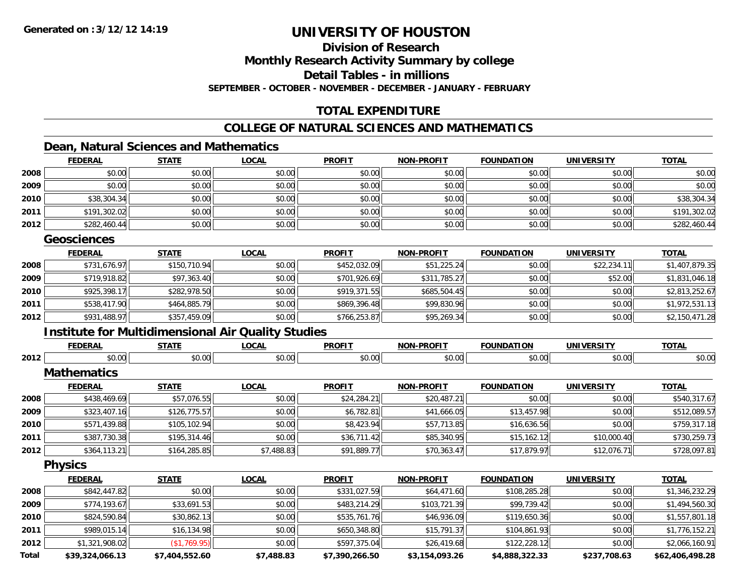**Generated on :3/12/12 14:19**

# UNIVERSITY OF HOUSTON

## Division of Research

## Monthly Research Activity Summary by college

## Detail Tables - in millions

**SEPTEMBER - OCTOBER - NOVEMBER - DECEMBER - JANUARY - FEBRUARY**

## TOTAL EXPENDITURE

## COLLEGE OF NATURAL SCIENCES AND MATHEMATICS

### Dean, Natural Sciences and Mathematics

| | FEDERAL | STATE | LOCAL | PROFIT | NON-PROFIT | FOUNDATION | UNIVERSITY | TOTAL |
|---|---|---|---|---|---|---|---|---|
| 2008 | $0.00 | $0.00 | $0.00 | $0.00 | $0.00 | $0.00 | $0.00 | $0.00 |
| 2009 | $0.00 | $0.00 | $0.00 | $0.00 | $0.00 | $0.00 | $0.00 | $0.00 |
| 2010 | $38,304.34 | $0.00 | $0.00 | $0.00 | $0.00 | $0.00 | $0.00 | $38,304.34 |
| 2011 | $191,302.02 | $0.00 | $0.00 | $0.00 | $0.00 | $0.00 | $0.00 | $191,302.02 |
| 2012 | $282,460.44 | $0.00 | $0.00 | $0.00 | $0.00 | $0.00 | $0.00 | $282,460.44 |

### Geosciences

| | FEDERAL | STATE | LOCAL | PROFIT | NON-PROFIT | FOUNDATION | UNIVERSITY | TOTAL |
|---|---|---|---|---|---|---|---|---|
| 2008 | $731,676.97 | $150,710.94 | $0.00 | $452,032.09 | $51,225.24 | $0.00 | $22,234.11 | $1,407,879.35 |
| 2009 | $719,918.82 | $97,363.40 | $0.00 | $701,926.69 | $311,785.27 | $0.00 | $52.00 | $1,831,046.18 |
| 2010 | $925,398.17 | $282,978.50 | $0.00 | $919,371.55 | $685,504.45 | $0.00 | $0.00 | $2,813,252.67 |
| 2011 | $538,417.90 | $464,885.79 | $0.00 | $869,396.48 | $99,830.96 | $0.00 | $0.00 | $1,972,531.13 |
| 2012 | $931,488.97 | $357,459.09 | $0.00 | $766,253.87 | $95,269.34 | $0.00 | $0.00 | $2,150,471.28 |

### Institute for Multidimensional Air Quality Studies

| | FEDERAL | STATE | LOCAL | PROFIT | NON-PROFIT | FOUNDATION | UNIVERSITY | TOTAL |
|---|---|---|---|---|---|---|---|---|
| 2012 | $0.00 | $0.00 | $0.00 | $0.00 | $0.00 | $0.00 | $0.00 | $0.00 |

### Mathematics

| | FEDERAL | STATE | LOCAL | PROFIT | NON-PROFIT | FOUNDATION | UNIVERSITY | TOTAL |
|---|---|---|---|---|---|---|---|---|
| 2008 | $438,469.69 | $57,076.55 | $0.00 | $24,284.21 | $20,487.21 | $0.00 | $0.00 | $540,317.67 |
| 2009 | $323,407.16 | $126,775.57 | $0.00 | $6,782.81 | $41,666.05 | $13,457.98 | $0.00 | $512,089.57 |
| 2010 | $571,439.88 | $105,102.94 | $0.00 | $8,423.94 | $57,713.85 | $16,636.56 | $0.00 | $759,317.18 |
| 2011 | $387,730.38 | $195,314.46 | $0.00 | $36,711.42 | $85,340.95 | $15,162.12 | $10,000.40 | $730,259.73 |
| 2012 | $364,113.21 | $164,285.85 | $7,488.83 | $91,889.77 | $70,363.47 | $17,879.97 | $12,076.71 | $728,097.81 |

### Physics

| | FEDERAL | STATE | LOCAL | PROFIT | NON-PROFIT | FOUNDATION | UNIVERSITY | TOTAL |
|---|---|---|---|---|---|---|---|---|
| 2008 | $842,447.82 | $0.00 | $0.00 | $331,027.59 | $64,471.60 | $108,285.28 | $0.00 | $1,346,232.29 |
| 2009 | $774,193.67 | $33,691.53 | $0.00 | $483,214.29 | $103,721.39 | $99,739.42 | $0.00 | $1,494,560.30 |
| 2010 | $824,590.84 | $30,862.13 | $0.00 | $535,761.76 | $46,936.09 | $119,650.36 | $0.00 | $1,557,801.18 |
| 2011 | $989,015.14 | $16,134.98 | $0.00 | $650,348.80 | $15,791.37 | $104,861.93 | $0.00 | $1,776,152.21 |
| 2012 | $1,321,908.02 | ($1,769.95) | $0.00 | $597,375.04 | $26,419.68 | $122,228.12 | $0.00 | $2,066,160.91 |
| **Total** | **$39,324,066.13** | **$7,404,552.60** | **$7,488.83** | **$7,390,266.50** | **$3,154,093.26** | **$4,888,322.33** | **$237,708.63** | **$62,406,498.28** |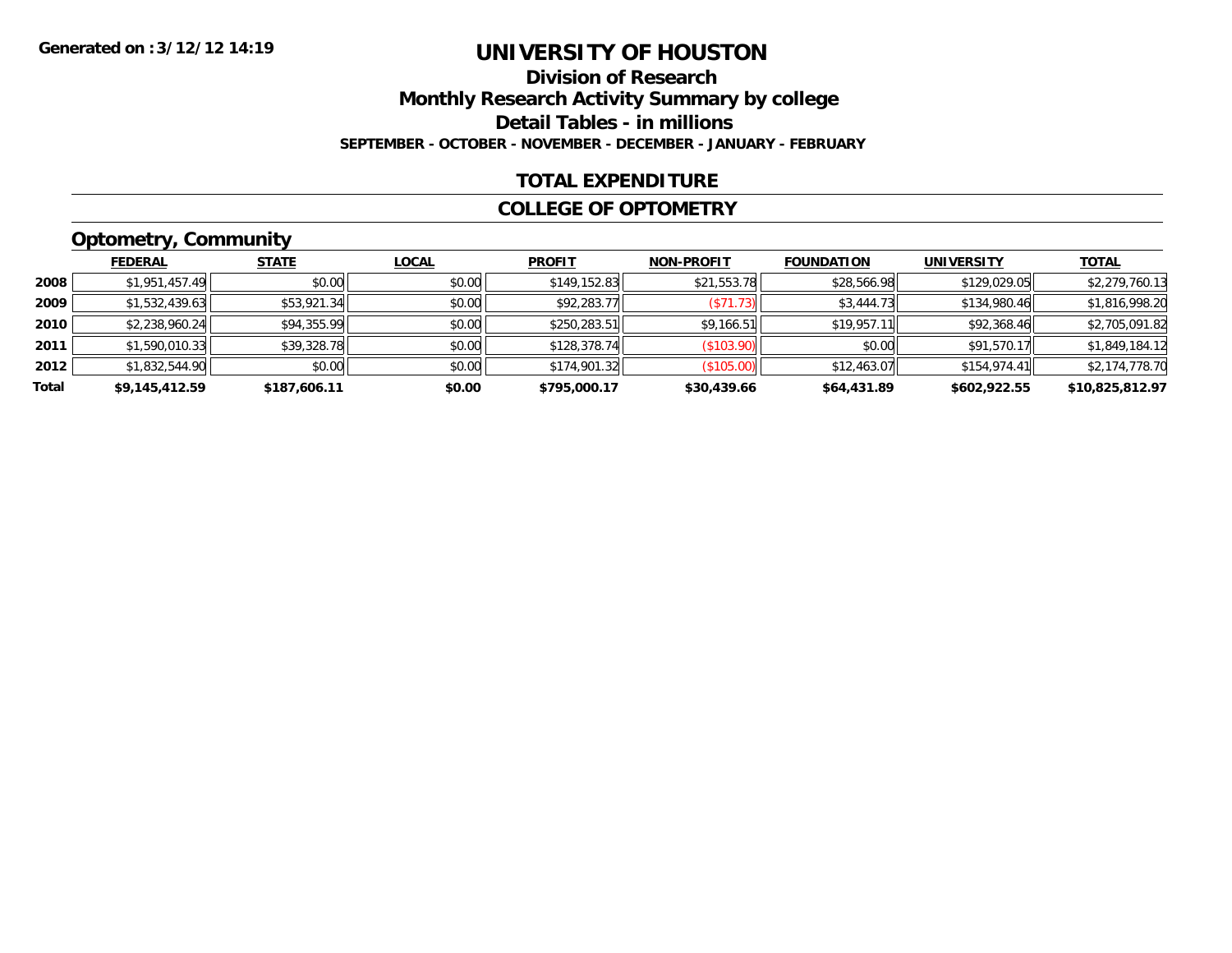**Generated on :3/12/12 14:19**

# UNIVERSITY OF HOUSTON

## Division of Research

## Monthly Research Activity Summary by college

## Detail Tables - in millions

**SEPTEMBER - OCTOBER - NOVEMBER - DECEMBER - JANUARY - FEBRUARY**

## TOTAL EXPENDITURE

## COLLEGE OF OPTOMETRY

### Optometry, Community

| | FEDERAL | STATE | LOCAL | PROFIT | NON-PROFIT | FOUNDATION | UNIVERSITY | TOTAL |
|---|---|---|---|---|---|---|---|---|
| **2008** | $1,951,457.49 | $0.00 | $0.00 | $149,152.83 | $21,553.78 | $28,566.98 | $129,029.05 | $2,279,760.13 |
| **2009** | $1,532,439.63 | $53,921.34 | $0.00 | $92,283.77 | ($71.73) | $3,444.73 | $134,980.46 | $1,816,998.20 |
| **2010** | $2,238,960.24 | $94,355.99 | $0.00 | $250,283.51 | $9,166.51 | $19,957.11 | $92,368.46 | $2,705,091.82 |
| **2011** | $1,590,010.33 | $39,328.78 | $0.00 | $128,378.74 | ($103.90) | $0.00 | $91,570.17 | $1,849,184.12 |
| **2012** | $1,832,544.90 | $0.00 | $0.00 | $174,901.32 | ($105.00) | $12,463.07 | $154,974.41 | $2,174,778.70 |
| **Total** | **$9,145,412.59** | **$187,606.11** | **$0.00** | **$795,000.17** | **$30,439.66** | **$64,431.89** | **$602,922.55** | **$10,825,812.97** |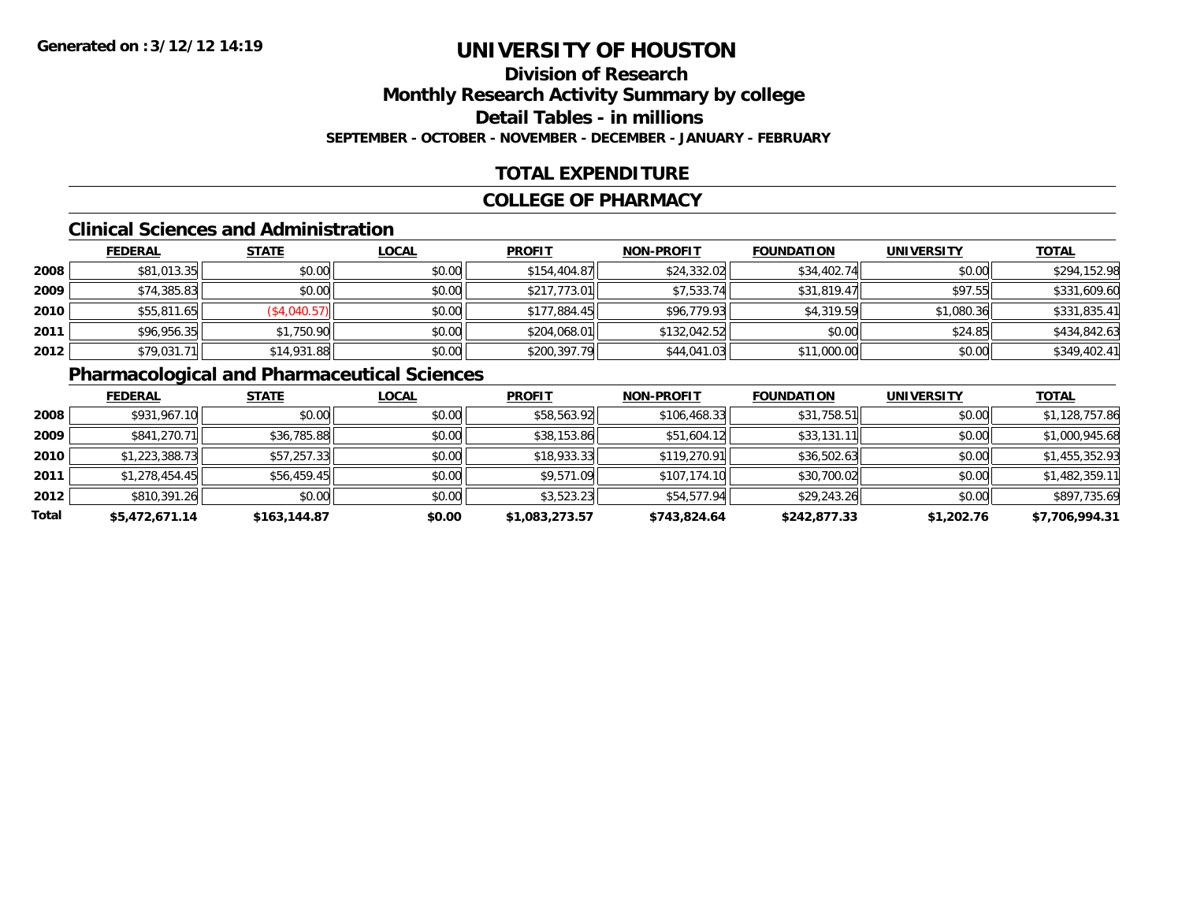**Generated on :3/12/12 14:19**

# UNIVERSITY OF HOUSTON

## Division of Research
## Monthly Research Activity Summary by college
## Detail Tables - in millions

**SEPTEMBER - OCTOBER - NOVEMBER - DECEMBER - JANUARY - FEBRUARY**

## TOTAL EXPENDITURE

## COLLEGE OF PHARMACY

### Clinical Sciences and Administration

| | FEDERAL | STATE | LOCAL | PROFIT | NON-PROFIT | FOUNDATION | UNIVERSITY | TOTAL |
|---|---|---|---|---|---|---|---|---|
| 2008 | $81,013.35 | $0.00 | $0.00 | $154,404.87 | $24,332.02 | $34,402.74 | $0.00 | $294,152.98 |
| 2009 | $74,385.83 | $0.00 | $0.00 | $217,773.01 | $7,533.74 | $31,819.47 | $97.55 | $331,609.60 |
| 2010 | $55,811.65 | ($4,040.57) | $0.00 | $177,884.45 | $96,779.93 | $4,319.59 | $1,080.36 | $331,835.41 |
| 2011 | $96,956.35 | $1,750.90 | $0.00 | $204,068.01 | $132,042.52 | $0.00 | $24.85 | $434,842.63 |
| 2012 | $79,031.71 | $14,931.88 | $0.00 | $200,397.79 | $44,041.03 | $11,000.00 | $0.00 | $349,402.41 |

### Pharmacological and Pharmaceutical Sciences

| | FEDERAL | STATE | LOCAL | PROFIT | NON-PROFIT | FOUNDATION | UNIVERSITY | TOTAL |
|---|---|---|---|---|---|---|---|---|
| 2008 | $931,967.10 | $0.00 | $0.00 | $58,563.92 | $106,468.33 | $31,758.51 | $0.00 | $1,128,757.86 |
| 2009 | $841,270.71 | $36,785.88 | $0.00 | $38,153.86 | $51,604.12 | $33,131.11 | $0.00 | $1,000,945.68 |
| 2010 | $1,223,388.73 | $57,257.33 | $0.00 | $18,933.33 | $119,270.91 | $36,502.63 | $0.00 | $1,455,352.93 |
| 2011 | $1,278,454.45 | $56,459.45 | $0.00 | $9,571.09 | $107,174.10 | $30,700.02 | $0.00 | $1,482,359.11 |
| 2012 | $810,391.26 | $0.00 | $0.00 | $3,523.23 | $54,577.94 | $29,243.26 | $0.00 | $897,735.69 |
| **Total** | **$5,472,671.14** | **$163,144.87** | **$0.00** | **$1,083,273.57** | **$743,824.64** | **$242,877.33** | **$1,202.76** | **$7,706,994.31** |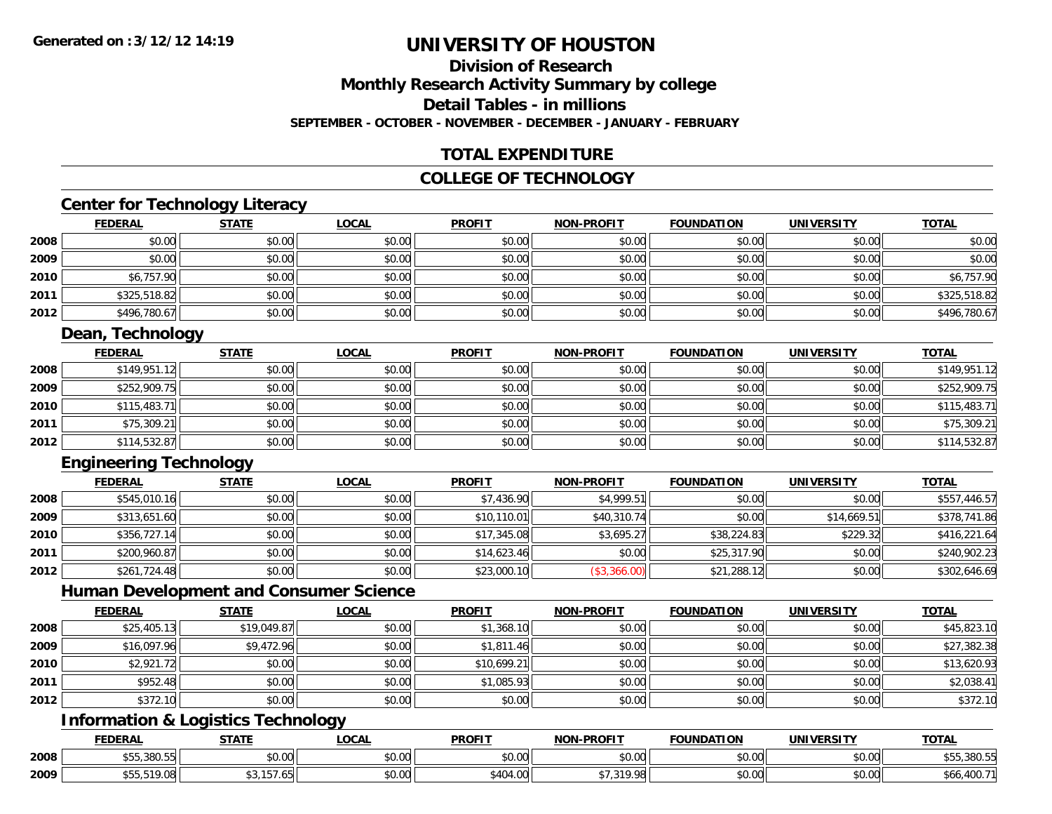**Generated on :3/12/12 14:19**

# UNIVERSITY OF HOUSTON

## Division of Research
## Monthly Research Activity Summary by college
## Detail Tables - in millions
### SEPTEMBER - OCTOBER - NOVEMBER - DECEMBER - JANUARY - FEBRUARY

## TOTAL EXPENDITURE

## COLLEGE OF TECHNOLOGY

### Center for Technology Literacy

| | FEDERAL | STATE | LOCAL | PROFIT | NON-PROFIT | FOUNDATION | UNIVERSITY | TOTAL |
|---|---|---|---|---|---|---|---|---|
| 2008 | $0.00 | $0.00 | $0.00 | $0.00 | $0.00 | $0.00 | $0.00 | $0.00 |
| 2009 | $0.00 | $0.00 | $0.00 | $0.00 | $0.00 | $0.00 | $0.00 | $0.00 |
| 2010 | $6,757.90 | $0.00 | $0.00 | $0.00 | $0.00 | $0.00 | $0.00 | $6,757.90 |
| 2011 | $325,518.82 | $0.00 | $0.00 | $0.00 | $0.00 | $0.00 | $0.00 | $325,518.82 |
| 2012 | $496,780.67 | $0.00 | $0.00 | $0.00 | $0.00 | $0.00 | $0.00 | $496,780.67 |

### Dean, Technology

| | FEDERAL | STATE | LOCAL | PROFIT | NON-PROFIT | FOUNDATION | UNIVERSITY | TOTAL |
|---|---|---|---|---|---|---|---|---|
| 2008 | $149,951.12 | $0.00 | $0.00 | $0.00 | $0.00 | $0.00 | $0.00 | $149,951.12 |
| 2009 | $252,909.75 | $0.00 | $0.00 | $0.00 | $0.00 | $0.00 | $0.00 | $252,909.75 |
| 2010 | $115,483.71 | $0.00 | $0.00 | $0.00 | $0.00 | $0.00 | $0.00 | $115,483.71 |
| 2011 | $75,309.21 | $0.00 | $0.00 | $0.00 | $0.00 | $0.00 | $0.00 | $75,309.21 |
| 2012 | $114,532.87 | $0.00 | $0.00 | $0.00 | $0.00 | $0.00 | $0.00 | $114,532.87 |

### Engineering Technology

| | FEDERAL | STATE | LOCAL | PROFIT | NON-PROFIT | FOUNDATION | UNIVERSITY | TOTAL |
|---|---|---|---|---|---|---|---|---|
| 2008 | $545,010.16 | $0.00 | $0.00 | $7,436.90 | $4,999.51 | $0.00 | $0.00 | $557,446.57 |
| 2009 | $313,651.60 | $0.00 | $0.00 | $10,110.01 | $40,310.74 | $0.00 | $14,669.51 | $378,741.86 |
| 2010 | $356,727.14 | $0.00 | $0.00 | $17,345.08 | $3,695.27 | $38,224.83 | $229.32 | $416,221.64 |
| 2011 | $200,960.87 | $0.00 | $0.00 | $14,623.46 | $0.00 | $25,317.90 | $0.00 | $240,902.23 |
| 2012 | $261,724.48 | $0.00 | $0.00 | $23,000.10 | ($3,366.00) | $21,288.12 | $0.00 | $302,646.69 |

### Human Development and Consumer Science

| | FEDERAL | STATE | LOCAL | PROFIT | NON-PROFIT | FOUNDATION | UNIVERSITY | TOTAL |
|---|---|---|---|---|---|---|---|---|
| 2008 | $25,405.13 | $19,049.87 | $0.00 | $1,368.10 | $0.00 | $0.00 | $0.00 | $45,823.10 |
| 2009 | $16,097.96 | $9,472.96 | $0.00 | $1,811.46 | $0.00 | $0.00 | $0.00 | $27,382.38 |
| 2010 | $2,921.72 | $0.00 | $0.00 | $10,699.21 | $0.00 | $0.00 | $0.00 | $13,620.93 |
| 2011 | $952.48 | $0.00 | $0.00 | $1,085.93 | $0.00 | $0.00 | $0.00 | $2,038.41 |
| 2012 | $372.10 | $0.00 | $0.00 | $0.00 | $0.00 | $0.00 | $0.00 | $372.10 |

### Information & Logistics Technology

| | FEDERAL | STATE | LOCAL | PROFIT | NON-PROFIT | FOUNDATION | UNIVERSITY | TOTAL |
|---|---|---|---|---|---|---|---|---|
| 2008 | $55,380.55 | $0.00 | $0.00 | $0.00 | $0.00 | $0.00 | $0.00 | $55,380.55 |
| 2009 | $55,519.08 | $3,157.65 | $0.00 | $404.00 | $7,319.98 | $0.00 | $0.00 | $66,400.71 |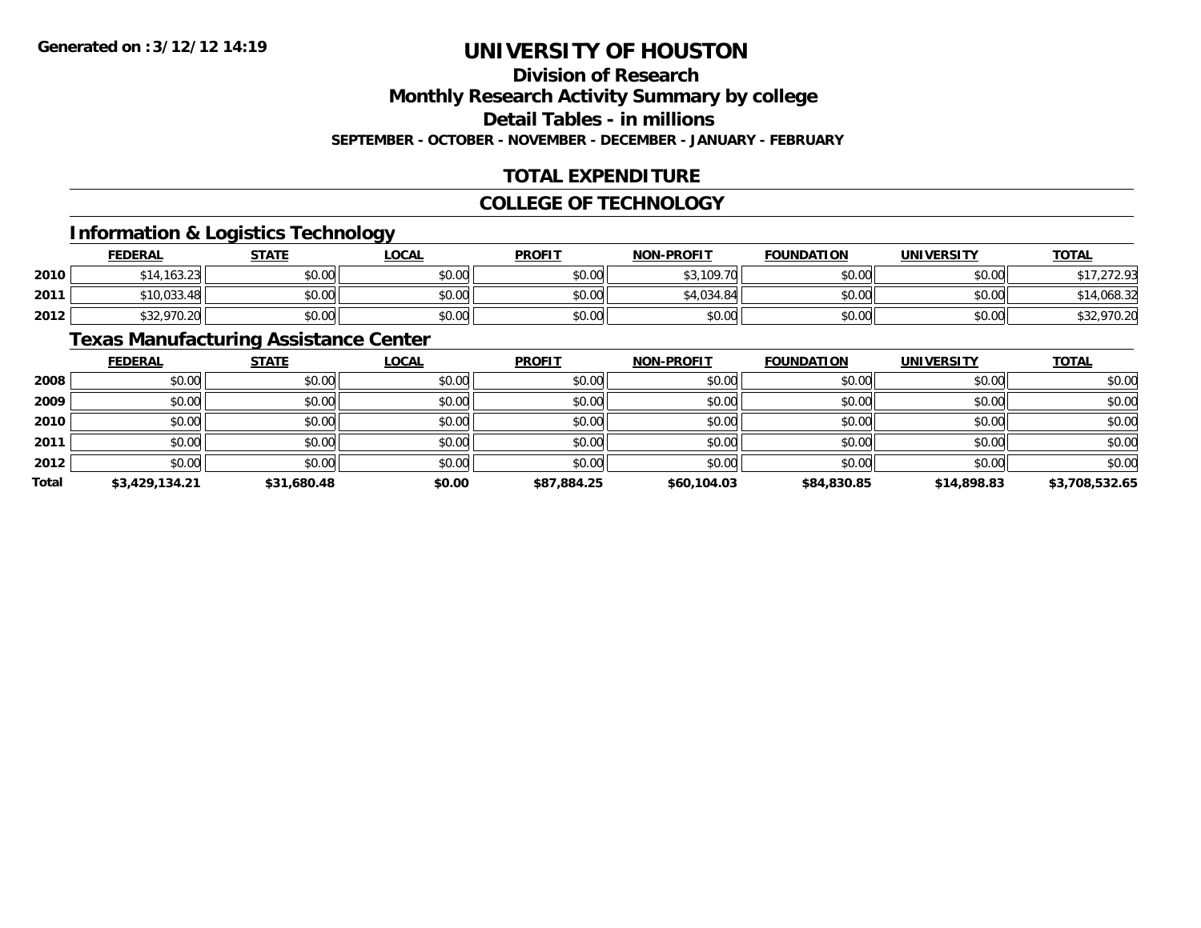**Generated on :3/12/12 14:19**

# UNIVERSITY OF HOUSTON

## Division of Research
## Monthly Research Activity Summary by college
## Detail Tables - in millions
### SEPTEMBER - OCTOBER - NOVEMBER - DECEMBER - JANUARY - FEBRUARY

## TOTAL EXPENDITURE

## COLLEGE OF TECHNOLOGY

### Information & Logistics Technology

| | FEDERAL | STATE | LOCAL | PROFIT | NON-PROFIT | FOUNDATION | UNIVERSITY | TOTAL |
|---|---|---|---|---|---|---|---|---|
| 2010 | $14,163.23 | $0.00 | $0.00 | $0.00 | $3,109.70 | $0.00 | $0.00 | $17,272.93 |
| 2011 | $10,033.48 | $0.00 | $0.00 | $0.00 | $4,034.84 | $0.00 | $0.00 | $14,068.32 |
| 2012 | $32,970.20 | $0.00 | $0.00 | $0.00 | $0.00 | $0.00 | $0.00 | $32,970.20 |

### Texas Manufacturing Assistance Center

| | FEDERAL | STATE | LOCAL | PROFIT | NON-PROFIT | FOUNDATION | UNIVERSITY | TOTAL |
|---|---|---|---|---|---|---|---|---|
| 2008 | $0.00 | $0.00 | $0.00 | $0.00 | $0.00 | $0.00 | $0.00 | $0.00 |
| 2009 | $0.00 | $0.00 | $0.00 | $0.00 | $0.00 | $0.00 | $0.00 | $0.00 |
| 2010 | $0.00 | $0.00 | $0.00 | $0.00 | $0.00 | $0.00 | $0.00 | $0.00 |
| 2011 | $0.00 | $0.00 | $0.00 | $0.00 | $0.00 | $0.00 | $0.00 | $0.00 |
| 2012 | $0.00 | $0.00 | $0.00 | $0.00 | $0.00 | $0.00 | $0.00 | $0.00 |
| **Total** | **$3,429,134.21** | **$31,680.48** | **$0.00** | **$87,884.25** | **$60,104.03** | **$84,830.85** | **$14,898.83** | **$3,708,532.65** |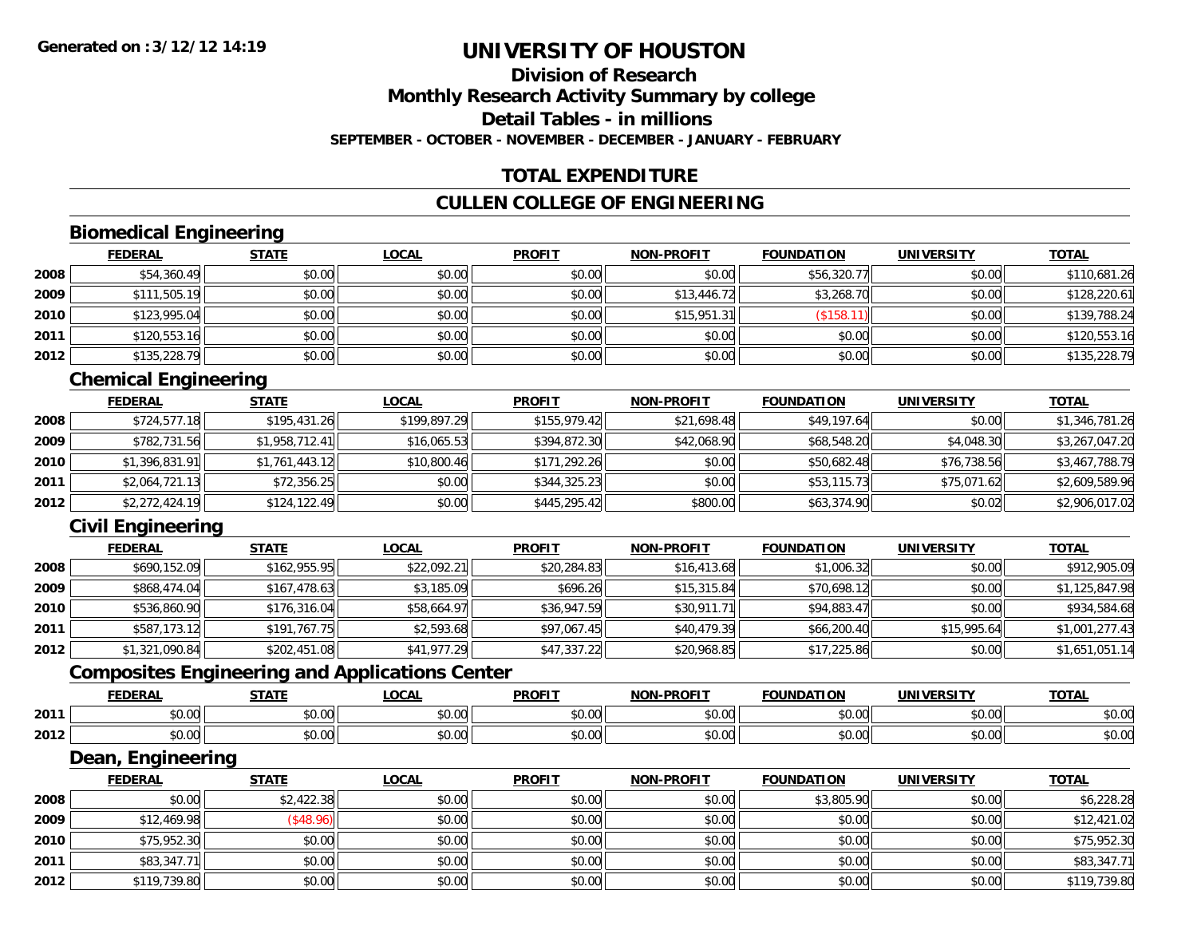**Generated on :3/12/12 14:19**

# UNIVERSITY OF HOUSTON

## Division of Research
## Monthly Research Activity Summary by college
## Detail Tables - in millions

**SEPTEMBER - OCTOBER - NOVEMBER - DECEMBER - JANUARY - FEBRUARY**

## TOTAL EXPENDITURE

## CULLEN COLLEGE OF ENGINEERING

### Biomedical Engineering

| | FEDERAL | STATE | LOCAL | PROFIT | NON-PROFIT | FOUNDATION | UNIVERSITY | TOTAL |
|---|---|---|---|---|---|---|---|---|
| 2008 | $54,360.49 | $0.00 | $0.00 | $0.00 | $0.00 | $56,320.77 | $0.00 | $110,681.26 |
| 2009 | $111,505.19 | $0.00 | $0.00 | $0.00 | $13,446.72 | $3,268.70 | $0.00 | $128,220.61 |
| 2010 | $123,995.04 | $0.00 | $0.00 | $0.00 | $15,951.31 | ($158.11) | $0.00 | $139,788.24 |
| 2011 | $120,553.16 | $0.00 | $0.00 | $0.00 | $0.00 | $0.00 | $0.00 | $120,553.16 |
| 2012 | $135,228.79 | $0.00 | $0.00 | $0.00 | $0.00 | $0.00 | $0.00 | $135,228.79 |

### Chemical Engineering

| | FEDERAL | STATE | LOCAL | PROFIT | NON-PROFIT | FOUNDATION | UNIVERSITY | TOTAL |
|---|---|---|---|---|---|---|---|---|
| 2008 | $724,577.18 | $195,431.26 | $199,897.29 | $155,979.42 | $21,698.48 | $49,197.64 | $0.00 | $1,346,781.26 |
| 2009 | $782,731.56 | $1,958,712.41 | $16,065.53 | $394,872.30 | $42,068.90 | $68,548.20 | $4,048.30 | $3,267,047.20 |
| 2010 | $1,396,831.91 | $1,761,443.12 | $10,800.46 | $171,292.26 | $0.00 | $50,682.48 | $76,738.56 | $3,467,788.79 |
| 2011 | $2,064,721.13 | $72,356.25 | $0.00 | $344,325.23 | $0.00 | $53,115.73 | $75,071.62 | $2,609,589.96 |
| 2012 | $2,272,424.19 | $124,122.49 | $0.00 | $445,295.42 | $800.00 | $63,374.90 | $0.02 | $2,906,017.02 |

### Civil Engineering

| | FEDERAL | STATE | LOCAL | PROFIT | NON-PROFIT | FOUNDATION | UNIVERSITY | TOTAL |
|---|---|---|---|---|---|---|---|---|
| 2008 | $690,152.09 | $162,955.95 | $22,092.21 | $20,284.83 | $16,413.68 | $1,006.32 | $0.00 | $912,905.09 |
| 2009 | $868,474.04 | $167,478.63 | $3,185.09 | $696.26 | $15,315.84 | $70,698.12 | $0.00 | $1,125,847.98 |
| 2010 | $536,860.90 | $176,316.04 | $58,664.97 | $36,947.59 | $30,911.71 | $94,883.47 | $0.00 | $934,584.68 |
| 2011 | $587,173.12 | $191,767.75 | $2,593.68 | $97,067.45 | $40,479.39 | $66,200.40 | $15,995.64 | $1,001,277.43 |
| 2012 | $1,321,090.84 | $202,451.08 | $41,977.29 | $47,337.22 | $20,968.85 | $17,225.86 | $0.00 | $1,651,051.14 |

### Composites Engineering and Applications Center

| | FEDERAL | STATE | LOCAL | PROFIT | NON-PROFIT | FOUNDATION | UNIVERSITY | TOTAL |
|---|---|---|---|---|---|---|---|---|
| 2011 | $0.00 | $0.00 | $0.00 | $0.00 | $0.00 | $0.00 | $0.00 | $0.00 |
| 2012 | $0.00 | $0.00 | $0.00 | $0.00 | $0.00 | $0.00 | $0.00 | $0.00 |

### Dean, Engineering

| | FEDERAL | STATE | LOCAL | PROFIT | NON-PROFIT | FOUNDATION | UNIVERSITY | TOTAL |
|---|---|---|---|---|---|---|---|---|
| 2008 | $0.00 | $2,422.38 | $0.00 | $0.00 | $0.00 | $3,805.90 | $0.00 | $6,228.28 |
| 2009 | $12,469.98 | ($48.96) | $0.00 | $0.00 | $0.00 | $0.00 | $0.00 | $12,421.02 |
| 2010 | $75,952.30 | $0.00 | $0.00 | $0.00 | $0.00 | $0.00 | $0.00 | $75,952.30 |
| 2011 | $83,347.71 | $0.00 | $0.00 | $0.00 | $0.00 | $0.00 | $0.00 | $83,347.71 |
| 2012 | $119,739.80 | $0.00 | $0.00 | $0.00 | $0.00 | $0.00 | $0.00 | $119,739.80 |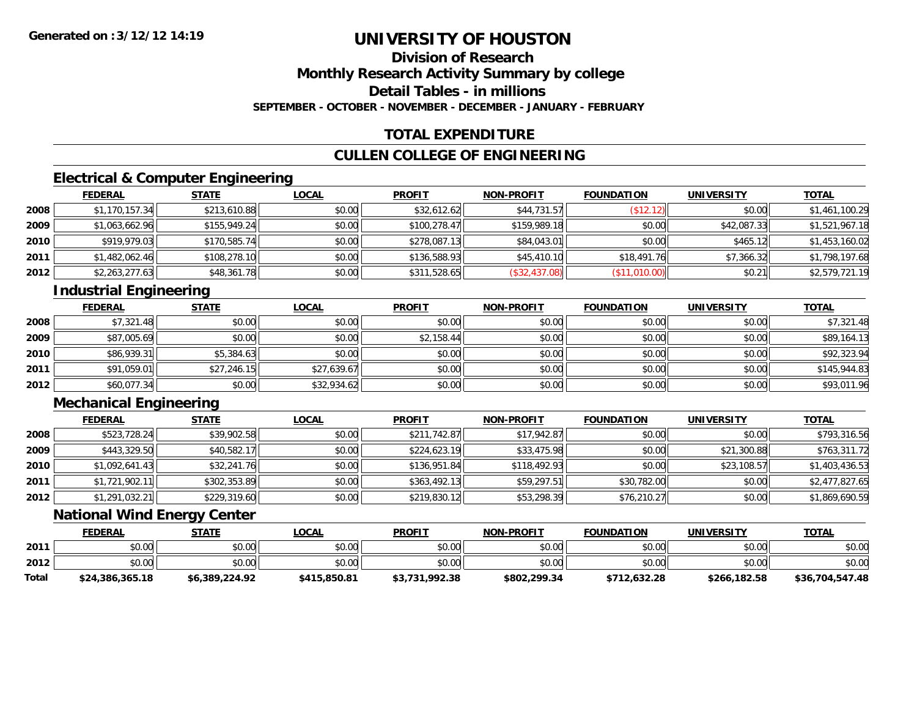Generated on :3/12/12 14:19

# UNIVERSITY OF HOUSTON

## Division of Research

## Monthly Research Activity Summary by college

## Detail Tables - in millions

### SEPTEMBER - OCTOBER - NOVEMBER - DECEMBER - JANUARY - FEBRUARY

## TOTAL EXPENDITURE

## CULLEN COLLEGE OF ENGINEERING

### Electrical & Computer Engineering

| | FEDERAL | STATE | LOCAL | PROFIT | NON-PROFIT | FOUNDATION | UNIVERSITY | TOTAL |
|---|---|---|---|---|---|---|---|---|
| 2008 | $1,170,157.34 | $213,610.88 | $0.00 | $32,612.62 | $44,731.57 | ($12.12) | $0.00 | $1,461,100.29 |
| 2009 | $1,063,662.96 | $155,949.24 | $0.00 | $100,278.47 | $159,989.18 | $0.00 | $42,087.33 | $1,521,967.18 |
| 2010 | $919,979.03 | $170,585.74 | $0.00 | $278,087.13 | $84,043.01 | $0.00 | $465.12 | $1,453,160.02 |
| 2011 | $1,482,062.46 | $108,278.10 | $0.00 | $136,588.93 | $45,410.10 | $18,491.76 | $7,366.32 | $1,798,197.68 |
| 2012 | $2,263,277.63 | $48,361.78 | $0.00 | $311,528.65 | ($32,437.08) | ($11,010.00) | $0.21 | $2,579,721.19 |

### Industrial Engineering

| | FEDERAL | STATE | LOCAL | PROFIT | NON-PROFIT | FOUNDATION | UNIVERSITY | TOTAL |
|---|---|---|---|---|---|---|---|---|
| 2008 | $7,321.48 | $0.00 | $0.00 | $0.00 | $0.00 | $0.00 | $0.00 | $7,321.48 |
| 2009 | $87,005.69 | $0.00 | $0.00 | $2,158.44 | $0.00 | $0.00 | $0.00 | $89,164.13 |
| 2010 | $86,939.31 | $5,384.63 | $0.00 | $0.00 | $0.00 | $0.00 | $0.00 | $92,323.94 |
| 2011 | $91,059.01 | $27,246.15 | $27,639.67 | $0.00 | $0.00 | $0.00 | $0.00 | $145,944.83 |
| 2012 | $60,077.34 | $0.00 | $32,934.62 | $0.00 | $0.00 | $0.00 | $0.00 | $93,011.96 |

### Mechanical Engineering

| | FEDERAL | STATE | LOCAL | PROFIT | NON-PROFIT | FOUNDATION | UNIVERSITY | TOTAL |
|---|---|---|---|---|---|---|---|---|
| 2008 | $523,728.24 | $39,902.58 | $0.00 | $211,742.87 | $17,942.87 | $0.00 | $0.00 | $793,316.56 |
| 2009 | $443,329.50 | $40,582.17 | $0.00 | $224,623.19 | $33,475.98 | $0.00 | $21,300.88 | $763,311.72 |
| 2010 | $1,092,641.43 | $32,241.76 | $0.00 | $136,951.84 | $118,492.93 | $0.00 | $23,108.57 | $1,403,436.53 |
| 2011 | $1,721,902.11 | $302,353.89 | $0.00 | $363,492.13 | $59,297.51 | $30,782.00 | $0.00 | $2,477,827.65 |
| 2012 | $1,291,032.21 | $229,319.60 | $0.00 | $219,830.12 | $53,298.39 | $76,210.27 | $0.00 | $1,869,690.59 |

### National Wind Energy Center

| | FEDERAL | STATE | LOCAL | PROFIT | NON-PROFIT | FOUNDATION | UNIVERSITY | TOTAL |
|---|---|---|---|---|---|---|---|---|
| 2011 | $0.00 | $0.00 | $0.00 | $0.00 | $0.00 | $0.00 | $0.00 | $0.00 |
| 2012 | $0.00 | $0.00 | $0.00 | $0.00 | $0.00 | $0.00 | $0.00 | $0.00 |
| **Total** | **$24,386,365.18** | **$6,389,224.92** | **$415,850.81** | **$3,731,992.38** | **$802,299.34** | **$712,632.28** | **$266,182.58** | **$36,704,547.48** |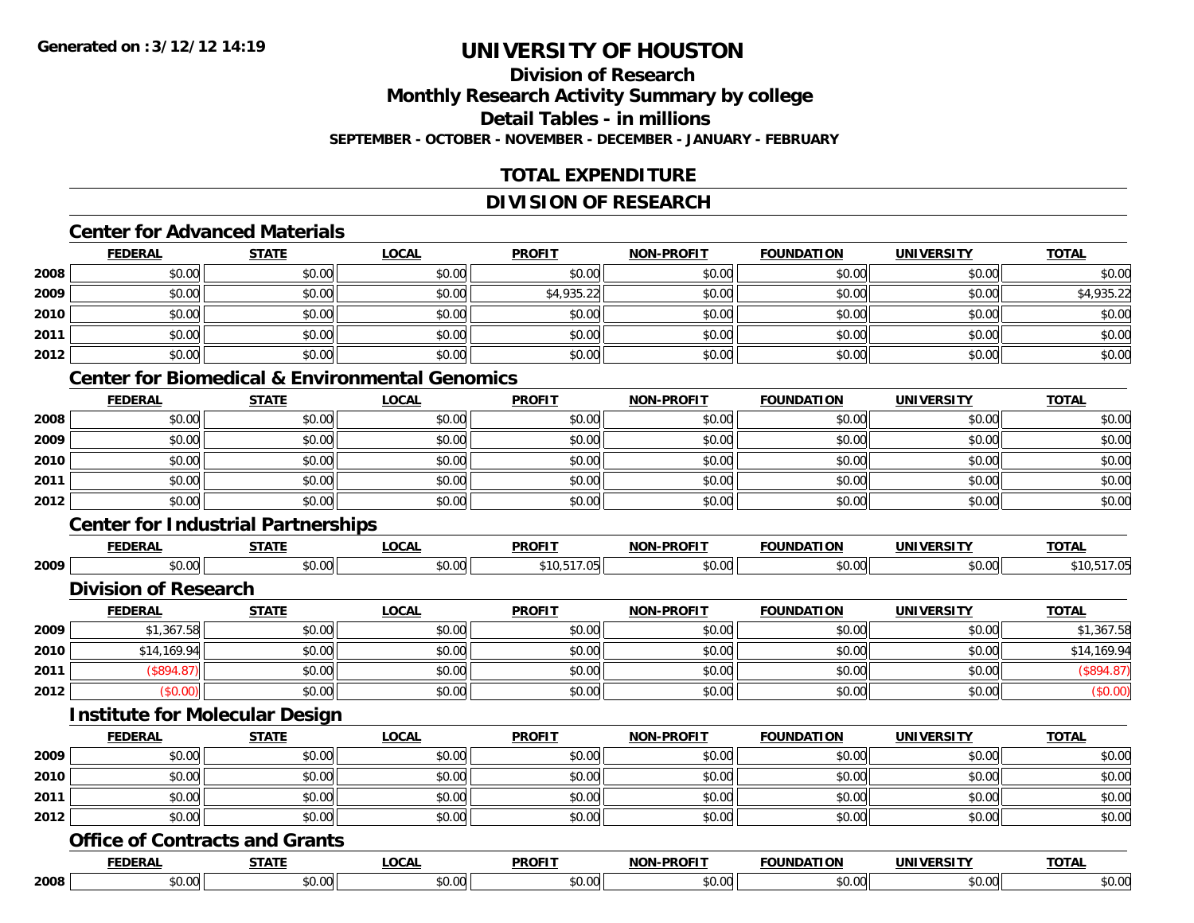**Generated on :3/12/12 14:19**

# UNIVERSITY OF HOUSTON

## Division of Research

## Monthly Research Activity Summary by college

## Detail Tables - in millions

**SEPTEMBER - OCTOBER - NOVEMBER - DECEMBER - JANUARY - FEBRUARY**

## TOTAL EXPENDITURE

## DIVISION OF RESEARCH

### Center for Advanced Materials

| | FEDERAL | STATE | LOCAL | PROFIT | NON-PROFIT | FOUNDATION | UNIVERSITY | TOTAL |
|---|---|---|---|---|---|---|---|---|
| 2008 | $0.00 | $0.00 | $0.00 | $0.00 | $0.00 | $0.00 | $0.00 | $0.00 |
| 2009 | $0.00 | $0.00 | $0.00 | $4,935.22 | $0.00 | $0.00 | $0.00 | $4,935.22 |
| 2010 | $0.00 | $0.00 | $0.00 | $0.00 | $0.00 | $0.00 | $0.00 | $0.00 |
| 2011 | $0.00 | $0.00 | $0.00 | $0.00 | $0.00 | $0.00 | $0.00 | $0.00 |
| 2012 | $0.00 | $0.00 | $0.00 | $0.00 | $0.00 | $0.00 | $0.00 | $0.00 |

### Center for Biomedical & Environmental Genomics

| | FEDERAL | STATE | LOCAL | PROFIT | NON-PROFIT | FOUNDATION | UNIVERSITY | TOTAL |
|---|---|---|---|---|---|---|---|---|
| 2008 | $0.00 | $0.00 | $0.00 | $0.00 | $0.00 | $0.00 | $0.00 | $0.00 |
| 2009 | $0.00 | $0.00 | $0.00 | $0.00 | $0.00 | $0.00 | $0.00 | $0.00 |
| 2010 | $0.00 | $0.00 | $0.00 | $0.00 | $0.00 | $0.00 | $0.00 | $0.00 |
| 2011 | $0.00 | $0.00 | $0.00 | $0.00 | $0.00 | $0.00 | $0.00 | $0.00 |
| 2012 | $0.00 | $0.00 | $0.00 | $0.00 | $0.00 | $0.00 | $0.00 | $0.00 |

### Center for Industrial Partnerships

| | FEDERAL | STATE | LOCAL | PROFIT | NON-PROFIT | FOUNDATION | UNIVERSITY | TOTAL |
|---|---|---|---|---|---|---|---|---|
| 2009 | $0.00 | $0.00 | $0.00 | $10,517.05 | $0.00 | $0.00 | $0.00 | $10,517.05 |

### Division of Research

| | FEDERAL | STATE | LOCAL | PROFIT | NON-PROFIT | FOUNDATION | UNIVERSITY | TOTAL |
|---|---|---|---|---|---|---|---|---|
| 2009 | $1,367.58 | $0.00 | $0.00 | $0.00 | $0.00 | $0.00 | $0.00 | $1,367.58 |
| 2010 | $14,169.94 | $0.00 | $0.00 | $0.00 | $0.00 | $0.00 | $0.00 | $14,169.94 |
| 2011 | ($894.87) | $0.00 | $0.00 | $0.00 | $0.00 | $0.00 | $0.00 | ($894.87) |
| 2012 | ($0.00) | $0.00 | $0.00 | $0.00 | $0.00 | $0.00 | $0.00 | ($0.00) |

### Institute for Molecular Design

| | FEDERAL | STATE | LOCAL | PROFIT | NON-PROFIT | FOUNDATION | UNIVERSITY | TOTAL |
|---|---|---|---|---|---|---|---|---|
| 2009 | $0.00 | $0.00 | $0.00 | $0.00 | $0.00 | $0.00 | $0.00 | $0.00 |
| 2010 | $0.00 | $0.00 | $0.00 | $0.00 | $0.00 | $0.00 | $0.00 | $0.00 |
| 2011 | $0.00 | $0.00 | $0.00 | $0.00 | $0.00 | $0.00 | $0.00 | $0.00 |
| 2012 | $0.00 | $0.00 | $0.00 | $0.00 | $0.00 | $0.00 | $0.00 | $0.00 |

### Office of Contracts and Grants

| | FEDERAL | STATE | LOCAL | PROFIT | NON-PROFIT | FOUNDATION | UNIVERSITY | TOTAL |
|---|---|---|---|---|---|---|---|---|
| 2008 | $0.00 | $0.00 | $0.00 | $0.00 | $0.00 | $0.00 | $0.00 | $0.00 |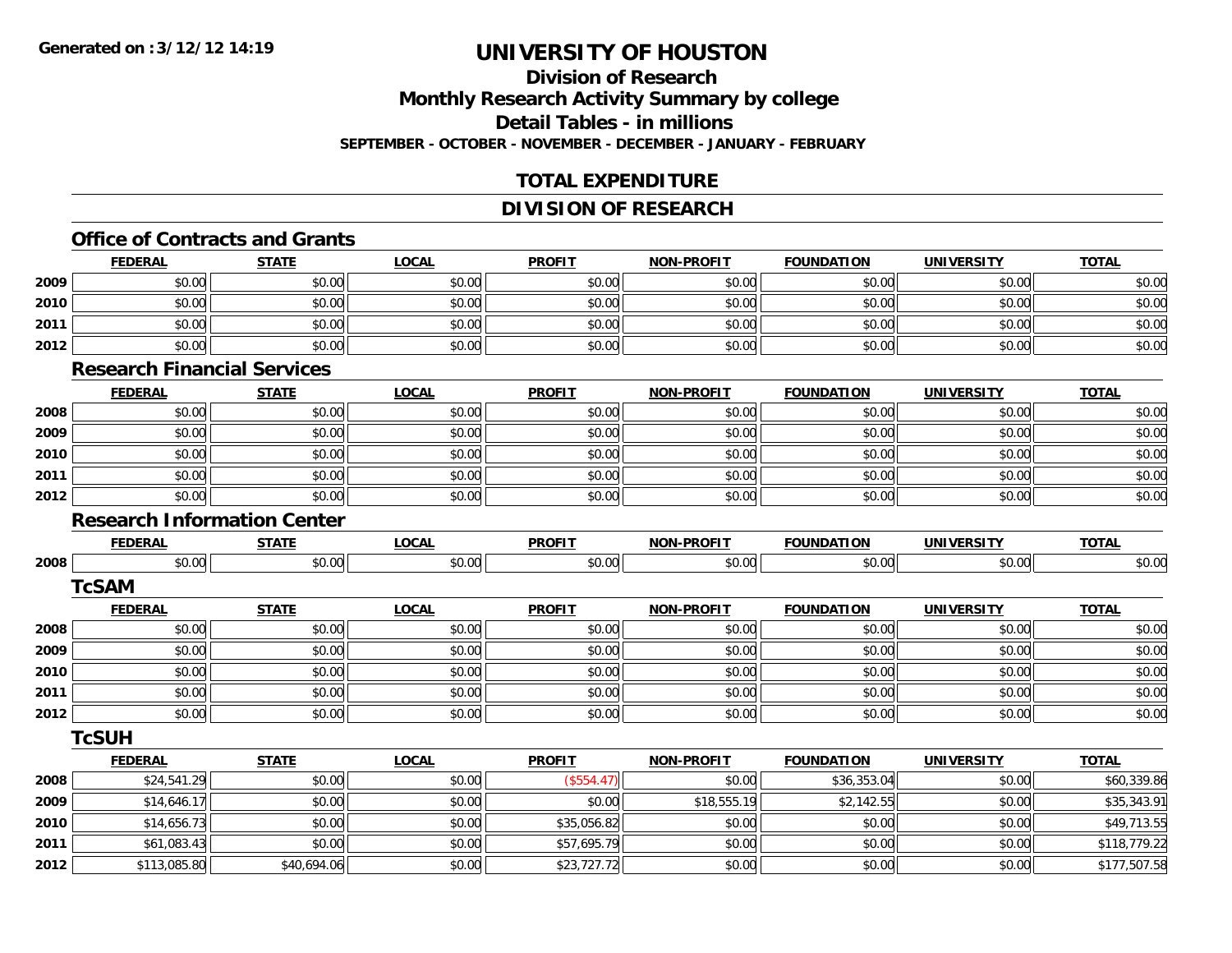# UNIVERSITY OF HOUSTON

## Division of Research

## Monthly Research Activity Summary by college

## Detail Tables - in millions

**SEPTEMBER - OCTOBER - NOVEMBER - DECEMBER - JANUARY - FEBRUARY**

## TOTAL EXPENDITURE

## DIVISION OF RESEARCH

### Office of Contracts and Grants

| | FEDERAL | STATE | LOCAL | PROFIT | NON-PROFIT | FOUNDATION | UNIVERSITY | TOTAL |
|---|---|---|---|---|---|---|---|---|
| 2009 | $0.00 | $0.00 | $0.00 | $0.00 | $0.00 | $0.00 | $0.00 | $0.00 |
| 2010 | $0.00 | $0.00 | $0.00 | $0.00 | $0.00 | $0.00 | $0.00 | $0.00 |
| 2011 | $0.00 | $0.00 | $0.00 | $0.00 | $0.00 | $0.00 | $0.00 | $0.00 |
| 2012 | $0.00 | $0.00 | $0.00 | $0.00 | $0.00 | $0.00 | $0.00 | $0.00 |

### Research Financial Services

| | FEDERAL | STATE | LOCAL | PROFIT | NON-PROFIT | FOUNDATION | UNIVERSITY | TOTAL |
|---|---|---|---|---|---|---|---|---|
| 2008 | $0.00 | $0.00 | $0.00 | $0.00 | $0.00 | $0.00 | $0.00 | $0.00 |
| 2009 | $0.00 | $0.00 | $0.00 | $0.00 | $0.00 | $0.00 | $0.00 | $0.00 |
| 2010 | $0.00 | $0.00 | $0.00 | $0.00 | $0.00 | $0.00 | $0.00 | $0.00 |
| 2011 | $0.00 | $0.00 | $0.00 | $0.00 | $0.00 | $0.00 | $0.00 | $0.00 |
| 2012 | $0.00 | $0.00 | $0.00 | $0.00 | $0.00 | $0.00 | $0.00 | $0.00 |

### Research Information Center

| | FEDERAL | STATE | LOCAL | PROFIT | NON-PROFIT | FOUNDATION | UNIVERSITY | TOTAL |
|---|---|---|---|---|---|---|---|---|
| 2008 | $0.00 | $0.00 | $0.00 | $0.00 | $0.00 | $0.00 | $0.00 | $0.00 |

### TcSAM

| | FEDERAL | STATE | LOCAL | PROFIT | NON-PROFIT | FOUNDATION | UNIVERSITY | TOTAL |
|---|---|---|---|---|---|---|---|---|
| 2008 | $0.00 | $0.00 | $0.00 | $0.00 | $0.00 | $0.00 | $0.00 | $0.00 |
| 2009 | $0.00 | $0.00 | $0.00 | $0.00 | $0.00 | $0.00 | $0.00 | $0.00 |
| 2010 | $0.00 | $0.00 | $0.00 | $0.00 | $0.00 | $0.00 | $0.00 | $0.00 |
| 2011 | $0.00 | $0.00 | $0.00 | $0.00 | $0.00 | $0.00 | $0.00 | $0.00 |
| 2012 | $0.00 | $0.00 | $0.00 | $0.00 | $0.00 | $0.00 | $0.00 | $0.00 |

### TcSUH

| | FEDERAL | STATE | LOCAL | PROFIT | NON-PROFIT | FOUNDATION | UNIVERSITY | TOTAL |
|---|---|---|---|---|---|---|---|---|
| 2008 | $24,541.29 | $0.00 | $0.00 | ($554.47) | $0.00 | $36,353.04 | $0.00 | $60,339.86 |
| 2009 | $14,646.17 | $0.00 | $0.00 | $0.00 | $18,555.19 | $2,142.55 | $0.00 | $35,343.91 |
| 2010 | $14,656.73 | $0.00 | $0.00 | $35,056.82 | $0.00 | $0.00 | $0.00 | $49,713.55 |
| 2011 | $61,083.43 | $0.00 | $0.00 | $57,695.79 | $0.00 | $0.00 | $0.00 | $118,779.22 |
| 2012 | $113,085.80 | $40,694.06 | $0.00 | $23,727.72 | $0.00 | $0.00 | $0.00 | $177,507.58 |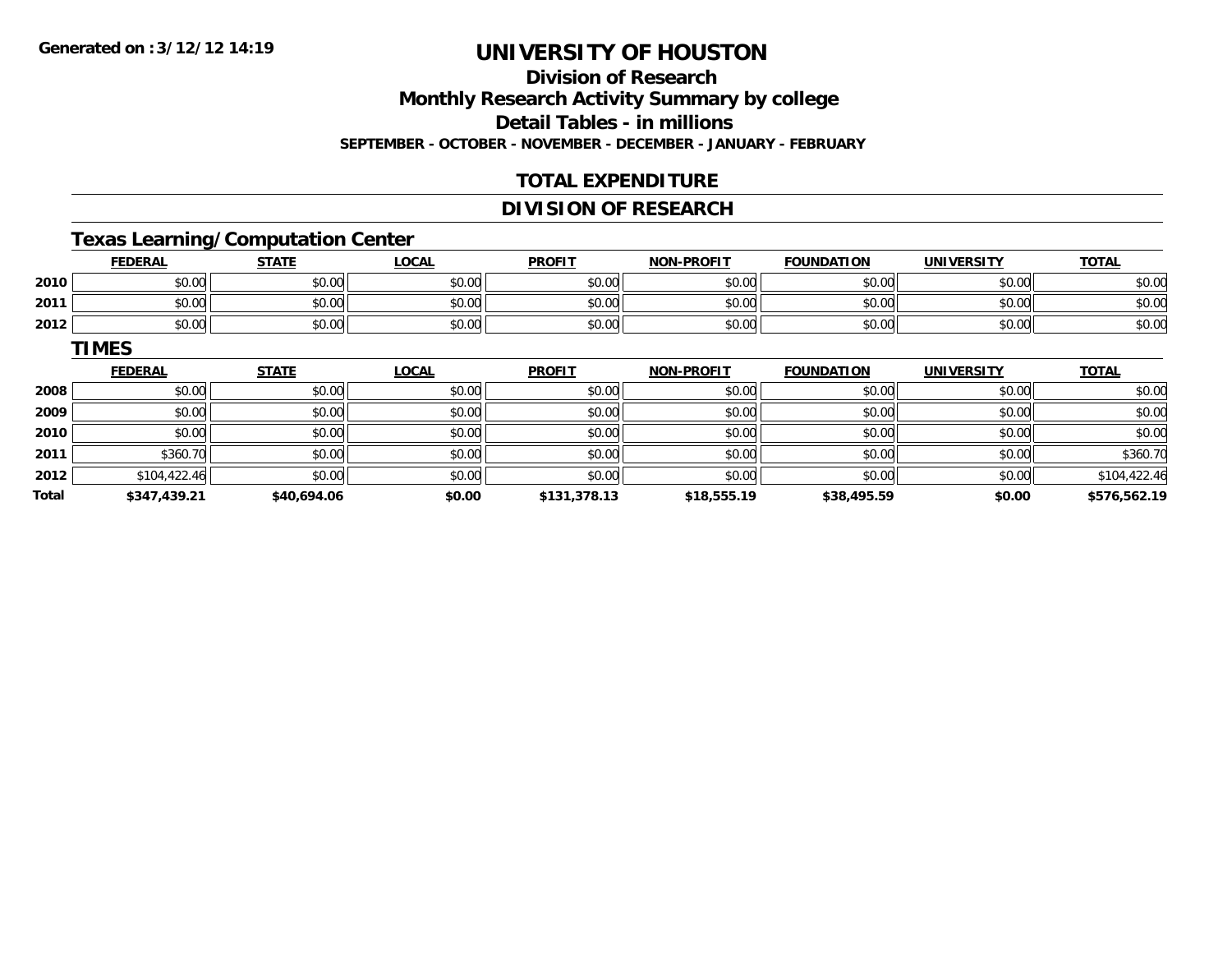# UNIVERSITY OF HOUSTON

## Division of Research

## Monthly Research Activity Summary by college

## Detail Tables - in millions

**SEPTEMBER - OCTOBER - NOVEMBER - DECEMBER - JANUARY - FEBRUARY**

## TOTAL EXPENDITURE

## DIVISION OF RESEARCH

### Texas Learning/Computation Center

| | FEDERAL | STATE | LOCAL | PROFIT | NON-PROFIT | FOUNDATION | UNIVERSITY | TOTAL |
|---|---|---|---|---|---|---|---|---|
| 2010 | $0.00 | $0.00 | $0.00 | $0.00 | $0.00 | $0.00 | $0.00 | $0.00 |
| 2011 | $0.00 | $0.00 | $0.00 | $0.00 | $0.00 | $0.00 | $0.00 | $0.00 |
| 2012 | $0.00 | $0.00 | $0.00 | $0.00 | $0.00 | $0.00 | $0.00 | $0.00 |

### TIMES

| | FEDERAL | STATE | LOCAL | PROFIT | NON-PROFIT | FOUNDATION | UNIVERSITY | TOTAL |
|---|---|---|---|---|---|---|---|---|
| 2008 | $0.00 | $0.00 | $0.00 | $0.00 | $0.00 | $0.00 | $0.00 | $0.00 |
| 2009 | $0.00 | $0.00 | $0.00 | $0.00 | $0.00 | $0.00 | $0.00 | $0.00 |
| 2010 | $0.00 | $0.00 | $0.00 | $0.00 | $0.00 | $0.00 | $0.00 | $0.00 |
| 2011 | $360.70 | $0.00 | $0.00 | $0.00 | $0.00 | $0.00 | $0.00 | $360.70 |
| 2012 | $104,422.46 | $0.00 | $0.00 | $0.00 | $0.00 | $0.00 | $0.00 | $104,422.46 |
| **Total** | **$347,439.21** | **$40,694.06** | **$0.00** | **$131,378.13** | **$18,555.19** | **$38,495.59** | **$0.00** | **$576,562.19** |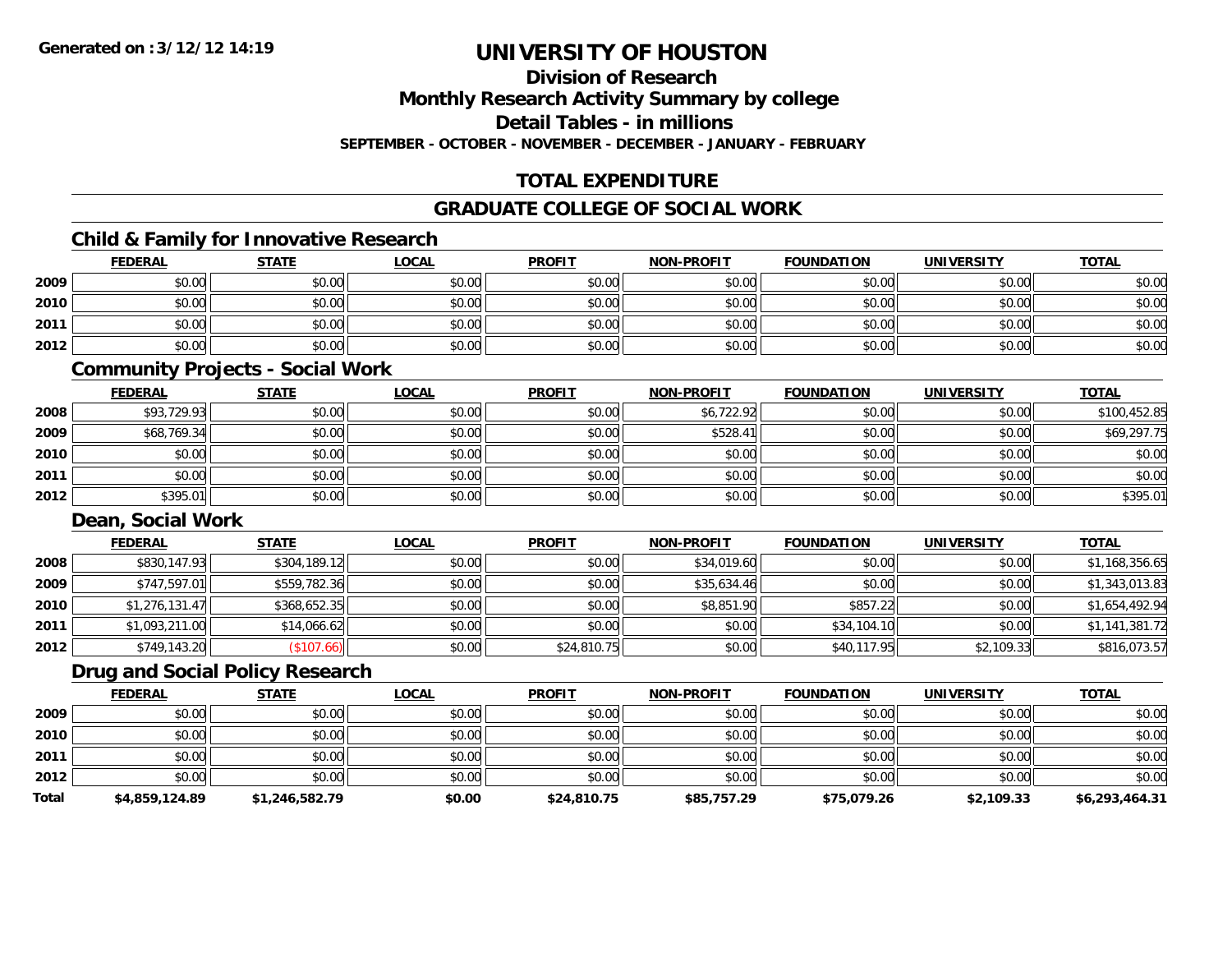**Generated on :3/12/12 14:19**

# UNIVERSITY OF HOUSTON

## Division of Research

## Monthly Research Activity Summary by college

## Detail Tables - in millions

**SEPTEMBER - OCTOBER - NOVEMBER - DECEMBER - JANUARY - FEBRUARY**

## TOTAL EXPENDITURE

## GRADUATE COLLEGE OF SOCIAL WORK

### Child & Family for Innovative Research

| | FEDERAL | STATE | LOCAL | PROFIT | NON-PROFIT | FOUNDATION | UNIVERSITY | TOTAL |
|---|---|---|---|---|---|---|---|---|
| 2009 | $0.00 | $0.00 | $0.00 | $0.00 | $0.00 | $0.00 | $0.00 | $0.00 |
| 2010 | $0.00 | $0.00 | $0.00 | $0.00 | $0.00 | $0.00 | $0.00 | $0.00 |
| 2011 | $0.00 | $0.00 | $0.00 | $0.00 | $0.00 | $0.00 | $0.00 | $0.00 |
| 2012 | $0.00 | $0.00 | $0.00 | $0.00 | $0.00 | $0.00 | $0.00 | $0.00 |

### Community Projects - Social Work

| | FEDERAL | STATE | LOCAL | PROFIT | NON-PROFIT | FOUNDATION | UNIVERSITY | TOTAL |
|---|---|---|---|---|---|---|---|---|
| 2008 | $93,729.93 | $0.00 | $0.00 | $0.00 | $6,722.92 | $0.00 | $0.00 | $100,452.85 |
| 2009 | $68,769.34 | $0.00 | $0.00 | $0.00 | $528.41 | $0.00 | $0.00 | $69,297.75 |
| 2010 | $0.00 | $0.00 | $0.00 | $0.00 | $0.00 | $0.00 | $0.00 | $0.00 |
| 2011 | $0.00 | $0.00 | $0.00 | $0.00 | $0.00 | $0.00 | $0.00 | $0.00 |
| 2012 | $395.01 | $0.00 | $0.00 | $0.00 | $0.00 | $0.00 | $0.00 | $395.01 |

### Dean, Social Work

| | FEDERAL | STATE | LOCAL | PROFIT | NON-PROFIT | FOUNDATION | UNIVERSITY | TOTAL |
|---|---|---|---|---|---|---|---|---|
| 2008 | $830,147.93 | $304,189.12 | $0.00 | $0.00 | $34,019.60 | $0.00 | $0.00 | $1,168,356.65 |
| 2009 | $747,597.01 | $559,782.36 | $0.00 | $0.00 | $35,634.46 | $0.00 | $0.00 | $1,343,013.83 |
| 2010 | $1,276,131.47 | $368,652.35 | $0.00 | $0.00 | $8,851.90 | $857.22 | $0.00 | $1,654,492.94 |
| 2011 | $1,093,211.00 | $14,066.62 | $0.00 | $0.00 | $0.00 | $34,104.10 | $0.00 | $1,141,381.72 |
| 2012 | $749,143.20 | ($107.66) | $0.00 | $24,810.75 | $0.00 | $40,117.95 | $2,109.33 | $816,073.57 |

### Drug and Social Policy Research

| | FEDERAL | STATE | LOCAL | PROFIT | NON-PROFIT | FOUNDATION | UNIVERSITY | TOTAL |
|---|---|---|---|---|---|---|---|---|
| 2009 | $0.00 | $0.00 | $0.00 | $0.00 | $0.00 | $0.00 | $0.00 | $0.00 |
| 2010 | $0.00 | $0.00 | $0.00 | $0.00 | $0.00 | $0.00 | $0.00 | $0.00 |
| 2011 | $0.00 | $0.00 | $0.00 | $0.00 | $0.00 | $0.00 | $0.00 | $0.00 |
| 2012 | $0.00 | $0.00 | $0.00 | $0.00 | $0.00 | $0.00 | $0.00 | $0.00 |
| **Total** | **$4,859,124.89** | **$1,246,582.79** | **$0.00** | **$24,810.75** | **$85,757.29** | **$75,079.26** | **$2,109.33** | **$6,293,464.31** |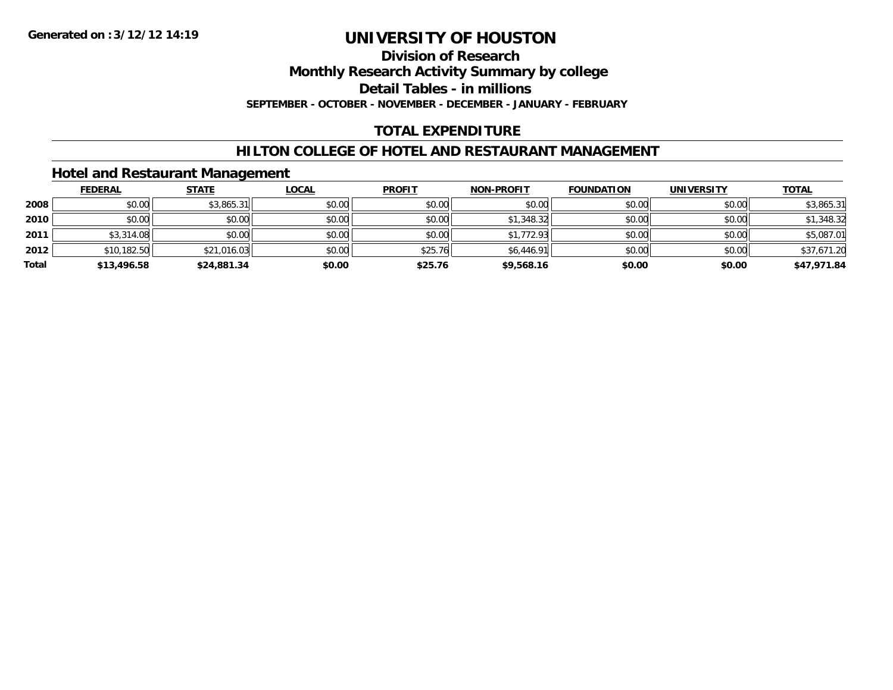Generated on :3/12/12 14:19

# UNIVERSITY OF HOUSTON

## Division of Research

## Monthly Research Activity Summary by college

## Detail Tables - in millions

**SEPTEMBER - OCTOBER - NOVEMBER - DECEMBER - JANUARY - FEBRUARY**

## TOTAL EXPENDITURE

## HILTON COLLEGE OF HOTEL AND RESTAURANT MANAGEMENT

### Hotel and Restaurant Management

| | FEDERAL | STATE | LOCAL | PROFIT | NON-PROFIT | FOUNDATION | UNIVERSITY | TOTAL |
|---|---|---|---|---|---|---|---|---|
| 2008 | $0.00 | $3,865.31 | $0.00 | $0.00 | $0.00 | $0.00 | $0.00 | $3,865.31 |
| 2010 | $0.00 | $0.00 | $0.00 | $0.00 | $1,348.32 | $0.00 | $0.00 | $1,348.32 |
| 2011 | $3,314.08 | $0.00 | $0.00 | $0.00 | $1,772.93 | $0.00 | $0.00 | $5,087.01 |
| 2012 | $10,182.50 | $21,016.03 | $0.00 | $25.76 | $6,446.91 | $0.00 | $0.00 | $37,671.20 |
| **Total** | **$13,496.58** | **$24,881.34** | **$0.00** | **$25.76** | **$9,568.16** | **$0.00** | **$0.00** | **$47,971.84** |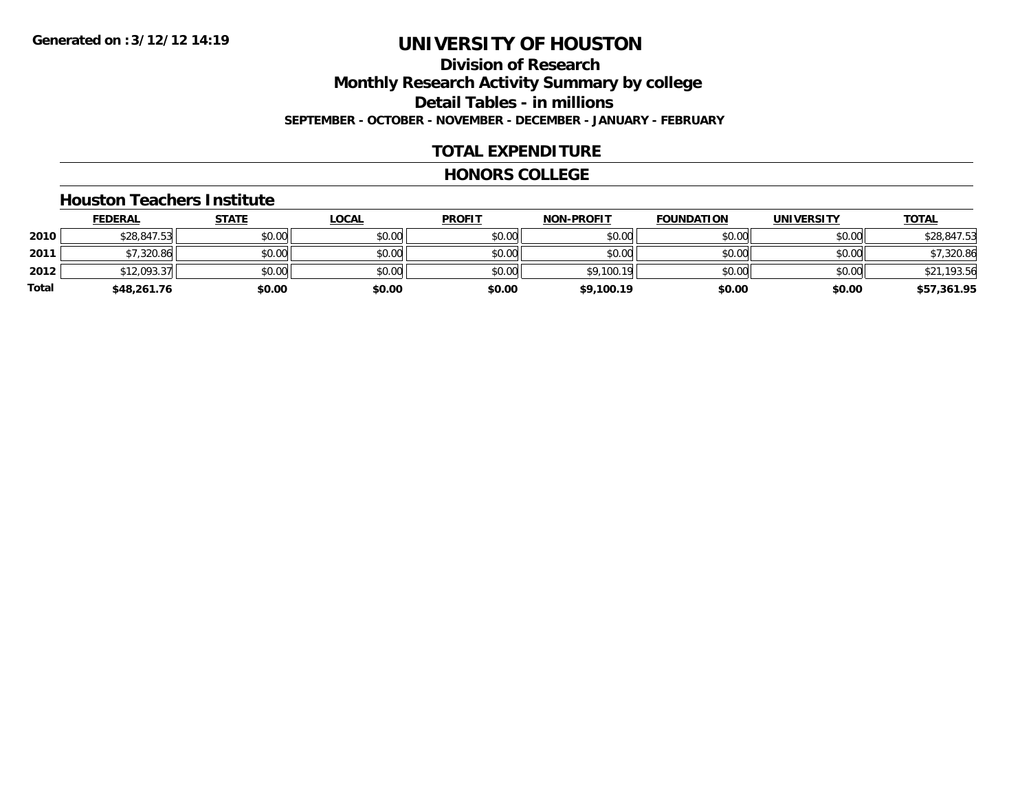**Generated on :3/12/12 14:19**

# UNIVERSITY OF HOUSTON

## Division of Research
## Monthly Research Activity Summary by college
## Detail Tables - in millions
### SEPTEMBER - OCTOBER - NOVEMBER - DECEMBER - JANUARY - FEBRUARY

## TOTAL EXPENDITURE

## HONORS COLLEGE

### Houston Teachers Institute

| | FEDERAL | STATE | LOCAL | PROFIT | NON-PROFIT | FOUNDATION | UNIVERSITY | TOTAL |
|---|---|---|---|---|---|---|---|---|
| 2010 | $28,847.53 | $0.00 | $0.00 | $0.00 | $0.00 | $0.00 | $0.00 | $28,847.53 |
| 2011 | $7,320.86 | $0.00 | $0.00 | $0.00 | $0.00 | $0.00 | $0.00 | $7,320.86 |
| 2012 | $12,093.37 | $0.00 | $0.00 | $0.00 | $9,100.19 | $0.00 | $0.00 | $21,193.56 |
| **Total** | **$48,261.76** | **$0.00** | **$0.00** | **$0.00** | **$9,100.19** | **$0.00** | **$0.00** | **$57,361.95** |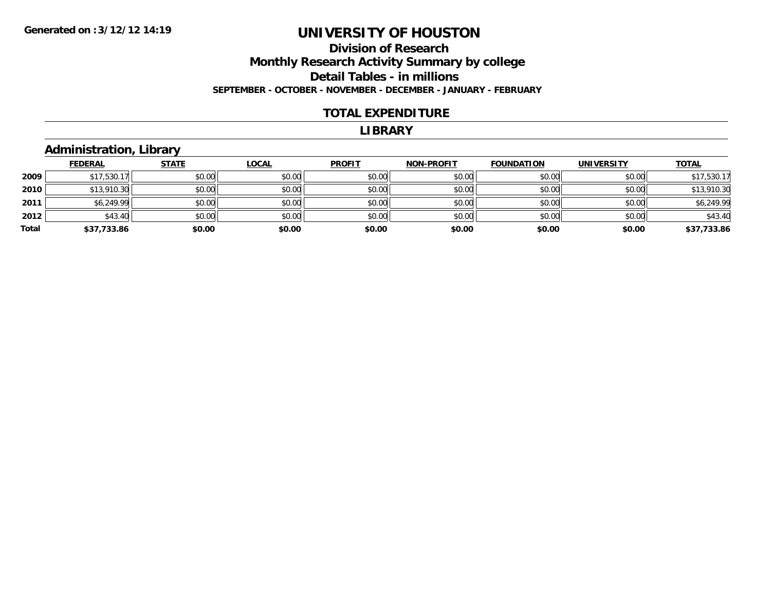**Generated on :3/12/12 14:19**

# UNIVERSITY OF HOUSTON

## Division of Research

## Monthly Research Activity Summary by college

## Detail Tables - in millions

**SEPTEMBER - OCTOBER - NOVEMBER - DECEMBER - JANUARY - FEBRUARY**

### TOTAL EXPENDITURE

### LIBRARY

### Administration, Library

| | FEDERAL | STATE | LOCAL | PROFIT | NON-PROFIT | FOUNDATION | UNIVERSITY | TOTAL |
|---|---|---|---|---|---|---|---|---|
| 2009 | $17,530.17 | $0.00 | $0.00 | $0.00 | $0.00 | $0.00 | $0.00 | $17,530.17 |
| 2010 | $13,910.30 | $0.00 | $0.00 | $0.00 | $0.00 | $0.00 | $0.00 | $13,910.30 |
| 2011 | $6,249.99 | $0.00 | $0.00 | $0.00 | $0.00 | $0.00 | $0.00 | $6,249.99 |
| 2012 | $43.40 | $0.00 | $0.00 | $0.00 | $0.00 | $0.00 | $0.00 | $43.40 |
| **Total** | **$37,733.86** | **$0.00** | **$0.00** | **$0.00** | **$0.00** | **$0.00** | **$0.00** | **$37,733.86** |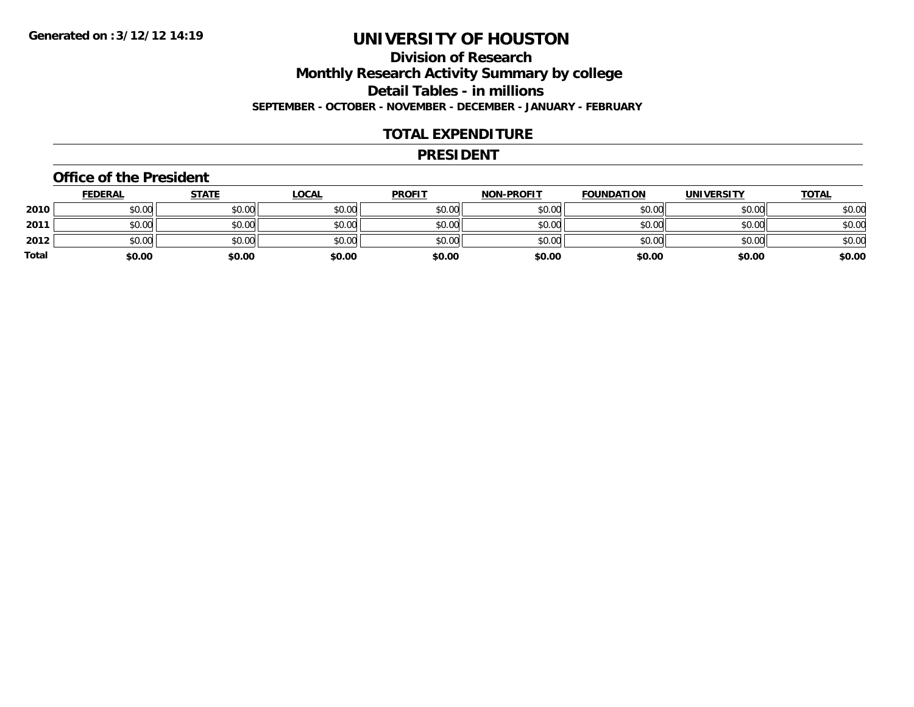**Generated on :3/12/12 14:19**

# UNIVERSITY OF HOUSTON

## Division of Research

## Monthly Research Activity Summary by college

## Detail Tables - in millions

**SEPTEMBER - OCTOBER - NOVEMBER - DECEMBER - JANUARY - FEBRUARY**

## TOTAL EXPENDITURE

## PRESIDENT

### Office of the President

| | FEDERAL | STATE | LOCAL | PROFIT | NON-PROFIT | FOUNDATION | UNIVERSITY | TOTAL |
|---|---|---|---|---|---|---|---|---|
| **2010** | $0.00 | $0.00 | $0.00 | $0.00 | $0.00 | $0.00 | $0.00 | $0.00 |
| **2011** | $0.00 | $0.00 | $0.00 | $0.00 | $0.00 | $0.00 | $0.00 | $0.00 |
| **2012** | $0.00 | $0.00 | $0.00 | $0.00 | $0.00 | $0.00 | $0.00 | $0.00 |
| **Total** | **$0.00** | **$0.00** | **$0.00** | **$0.00** | **$0.00** | **$0.00** | **$0.00** | **$0.00** |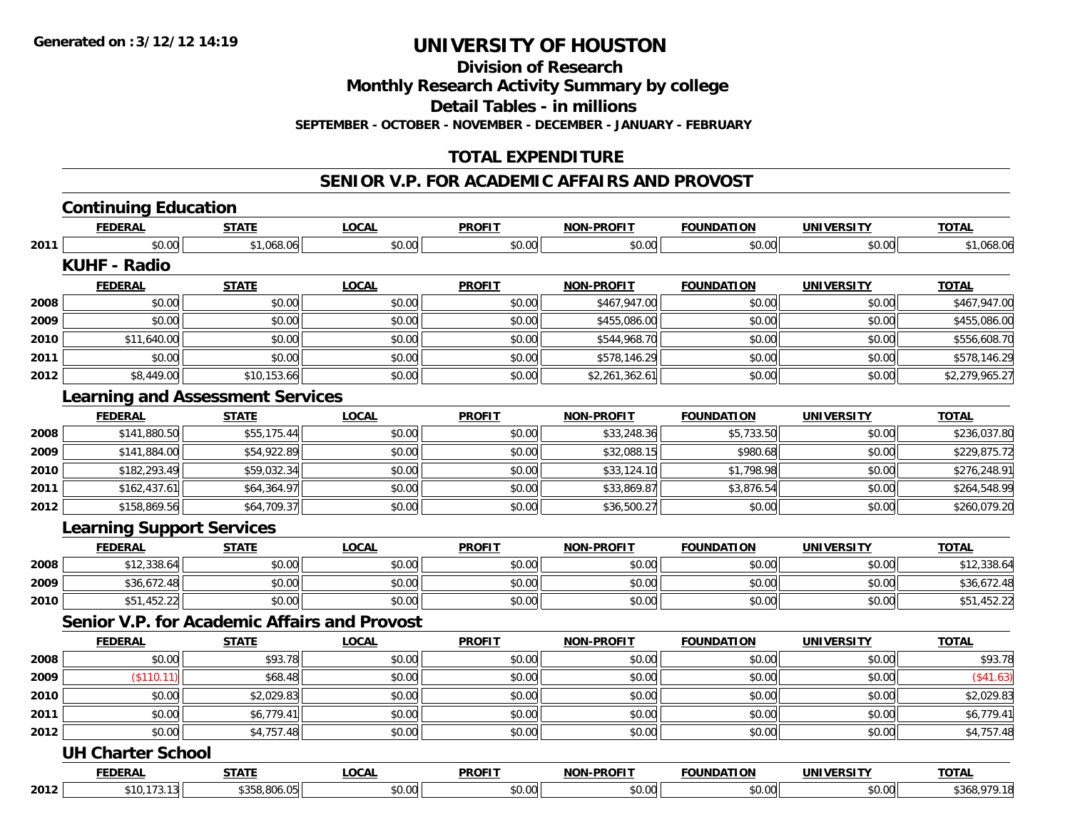**Generated on :3/12/12 14:19**

# UNIVERSITY OF HOUSTON

## Division of Research

## Monthly Research Activity Summary by college

## Detail Tables - in millions

**SEPTEMBER - OCTOBER - NOVEMBER - DECEMBER - JANUARY - FEBRUARY**

## TOTAL EXPENDITURE

## SENIOR V.P. FOR ACADEMIC AFFAIRS AND PROVOST

### Continuing Education

| | FEDERAL | STATE | LOCAL | PROFIT | NON-PROFIT | FOUNDATION | UNIVERSITY | TOTAL |
|---|---|---|---|---|---|---|---|---|
| 2011 | $0.00 | $1,068.06 | $0.00 | $0.00 | $0.00 | $0.00 | $0.00 | $1,068.06 |

### KUHF - Radio

| | FEDERAL | STATE | LOCAL | PROFIT | NON-PROFIT | FOUNDATION | UNIVERSITY | TOTAL |
|---|---|---|---|---|---|---|---|---|
| 2008 | $0.00 | $0.00 | $0.00 | $0.00 | $467,947.00 | $0.00 | $0.00 | $467,947.00 |
| 2009 | $0.00 | $0.00 | $0.00 | $0.00 | $455,086.00 | $0.00 | $0.00 | $455,086.00 |
| 2010 | $11,640.00 | $0.00 | $0.00 | $0.00 | $544,968.70 | $0.00 | $0.00 | $556,608.70 |
| 2011 | $0.00 | $0.00 | $0.00 | $0.00 | $578,146.29 | $0.00 | $0.00 | $578,146.29 |
| 2012 | $8,449.00 | $10,153.66 | $0.00 | $0.00 | $2,261,362.61 | $0.00 | $0.00 | $2,279,965.27 |

### Learning and Assessment Services

| | FEDERAL | STATE | LOCAL | PROFIT | NON-PROFIT | FOUNDATION | UNIVERSITY | TOTAL |
|---|---|---|---|---|---|---|---|---|
| 2008 | $141,880.50 | $55,175.44 | $0.00 | $0.00 | $33,248.36 | $5,733.50 | $0.00 | $236,037.80 |
| 2009 | $141,884.00 | $54,922.89 | $0.00 | $0.00 | $32,088.15 | $980.68 | $0.00 | $229,875.72 |
| 2010 | $182,293.49 | $59,032.34 | $0.00 | $0.00 | $33,124.10 | $1,798.98 | $0.00 | $276,248.91 |
| 2011 | $162,437.61 | $64,364.97 | $0.00 | $0.00 | $33,869.87 | $3,876.54 | $0.00 | $264,548.99 |
| 2012 | $158,869.56 | $64,709.37 | $0.00 | $0.00 | $36,500.27 | $0.00 | $0.00 | $260,079.20 |

### Learning Support Services

| | FEDERAL | STATE | LOCAL | PROFIT | NON-PROFIT | FOUNDATION | UNIVERSITY | TOTAL |
|---|---|---|---|---|---|---|---|---|
| 2008 | $12,338.64 | $0.00 | $0.00 | $0.00 | $0.00 | $0.00 | $0.00 | $12,338.64 |
| 2009 | $36,672.48 | $0.00 | $0.00 | $0.00 | $0.00 | $0.00 | $0.00 | $36,672.48 |
| 2010 | $51,452.22 | $0.00 | $0.00 | $0.00 | $0.00 | $0.00 | $0.00 | $51,452.22 |

### Senior V.P. for Academic Affairs and Provost

| | FEDERAL | STATE | LOCAL | PROFIT | NON-PROFIT | FOUNDATION | UNIVERSITY | TOTAL |
|---|---|---|---|---|---|---|---|---|
| 2008 | $0.00 | $93.78 | $0.00 | $0.00 | $0.00 | $0.00 | $0.00 | $93.78 |
| 2009 | ($110.11) | $68.48 | $0.00 | $0.00 | $0.00 | $0.00 | $0.00 | ($41.63) |
| 2010 | $0.00 | $2,029.83 | $0.00 | $0.00 | $0.00 | $0.00 | $0.00 | $2,029.83 |
| 2011 | $0.00 | $6,779.41 | $0.00 | $0.00 | $0.00 | $0.00 | $0.00 | $6,779.41 |
| 2012 | $0.00 | $4,757.48 | $0.00 | $0.00 | $0.00 | $0.00 | $0.00 | $4,757.48 |

### UH Charter School

| | FEDERAL | STATE | LOCAL | PROFIT | NON-PROFIT | FOUNDATION | UNIVERSITY | TOTAL |
|---|---|---|---|---|---|---|---|---|
| 2012 | $10,173.13 | $358,806.05 | $0.00 | $0.00 | $0.00 | $0.00 | $0.00 | $368,979.18 |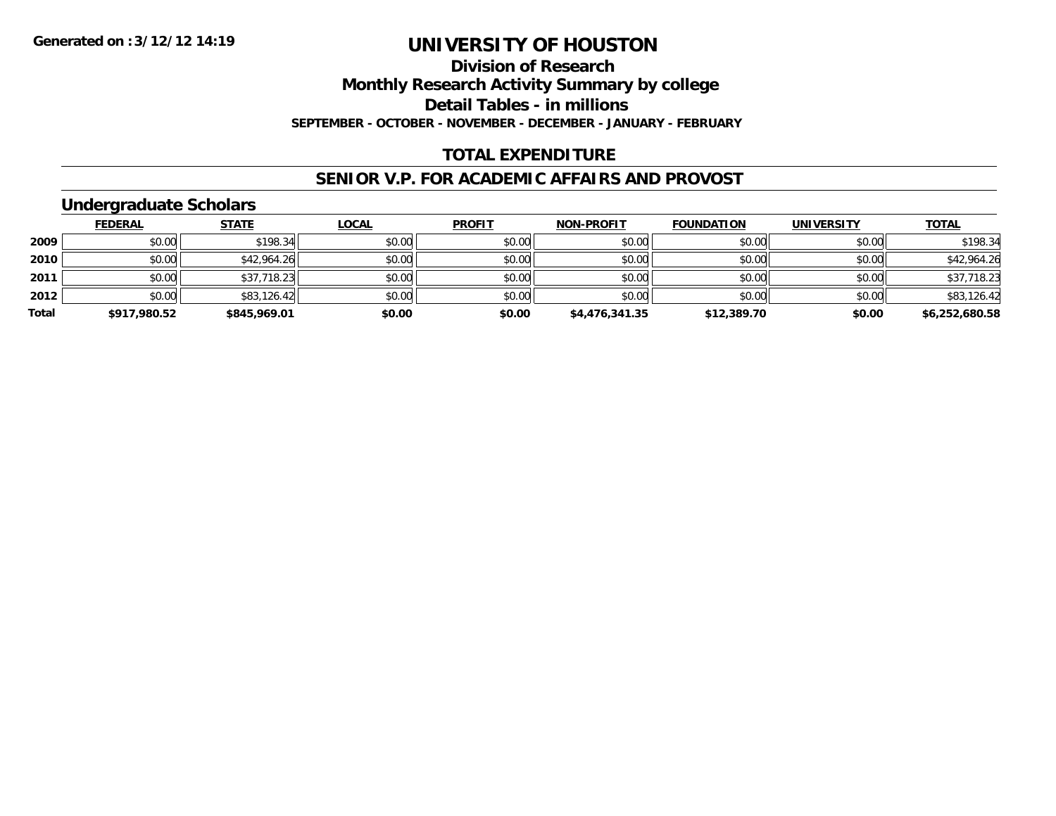**Generated on :3/12/12 14:19**

# UNIVERSITY OF HOUSTON

## Division of Research
## Monthly Research Activity Summary by college
## Detail Tables - in millions
**SEPTEMBER - OCTOBER - NOVEMBER - DECEMBER - JANUARY - FEBRUARY**

## TOTAL EXPENDITURE

## SENIOR V.P. FOR ACADEMIC AFFAIRS AND PROVOST

### Undergraduate Scholars

| | FEDERAL | STATE | LOCAL | PROFIT | NON-PROFIT | FOUNDATION | UNIVERSITY | TOTAL |
|---|---|---|---|---|---|---|---|---|
| 2009 | $0.00 | $198.34 | $0.00 | $0.00 | $0.00 | $0.00 | $0.00 | $198.34 |
| 2010 | $0.00 | $42,964.26 | $0.00 | $0.00 | $0.00 | $0.00 | $0.00 | $42,964.26 |
| 2011 | $0.00 | $37,718.23 | $0.00 | $0.00 | $0.00 | $0.00 | $0.00 | $37,718.23 |
| 2012 | $0.00 | $83,126.42 | $0.00 | $0.00 | $0.00 | $0.00 | $0.00 | $83,126.42 |
| **Total** | **$917,980.52** | **$845,969.01** | **$0.00** | **$0.00** | **$4,476,341.35** | **$12,389.70** | **$0.00** | **$6,252,680.58** |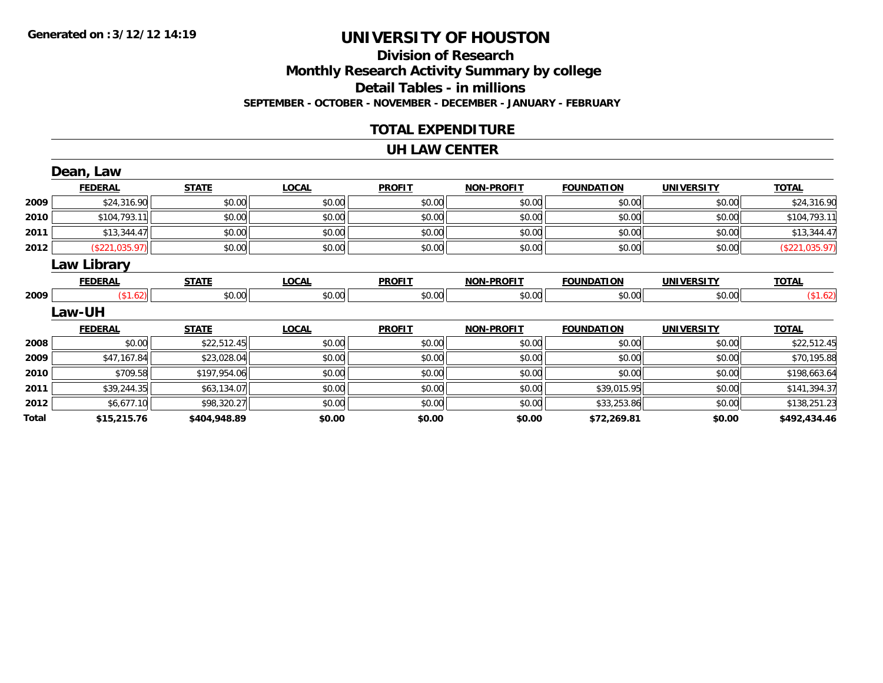**Generated on :3/12/12 14:19**

# UNIVERSITY OF HOUSTON

## Division of Research

## Monthly Research Activity Summary by college

## Detail Tables - in millions

**SEPTEMBER - OCTOBER - NOVEMBER - DECEMBER - JANUARY - FEBRUARY**

### TOTAL EXPENDITURE

### UH LAW CENTER

#### Dean, Law

| | FEDERAL | STATE | LOCAL | PROFIT | NON-PROFIT | FOUNDATION | UNIVERSITY | TOTAL |
|---|---|---|---|---|---|---|---|---|
| 2009 | $24,316.90 | $0.00 | $0.00 | $0.00 | $0.00 | $0.00 | $0.00 | $24,316.90 |
| 2010 | $104,793.11 | $0.00 | $0.00 | $0.00 | $0.00 | $0.00 | $0.00 | $104,793.11 |
| 2011 | $13,344.47 | $0.00 | $0.00 | $0.00 | $0.00 | $0.00 | $0.00 | $13,344.47 |
| 2012 | ($221,035.97) | $0.00 | $0.00 | $0.00 | $0.00 | $0.00 | $0.00 | ($221,035.97) |

#### Law Library

| | FEDERAL | STATE | LOCAL | PROFIT | NON-PROFIT | FOUNDATION | UNIVERSITY | TOTAL |
|---|---|---|---|---|---|---|---|---|
| 2009 | ($1.62) | $0.00 | $0.00 | $0.00 | $0.00 | $0.00 | $0.00 | ($1.62) |

#### Law-UH

| | FEDERAL | STATE | LOCAL | PROFIT | NON-PROFIT | FOUNDATION | UNIVERSITY | TOTAL |
|---|---|---|---|---|---|---|---|---|
| 2008 | $0.00 | $22,512.45 | $0.00 | $0.00 | $0.00 | $0.00 | $0.00 | $22,512.45 |
| 2009 | $47,167.84 | $23,028.04 | $0.00 | $0.00 | $0.00 | $0.00 | $0.00 | $70,195.88 |
| 2010 | $709.58 | $197,954.06 | $0.00 | $0.00 | $0.00 | $0.00 | $0.00 | $198,663.64 |
| 2011 | $39,244.35 | $63,134.07 | $0.00 | $0.00 | $0.00 | $39,015.95 | $0.00 | $141,394.37 |
| 2012 | $6,677.10 | $98,320.27 | $0.00 | $0.00 | $0.00 | $33,253.86 | $0.00 | $138,251.23 |
| **Total** | **$15,215.76** | **$404,948.89** | **$0.00** | **$0.00** | **$0.00** | **$72,269.81** | **$0.00** | **$492,434.46** |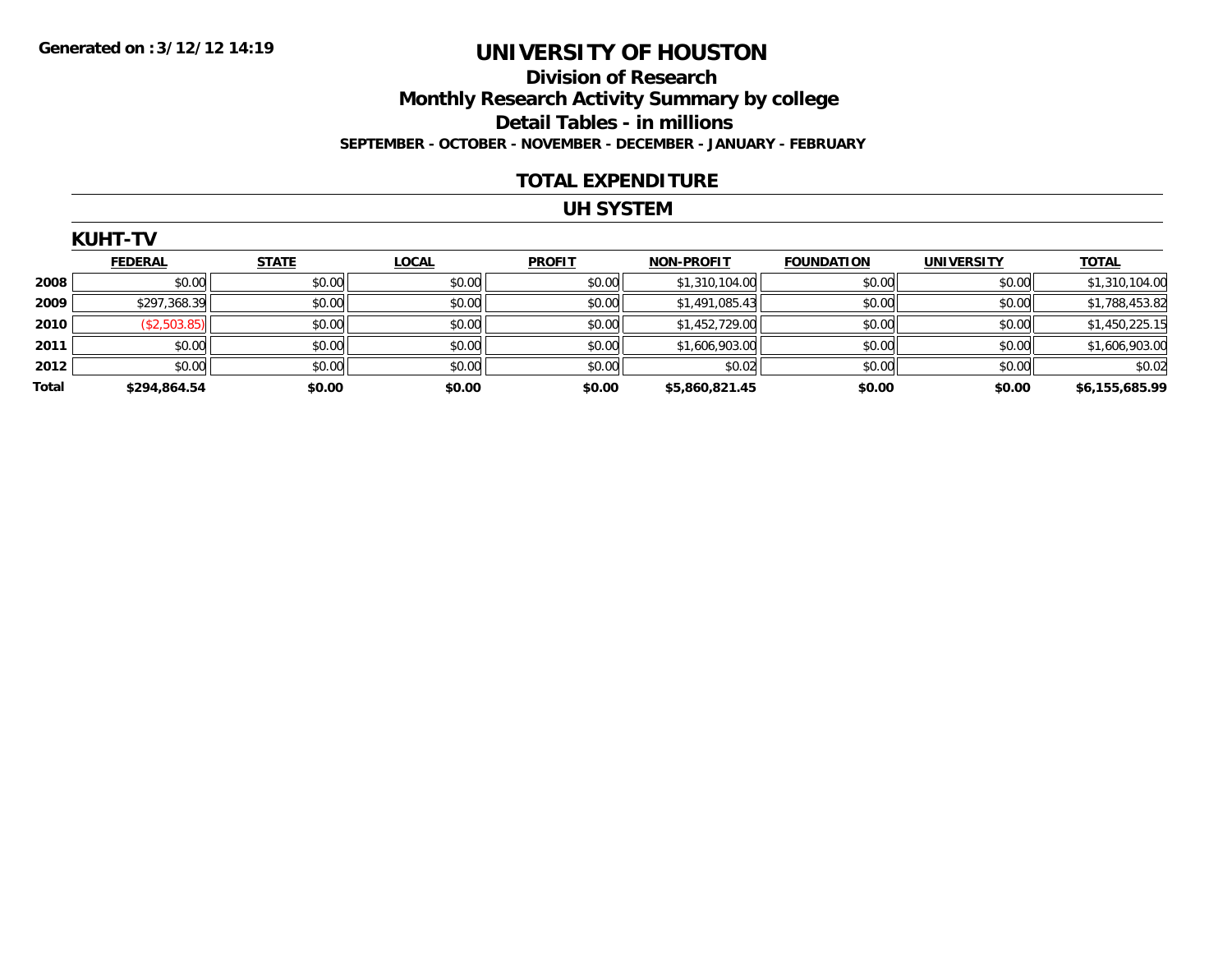Generated on :3/12/12 14:19

# UNIVERSITY OF HOUSTON

## Division of Research

## Monthly Research Activity Summary by college

## Detail Tables - in millions

### SEPTEMBER - OCTOBER - NOVEMBER - DECEMBER - JANUARY - FEBRUARY

## TOTAL EXPENDITURE

## UH SYSTEM

### KUHT-TV

| | FEDERAL | STATE | LOCAL | PROFIT | NON-PROFIT | FOUNDATION | UNIVERSITY | TOTAL |
|---|---|---|---|---|---|---|---|---|
| 2008 | $0.00 | $0.00 | $0.00 | $0.00 | $1,310,104.00 | $0.00 | $0.00 | $1,310,104.00 |
| 2009 | $297,368.39 | $0.00 | $0.00 | $0.00 | $1,491,085.43 | $0.00 | $0.00 | $1,788,453.82 |
| 2010 | ($2,503.85) | $0.00 | $0.00 | $0.00 | $1,452,729.00 | $0.00 | $0.00 | $1,450,225.15 |
| 2011 | $0.00 | $0.00 | $0.00 | $0.00 | $1,606,903.00 | $0.00 | $0.00 | $1,606,903.00 |
| 2012 | $0.00 | $0.00 | $0.00 | $0.00 | $0.02 | $0.00 | $0.00 | $0.02 |
| **Total** | **$294,864.54** | **$0.00** | **$0.00** | **$0.00** | **$5,860,821.45** | **$0.00** | **$0.00** | **$6,155,685.99** |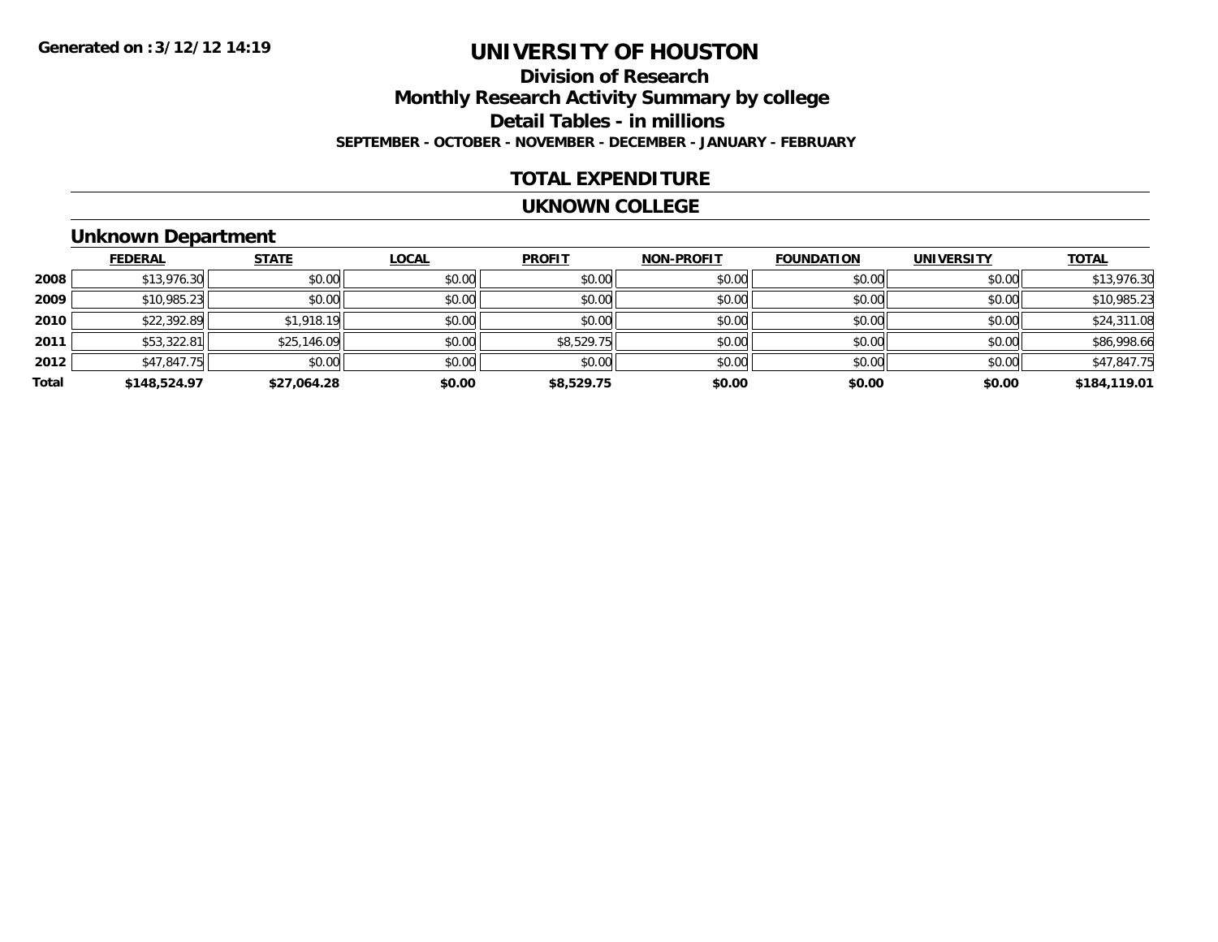**Generated on :3/12/12 14:19**

# UNIVERSITY OF HOUSTON

## Division of Research
## Monthly Research Activity Summary by college
## Detail Tables - in millions
### SEPTEMBER - OCTOBER - NOVEMBER - DECEMBER - JANUARY - FEBRUARY

## TOTAL EXPENDITURE

## UKNOWN COLLEGE

### Unknown Department

| | FEDERAL | STATE | LOCAL | PROFIT | NON-PROFIT | FOUNDATION | UNIVERSITY | TOTAL |
|---|---|---|---|---|---|---|---|---|
| 2008 | $13,976.30 | $0.00 | $0.00 | $0.00 | $0.00 | $0.00 | $0.00 | $13,976.30 |
| 2009 | $10,985.23 | $0.00 | $0.00 | $0.00 | $0.00 | $0.00 | $0.00 | $10,985.23 |
| 2010 | $22,392.89 | $1,918.19 | $0.00 | $0.00 | $0.00 | $0.00 | $0.00 | $24,311.08 |
| 2011 | $53,322.81 | $25,146.09 | $0.00 | $8,529.75 | $0.00 | $0.00 | $0.00 | $86,998.66 |
| 2012 | $47,847.75 | $0.00 | $0.00 | $0.00 | $0.00 | $0.00 | $0.00 | $47,847.75 |
| **Total** | **$148,524.97** | **$27,064.28** | **$0.00** | **$8,529.75** | **$0.00** | **$0.00** | **$0.00** | **$184,119.01** |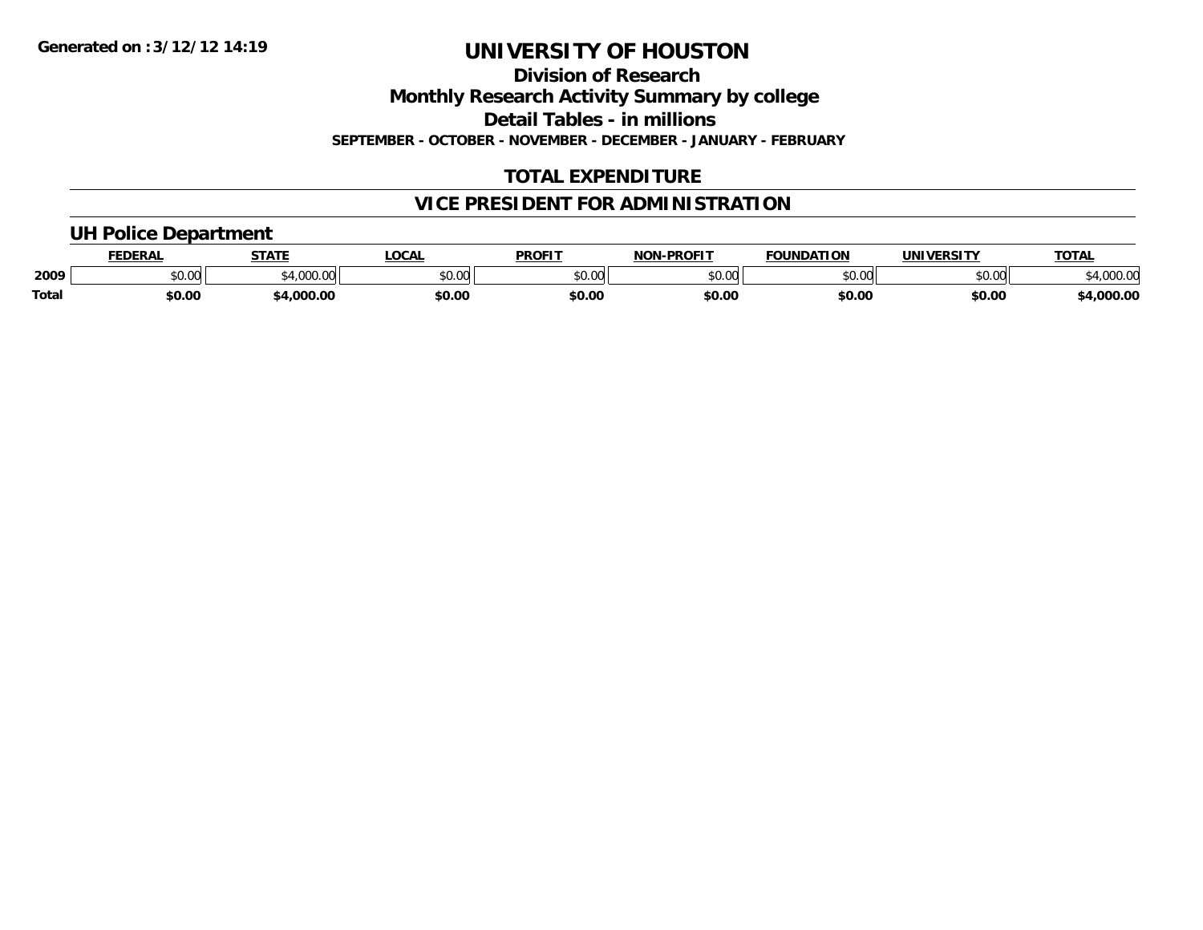**Generated on :3/12/12 14:19**

# UNIVERSITY OF HOUSTON

## Division of Research

## Monthly Research Activity Summary by college

## Detail Tables - in millions

**SEPTEMBER - OCTOBER - NOVEMBER - DECEMBER - JANUARY - FEBRUARY**

## TOTAL EXPENDITURE

## VICE PRESIDENT FOR ADMINISTRATION

### UH Police Department

| | FEDERAL | STATE | LOCAL | PROFIT | NON-PROFIT | FOUNDATION | UNIVERSITY | TOTAL |
|---|---|---|---|---|---|---|---|---|
| 2009 | $0.00 | $4,000.00 | $0.00 | $0.00 | $0.00 | $0.00 | $0.00 | $4,000.00 |
| **Total** | **$0.00** | **$4,000.00** | **$0.00** | **$0.00** | **$0.00** | **$0.00** | **$0.00** | **$4,000.00** |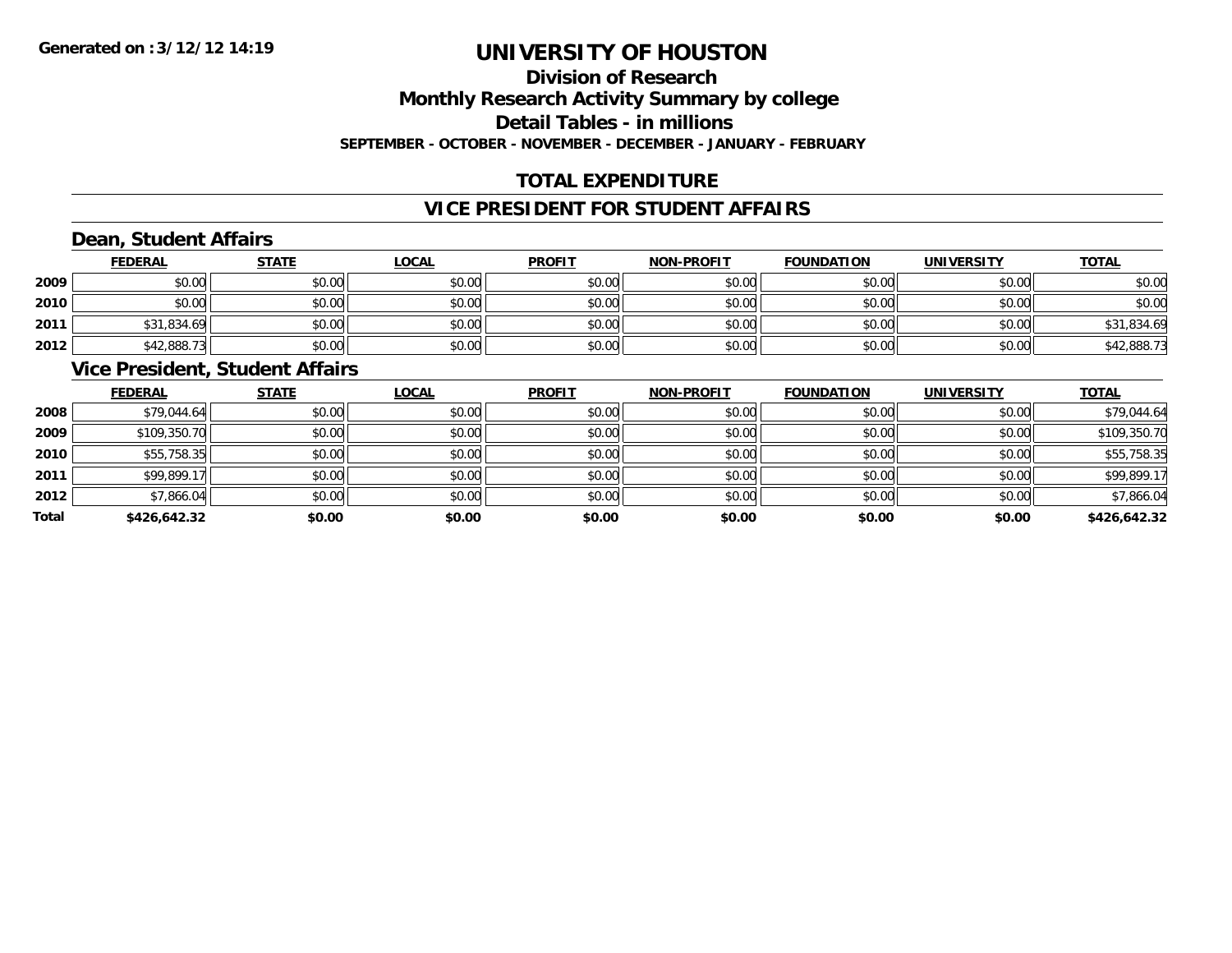**Generated on :3/12/12 14:19**

# UNIVERSITY OF HOUSTON

## Division of Research
## Monthly Research Activity Summary by college
## Detail Tables - in millions
**SEPTEMBER - OCTOBER - NOVEMBER - DECEMBER - JANUARY - FEBRUARY**

## TOTAL EXPENDITURE

## VICE PRESIDENT FOR STUDENT AFFAIRS

### Dean, Student Affairs

| | FEDERAL | STATE | LOCAL | PROFIT | NON-PROFIT | FOUNDATION | UNIVERSITY | TOTAL |
|---|---|---|---|---|---|---|---|---|
| 2009 | $0.00 | $0.00 | $0.00 | $0.00 | $0.00 | $0.00 | $0.00 | $0.00 |
| 2010 | $0.00 | $0.00 | $0.00 | $0.00 | $0.00 | $0.00 | $0.00 | $0.00 |
| 2011 | $31,834.69 | $0.00 | $0.00 | $0.00 | $0.00 | $0.00 | $0.00 | $31,834.69 |
| 2012 | $42,888.73 | $0.00 | $0.00 | $0.00 | $0.00 | $0.00 | $0.00 | $42,888.73 |

### Vice President, Student Affairs

| | FEDERAL | STATE | LOCAL | PROFIT | NON-PROFIT | FOUNDATION | UNIVERSITY | TOTAL |
|---|---|---|---|---|---|---|---|---|
| 2008 | $79,044.64 | $0.00 | $0.00 | $0.00 | $0.00 | $0.00 | $0.00 | $79,044.64 |
| 2009 | $109,350.70 | $0.00 | $0.00 | $0.00 | $0.00 | $0.00 | $0.00 | $109,350.70 |
| 2010 | $55,758.35 | $0.00 | $0.00 | $0.00 | $0.00 | $0.00 | $0.00 | $55,758.35 |
| 2011 | $99,899.17 | $0.00 | $0.00 | $0.00 | $0.00 | $0.00 | $0.00 | $99,899.17 |
| 2012 | $7,866.04 | $0.00 | $0.00 | $0.00 | $0.00 | $0.00 | $0.00 | $7,866.04 |
| **Total** | **$426,642.32** | **$0.00** | **$0.00** | **$0.00** | **$0.00** | **$0.00** | **$0.00** | **$426,642.32** |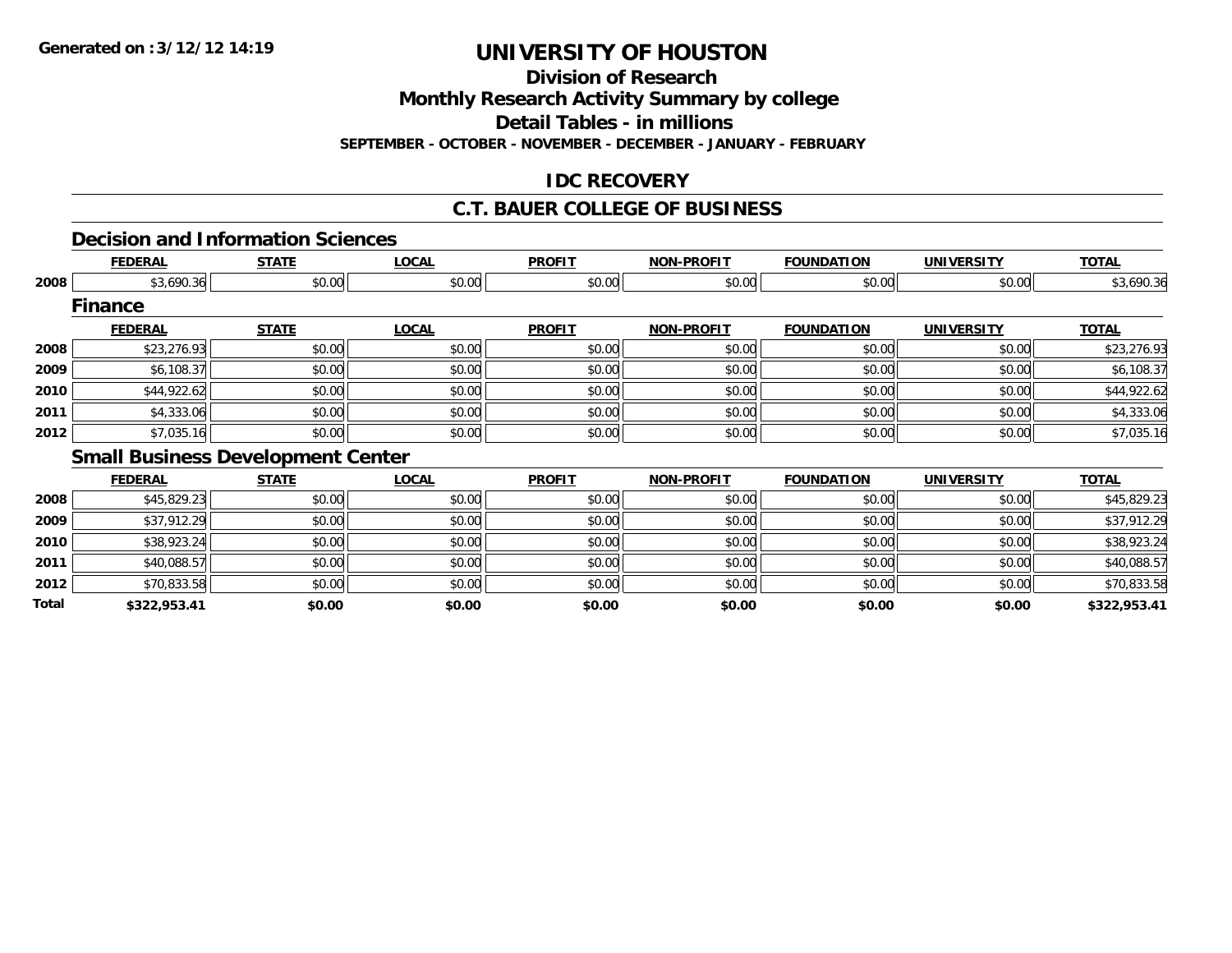# UNIVERSITY OF HOUSTON

## Division of Research

## Monthly Research Activity Summary by college

## Detail Tables - in millions

**SEPTEMBER - OCTOBER - NOVEMBER - DECEMBER - JANUARY - FEBRUARY**

## IDC RECOVERY

## C.T. BAUER COLLEGE OF BUSINESS

### Decision and Information Sciences

| | FEDERAL | STATE | LOCAL | PROFIT | NON-PROFIT | FOUNDATION | UNIVERSITY | TOTAL |
|---|---|---|---|---|---|---|---|---|
| 2008 | $3,690.36 | $0.00 | $0.00 | $0.00 | $0.00 | $0.00 | $0.00 | $3,690.36 |

### Finance

| | FEDERAL | STATE | LOCAL | PROFIT | NON-PROFIT | FOUNDATION | UNIVERSITY | TOTAL |
|---|---|---|---|---|---|---|---|---|
| 2008 | $23,276.93 | $0.00 | $0.00 | $0.00 | $0.00 | $0.00 | $0.00 | $23,276.93 |
| 2009 | $6,108.37 | $0.00 | $0.00 | $0.00 | $0.00 | $0.00 | $0.00 | $6,108.37 |
| 2010 | $44,922.62 | $0.00 | $0.00 | $0.00 | $0.00 | $0.00 | $0.00 | $44,922.62 |
| 2011 | $4,333.06 | $0.00 | $0.00 | $0.00 | $0.00 | $0.00 | $0.00 | $4,333.06 |
| 2012 | $7,035.16 | $0.00 | $0.00 | $0.00 | $0.00 | $0.00 | $0.00 | $7,035.16 |

### Small Business Development Center

| | FEDERAL | STATE | LOCAL | PROFIT | NON-PROFIT | FOUNDATION | UNIVERSITY | TOTAL |
|---|---|---|---|---|---|---|---|---|
| 2008 | $45,829.23 | $0.00 | $0.00 | $0.00 | $0.00 | $0.00 | $0.00 | $45,829.23 |
| 2009 | $37,912.29 | $0.00 | $0.00 | $0.00 | $0.00 | $0.00 | $0.00 | $37,912.29 |
| 2010 | $38,923.24 | $0.00 | $0.00 | $0.00 | $0.00 | $0.00 | $0.00 | $38,923.24 |
| 2011 | $40,088.57 | $0.00 | $0.00 | $0.00 | $0.00 | $0.00 | $0.00 | $40,088.57 |
| 2012 | $70,833.58 | $0.00 | $0.00 | $0.00 | $0.00 | $0.00 | $0.00 | $70,833.58 |
| **Total** | **$322,953.41** | **$0.00** | **$0.00** | **$0.00** | **$0.00** | **$0.00** | **$0.00** | **$322,953.41** |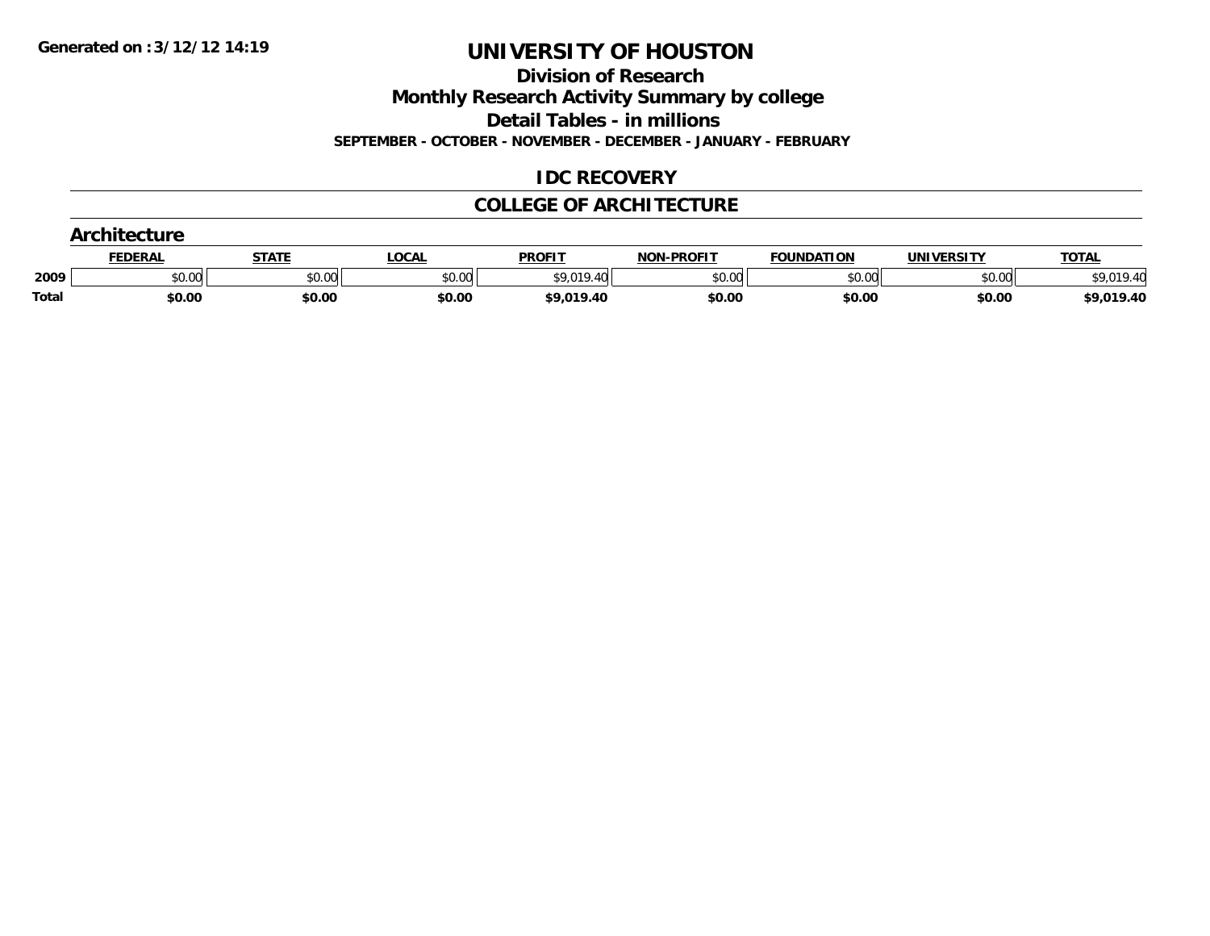Generated on :3/12/12 14:19

# UNIVERSITY OF HOUSTON

## Division of Research

## Monthly Research Activity Summary by college

## Detail Tables - in millions

**SEPTEMBER - OCTOBER - NOVEMBER - DECEMBER - JANUARY - FEBRUARY**

## IDC RECOVERY

## COLLEGE OF ARCHITECTURE

### Architecture

| | FEDERAL | STATE | LOCAL | PROFIT | NON-PROFIT | FOUNDATION | UNIVERSITY | TOTAL |
|---|---|---|---|---|---|---|---|---|
| **2009** | $0.00 | $0.00 | $0.00 | $9,019.40 | $0.00 | $0.00 | $0.00 | $9,019.40 |
| **Total** | **$0.00** | **$0.00** | **$0.00** | **$9,019.40** | **$0.00** | **$0.00** | **$0.00** | **$9,019.40** |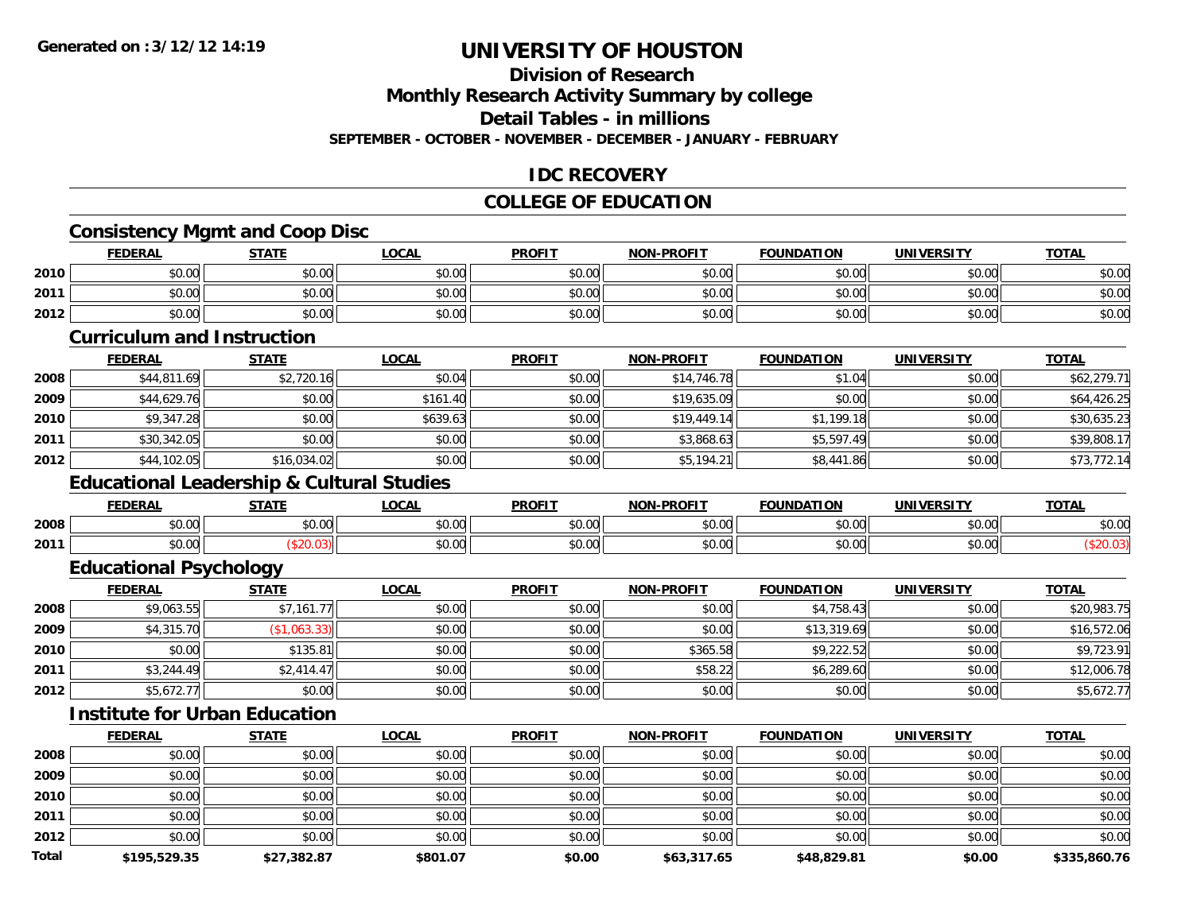Generated on :3/12/12 14:19

# UNIVERSITY OF HOUSTON

## Division of Research

## Monthly Research Activity Summary by college

## Detail Tables - in millions

SEPTEMBER - OCTOBER - NOVEMBER - DECEMBER - JANUARY - FEBRUARY

## IDC RECOVERY

## COLLEGE OF EDUCATION

### Consistency Mgmt and Coop Disc

| | FEDERAL | STATE | LOCAL | PROFIT | NON-PROFIT | FOUNDATION | UNIVERSITY | TOTAL |
|---|---|---|---|---|---|---|---|---|
| 2010 | $0.00 | $0.00 | $0.00 | $0.00 | $0.00 | $0.00 | $0.00 | $0.00 |
| 2011 | $0.00 | $0.00 | $0.00 | $0.00 | $0.00 | $0.00 | $0.00 | $0.00 |
| 2012 | $0.00 | $0.00 | $0.00 | $0.00 | $0.00 | $0.00 | $0.00 | $0.00 |

### Curriculum and Instruction

| | FEDERAL | STATE | LOCAL | PROFIT | NON-PROFIT | FOUNDATION | UNIVERSITY | TOTAL |
|---|---|---|---|---|---|---|---|---|
| 2008 | $44,811.69 | $2,720.16 | $0.04 | $0.00 | $14,746.78 | $1.04 | $0.00 | $62,279.71 |
| 2009 | $44,629.76 | $0.00 | $161.40 | $0.00 | $19,635.09 | $0.00 | $0.00 | $64,426.25 |
| 2010 | $9,347.28 | $0.00 | $639.63 | $0.00 | $19,449.14 | $1,199.18 | $0.00 | $30,635.23 |
| 2011 | $30,342.05 | $0.00 | $0.00 | $0.00 | $3,868.63 | $5,597.49 | $0.00 | $39,808.17 |
| 2012 | $44,102.05 | $16,034.02 | $0.00 | $0.00 | $5,194.21 | $8,441.86 | $0.00 | $73,772.14 |

### Educational Leadership & Cultural Studies

| | FEDERAL | STATE | LOCAL | PROFIT | NON-PROFIT | FOUNDATION | UNIVERSITY | TOTAL |
|---|---|---|---|---|---|---|---|---|
| 2008 | $0.00 | $0.00 | $0.00 | $0.00 | $0.00 | $0.00 | $0.00 | $0.00 |
| 2011 | $0.00 | ($20.03) | $0.00 | $0.00 | $0.00 | $0.00 | $0.00 | ($20.03) |

### Educational Psychology

| | FEDERAL | STATE | LOCAL | PROFIT | NON-PROFIT | FOUNDATION | UNIVERSITY | TOTAL |
|---|---|---|---|---|---|---|---|---|
| 2008 | $9,063.55 | $7,161.77 | $0.00 | $0.00 | $0.00 | $4,758.43 | $0.00 | $20,983.75 |
| 2009 | $4,315.70 | ($1,063.33) | $0.00 | $0.00 | $0.00 | $13,319.69 | $0.00 | $16,572.06 |
| 2010 | $0.00 | $135.81 | $0.00 | $0.00 | $365.58 | $9,222.52 | $0.00 | $9,723.91 |
| 2011 | $3,244.49 | $2,414.47 | $0.00 | $0.00 | $58.22 | $6,289.60 | $0.00 | $12,006.78 |
| 2012 | $5,672.77 | $0.00 | $0.00 | $0.00 | $0.00 | $0.00 | $0.00 | $5,672.77 |

### Institute for Urban Education

| | FEDERAL | STATE | LOCAL | PROFIT | NON-PROFIT | FOUNDATION | UNIVERSITY | TOTAL |
|---|---|---|---|---|---|---|---|---|
| 2008 | $0.00 | $0.00 | $0.00 | $0.00 | $0.00 | $0.00 | $0.00 | $0.00 |
| 2009 | $0.00 | $0.00 | $0.00 | $0.00 | $0.00 | $0.00 | $0.00 | $0.00 |
| 2010 | $0.00 | $0.00 | $0.00 | $0.00 | $0.00 | $0.00 | $0.00 | $0.00 |
| 2011 | $0.00 | $0.00 | $0.00 | $0.00 | $0.00 | $0.00 | $0.00 | $0.00 |
| 2012 | $0.00 | $0.00 | $0.00 | $0.00 | $0.00 | $0.00 | $0.00 | $0.00 |
| **Total** | **$195,529.35** | **$27,382.87** | **$801.07** | **$0.00** | **$63,317.65** | **$48,829.81** | **$0.00** | **$335,860.76** |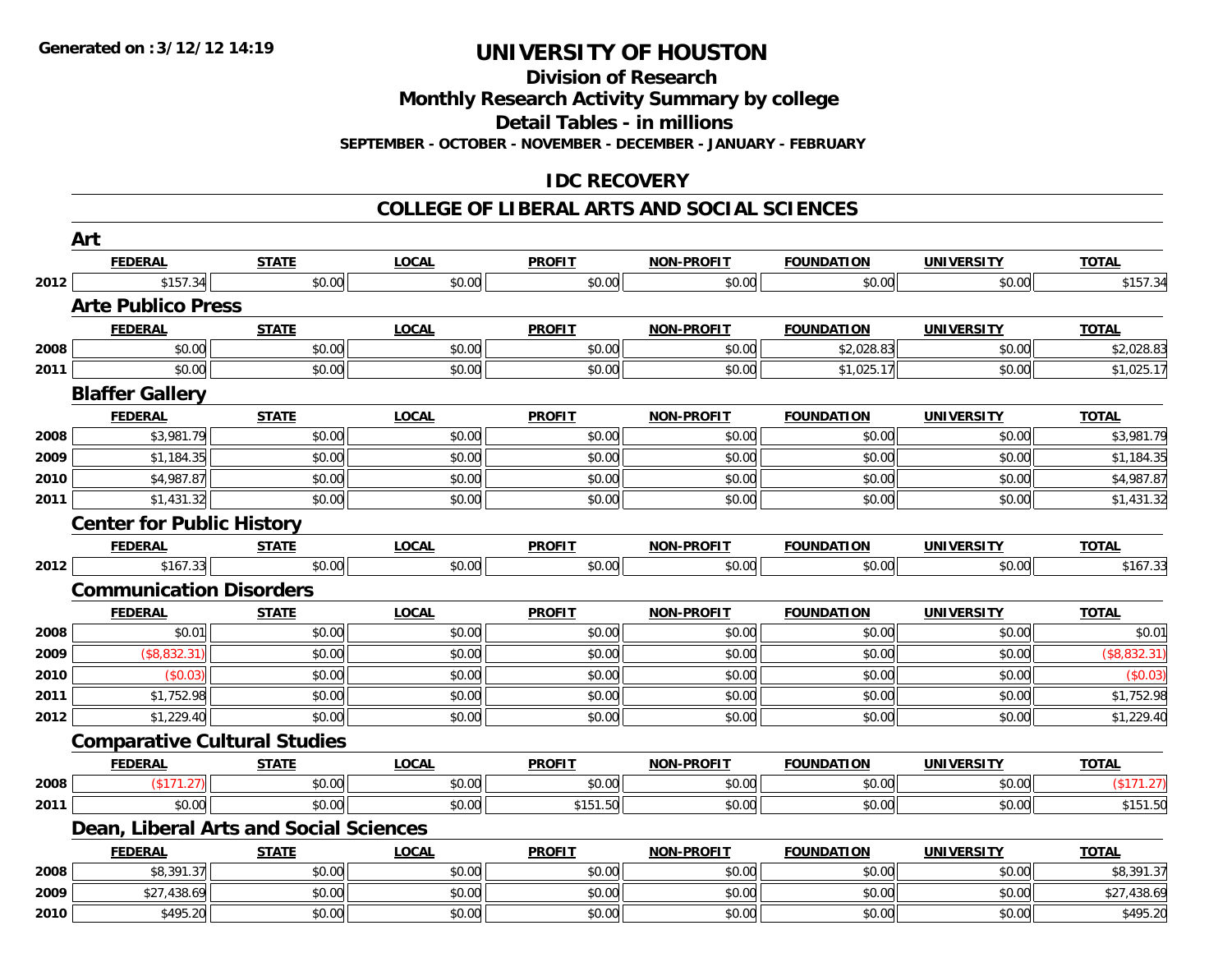Generated on :3/12/12 14:19

# UNIVERSITY OF HOUSTON

## Division of Research

## Monthly Research Activity Summary by college

## Detail Tables - in millions

**SEPTEMBER - OCTOBER - NOVEMBER - DECEMBER - JANUARY - FEBRUARY**

## IDC RECOVERY

## COLLEGE OF LIBERAL ARTS AND SOCIAL SCIENCES

### Art

| | FEDERAL | STATE | LOCAL | PROFIT | NON-PROFIT | FOUNDATION | UNIVERSITY | TOTAL |
|---|---|---|---|---|---|---|---|---|
| 2012 | $157.34 | $0.00 | $0.00 | $0.00 | $0.00 | $0.00 | $0.00 | $157.34 |

### Arte Publico Press

| | FEDERAL | STATE | LOCAL | PROFIT | NON-PROFIT | FOUNDATION | UNIVERSITY | TOTAL |
|---|---|---|---|---|---|---|---|---|
| 2008 | $0.00 | $0.00 | $0.00 | $0.00 | $0.00 | $2,028.83 | $0.00 | $2,028.83 |
| 2011 | $0.00 | $0.00 | $0.00 | $0.00 | $0.00 | $1,025.17 | $0.00 | $1,025.17 |

### Blaffer Gallery

| | FEDERAL | STATE | LOCAL | PROFIT | NON-PROFIT | FOUNDATION | UNIVERSITY | TOTAL |
|---|---|---|---|---|---|---|---|---|
| 2008 | $3,981.79 | $0.00 | $0.00 | $0.00 | $0.00 | $0.00 | $0.00 | $3,981.79 |
| 2009 | $1,184.35 | $0.00 | $0.00 | $0.00 | $0.00 | $0.00 | $0.00 | $1,184.35 |
| 2010 | $4,987.87 | $0.00 | $0.00 | $0.00 | $0.00 | $0.00 | $0.00 | $4,987.87 |
| 2011 | $1,431.32 | $0.00 | $0.00 | $0.00 | $0.00 | $0.00 | $0.00 | $1,431.32 |

### Center for Public History

| | FEDERAL | STATE | LOCAL | PROFIT | NON-PROFIT | FOUNDATION | UNIVERSITY | TOTAL |
|---|---|---|---|---|---|---|---|---|
| 2012 | $167.33 | $0.00 | $0.00 | $0.00 | $0.00 | $0.00 | $0.00 | $167.33 |

### Communication Disorders

| | FEDERAL | STATE | LOCAL | PROFIT | NON-PROFIT | FOUNDATION | UNIVERSITY | TOTAL |
|---|---|---|---|---|---|---|---|---|
| 2008 | $0.01 | $0.00 | $0.00 | $0.00 | $0.00 | $0.00 | $0.00 | $0.01 |
| 2009 | ($8,832.31) | $0.00 | $0.00 | $0.00 | $0.00 | $0.00 | $0.00 | ($8,832.31) |
| 2010 | ($0.03) | $0.00 | $0.00 | $0.00 | $0.00 | $0.00 | $0.00 | ($0.03) |
| 2011 | $1,752.98 | $0.00 | $0.00 | $0.00 | $0.00 | $0.00 | $0.00 | $1,752.98 |
| 2012 | $1,229.40 | $0.00 | $0.00 | $0.00 | $0.00 | $0.00 | $0.00 | $1,229.40 |

### Comparative Cultural Studies

| | FEDERAL | STATE | LOCAL | PROFIT | NON-PROFIT | FOUNDATION | UNIVERSITY | TOTAL |
|---|---|---|---|---|---|---|---|---|
| 2008 | ($171.27) | $0.00 | $0.00 | $0.00 | $0.00 | $0.00 | $0.00 | ($171.27) |
| 2011 | $0.00 | $0.00 | $0.00 | $151.50 | $0.00 | $0.00 | $0.00 | $151.50 |

### Dean, Liberal Arts and Social Sciences

| | FEDERAL | STATE | LOCAL | PROFIT | NON-PROFIT | FOUNDATION | UNIVERSITY | TOTAL |
|---|---|---|---|---|---|---|---|---|
| 2008 | $8,391.37 | $0.00 | $0.00 | $0.00 | $0.00 | $0.00 | $0.00 | $8,391.37 |
| 2009 | $27,438.69 | $0.00 | $0.00 | $0.00 | $0.00 | $0.00 | $0.00 | $27,438.69 |
| 2010 | $495.20 | $0.00 | $0.00 | $0.00 | $0.00 | $0.00 | $0.00 | $495.20 |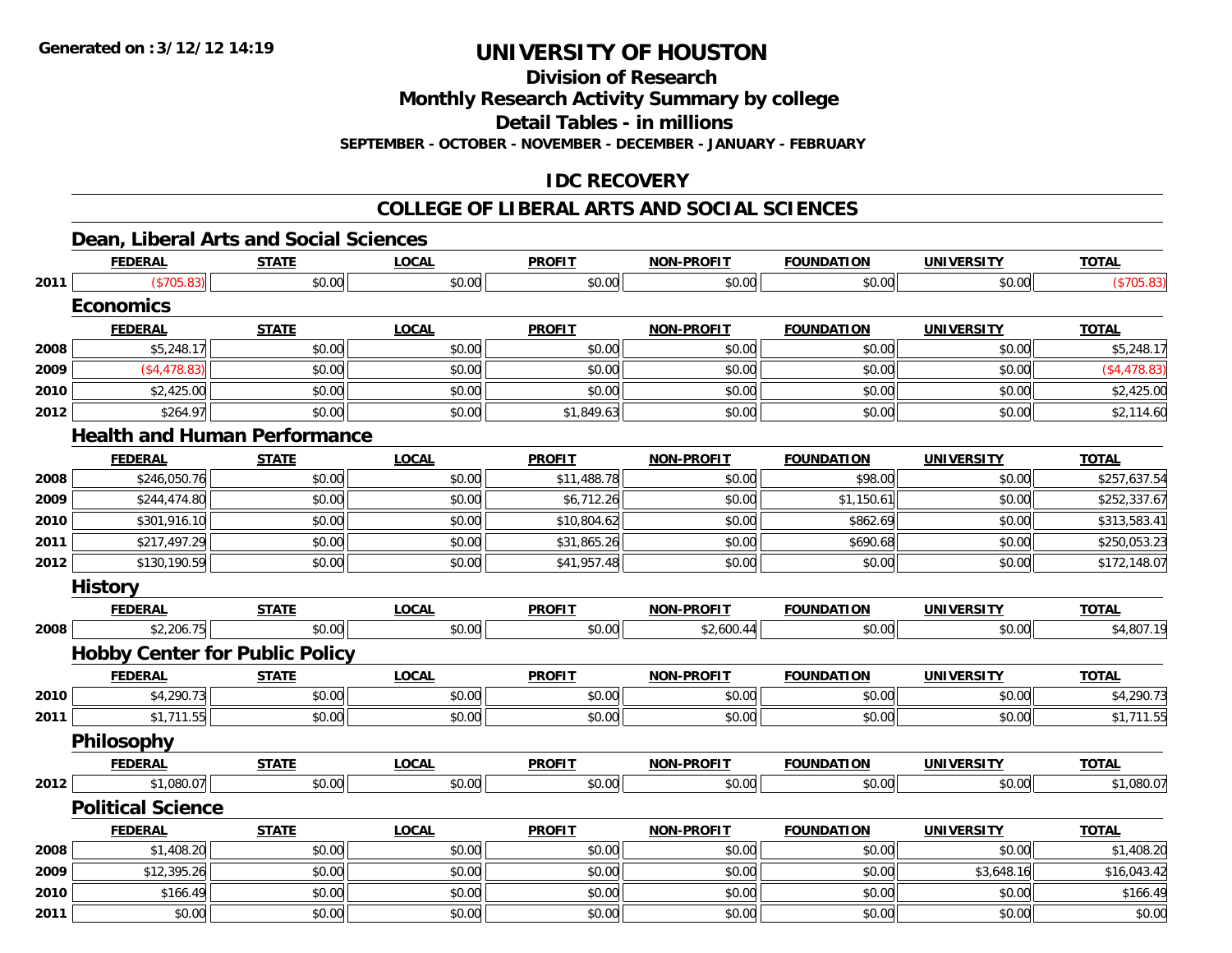**Generated on :3/12/12 14:19**

# UNIVERSITY OF HOUSTON

## Division of Research
## Monthly Research Activity Summary by college
## Detail Tables - in millions
### SEPTEMBER - OCTOBER - NOVEMBER - DECEMBER - JANUARY - FEBRUARY

## IDC RECOVERY

## COLLEGE OF LIBERAL ARTS AND SOCIAL SCIENCES

### Dean, Liberal Arts and Social Sciences

| | FEDERAL | STATE | LOCAL | PROFIT | NON-PROFIT | FOUNDATION | UNIVERSITY | TOTAL |
|---|---|---|---|---|---|---|---|---|
| 2011 | ($705.83) | $0.00 | $0.00 | $0.00 | $0.00 | $0.00 | $0.00 | ($705.83) |

### Economics

| | FEDERAL | STATE | LOCAL | PROFIT | NON-PROFIT | FOUNDATION | UNIVERSITY | TOTAL |
|---|---|---|---|---|---|---|---|---|
| 2008 | $5,248.17 | $0.00 | $0.00 | $0.00 | $0.00 | $0.00 | $0.00 | $5,248.17 |
| 2009 | ($4,478.83) | $0.00 | $0.00 | $0.00 | $0.00 | $0.00 | $0.00 | ($4,478.83) |
| 2010 | $2,425.00 | $0.00 | $0.00 | $0.00 | $0.00 | $0.00 | $0.00 | $2,425.00 |
| 2012 | $264.97 | $0.00 | $0.00 | $1,849.63 | $0.00 | $0.00 | $0.00 | $2,114.60 |

### Health and Human Performance

| | FEDERAL | STATE | LOCAL | PROFIT | NON-PROFIT | FOUNDATION | UNIVERSITY | TOTAL |
|---|---|---|---|---|---|---|---|---|
| 2008 | $246,050.76 | $0.00 | $0.00 | $11,488.78 | $0.00 | $98.00 | $0.00 | $257,637.54 |
| 2009 | $244,474.80 | $0.00 | $0.00 | $6,712.26 | $0.00 | $1,150.61 | $0.00 | $252,337.67 |
| 2010 | $301,916.10 | $0.00 | $0.00 | $10,804.62 | $0.00 | $862.69 | $0.00 | $313,583.41 |
| 2011 | $217,497.29 | $0.00 | $0.00 | $31,865.26 | $0.00 | $690.68 | $0.00 | $250,053.23 |
| 2012 | $130,190.59 | $0.00 | $0.00 | $41,957.48 | $0.00 | $0.00 | $0.00 | $172,148.07 |

### History

| | FEDERAL | STATE | LOCAL | PROFIT | NON-PROFIT | FOUNDATION | UNIVERSITY | TOTAL |
|---|---|---|---|---|---|---|---|---|
| 2008 | $2,206.75 | $0.00 | $0.00 | $0.00 | $2,600.44 | $0.00 | $0.00 | $4,807.19 |

### Hobby Center for Public Policy

| | FEDERAL | STATE | LOCAL | PROFIT | NON-PROFIT | FOUNDATION | UNIVERSITY | TOTAL |
|---|---|---|---|---|---|---|---|---|
| 2010 | $4,290.73 | $0.00 | $0.00 | $0.00 | $0.00 | $0.00 | $0.00 | $4,290.73 |
| 2011 | $1,711.55 | $0.00 | $0.00 | $0.00 | $0.00 | $0.00 | $0.00 | $1,711.55 |

### Philosophy

| | FEDERAL | STATE | LOCAL | PROFIT | NON-PROFIT | FOUNDATION | UNIVERSITY | TOTAL |
|---|---|---|---|---|---|---|---|---|
| 2012 | $1,080.07 | $0.00 | $0.00 | $0.00 | $0.00 | $0.00 | $0.00 | $1,080.07 |

### Political Science

| | FEDERAL | STATE | LOCAL | PROFIT | NON-PROFIT | FOUNDATION | UNIVERSITY | TOTAL |
|---|---|---|---|---|---|---|---|---|
| 2008 | $1,408.20 | $0.00 | $0.00 | $0.00 | $0.00 | $0.00 | $0.00 | $1,408.20 |
| 2009 | $12,395.26 | $0.00 | $0.00 | $0.00 | $0.00 | $0.00 | $3,648.16 | $16,043.42 |
| 2010 | $166.49 | $0.00 | $0.00 | $0.00 | $0.00 | $0.00 | $0.00 | $166.49 |
| 2011 | $0.00 | $0.00 | $0.00 | $0.00 | $0.00 | $0.00 | $0.00 | $0.00 |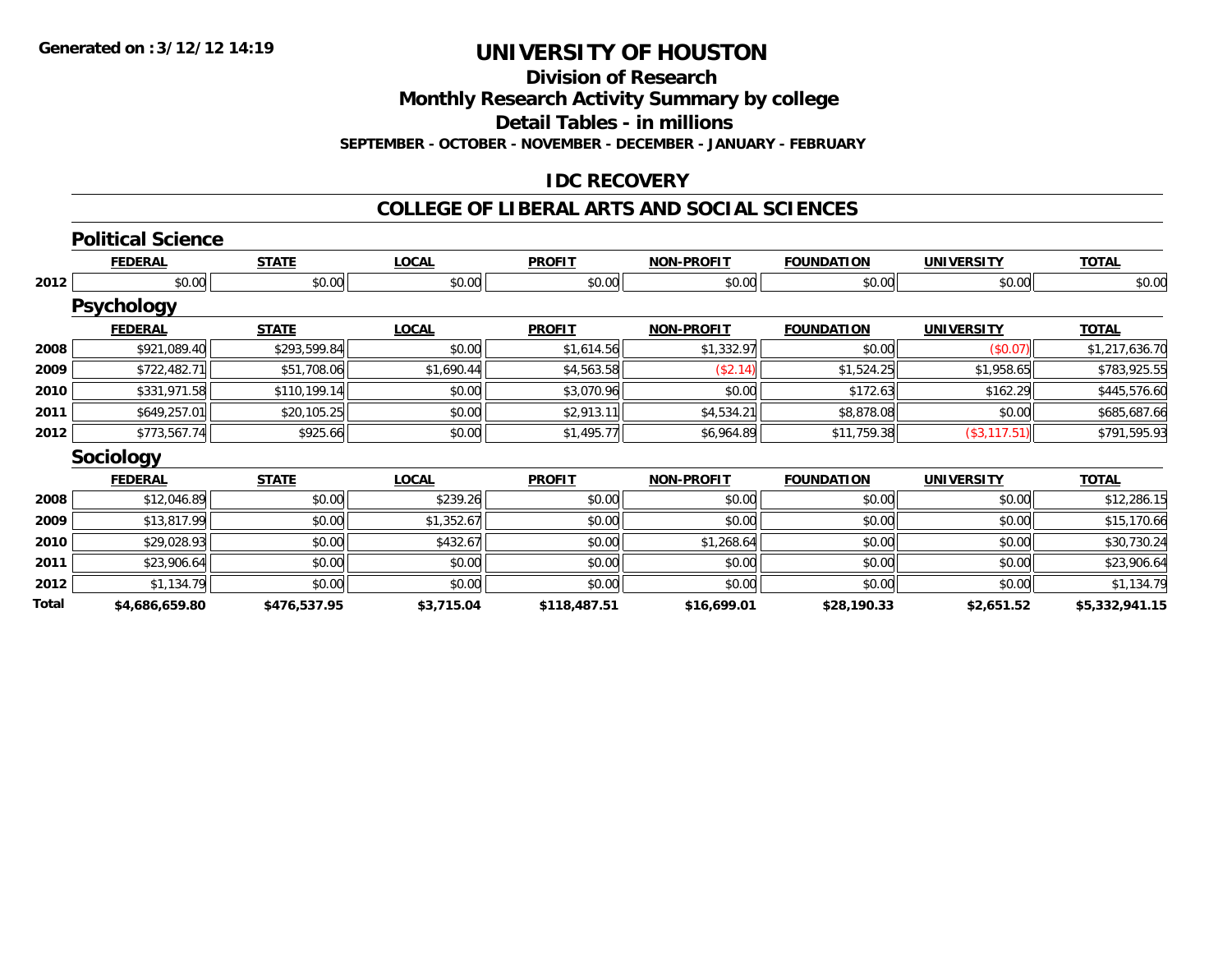**Generated on :3/12/12 14:19**

# UNIVERSITY OF HOUSTON

## Division of Research

## Monthly Research Activity Summary by college

## Detail Tables - in millions

### SEPTEMBER - OCTOBER - NOVEMBER - DECEMBER - JANUARY - FEBRUARY

## IDC RECOVERY

## COLLEGE OF LIBERAL ARTS AND SOCIAL SCIENCES

### Political Science

| | FEDERAL | STATE | LOCAL | PROFIT | NON-PROFIT | FOUNDATION | UNIVERSITY | TOTAL |
|---|---|---|---|---|---|---|---|---|
| 2012 | $0.00 | $0.00 | $0.00 | $0.00 | $0.00 | $0.00 | $0.00 | $0.00 |

### Psychology

| | FEDERAL | STATE | LOCAL | PROFIT | NON-PROFIT | FOUNDATION | UNIVERSITY | TOTAL |
|---|---|---|---|---|---|---|---|---|
| 2008 | $921,089.40 | $293,599.84 | $0.00 | $1,614.56 | $1,332.97 | $0.00 | ($0.07) | $1,217,636.70 |
| 2009 | $722,482.71 | $51,708.06 | $1,690.44 | $4,563.58 | ($2.14) | $1,524.25 | $1,958.65 | $783,925.55 |
| 2010 | $331,971.58 | $110,199.14 | $0.00 | $3,070.96 | $0.00 | $172.63 | $162.29 | $445,576.60 |
| 2011 | $649,257.01 | $20,105.25 | $0.00 | $2,913.11 | $4,534.21 | $8,878.08 | $0.00 | $685,687.66 |
| 2012 | $773,567.74 | $925.66 | $0.00 | $1,495.77 | $6,964.89 | $11,759.38 | ($3,117.51) | $791,595.93 |

### Sociology

| | FEDERAL | STATE | LOCAL | PROFIT | NON-PROFIT | FOUNDATION | UNIVERSITY | TOTAL |
|---|---|---|---|---|---|---|---|---|
| 2008 | $12,046.89 | $0.00 | $239.26 | $0.00 | $0.00 | $0.00 | $0.00 | $12,286.15 |
| 2009 | $13,817.99 | $0.00 | $1,352.67 | $0.00 | $0.00 | $0.00 | $0.00 | $15,170.66 |
| 2010 | $29,028.93 | $0.00 | $432.67 | $0.00 | $1,268.64 | $0.00 | $0.00 | $30,730.24 |
| 2011 | $23,906.64 | $0.00 | $0.00 | $0.00 | $0.00 | $0.00 | $0.00 | $23,906.64 |
| 2012 | $1,134.79 | $0.00 | $0.00 | $0.00 | $0.00 | $0.00 | $0.00 | $1,134.79 |
| **Total** | **$4,686,659.80** | **$476,537.95** | **$3,715.04** | **$118,487.51** | **$16,699.01** | **$28,190.33** | **$2,651.52** | **$5,332,941.15** |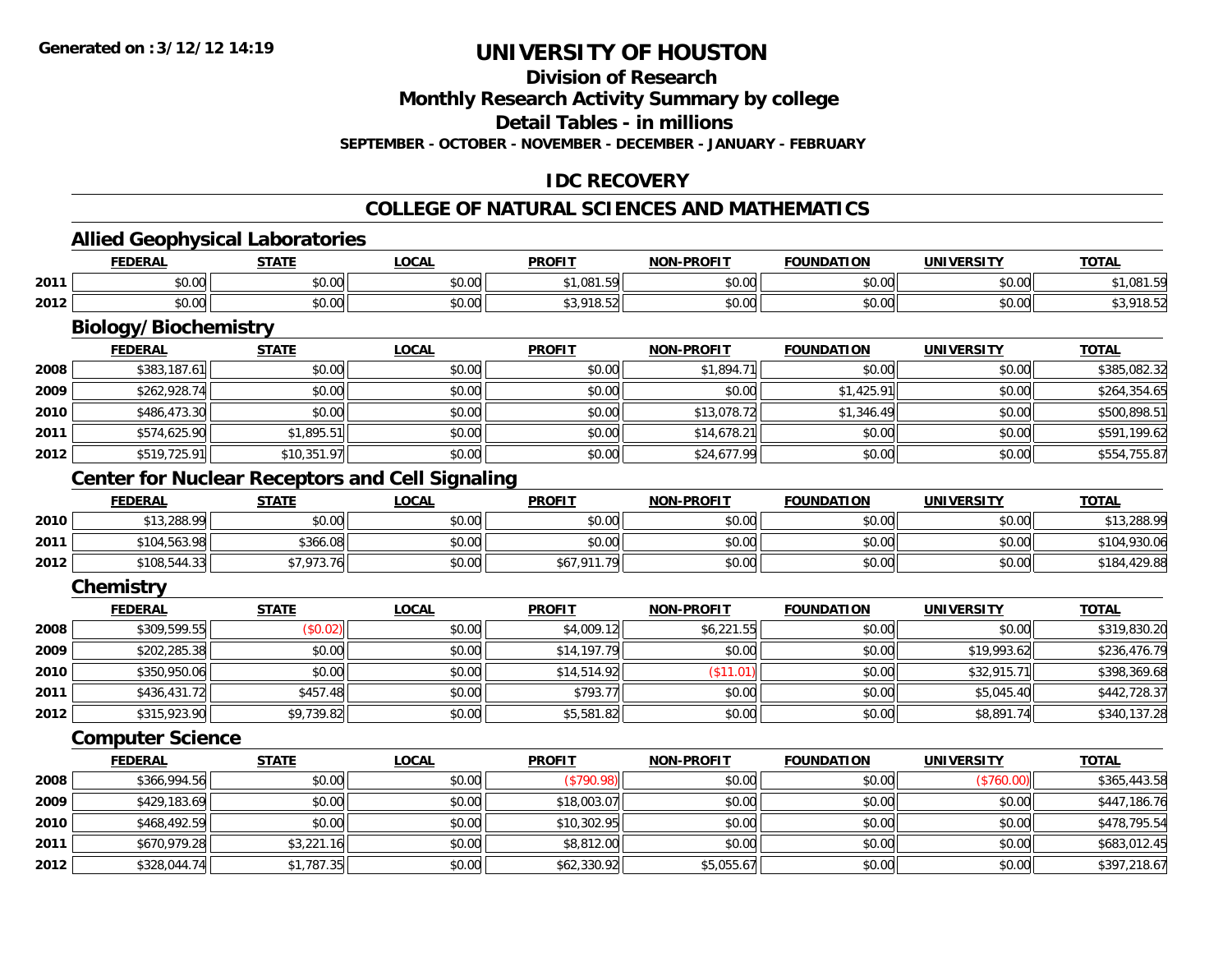**Generated on :3/12/12 14:19**

# UNIVERSITY OF HOUSTON

## Division of Research

## Monthly Research Activity Summary by college

## Detail Tables - in millions

**SEPTEMBER - OCTOBER - NOVEMBER - DECEMBER - JANUARY - FEBRUARY**

## IDC RECOVERY

## COLLEGE OF NATURAL SCIENCES AND MATHEMATICS

### Allied Geophysical Laboratories

| | FEDERAL | STATE | LOCAL | PROFIT | NON-PROFIT | FOUNDATION | UNIVERSITY | TOTAL |
|---|---|---|---|---|---|---|---|---|
| 2011 | $0.00 | $0.00 | $0.00 | $1,081.59 | $0.00 | $0.00 | $0.00 | $1,081.59 |
| 2012 | $0.00 | $0.00 | $0.00 | $3,918.52 | $0.00 | $0.00 | $0.00 | $3,918.52 |

### Biology/Biochemistry

| | FEDERAL | STATE | LOCAL | PROFIT | NON-PROFIT | FOUNDATION | UNIVERSITY | TOTAL |
|---|---|---|---|---|---|---|---|---|
| 2008 | $383,187.61 | $0.00 | $0.00 | $0.00 | $1,894.71 | $0.00 | $0.00 | $385,082.32 |
| 2009 | $262,928.74 | $0.00 | $0.00 | $0.00 | $0.00 | $1,425.91 | $0.00 | $264,354.65 |
| 2010 | $486,473.30 | $0.00 | $0.00 | $0.00 | $13,078.72 | $1,346.49 | $0.00 | $500,898.51 |
| 2011 | $574,625.90 | $1,895.51 | $0.00 | $0.00 | $14,678.21 | $0.00 | $0.00 | $591,199.62 |
| 2012 | $519,725.91 | $10,351.97 | $0.00 | $0.00 | $24,677.99 | $0.00 | $0.00 | $554,755.87 |

### Center for Nuclear Receptors and Cell Signaling

| | FEDERAL | STATE | LOCAL | PROFIT | NON-PROFIT | FOUNDATION | UNIVERSITY | TOTAL |
|---|---|---|---|---|---|---|---|---|
| 2010 | $13,288.99 | $0.00 | $0.00 | $0.00 | $0.00 | $0.00 | $0.00 | $13,288.99 |
| 2011 | $104,563.98 | $366.08 | $0.00 | $0.00 | $0.00 | $0.00 | $0.00 | $104,930.06 |
| 2012 | $108,544.33 | $7,973.76 | $0.00 | $67,911.79 | $0.00 | $0.00 | $0.00 | $184,429.88 |

### Chemistry

| | FEDERAL | STATE | LOCAL | PROFIT | NON-PROFIT | FOUNDATION | UNIVERSITY | TOTAL |
|---|---|---|---|---|---|---|---|---|
| 2008 | $309,599.55 | ($0.02) | $0.00 | $4,009.12 | $6,221.55 | $0.00 | $0.00 | $319,830.20 |
| 2009 | $202,285.38 | $0.00 | $0.00 | $14,197.79 | $0.00 | $0.00 | $19,993.62 | $236,476.79 |
| 2010 | $350,950.06 | $0.00 | $0.00 | $14,514.92 | ($11.01) | $0.00 | $32,915.71 | $398,369.68 |
| 2011 | $436,431.72 | $457.48 | $0.00 | $793.77 | $0.00 | $0.00 | $5,045.40 | $442,728.37 |
| 2012 | $315,923.90 | $9,739.82 | $0.00 | $5,581.82 | $0.00 | $0.00 | $8,891.74 | $340,137.28 |

### Computer Science

| | FEDERAL | STATE | LOCAL | PROFIT | NON-PROFIT | FOUNDATION | UNIVERSITY | TOTAL |
|---|---|---|---|---|---|---|---|---|
| 2008 | $366,994.56 | $0.00 | $0.00 | ($790.98) | $0.00 | $0.00 | ($760.00) | $365,443.58 |
| 2009 | $429,183.69 | $0.00 | $0.00 | $18,003.07 | $0.00 | $0.00 | $0.00 | $447,186.76 |
| 2010 | $468,492.59 | $0.00 | $0.00 | $10,302.95 | $0.00 | $0.00 | $0.00 | $478,795.54 |
| 2011 | $670,979.28 | $3,221.16 | $0.00 | $8,812.00 | $0.00 | $0.00 | $0.00 | $683,012.45 |
| 2012 | $328,044.74 | $1,787.35 | $0.00 | $62,330.92 | $5,055.67 | $0.00 | $0.00 | $397,218.67 |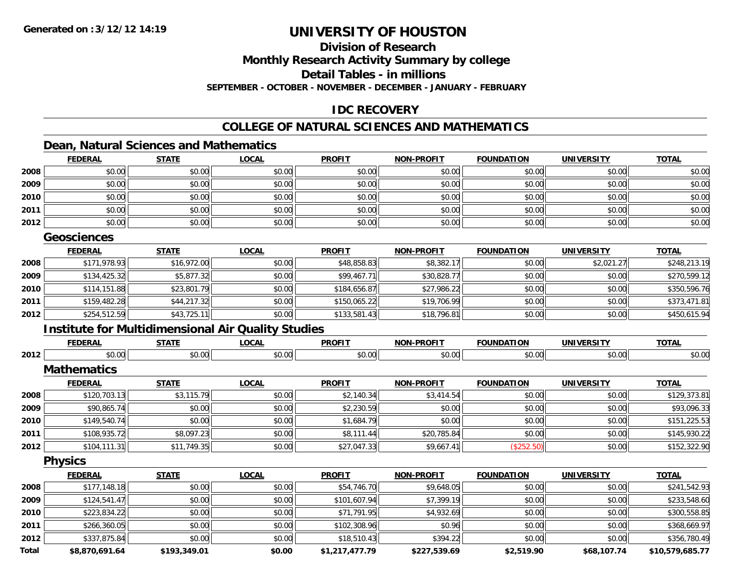Generated on :3/12/12 14:19

# UNIVERSITY OF HOUSTON

## Division of Research

## Monthly Research Activity Summary by college

## Detail Tables - in millions

**SEPTEMBER - OCTOBER - NOVEMBER - DECEMBER - JANUARY - FEBRUARY**

## IDC RECOVERY

## COLLEGE OF NATURAL SCIENCES AND MATHEMATICS

### Dean, Natural Sciences and Mathematics

| | FEDERAL | STATE | LOCAL | PROFIT | NON-PROFIT | FOUNDATION | UNIVERSITY | TOTAL |
|---|---|---|---|---|---|---|---|---|
| 2008 | $0.00 | $0.00 | $0.00 | $0.00 | $0.00 | $0.00 | $0.00 | $0.00 |
| 2009 | $0.00 | $0.00 | $0.00 | $0.00 | $0.00 | $0.00 | $0.00 | $0.00 |
| 2010 | $0.00 | $0.00 | $0.00 | $0.00 | $0.00 | $0.00 | $0.00 | $0.00 |
| 2011 | $0.00 | $0.00 | $0.00 | $0.00 | $0.00 | $0.00 | $0.00 | $0.00 |
| 2012 | $0.00 | $0.00 | $0.00 | $0.00 | $0.00 | $0.00 | $0.00 | $0.00 |

### Geosciences

| | FEDERAL | STATE | LOCAL | PROFIT | NON-PROFIT | FOUNDATION | UNIVERSITY | TOTAL |
|---|---|---|---|---|---|---|---|---|
| 2008 | $171,978.93 | $16,972.00 | $0.00 | $48,858.83 | $8,382.17 | $0.00 | $2,021.27 | $248,213.19 |
| 2009 | $134,425.32 | $5,877.32 | $0.00 | $99,467.71 | $30,828.77 | $0.00 | $0.00 | $270,599.12 |
| 2010 | $114,151.88 | $23,801.79 | $0.00 | $184,656.87 | $27,986.22 | $0.00 | $0.00 | $350,596.76 |
| 2011 | $159,482.28 | $44,217.32 | $0.00 | $150,065.22 | $19,706.99 | $0.00 | $0.00 | $373,471.81 |
| 2012 | $254,512.59 | $43,725.11 | $0.00 | $133,581.43 | $18,796.81 | $0.00 | $0.00 | $450,615.94 |

### Institute for Multidimensional Air Quality Studies

| | FEDERAL | STATE | LOCAL | PROFIT | NON-PROFIT | FOUNDATION | UNIVERSITY | TOTAL |
|---|---|---|---|---|---|---|---|---|
| 2012 | $0.00 | $0.00 | $0.00 | $0.00 | $0.00 | $0.00 | $0.00 | $0.00 |

### Mathematics

| | FEDERAL | STATE | LOCAL | PROFIT | NON-PROFIT | FOUNDATION | UNIVERSITY | TOTAL |
|---|---|---|---|---|---|---|---|---|
| 2008 | $120,703.13 | $3,115.79 | $0.00 | $2,140.34 | $3,414.54 | $0.00 | $0.00 | $129,373.81 |
| 2009 | $90,865.74 | $0.00 | $0.00 | $2,230.59 | $0.00 | $0.00 | $0.00 | $93,096.33 |
| 2010 | $149,540.74 | $0.00 | $0.00 | $1,684.79 | $0.00 | $0.00 | $0.00 | $151,225.53 |
| 2011 | $108,935.72 | $8,097.23 | $0.00 | $8,111.44 | $20,785.84 | $0.00 | $0.00 | $145,930.22 |
| 2012 | $104,111.31 | $11,749.35 | $0.00 | $27,047.33 | $9,667.41 | ($252.50) | $0.00 | $152,322.90 |

### Physics

| | FEDERAL | STATE | LOCAL | PROFIT | NON-PROFIT | FOUNDATION | UNIVERSITY | TOTAL |
|---|---|---|---|---|---|---|---|---|
| 2008 | $177,148.18 | $0.00 | $0.00 | $54,746.70 | $9,648.05 | $0.00 | $0.00 | $241,542.93 |
| 2009 | $124,541.47 | $0.00 | $0.00 | $101,607.94 | $7,399.19 | $0.00 | $0.00 | $233,548.60 |
| 2010 | $223,834.22 | $0.00 | $0.00 | $71,791.95 | $4,932.69 | $0.00 | $0.00 | $300,558.85 |
| 2011 | $266,360.05 | $0.00 | $0.00 | $102,308.96 | $0.96 | $0.00 | $0.00 | $368,669.97 |
| 2012 | $337,875.84 | $0.00 | $0.00 | $18,510.43 | $394.22 | $0.00 | $0.00 | $356,780.49 |
| **Total** | **$8,870,691.64** | **$193,349.01** | **$0.00** | **$1,217,477.79** | **$227,539.69** | **$2,519.90** | **$68,107.74** | **$10,579,685.77** |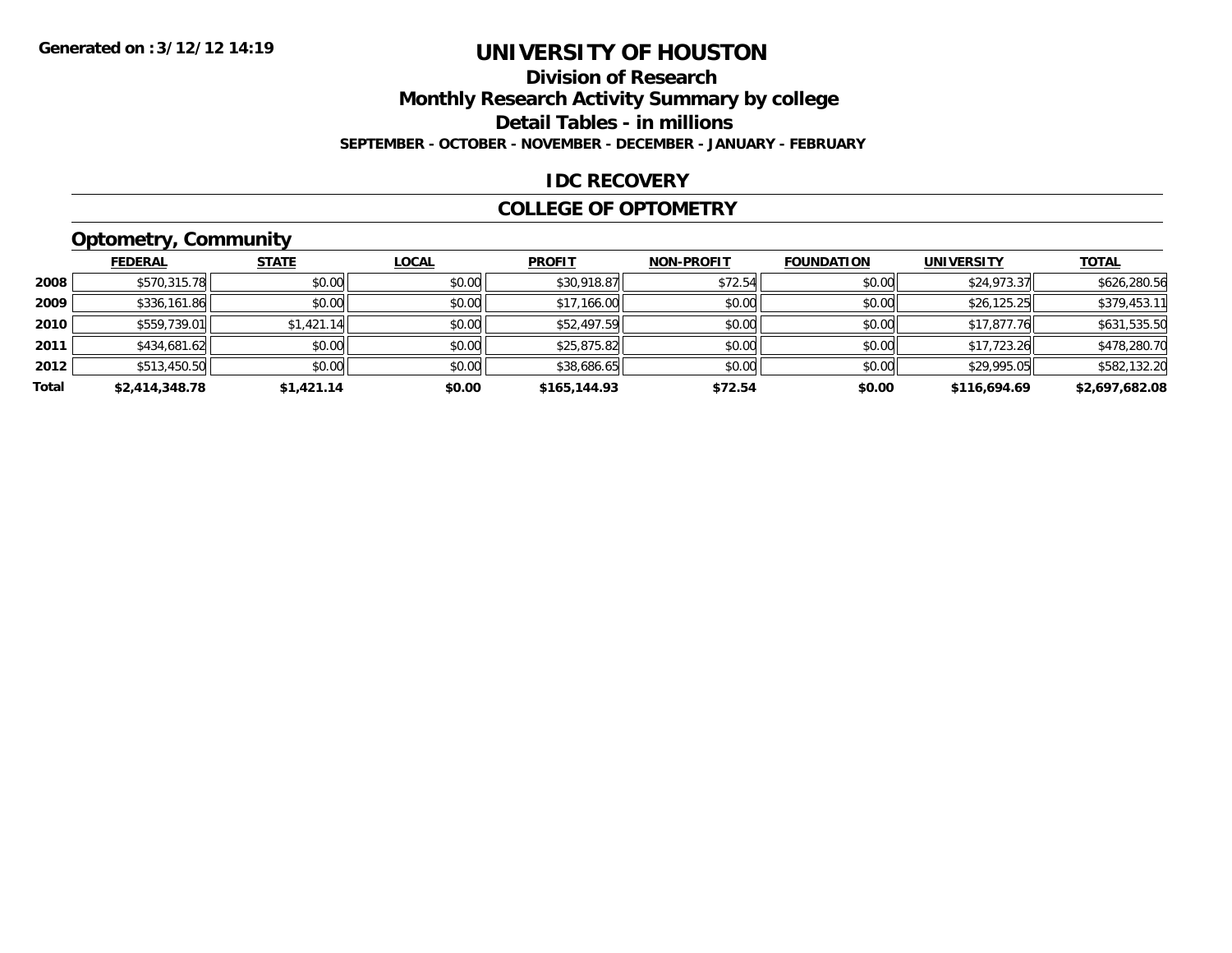# UNIVERSITY OF HOUSTON

## Division of Research

## Monthly Research Activity Summary by college

## Detail Tables - in millions

**SEPTEMBER - OCTOBER - NOVEMBER - DECEMBER - JANUARY - FEBRUARY**

**Generated on : 3/12/12 14:19**

### IDC RECOVERY

### COLLEGE OF OPTOMETRY

### Optometry, Community

| | FEDERAL | STATE | LOCAL | PROFIT | NON-PROFIT | FOUNDATION | UNIVERSITY | TOTAL |
|---|---|---|---|---|---|---|---|---|
| 2008 | $570,315.78 | $0.00 | $0.00 | $30,918.87 | $72.54 | $0.00 | $24,973.37 | $626,280.56 |
| 2009 | $336,161.86 | $0.00 | $0.00 | $17,166.00 | $0.00 | $0.00 | $26,125.25 | $379,453.11 |
| 2010 | $559,739.01 | $1,421.14 | $0.00 | $52,497.59 | $0.00 | $0.00 | $17,877.76 | $631,535.50 |
| 2011 | $434,681.62 | $0.00 | $0.00 | $25,875.82 | $0.00 | $0.00 | $17,723.26 | $478,280.70 |
| 2012 | $513,450.50 | $0.00 | $0.00 | $38,686.65 | $0.00 | $0.00 | $29,995.05 | $582,132.20 |
| **Total** | **$2,414,348.78** | **$1,421.14** | **$0.00** | **$165,144.93** | **$72.54** | **$0.00** | **$116,694.69** | **$2,697,682.08** |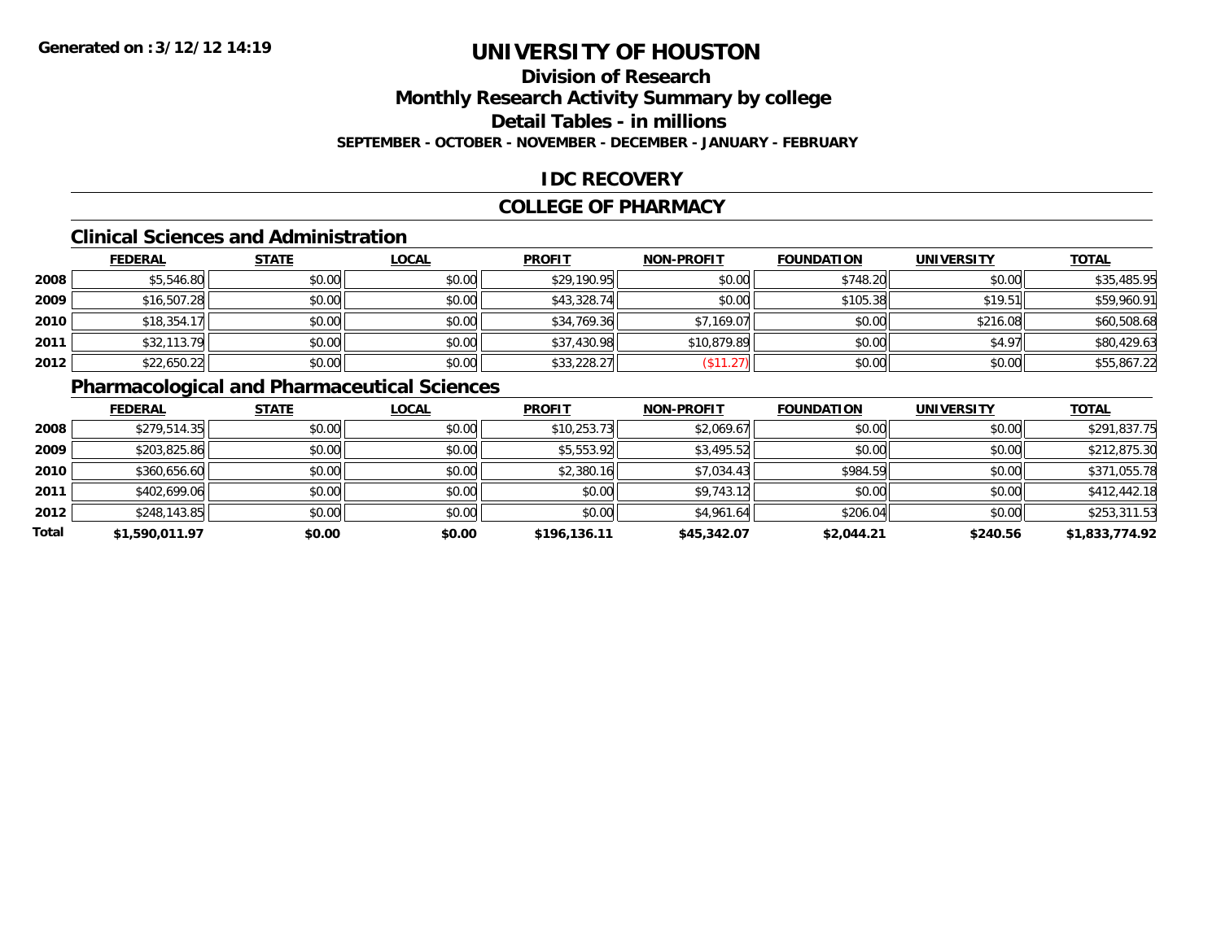# UNIVERSITY OF HOUSTON

## Division of Research
## Monthly Research Activity Summary by college
## Detail Tables - in millions

**SEPTEMBER - OCTOBER - NOVEMBER - DECEMBER - JANUARY - FEBRUARY**

## IDC RECOVERY

## COLLEGE OF PHARMACY

### Clinical Sciences and Administration

| | FEDERAL | STATE | LOCAL | PROFIT | NON-PROFIT | FOUNDATION | UNIVERSITY | TOTAL |
|---|---|---|---|---|---|---|---|---|
| 2008 | $5,546.80 | $0.00 | $0.00 | $29,190.95 | $0.00 | $748.20 | $0.00 | $35,485.95 |
| 2009 | $16,507.28 | $0.00 | $0.00 | $43,328.74 | $0.00 | $105.38 | $19.51 | $59,960.91 |
| 2010 | $18,354.17 | $0.00 | $0.00 | $34,769.36 | $7,169.07 | $0.00 | $216.08 | $60,508.68 |
| 2011 | $32,113.79 | $0.00 | $0.00 | $37,430.98 | $10,879.89 | $0.00 | $4.97 | $80,429.63 |
| 2012 | $22,650.22 | $0.00 | $0.00 | $33,228.27 | ($11.27) | $0.00 | $0.00 | $55,867.22 |

### Pharmacological and Pharmaceutical Sciences

| | FEDERAL | STATE | LOCAL | PROFIT | NON-PROFIT | FOUNDATION | UNIVERSITY | TOTAL |
|---|---|---|---|---|---|---|---|---|
| 2008 | $279,514.35 | $0.00 | $0.00 | $10,253.73 | $2,069.67 | $0.00 | $0.00 | $291,837.75 |
| 2009 | $203,825.86 | $0.00 | $0.00 | $5,553.92 | $3,495.52 | $0.00 | $0.00 | $212,875.30 |
| 2010 | $360,656.60 | $0.00 | $0.00 | $2,380.16 | $7,034.43 | $984.59 | $0.00 | $371,055.78 |
| 2011 | $402,699.06 | $0.00 | $0.00 | $0.00 | $9,743.12 | $0.00 | $0.00 | $412,442.18 |
| 2012 | $248,143.85 | $0.00 | $0.00 | $0.00 | $4,961.64 | $206.04 | $0.00 | $253,311.53 |
| **Total** | **$1,590,011.97** | **$0.00** | **$0.00** | **$196,136.11** | **$45,342.07** | **$2,044.21** | **$240.56** | **$1,833,774.92** |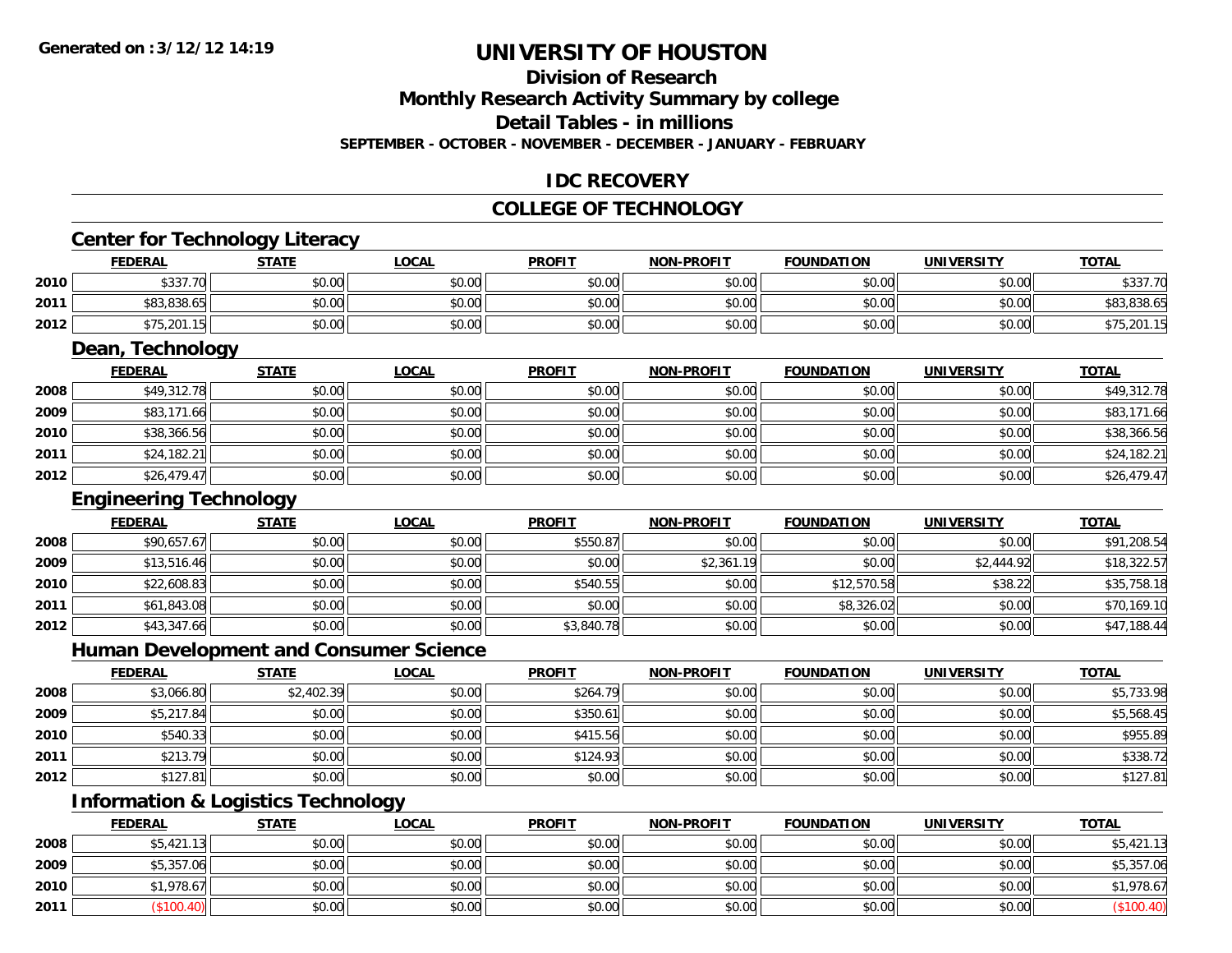**Generated on :3/12/12 14:19**

# UNIVERSITY OF HOUSTON

## Division of Research

## Monthly Research Activity Summary by college

## Detail Tables - in millions

**SEPTEMBER - OCTOBER - NOVEMBER - DECEMBER - JANUARY - FEBRUARY**

## IDC RECOVERY

## COLLEGE OF TECHNOLOGY

### Center for Technology Literacy

| | FEDERAL | STATE | LOCAL | PROFIT | NON-PROFIT | FOUNDATION | UNIVERSITY | TOTAL |
|---|---|---|---|---|---|---|---|---|
| 2010 | $337.70 | $0.00 | $0.00 | $0.00 | $0.00 | $0.00 | $0.00 | $337.70 |
| 2011 | $83,838.65 | $0.00 | $0.00 | $0.00 | $0.00 | $0.00 | $0.00 | $83,838.65 |
| 2012 | $75,201.15 | $0.00 | $0.00 | $0.00 | $0.00 | $0.00 | $0.00 | $75,201.15 |

### Dean, Technology

| | FEDERAL | STATE | LOCAL | PROFIT | NON-PROFIT | FOUNDATION | UNIVERSITY | TOTAL |
|---|---|---|---|---|---|---|---|---|
| 2008 | $49,312.78 | $0.00 | $0.00 | $0.00 | $0.00 | $0.00 | $0.00 | $49,312.78 |
| 2009 | $83,171.66 | $0.00 | $0.00 | $0.00 | $0.00 | $0.00 | $0.00 | $83,171.66 |
| 2010 | $38,366.56 | $0.00 | $0.00 | $0.00 | $0.00 | $0.00 | $0.00 | $38,366.56 |
| 2011 | $24,182.21 | $0.00 | $0.00 | $0.00 | $0.00 | $0.00 | $0.00 | $24,182.21 |
| 2012 | $26,479.47 | $0.00 | $0.00 | $0.00 | $0.00 | $0.00 | $0.00 | $26,479.47 |

### Engineering Technology

| | FEDERAL | STATE | LOCAL | PROFIT | NON-PROFIT | FOUNDATION | UNIVERSITY | TOTAL |
|---|---|---|---|---|---|---|---|---|
| 2008 | $90,657.67 | $0.00 | $0.00 | $550.87 | $0.00 | $0.00 | $0.00 | $91,208.54 |
| 2009 | $13,516.46 | $0.00 | $0.00 | $0.00 | $2,361.19 | $0.00 | $2,444.92 | $18,322.57 |
| 2010 | $22,608.83 | $0.00 | $0.00 | $540.55 | $0.00 | $12,570.58 | $38.22 | $35,758.18 |
| 2011 | $61,843.08 | $0.00 | $0.00 | $0.00 | $0.00 | $8,326.02 | $0.00 | $70,169.10 |
| 2012 | $43,347.66 | $0.00 | $0.00 | $3,840.78 | $0.00 | $0.00 | $0.00 | $47,188.44 |

### Human Development and Consumer Science

| | FEDERAL | STATE | LOCAL | PROFIT | NON-PROFIT | FOUNDATION | UNIVERSITY | TOTAL |
|---|---|---|---|---|---|---|---|---|
| 2008 | $3,066.80 | $2,402.39 | $0.00 | $264.79 | $0.00 | $0.00 | $0.00 | $5,733.98 |
| 2009 | $5,217.84 | $0.00 | $0.00 | $350.61 | $0.00 | $0.00 | $0.00 | $5,568.45 |
| 2010 | $540.33 | $0.00 | $0.00 | $415.56 | $0.00 | $0.00 | $0.00 | $955.89 |
| 2011 | $213.79 | $0.00 | $0.00 | $124.93 | $0.00 | $0.00 | $0.00 | $338.72 |
| 2012 | $127.81 | $0.00 | $0.00 | $0.00 | $0.00 | $0.00 | $0.00 | $127.81 |

### Information & Logistics Technology

| | FEDERAL | STATE | LOCAL | PROFIT | NON-PROFIT | FOUNDATION | UNIVERSITY | TOTAL |
|---|---|---|---|---|---|---|---|---|
| 2008 | $5,421.13 | $0.00 | $0.00 | $0.00 | $0.00 | $0.00 | $0.00 | $5,421.13 |
| 2009 | $5,357.06 | $0.00 | $0.00 | $0.00 | $0.00 | $0.00 | $0.00 | $5,357.06 |
| 2010 | $1,978.67 | $0.00 | $0.00 | $0.00 | $0.00 | $0.00 | $0.00 | $1,978.67 |
| 2011 | ($100.40) | $0.00 | $0.00 | $0.00 | $0.00 | $0.00 | $0.00 | ($100.40) |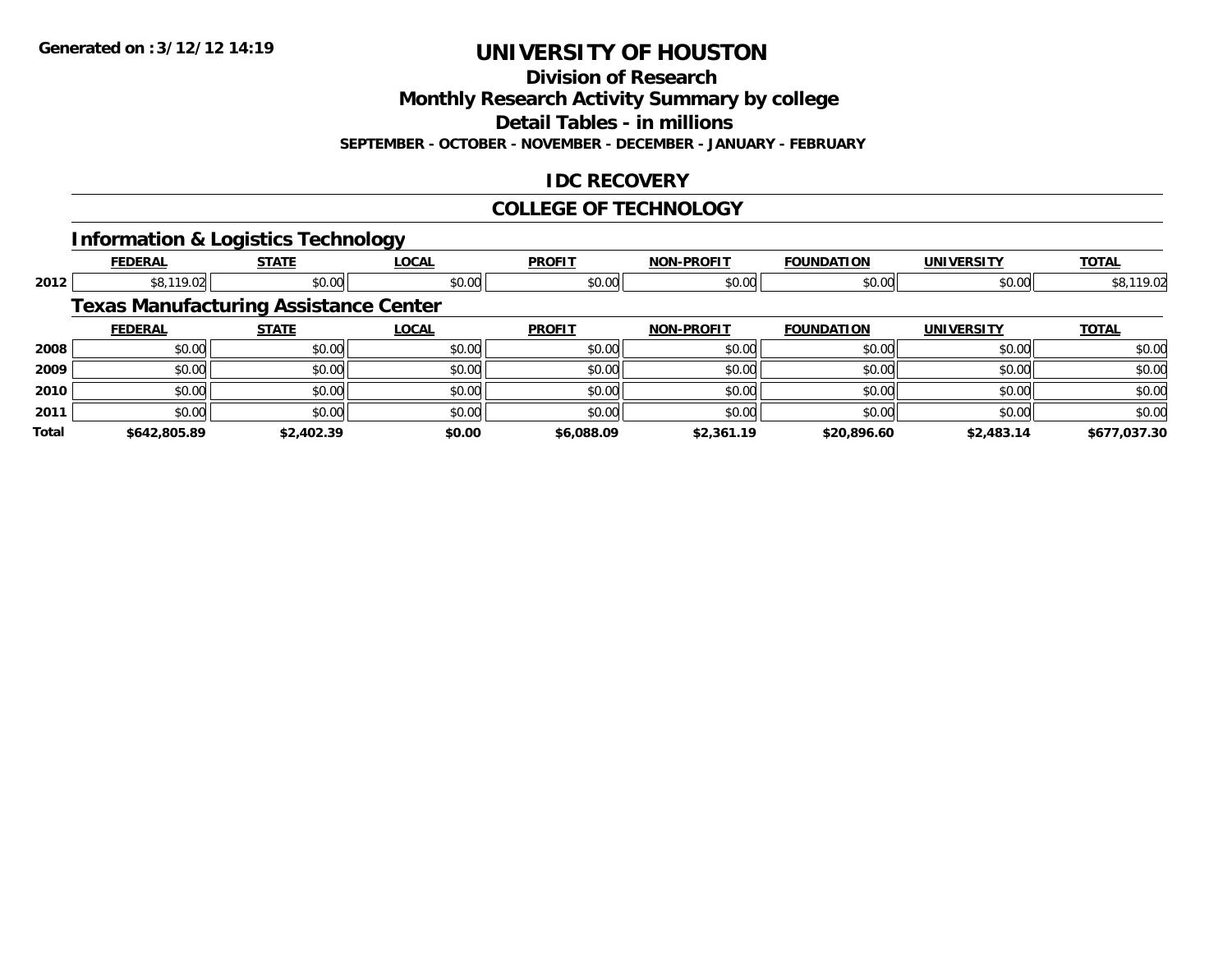**Generated on :3/12/12 14:19**

# UNIVERSITY OF HOUSTON

## Division of Research

## Monthly Research Activity Summary by college

## Detail Tables - in millions

**SEPTEMBER - OCTOBER - NOVEMBER - DECEMBER - JANUARY - FEBRUARY**

## IDC RECOVERY

## COLLEGE OF TECHNOLOGY

### Information & Logistics Technology

| | FEDERAL | STATE | LOCAL | PROFIT | NON-PROFIT | FOUNDATION | UNIVERSITY | TOTAL |
|---|---|---|---|---|---|---|---|---|
| 2012 | $8,119.02 | $0.00 | $0.00 | $0.00 | $0.00 | $0.00 | $0.00 | $8,119.02 |

### Texas Manufacturing Assistance Center

| | FEDERAL | STATE | LOCAL | PROFIT | NON-PROFIT | FOUNDATION | UNIVERSITY | TOTAL |
|---|---|---|---|---|---|---|---|---|
| 2008 | $0.00 | $0.00 | $0.00 | $0.00 | $0.00 | $0.00 | $0.00 | $0.00 |
| 2009 | $0.00 | $0.00 | $0.00 | $0.00 | $0.00 | $0.00 | $0.00 | $0.00 |
| 2010 | $0.00 | $0.00 | $0.00 | $0.00 | $0.00 | $0.00 | $0.00 | $0.00 |
| 2011 | $0.00 | $0.00 | $0.00 | $0.00 | $0.00 | $0.00 | $0.00 | $0.00 |
| **Total** | **$642,805.89** | **$2,402.39** | **$0.00** | **$6,088.09** | **$2,361.19** | **$20,896.60** | **$2,483.14** | **$677,037.30** |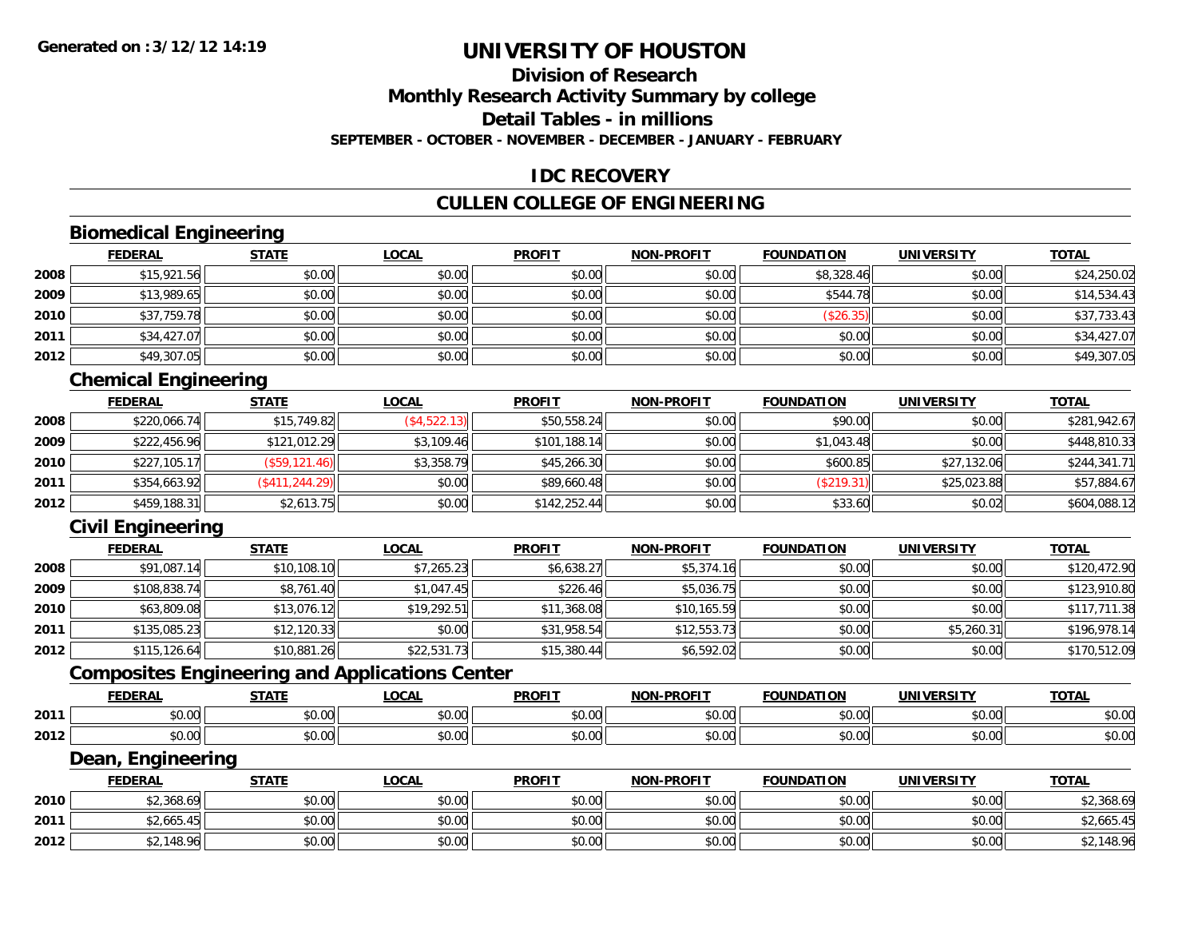**Generated on :3/12/12 14:19**

# UNIVERSITY OF HOUSTON

## Division of Research
## Monthly Research Activity Summary by college
## Detail Tables - in millions
### SEPTEMBER - OCTOBER - NOVEMBER - DECEMBER - JANUARY - FEBRUARY

## IDC RECOVERY

## CULLEN COLLEGE OF ENGINEERING

### Biomedical Engineering

| | FEDERAL | STATE | LOCAL | PROFIT | NON-PROFIT | FOUNDATION | UNIVERSITY | TOTAL |
|---|---|---|---|---|---|---|---|---|
| 2008 | $15,921.56 | $0.00 | $0.00 | $0.00 | $0.00 | $8,328.46 | $0.00 | $24,250.02 |
| 2009 | $13,989.65 | $0.00 | $0.00 | $0.00 | $0.00 | $544.78 | $0.00 | $14,534.43 |
| 2010 | $37,759.78 | $0.00 | $0.00 | $0.00 | $0.00 | ($26.35) | $0.00 | $37,733.43 |
| 2011 | $34,427.07 | $0.00 | $0.00 | $0.00 | $0.00 | $0.00 | $0.00 | $34,427.07 |
| 2012 | $49,307.05 | $0.00 | $0.00 | $0.00 | $0.00 | $0.00 | $0.00 | $49,307.05 |

### Chemical Engineering

| | FEDERAL | STATE | LOCAL | PROFIT | NON-PROFIT | FOUNDATION | UNIVERSITY | TOTAL |
|---|---|---|---|---|---|---|---|---|
| 2008 | $220,066.74 | $15,749.82 | ($4,522.13) | $50,558.24 | $0.00 | $90.00 | $0.00 | $281,942.67 |
| 2009 | $222,456.96 | $121,012.29 | $3,109.46 | $101,188.14 | $0.00 | $1,043.48 | $0.00 | $448,810.33 |
| 2010 | $227,105.17 | ($59,121.46) | $3,358.79 | $45,266.30 | $0.00 | $600.85 | $27,132.06 | $244,341.71 |
| 2011 | $354,663.92 | ($411,244.29) | $0.00 | $89,660.48 | $0.00 | ($219.31) | $25,023.88 | $57,884.67 |
| 2012 | $459,188.31 | $2,613.75 | $0.00 | $142,252.44 | $0.00 | $33.60 | $0.02 | $604,088.12 |

### Civil Engineering

| | FEDERAL | STATE | LOCAL | PROFIT | NON-PROFIT | FOUNDATION | UNIVERSITY | TOTAL |
|---|---|---|---|---|---|---|---|---|
| 2008 | $91,087.14 | $10,108.10 | $7,265.23 | $6,638.27 | $5,374.16 | $0.00 | $0.00 | $120,472.90 |
| 2009 | $108,838.74 | $8,761.40 | $1,047.45 | $226.46 | $5,036.75 | $0.00 | $0.00 | $123,910.80 |
| 2010 | $63,809.08 | $13,076.12 | $19,292.51 | $11,368.08 | $10,165.59 | $0.00 | $0.00 | $117,711.38 |
| 2011 | $135,085.23 | $12,120.33 | $0.00 | $31,958.54 | $12,553.73 | $0.00 | $5,260.31 | $196,978.14 |
| 2012 | $115,126.64 | $10,881.26 | $22,531.73 | $15,380.44 | $6,592.02 | $0.00 | $0.00 | $170,512.09 |

### Composites Engineering and Applications Center

| | FEDERAL | STATE | LOCAL | PROFIT | NON-PROFIT | FOUNDATION | UNIVERSITY | TOTAL |
|---|---|---|---|---|---|---|---|---|
| 2011 | $0.00 | $0.00 | $0.00 | $0.00 | $0.00 | $0.00 | $0.00 | $0.00 |
| 2012 | $0.00 | $0.00 | $0.00 | $0.00 | $0.00 | $0.00 | $0.00 | $0.00 |

### Dean, Engineering

| | FEDERAL | STATE | LOCAL | PROFIT | NON-PROFIT | FOUNDATION | UNIVERSITY | TOTAL |
|---|---|---|---|---|---|---|---|---|
| 2010 | $2,368.69 | $0.00 | $0.00 | $0.00 | $0.00 | $0.00 | $0.00 | $2,368.69 |
| 2011 | $2,665.45 | $0.00 | $0.00 | $0.00 | $0.00 | $0.00 | $0.00 | $2,665.45 |
| 2012 | $2,148.96 | $0.00 | $0.00 | $0.00 | $0.00 | $0.00 | $0.00 | $2,148.96 |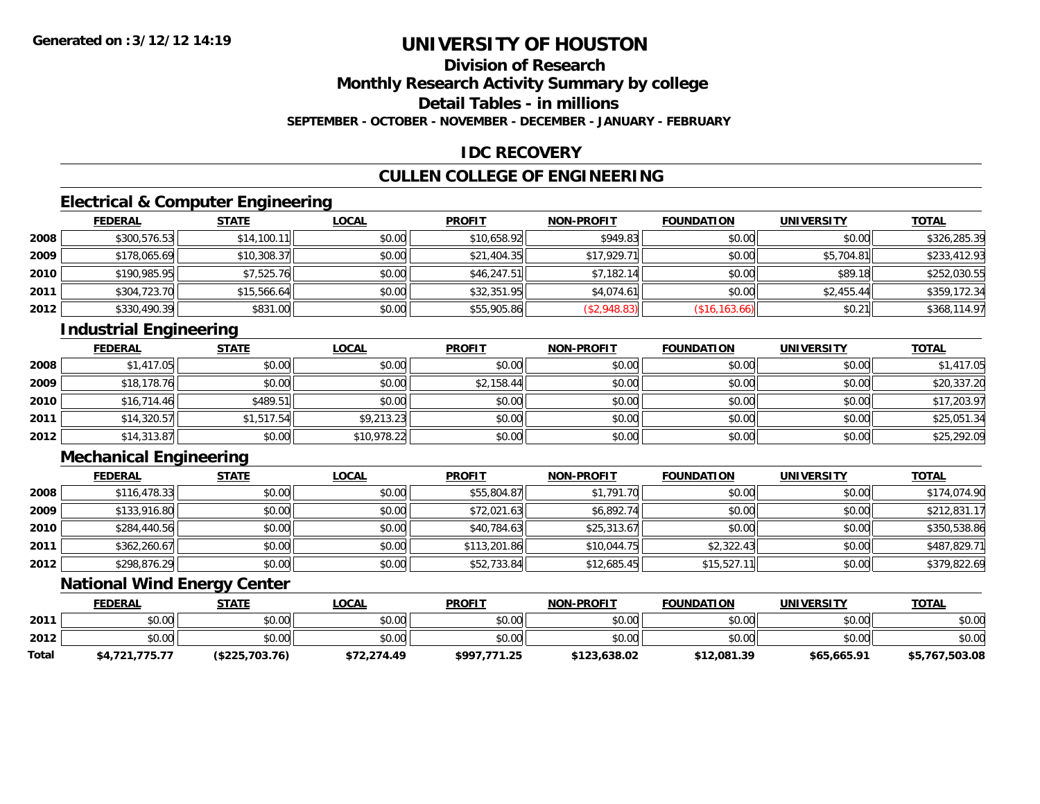# UNIVERSITY OF HOUSTON

## Division of Research

## Monthly Research Activity Summary by college

## Detail Tables - in millions

**SEPTEMBER - OCTOBER - NOVEMBER - DECEMBER - JANUARY - FEBRUARY**

## IDC RECOVERY

## CULLEN COLLEGE OF ENGINEERING

### Electrical & Computer Engineering

| | FEDERAL | STATE | LOCAL | PROFIT | NON-PROFIT | FOUNDATION | UNIVERSITY | TOTAL |
|---|---|---|---|---|---|---|---|---|
| 2008 | $300,576.53 | $14,100.11 | $0.00 | $10,658.92 | $949.83 | $0.00 | $0.00 | $326,285.39 |
| 2009 | $178,065.69 | $10,308.37 | $0.00 | $21,404.35 | $17,929.71 | $0.00 | $5,704.81 | $233,412.93 |
| 2010 | $190,985.95 | $7,525.76 | $0.00 | $46,247.51 | $7,182.14 | $0.00 | $89.18 | $252,030.55 |
| 2011 | $304,723.70 | $15,566.64 | $0.00 | $32,351.95 | $4,074.61 | $0.00 | $2,455.44 | $359,172.34 |
| 2012 | $330,490.39 | $831.00 | $0.00 | $55,905.86 | ($2,948.83) | ($16,163.66) | $0.21 | $368,114.97 |

### Industrial Engineering

| | FEDERAL | STATE | LOCAL | PROFIT | NON-PROFIT | FOUNDATION | UNIVERSITY | TOTAL |
|---|---|---|---|---|---|---|---|---|
| 2008 | $1,417.05 | $0.00 | $0.00 | $0.00 | $0.00 | $0.00 | $0.00 | $1,417.05 |
| 2009 | $18,178.76 | $0.00 | $0.00 | $2,158.44 | $0.00 | $0.00 | $0.00 | $20,337.20 |
| 2010 | $16,714.46 | $489.51 | $0.00 | $0.00 | $0.00 | $0.00 | $0.00 | $17,203.97 |
| 2011 | $14,320.57 | $1,517.54 | $9,213.23 | $0.00 | $0.00 | $0.00 | $0.00 | $25,051.34 |
| 2012 | $14,313.87 | $0.00 | $10,978.22 | $0.00 | $0.00 | $0.00 | $0.00 | $25,292.09 |

### Mechanical Engineering

| | FEDERAL | STATE | LOCAL | PROFIT | NON-PROFIT | FOUNDATION | UNIVERSITY | TOTAL |
|---|---|---|---|---|---|---|---|---|
| 2008 | $116,478.33 | $0.00 | $0.00 | $55,804.87 | $1,791.70 | $0.00 | $0.00 | $174,074.90 |
| 2009 | $133,916.80 | $0.00 | $0.00 | $72,021.63 | $6,892.74 | $0.00 | $0.00 | $212,831.17 |
| 2010 | $284,440.56 | $0.00 | $0.00 | $40,784.63 | $25,313.67 | $0.00 | $0.00 | $350,538.86 |
| 2011 | $362,260.67 | $0.00 | $0.00 | $113,201.86 | $10,044.75 | $2,322.43 | $0.00 | $487,829.71 |
| 2012 | $298,876.29 | $0.00 | $0.00 | $52,733.84 | $12,685.45 | $15,527.11 | $0.00 | $379,822.69 |

### National Wind Energy Center

| | FEDERAL | STATE | LOCAL | PROFIT | NON-PROFIT | FOUNDATION | UNIVERSITY | TOTAL |
|---|---|---|---|---|---|---|---|---|
| 2011 | $0.00 | $0.00 | $0.00 | $0.00 | $0.00 | $0.00 | $0.00 | $0.00 |
| 2012 | $0.00 | $0.00 | $0.00 | $0.00 | $0.00 | $0.00 | $0.00 | $0.00 |
| **Total** | **$4,721,775.77** | **($225,703.76)** | **$72,274.49** | **$997,771.25** | **$123,638.02** | **$12,081.39** | **$65,665.91** | **$5,767,503.08** |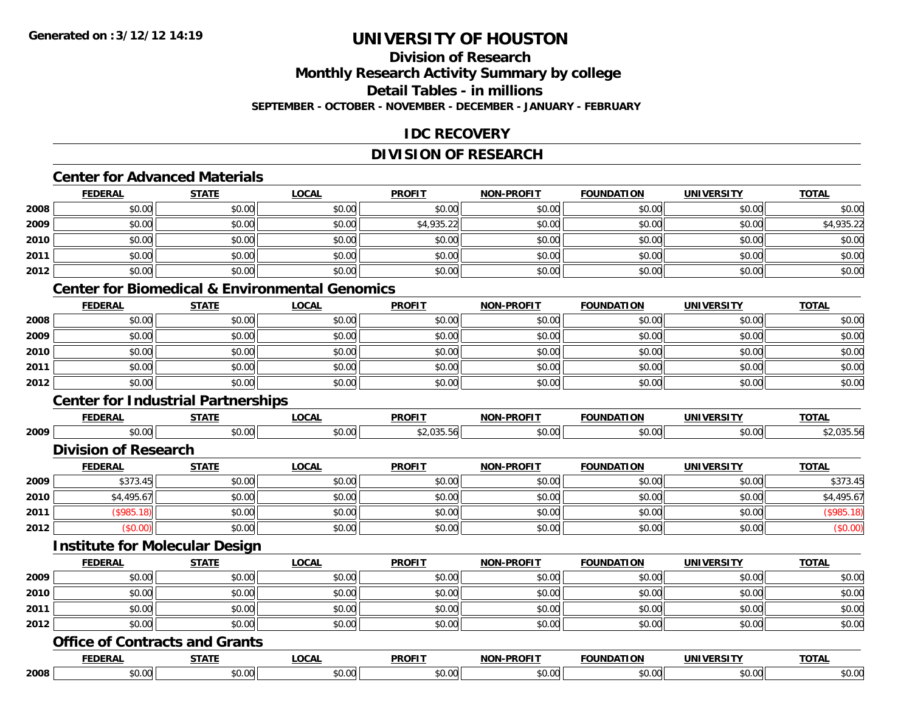Generated on :3/12/12 14:19

# UNIVERSITY OF HOUSTON

## Division of Research

## Monthly Research Activity Summary by college

## Detail Tables - in millions

**SEPTEMBER - OCTOBER - NOVEMBER - DECEMBER - JANUARY - FEBRUARY**

## IDC RECOVERY

## DIVISION OF RESEARCH

### Center for Advanced Materials

| | FEDERAL | STATE | LOCAL | PROFIT | NON-PROFIT | FOUNDATION | UNIVERSITY | TOTAL |
|---|---|---|---|---|---|---|---|---|
| 2008 | $0.00 | $0.00 | $0.00 | $0.00 | $0.00 | $0.00 | $0.00 | $0.00 |
| 2009 | $0.00 | $0.00 | $0.00 | $4,935.22 | $0.00 | $0.00 | $0.00 | $4,935.22 |
| 2010 | $0.00 | $0.00 | $0.00 | $0.00 | $0.00 | $0.00 | $0.00 | $0.00 |
| 2011 | $0.00 | $0.00 | $0.00 | $0.00 | $0.00 | $0.00 | $0.00 | $0.00 |
| 2012 | $0.00 | $0.00 | $0.00 | $0.00 | $0.00 | $0.00 | $0.00 | $0.00 |

### Center for Biomedical & Environmental Genomics

| | FEDERAL | STATE | LOCAL | PROFIT | NON-PROFIT | FOUNDATION | UNIVERSITY | TOTAL |
|---|---|---|---|---|---|---|---|---|
| 2008 | $0.00 | $0.00 | $0.00 | $0.00 | $0.00 | $0.00 | $0.00 | $0.00 |
| 2009 | $0.00 | $0.00 | $0.00 | $0.00 | $0.00 | $0.00 | $0.00 | $0.00 |
| 2010 | $0.00 | $0.00 | $0.00 | $0.00 | $0.00 | $0.00 | $0.00 | $0.00 |
| 2011 | $0.00 | $0.00 | $0.00 | $0.00 | $0.00 | $0.00 | $0.00 | $0.00 |
| 2012 | $0.00 | $0.00 | $0.00 | $0.00 | $0.00 | $0.00 | $0.00 | $0.00 |

### Center for Industrial Partnerships

| | FEDERAL | STATE | LOCAL | PROFIT | NON-PROFIT | FOUNDATION | UNIVERSITY | TOTAL |
|---|---|---|---|---|---|---|---|---|
| 2009 | $0.00 | $0.00 | $0.00 | $2,035.56 | $0.00 | $0.00 | $0.00 | $2,035.56 |

### Division of Research

| | FEDERAL | STATE | LOCAL | PROFIT | NON-PROFIT | FOUNDATION | UNIVERSITY | TOTAL |
|---|---|---|---|---|---|---|---|---|
| 2009 | $373.45 | $0.00 | $0.00 | $0.00 | $0.00 | $0.00 | $0.00 | $373.45 |
| 2010 | $4,495.67 | $0.00 | $0.00 | $0.00 | $0.00 | $0.00 | $0.00 | $4,495.67 |
| 2011 | ($985.18) | $0.00 | $0.00 | $0.00 | $0.00 | $0.00 | $0.00 | ($985.18) |
| 2012 | ($0.00) | $0.00 | $0.00 | $0.00 | $0.00 | $0.00 | $0.00 | ($0.00) |

### Institute for Molecular Design

| | FEDERAL | STATE | LOCAL | PROFIT | NON-PROFIT | FOUNDATION | UNIVERSITY | TOTAL |
|---|---|---|---|---|---|---|---|---|
| 2009 | $0.00 | $0.00 | $0.00 | $0.00 | $0.00 | $0.00 | $0.00 | $0.00 |
| 2010 | $0.00 | $0.00 | $0.00 | $0.00 | $0.00 | $0.00 | $0.00 | $0.00 |
| 2011 | $0.00 | $0.00 | $0.00 | $0.00 | $0.00 | $0.00 | $0.00 | $0.00 |
| 2012 | $0.00 | $0.00 | $0.00 | $0.00 | $0.00 | $0.00 | $0.00 | $0.00 |

### Office of Contracts and Grants

| | FEDERAL | STATE | LOCAL | PROFIT | NON-PROFIT | FOUNDATION | UNIVERSITY | TOTAL |
|---|---|---|---|---|---|---|---|---|
| 2008 | $0.00 | $0.00 | $0.00 | $0.00 | $0.00 | $0.00 | $0.00 | $0.00 |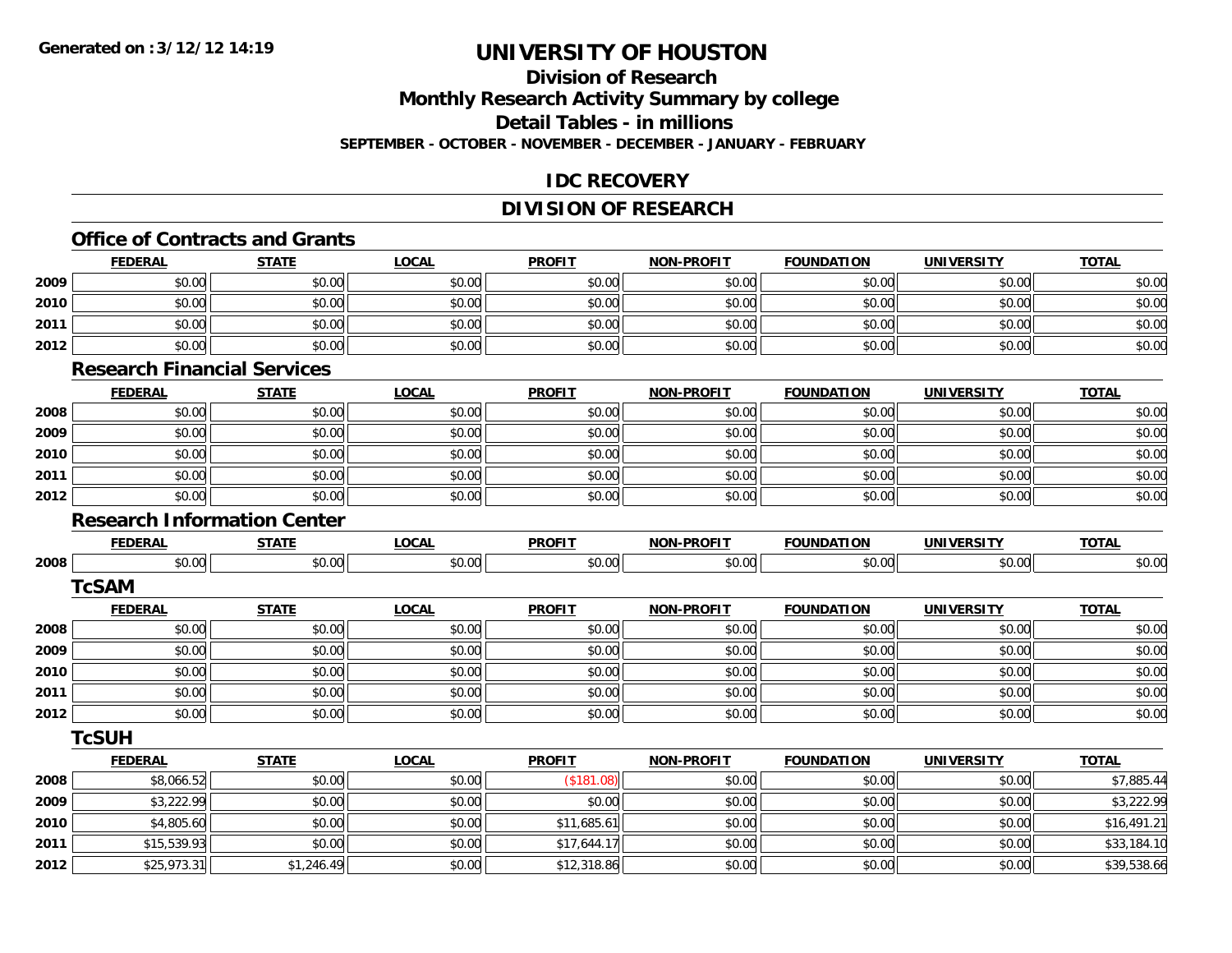# UNIVERSITY OF HOUSTON

## Division of Research

## Monthly Research Activity Summary by college

## Detail Tables - in millions

**SEPTEMBER - OCTOBER - NOVEMBER - DECEMBER - JANUARY - FEBRUARY**

## IDC RECOVERY

## DIVISION OF RESEARCH

### Office of Contracts and Grants

| | FEDERAL | STATE | LOCAL | PROFIT | NON-PROFIT | FOUNDATION | UNIVERSITY | TOTAL |
|---|---|---|---|---|---|---|---|---|
| 2009 | $0.00 | $0.00 | $0.00 | $0.00 | $0.00 | $0.00 | $0.00 | $0.00 |
| 2010 | $0.00 | $0.00 | $0.00 | $0.00 | $0.00 | $0.00 | $0.00 | $0.00 |
| 2011 | $0.00 | $0.00 | $0.00 | $0.00 | $0.00 | $0.00 | $0.00 | $0.00 |
| 2012 | $0.00 | $0.00 | $0.00 | $0.00 | $0.00 | $0.00 | $0.00 | $0.00 |

### Research Financial Services

| | FEDERAL | STATE | LOCAL | PROFIT | NON-PROFIT | FOUNDATION | UNIVERSITY | TOTAL |
|---|---|---|---|---|---|---|---|---|
| 2008 | $0.00 | $0.00 | $0.00 | $0.00 | $0.00 | $0.00 | $0.00 | $0.00 |
| 2009 | $0.00 | $0.00 | $0.00 | $0.00 | $0.00 | $0.00 | $0.00 | $0.00 |
| 2010 | $0.00 | $0.00 | $0.00 | $0.00 | $0.00 | $0.00 | $0.00 | $0.00 |
| 2011 | $0.00 | $0.00 | $0.00 | $0.00 | $0.00 | $0.00 | $0.00 | $0.00 |
| 2012 | $0.00 | $0.00 | $0.00 | $0.00 | $0.00 | $0.00 | $0.00 | $0.00 |

### Research Information Center

| | FEDERAL | STATE | LOCAL | PROFIT | NON-PROFIT | FOUNDATION | UNIVERSITY | TOTAL |
|---|---|---|---|---|---|---|---|---|
| 2008 | $0.00 | $0.00 | $0.00 | $0.00 | $0.00 | $0.00 | $0.00 | $0.00 |

### TcSAM

| | FEDERAL | STATE | LOCAL | PROFIT | NON-PROFIT | FOUNDATION | UNIVERSITY | TOTAL |
|---|---|---|---|---|---|---|---|---|
| 2008 | $0.00 | $0.00 | $0.00 | $0.00 | $0.00 | $0.00 | $0.00 | $0.00 |
| 2009 | $0.00 | $0.00 | $0.00 | $0.00 | $0.00 | $0.00 | $0.00 | $0.00 |
| 2010 | $0.00 | $0.00 | $0.00 | $0.00 | $0.00 | $0.00 | $0.00 | $0.00 |
| 2011 | $0.00 | $0.00 | $0.00 | $0.00 | $0.00 | $0.00 | $0.00 | $0.00 |
| 2012 | $0.00 | $0.00 | $0.00 | $0.00 | $0.00 | $0.00 | $0.00 | $0.00 |

### TcSUH

| | FEDERAL | STATE | LOCAL | PROFIT | NON-PROFIT | FOUNDATION | UNIVERSITY | TOTAL |
|---|---|---|---|---|---|---|---|---|
| 2008 | $8,066.52 | $0.00 | $0.00 | ($181.08) | $0.00 | $0.00 | $0.00 | $7,885.44 |
| 2009 | $3,222.99 | $0.00 | $0.00 | $0.00 | $0.00 | $0.00 | $0.00 | $3,222.99 |
| 2010 | $4,805.60 | $0.00 | $0.00 | $11,685.61 | $0.00 | $0.00 | $0.00 | $16,491.21 |
| 2011 | $15,539.93 | $0.00 | $0.00 | $17,644.17 | $0.00 | $0.00 | $0.00 | $33,184.10 |
| 2012 | $25,973.31 | $1,246.49 | $0.00 | $12,318.86 | $0.00 | $0.00 | $0.00 | $39,538.66 |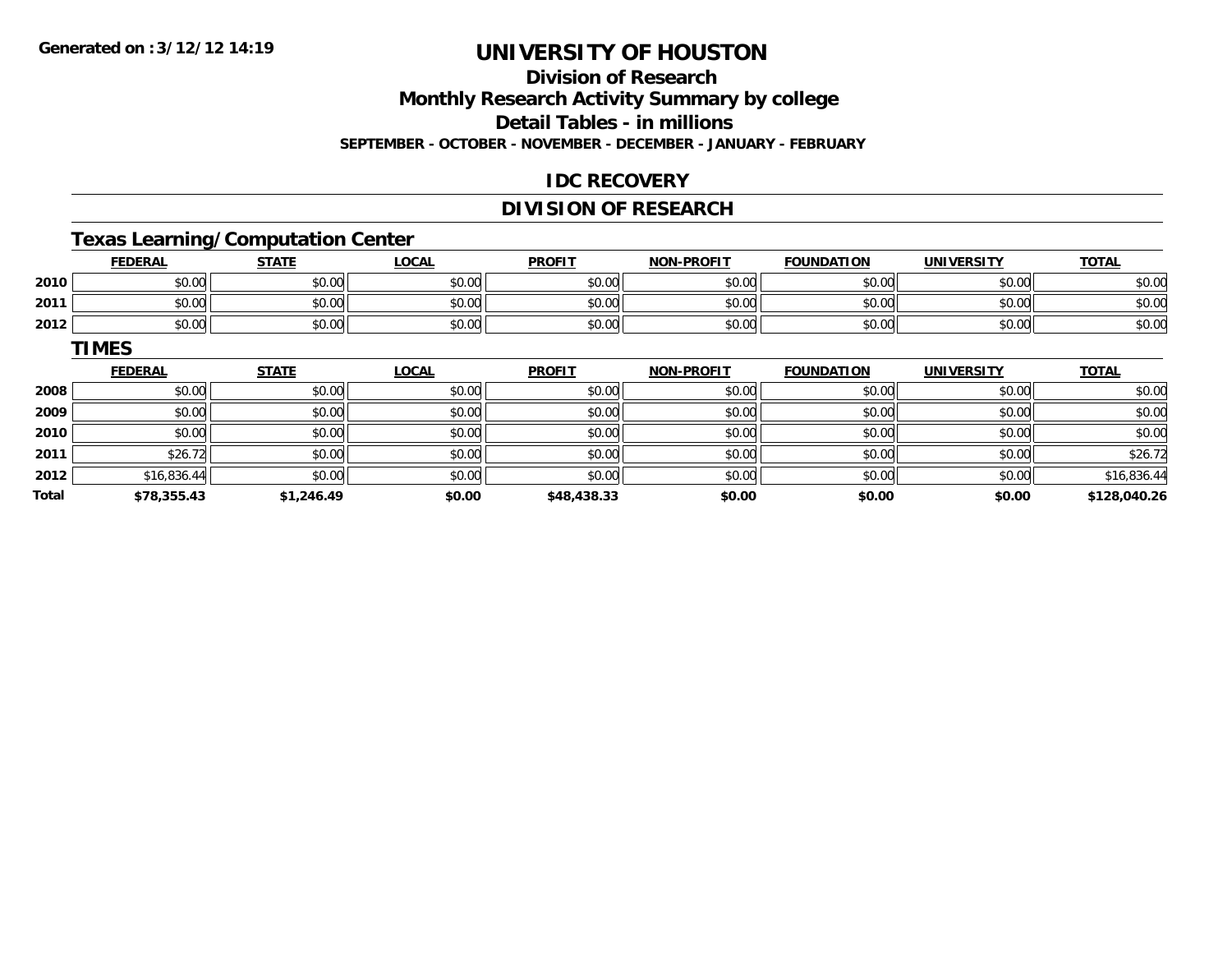# UNIVERSITY OF HOUSTON

## Division of Research

## Monthly Research Activity Summary by college

## Detail Tables - in millions

**SEPTEMBER - OCTOBER - NOVEMBER - DECEMBER - JANUARY - FEBRUARY**

## IDC RECOVERY

## DIVISION OF RESEARCH

### Texas Learning/Computation Center

| | FEDERAL | STATE | LOCAL | PROFIT | NON-PROFIT | FOUNDATION | UNIVERSITY | TOTAL |
|---|---|---|---|---|---|---|---|---|
| 2010 | $0.00 | $0.00 | $0.00 | $0.00 | $0.00 | $0.00 | $0.00 | $0.00 |
| 2011 | $0.00 | $0.00 | $0.00 | $0.00 | $0.00 | $0.00 | $0.00 | $0.00 |
| 2012 | $0.00 | $0.00 | $0.00 | $0.00 | $0.00 | $0.00 | $0.00 | $0.00 |

### TIMES

| | FEDERAL | STATE | LOCAL | PROFIT | NON-PROFIT | FOUNDATION | UNIVERSITY | TOTAL |
|---|---|---|---|---|---|---|---|---|
| 2008 | $0.00 | $0.00 | $0.00 | $0.00 | $0.00 | $0.00 | $0.00 | $0.00 |
| 2009 | $0.00 | $0.00 | $0.00 | $0.00 | $0.00 | $0.00 | $0.00 | $0.00 |
| 2010 | $0.00 | $0.00 | $0.00 | $0.00 | $0.00 | $0.00 | $0.00 | $0.00 |
| 2011 | $26.72 | $0.00 | $0.00 | $0.00 | $0.00 | $0.00 | $0.00 | $26.72 |
| 2012 | $16,836.44 | $0.00 | $0.00 | $0.00 | $0.00 | $0.00 | $0.00 | $16,836.44 |
| **Total** | **$78,355.43** | **$1,246.49** | **$0.00** | **$48,438.33** | **$0.00** | **$0.00** | **$0.00** | **$128,040.26** |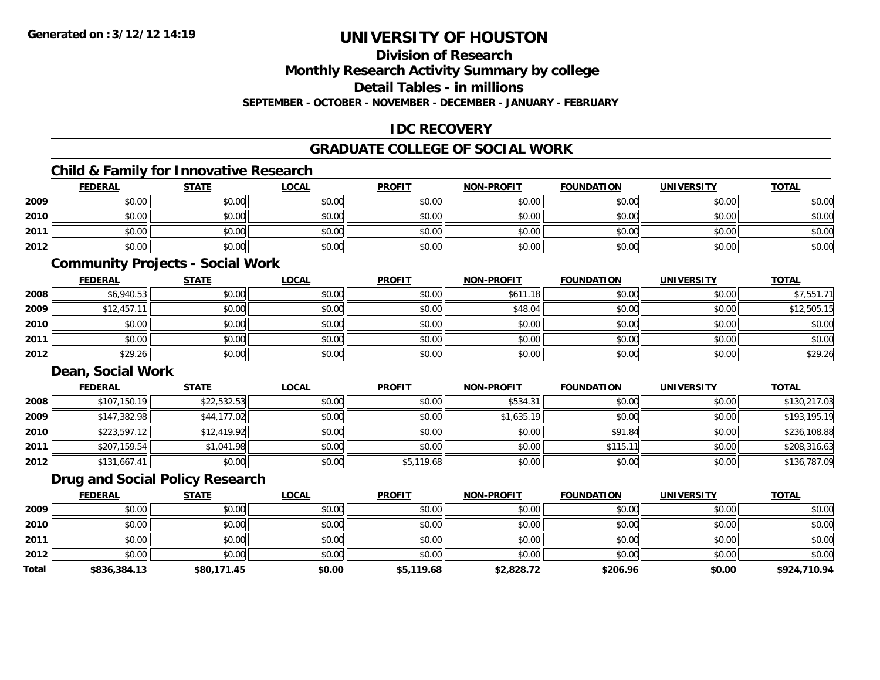**Generated on :3/12/12 14:19**

# UNIVERSITY OF HOUSTON

## Division of Research
## Monthly Research Activity Summary by college
## Detail Tables - in millions
**SEPTEMBER - OCTOBER - NOVEMBER - DECEMBER - JANUARY - FEBRUARY**

## IDC RECOVERY

## GRADUATE COLLEGE OF SOCIAL WORK

### Child & Family for Innovative Research

| | FEDERAL | STATE | LOCAL | PROFIT | NON-PROFIT | FOUNDATION | UNIVERSITY | TOTAL |
|---|---|---|---|---|---|---|---|---|
| 2009 | $0.00 | $0.00 | $0.00 | $0.00 | $0.00 | $0.00 | $0.00 | $0.00 |
| 2010 | $0.00 | $0.00 | $0.00 | $0.00 | $0.00 | $0.00 | $0.00 | $0.00 |
| 2011 | $0.00 | $0.00 | $0.00 | $0.00 | $0.00 | $0.00 | $0.00 | $0.00 |
| 2012 | $0.00 | $0.00 | $0.00 | $0.00 | $0.00 | $0.00 | $0.00 | $0.00 |

### Community Projects - Social Work

| | FEDERAL | STATE | LOCAL | PROFIT | NON-PROFIT | FOUNDATION | UNIVERSITY | TOTAL |
|---|---|---|---|---|---|---|---|---|
| 2008 | $6,940.53 | $0.00 | $0.00 | $0.00 | $611.18 | $0.00 | $0.00 | $7,551.71 |
| 2009 | $12,457.11 | $0.00 | $0.00 | $0.00 | $48.04 | $0.00 | $0.00 | $12,505.15 |
| 2010 | $0.00 | $0.00 | $0.00 | $0.00 | $0.00 | $0.00 | $0.00 | $0.00 |
| 2011 | $0.00 | $0.00 | $0.00 | $0.00 | $0.00 | $0.00 | $0.00 | $0.00 |
| 2012 | $29.26 | $0.00 | $0.00 | $0.00 | $0.00 | $0.00 | $0.00 | $29.26 |

### Dean, Social Work

| | FEDERAL | STATE | LOCAL | PROFIT | NON-PROFIT | FOUNDATION | UNIVERSITY | TOTAL |
|---|---|---|---|---|---|---|---|---|
| 2008 | $107,150.19 | $22,532.53 | $0.00 | $0.00 | $534.31 | $0.00 | $0.00 | $130,217.03 |
| 2009 | $147,382.98 | $44,177.02 | $0.00 | $0.00 | $1,635.19 | $0.00 | $0.00 | $193,195.19 |
| 2010 | $223,597.12 | $12,419.92 | $0.00 | $0.00 | $0.00 | $91.84 | $0.00 | $236,108.88 |
| 2011 | $207,159.54 | $1,041.98 | $0.00 | $0.00 | $0.00 | $115.11 | $0.00 | $208,316.63 |
| 2012 | $131,667.41 | $0.00 | $0.00 | $5,119.68 | $0.00 | $0.00 | $0.00 | $136,787.09 |

### Drug and Social Policy Research

| | FEDERAL | STATE | LOCAL | PROFIT | NON-PROFIT | FOUNDATION | UNIVERSITY | TOTAL |
|---|---|---|---|---|---|---|---|---|
| 2009 | $0.00 | $0.00 | $0.00 | $0.00 | $0.00 | $0.00 | $0.00 | $0.00 |
| 2010 | $0.00 | $0.00 | $0.00 | $0.00 | $0.00 | $0.00 | $0.00 | $0.00 |
| 2011 | $0.00 | $0.00 | $0.00 | $0.00 | $0.00 | $0.00 | $0.00 | $0.00 |
| 2012 | $0.00 | $0.00 | $0.00 | $0.00 | $0.00 | $0.00 | $0.00 | $0.00 |
| **Total** | **$836,384.13** | **$80,171.45** | **$0.00** | **$5,119.68** | **$2,828.72** | **$206.96** | **$0.00** | **$924,710.94** |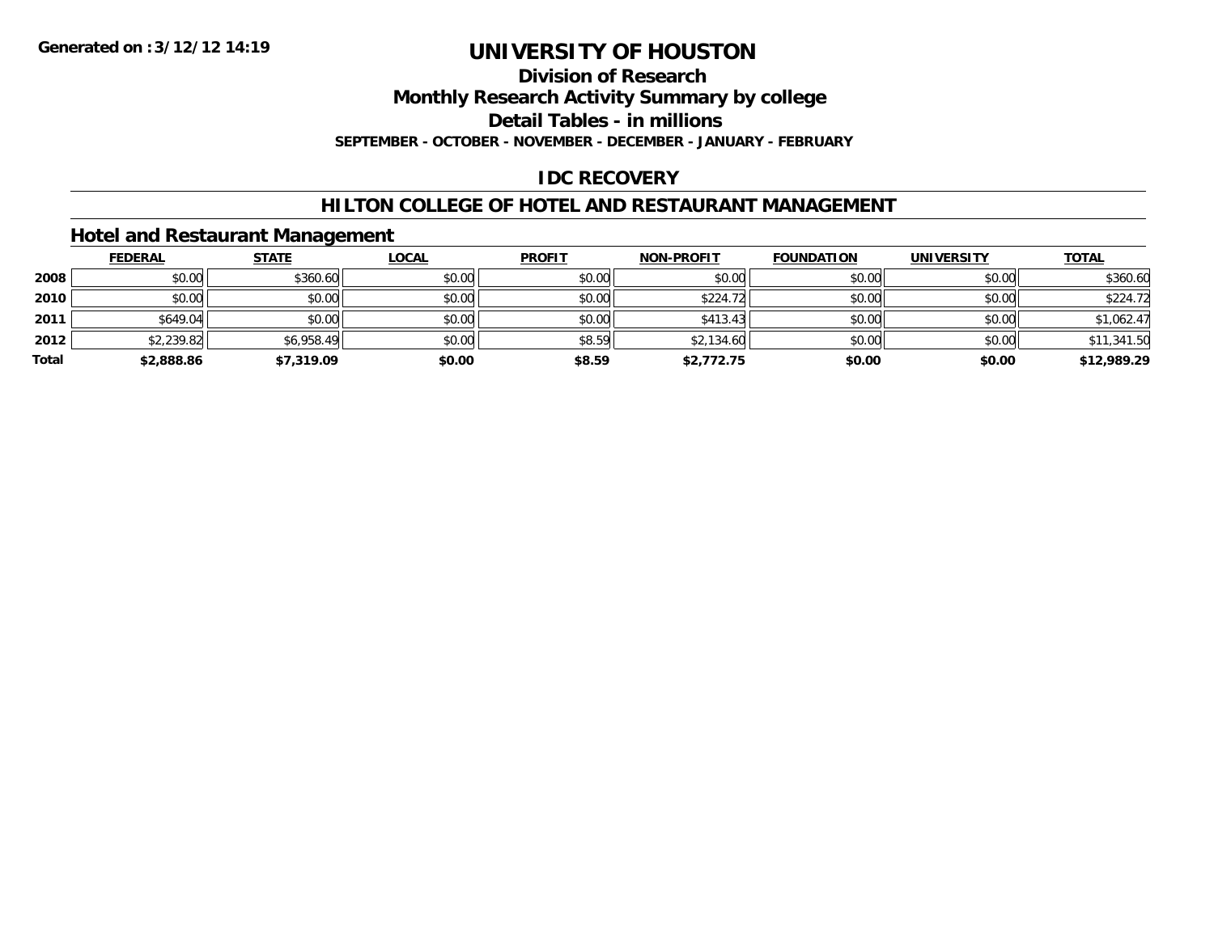**Generated on :3/12/12 14:19**

# UNIVERSITY OF HOUSTON

## Division of Research

## Monthly Research Activity Summary by college

## Detail Tables - in millions

**SEPTEMBER - OCTOBER - NOVEMBER - DECEMBER - JANUARY - FEBRUARY**

## IDC RECOVERY

## HILTON COLLEGE OF HOTEL AND RESTAURANT MANAGEMENT

### Hotel and Restaurant Management

| | FEDERAL | STATE | LOCAL | PROFIT | NON-PROFIT | FOUNDATION | UNIVERSITY | TOTAL |
|---|---|---|---|---|---|---|---|---|
| **2008** | $0.00 | $360.60 | $0.00 | $0.00 | $0.00 | $0.00 | $0.00 | $360.60 |
| **2010** | $0.00 | $0.00 | $0.00 | $0.00 | $224.72 | $0.00 | $0.00 | $224.72 |
| **2011** | $649.04 | $0.00 | $0.00 | $0.00 | $413.43 | $0.00 | $0.00 | $1,062.47 |
| **2012** | $2,239.82 | $6,958.49 | $0.00 | $8.59 | $2,134.60 | $0.00 | $0.00 | $11,341.50 |
| **Total** | **$2,888.86** | **$7,319.09** | **$0.00** | **$8.59** | **$2,772.75** | **$0.00** | **$0.00** | **$12,989.29** |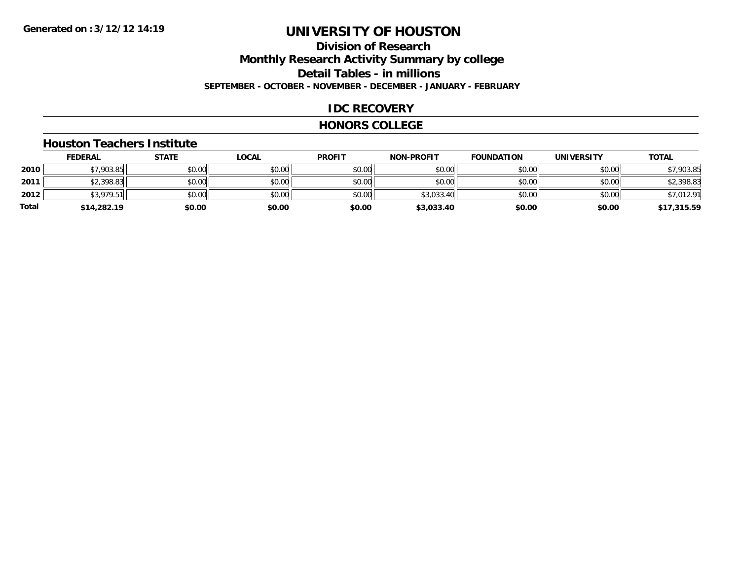**Generated on :3/12/12 14:19**

# UNIVERSITY OF HOUSTON

## Division of Research

## Monthly Research Activity Summary by college

## Detail Tables - in millions

**SEPTEMBER - OCTOBER - NOVEMBER - DECEMBER - JANUARY - FEBRUARY**

## IDC RECOVERY

## HONORS COLLEGE

### Houston Teachers Institute

| | FEDERAL | STATE | LOCAL | PROFIT | NON-PROFIT | FOUNDATION | UNIVERSITY | TOTAL |
|---|---|---|---|---|---|---|---|---|
| 2010 | $7,903.85 | $0.00 | $0.00 | $0.00 | $0.00 | $0.00 | $0.00 | $7,903.85 |
| 2011 | $2,398.83 | $0.00 | $0.00 | $0.00 | $0.00 | $0.00 | $0.00 | $2,398.83 |
| 2012 | $3,979.51 | $0.00 | $0.00 | $0.00 | $3,033.40 | $0.00 | $0.00 | $7,012.91 |
| **Total** | **$14,282.19** | **$0.00** | **$0.00** | **$0.00** | **$3,033.40** | **$0.00** | **$0.00** | **$17,315.59** |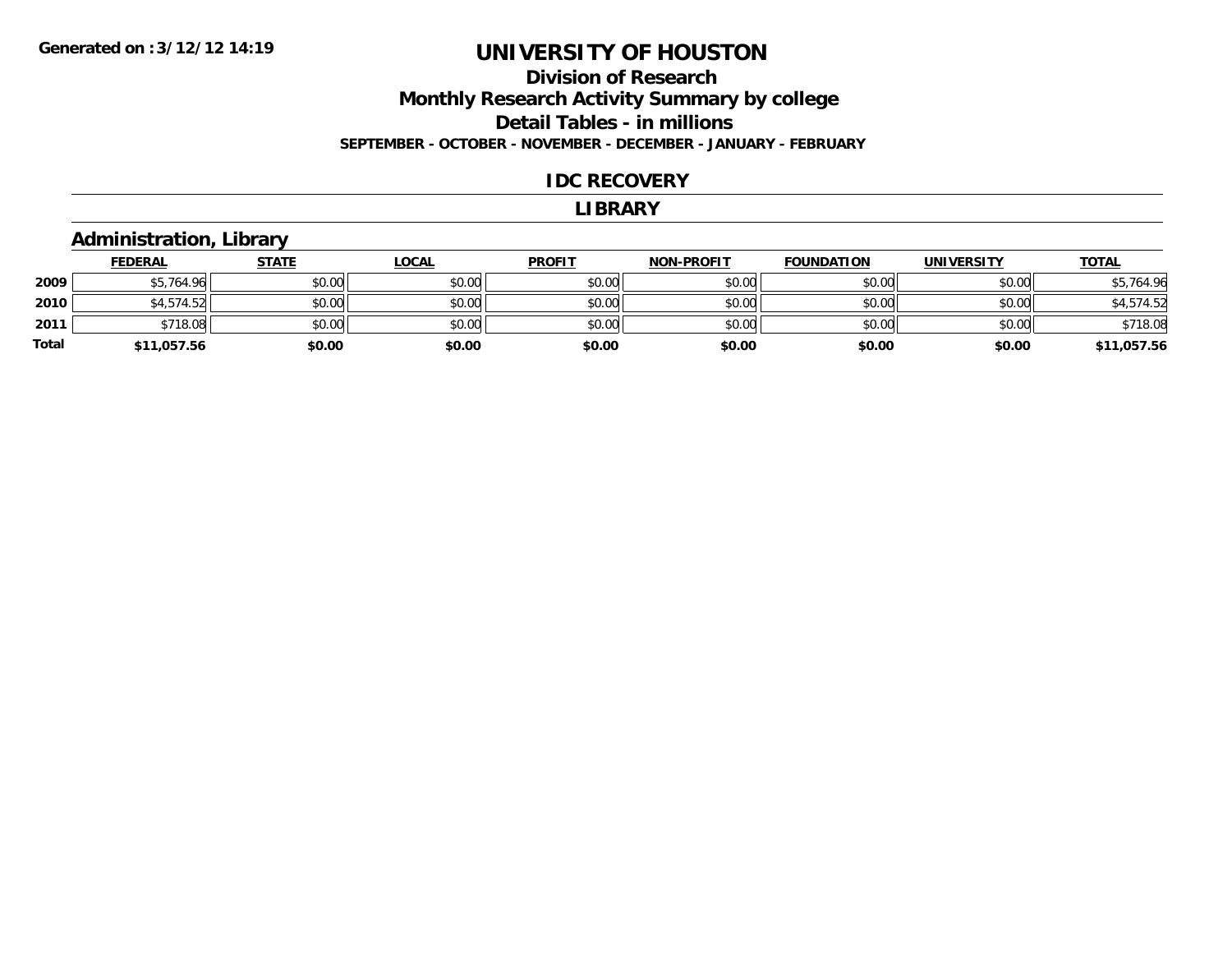# UNIVERSITY OF HOUSTON

## Division of Research
## Monthly Research Activity Summary by college
## Detail Tables - in millions

**SEPTEMBER - OCTOBER - NOVEMBER - DECEMBER - JANUARY - FEBRUARY**

Generated on :3/12/12 14:19

## IDC RECOVERY

## LIBRARY

### Administration, Library

| | FEDERAL | STATE | LOCAL | PROFIT | NON-PROFIT | FOUNDATION | UNIVERSITY | TOTAL |
|---|---|---|---|---|---|---|---|---|
| 2009 | $5,764.96 | $0.00 | $0.00 | $0.00 | $0.00 | $0.00 | $0.00 | $5,764.96 |
| 2010 | $4,574.52 | $0.00 | $0.00 | $0.00 | $0.00 | $0.00 | $0.00 | $4,574.52 |
| 2011 | $718.08 | $0.00 | $0.00 | $0.00 | $0.00 | $0.00 | $0.00 | $718.08 |
| **Total** | **$11,057.56** | **$0.00** | **$0.00** | **$0.00** | **$0.00** | **$0.00** | **$0.00** | **$11,057.56** |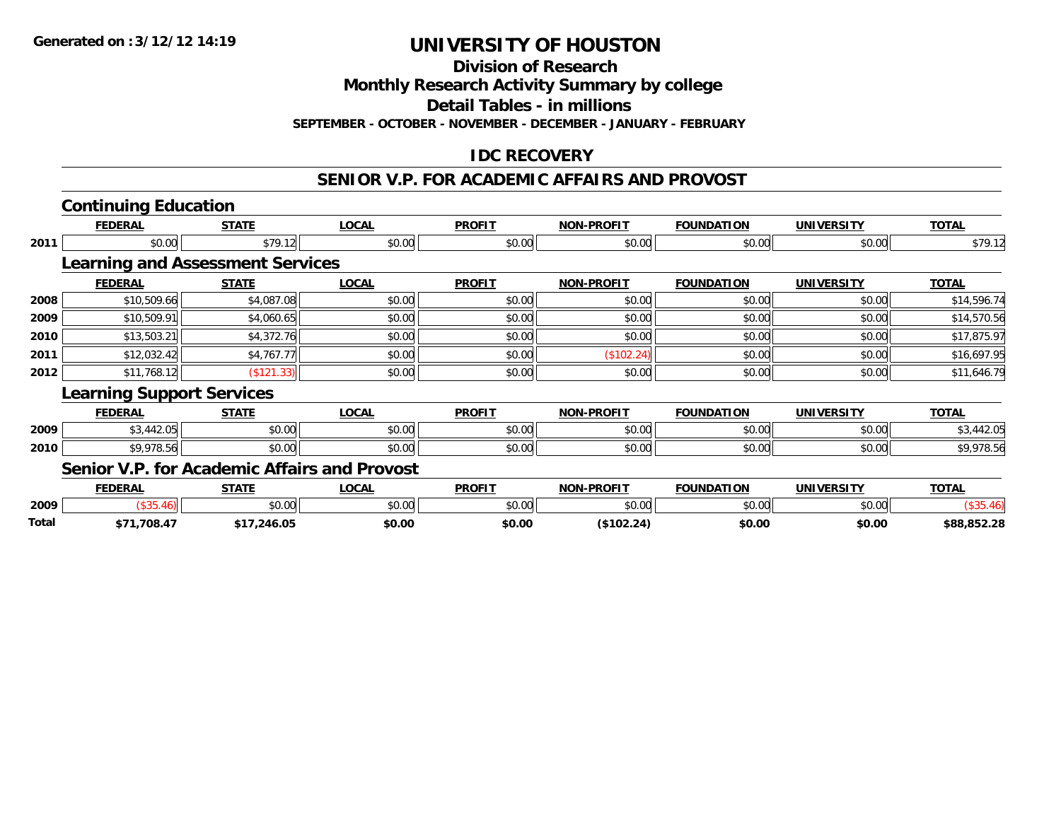**Generated on :3/12/12 14:19**

# UNIVERSITY OF HOUSTON

## Division of Research

## Monthly Research Activity Summary by college

## Detail Tables - in millions

**SEPTEMBER - OCTOBER - NOVEMBER - DECEMBER - JANUARY - FEBRUARY**

## IDC RECOVERY

## SENIOR V.P. FOR ACADEMIC AFFAIRS AND PROVOST

### Continuing Education

| | FEDERAL | STATE | LOCAL | PROFIT | NON-PROFIT | FOUNDATION | UNIVERSITY | TOTAL |
|---|---|---|---|---|---|---|---|---|
| 2011 | $0.00 | $79.12 | $0.00 | $0.00 | $0.00 | $0.00 | $0.00 | $79.12 |

### Learning and Assessment Services

| | FEDERAL | STATE | LOCAL | PROFIT | NON-PROFIT | FOUNDATION | UNIVERSITY | TOTAL |
|---|---|---|---|---|---|---|---|---|
| 2008 | $10,509.66 | $4,087.08 | $0.00 | $0.00 | $0.00 | $0.00 | $0.00 | $14,596.74 |
| 2009 | $10,509.91 | $4,060.65 | $0.00 | $0.00 | $0.00 | $0.00 | $0.00 | $14,570.56 |
| 2010 | $13,503.21 | $4,372.76 | $0.00 | $0.00 | $0.00 | $0.00 | $0.00 | $17,875.97 |
| 2011 | $12,032.42 | $4,767.77 | $0.00 | $0.00 | ($102.24) | $0.00 | $0.00 | $16,697.95 |
| 2012 | $11,768.12 | ($121.33) | $0.00 | $0.00 | $0.00 | $0.00 | $0.00 | $11,646.79 |

### Learning Support Services

| | FEDERAL | STATE | LOCAL | PROFIT | NON-PROFIT | FOUNDATION | UNIVERSITY | TOTAL |
|---|---|---|---|---|---|---|---|---|
| 2009 | $3,442.05 | $0.00 | $0.00 | $0.00 | $0.00 | $0.00 | $0.00 | $3,442.05 |
| 2010 | $9,978.56 | $0.00 | $0.00 | $0.00 | $0.00 | $0.00 | $0.00 | $9,978.56 |

### Senior V.P. for Academic Affairs and Provost

| | FEDERAL | STATE | LOCAL | PROFIT | NON-PROFIT | FOUNDATION | UNIVERSITY | TOTAL |
|---|---|---|---|---|---|---|---|---|
| 2009 | ($35.46) | $0.00 | $0.00 | $0.00 | $0.00 | $0.00 | $0.00 | ($35.46) |
| **Total** | **$71,708.47** | **$17,246.05** | **$0.00** | **$0.00** | **($102.24)** | **$0.00** | **$0.00** | **$88,852.28** |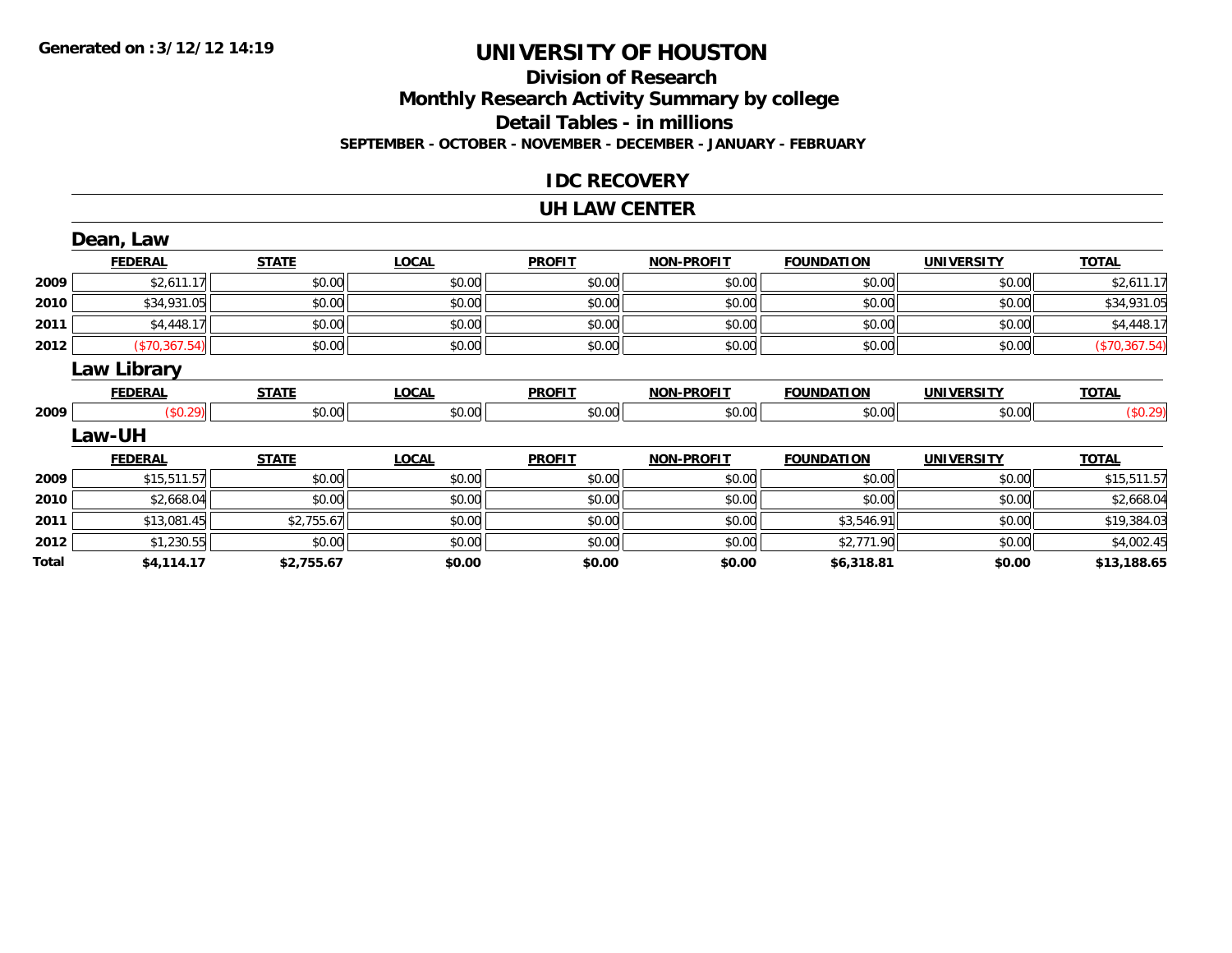**Generated on :3/12/12 14:19**

# UNIVERSITY OF HOUSTON

## Division of Research

## Monthly Research Activity Summary by college

## Detail Tables - in millions

**SEPTEMBER - OCTOBER - NOVEMBER - DECEMBER - JANUARY - FEBRUARY**

### IDC RECOVERY

### UH LAW CENTER

#### Dean, Law

| | FEDERAL | STATE | LOCAL | PROFIT | NON-PROFIT | FOUNDATION | UNIVERSITY | TOTAL |
|---|---|---|---|---|---|---|---|---|
| 2009 | $2,611.17 | $0.00 | $0.00 | $0.00 | $0.00 | $0.00 | $0.00 | $2,611.17 |
| 2010 | $34,931.05 | $0.00 | $0.00 | $0.00 | $0.00 | $0.00 | $0.00 | $34,931.05 |
| 2011 | $4,448.17 | $0.00 | $0.00 | $0.00 | $0.00 | $0.00 | $0.00 | $4,448.17 |
| 2012 | ($70,367.54) | $0.00 | $0.00 | $0.00 | $0.00 | $0.00 | $0.00 | ($70,367.54) |

#### Law Library

| | FEDERAL | STATE | LOCAL | PROFIT | NON-PROFIT | FOUNDATION | UNIVERSITY | TOTAL |
|---|---|---|---|---|---|---|---|---|
| 2009 | ($0.29) | $0.00 | $0.00 | $0.00 | $0.00 | $0.00 | $0.00 | ($0.29) |

#### Law-UH

| | FEDERAL | STATE | LOCAL | PROFIT | NON-PROFIT | FOUNDATION | UNIVERSITY | TOTAL |
|---|---|---|---|---|---|---|---|---|
| 2009 | $15,511.57 | $0.00 | $0.00 | $0.00 | $0.00 | $0.00 | $0.00 | $15,511.57 |
| 2010 | $2,668.04 | $0.00 | $0.00 | $0.00 | $0.00 | $0.00 | $0.00 | $2,668.04 |
| 2011 | $13,081.45 | $2,755.67 | $0.00 | $0.00 | $0.00 | $3,546.91 | $0.00 | $19,384.03 |
| 2012 | $1,230.55 | $0.00 | $0.00 | $0.00 | $0.00 | $2,771.90 | $0.00 | $4,002.45 |
| **Total** | **$4,114.17** | **$2,755.67** | **$0.00** | **$0.00** | **$0.00** | **$6,318.81** | **$0.00** | **$13,188.65** |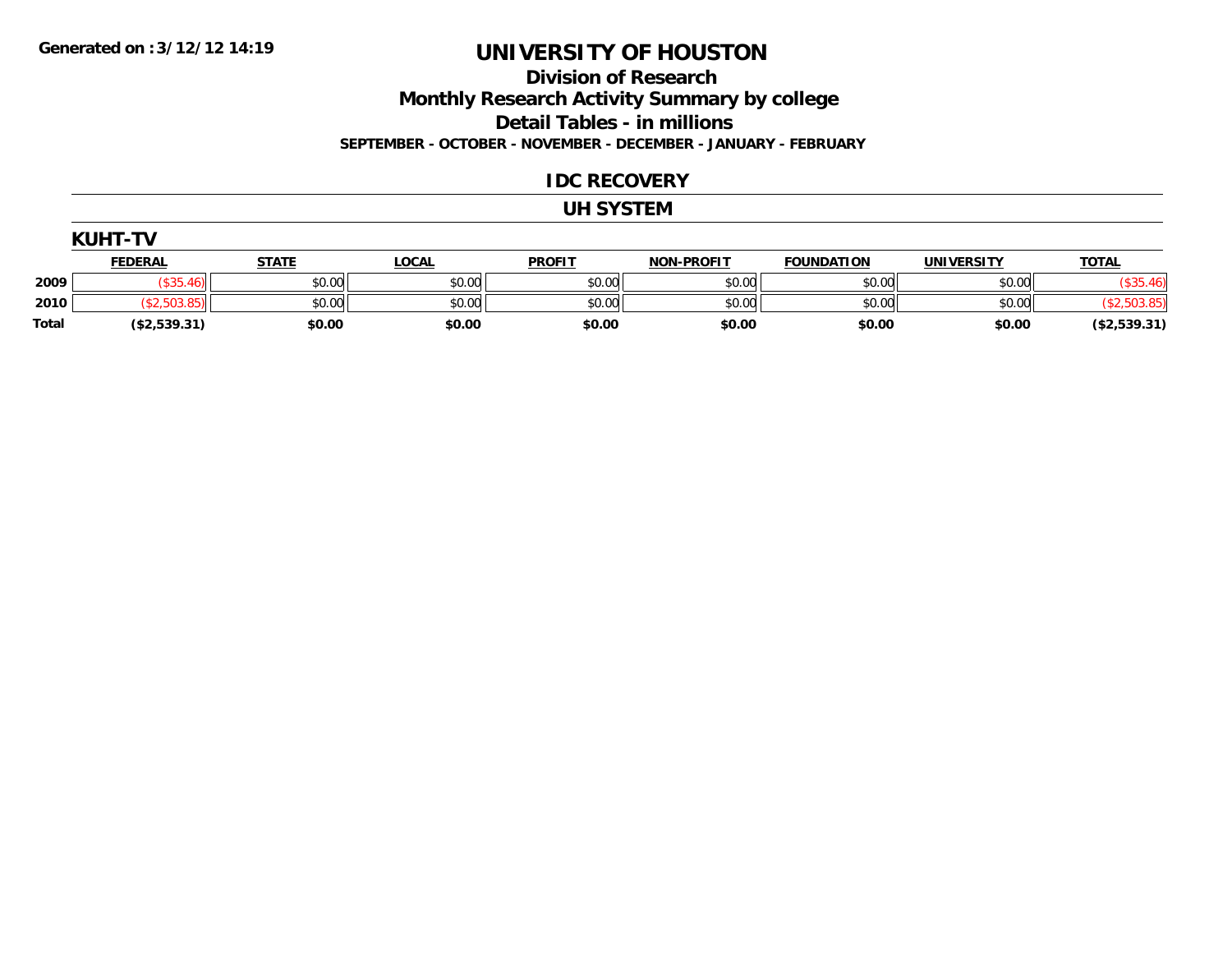**Generated on :3/12/12 14:19**

# UNIVERSITY OF HOUSTON

## Division of Research

## Monthly Research Activity Summary by college

## Detail Tables - in millions

**SEPTEMBER - OCTOBER - NOVEMBER - DECEMBER - JANUARY - FEBRUARY**

## IDC RECOVERY

## UH SYSTEM

### KUHT-TV

| | FEDERAL | STATE | LOCAL | PROFIT | NON-PROFIT | FOUNDATION | UNIVERSITY | TOTAL |
|---|---|---|---|---|---|---|---|---|
| 2009 | ($35.46) | $0.00 | $0.00 | $0.00 | $0.00 | $0.00 | $0.00 | ($35.46) |
| 2010 | ($2,503.85) | $0.00 | $0.00 | $0.00 | $0.00 | $0.00 | $0.00 | ($2,503.85) |
| **Total** | **($2,539.31)** | **$0.00** | **$0.00** | **$0.00** | **$0.00** | **$0.00** | **$0.00** | **($2,539.31)** |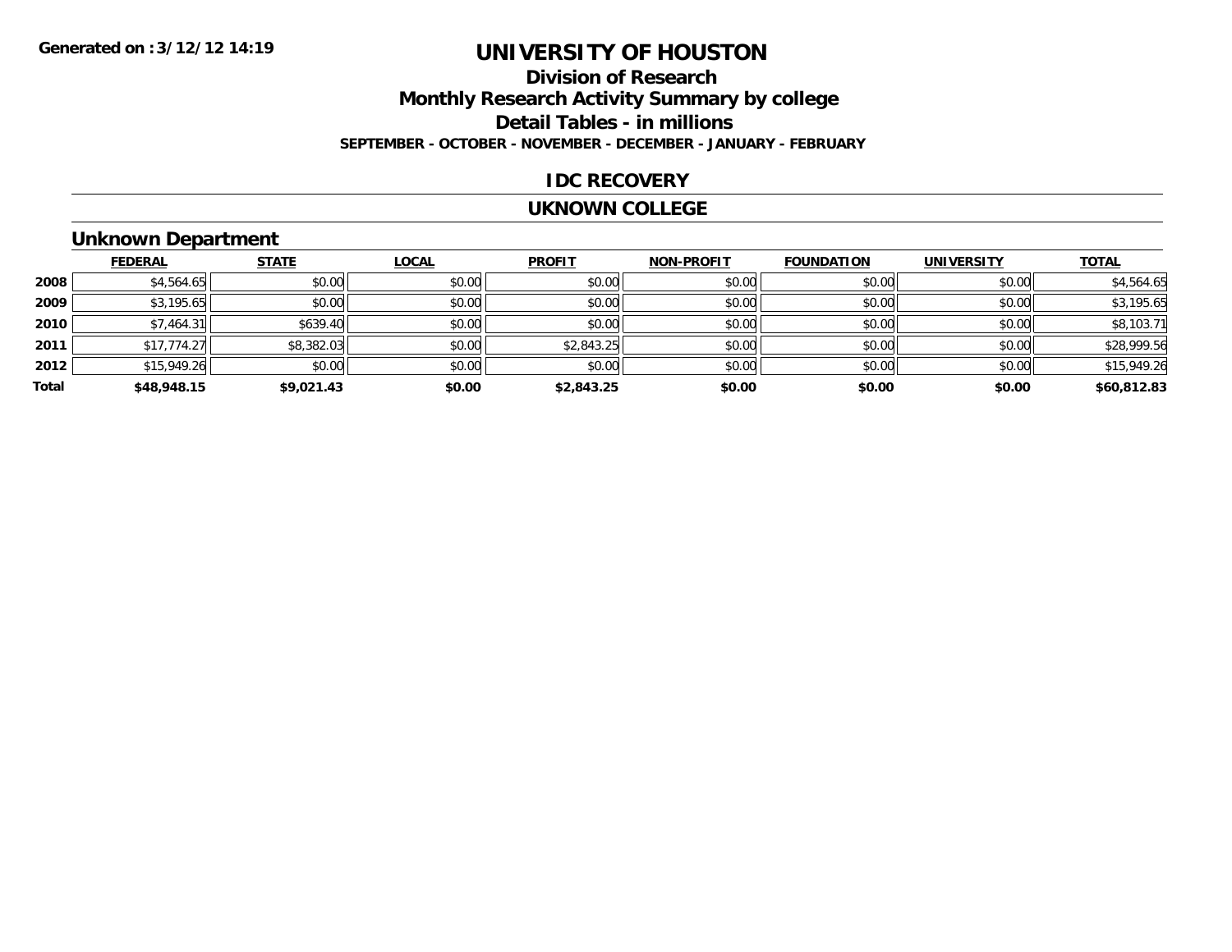# UNIVERSITY OF HOUSTON

## Division of Research
## Monthly Research Activity Summary by college
## Detail Tables - in millions

**SEPTEMBER - OCTOBER - NOVEMBER - DECEMBER - JANUARY - FEBRUARY**

**Generated on :3/12/12 14:19**

## IDC RECOVERY

## UKNOWN COLLEGE

### Unknown Department

| | FEDERAL | STATE | LOCAL | PROFIT | NON-PROFIT | FOUNDATION | UNIVERSITY | TOTAL |
|---|---|---|---|---|---|---|---|---|
| 2008 | $4,564.65 | $0.00 | $0.00 | $0.00 | $0.00 | $0.00 | $0.00 | $4,564.65 |
| 2009 | $3,195.65 | $0.00 | $0.00 | $0.00 | $0.00 | $0.00 | $0.00 | $3,195.65 |
| 2010 | $7,464.31 | $639.40 | $0.00 | $0.00 | $0.00 | $0.00 | $0.00 | $8,103.71 |
| 2011 | $17,774.27 | $8,382.03 | $0.00 | $2,843.25 | $0.00 | $0.00 | $0.00 | $28,999.56 |
| 2012 | $15,949.26 | $0.00 | $0.00 | $0.00 | $0.00 | $0.00 | $0.00 | $15,949.26 |
| **Total** | **$48,948.15** | **$9,021.43** | **$0.00** | **$2,843.25** | **$0.00** | **$0.00** | **$0.00** | **$60,812.83** |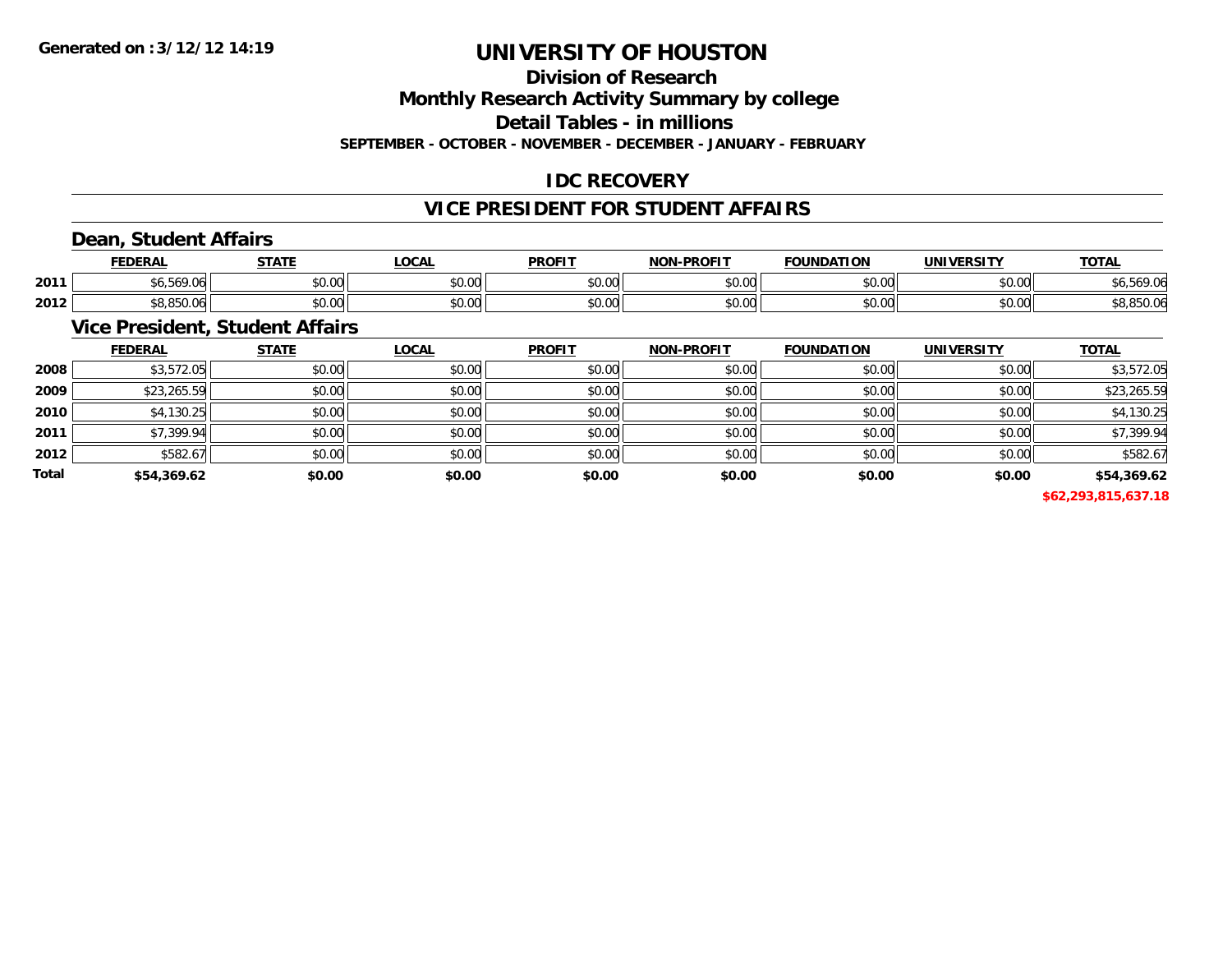Generated on :3/12/12 14:19

# UNIVERSITY OF HOUSTON

## Division of Research
## Monthly Research Activity Summary by college
## Detail Tables - in millions
### SEPTEMBER - OCTOBER - NOVEMBER - DECEMBER - JANUARY - FEBRUARY

## IDC RECOVERY

## VICE PRESIDENT FOR STUDENT AFFAIRS

### Dean, Student Affairs

| | FEDERAL | STATE | LOCAL | PROFIT | NON-PROFIT | FOUNDATION | UNIVERSITY | TOTAL |
|---|---|---|---|---|---|---|---|---|
| 2011 | $6,569.06 | $0.00 | $0.00 | $0.00 | $0.00 | $0.00 | $0.00 | $6,569.06 |
| 2012 | $8,850.06 | $0.00 | $0.00 | $0.00 | $0.00 | $0.00 | $0.00 | $8,850.06 |

### Vice President, Student Affairs

| | FEDERAL | STATE | LOCAL | PROFIT | NON-PROFIT | FOUNDATION | UNIVERSITY | TOTAL |
|---|---|---|---|---|---|---|---|---|
| 2008 | $3,572.05 | $0.00 | $0.00 | $0.00 | $0.00 | $0.00 | $0.00 | $3,572.05 |
| 2009 | $23,265.59 | $0.00 | $0.00 | $0.00 | $0.00 | $0.00 | $0.00 | $23,265.59 |
| 2010 | $4,130.25 | $0.00 | $0.00 | $0.00 | $0.00 | $0.00 | $0.00 | $4,130.25 |
| 2011 | $7,399.94 | $0.00 | $0.00 | $0.00 | $0.00 | $0.00 | $0.00 | $7,399.94 |
| 2012 | $582.67 | $0.00 | $0.00 | $0.00 | $0.00 | $0.00 | $0.00 | $582.67 |
| **Total** | **$54,369.62** | **$0.00** | **$0.00** | **$0.00** | **$0.00** | **$0.00** | **$0.00** | **$54,369.62** |

**$62,293,815,637.18**